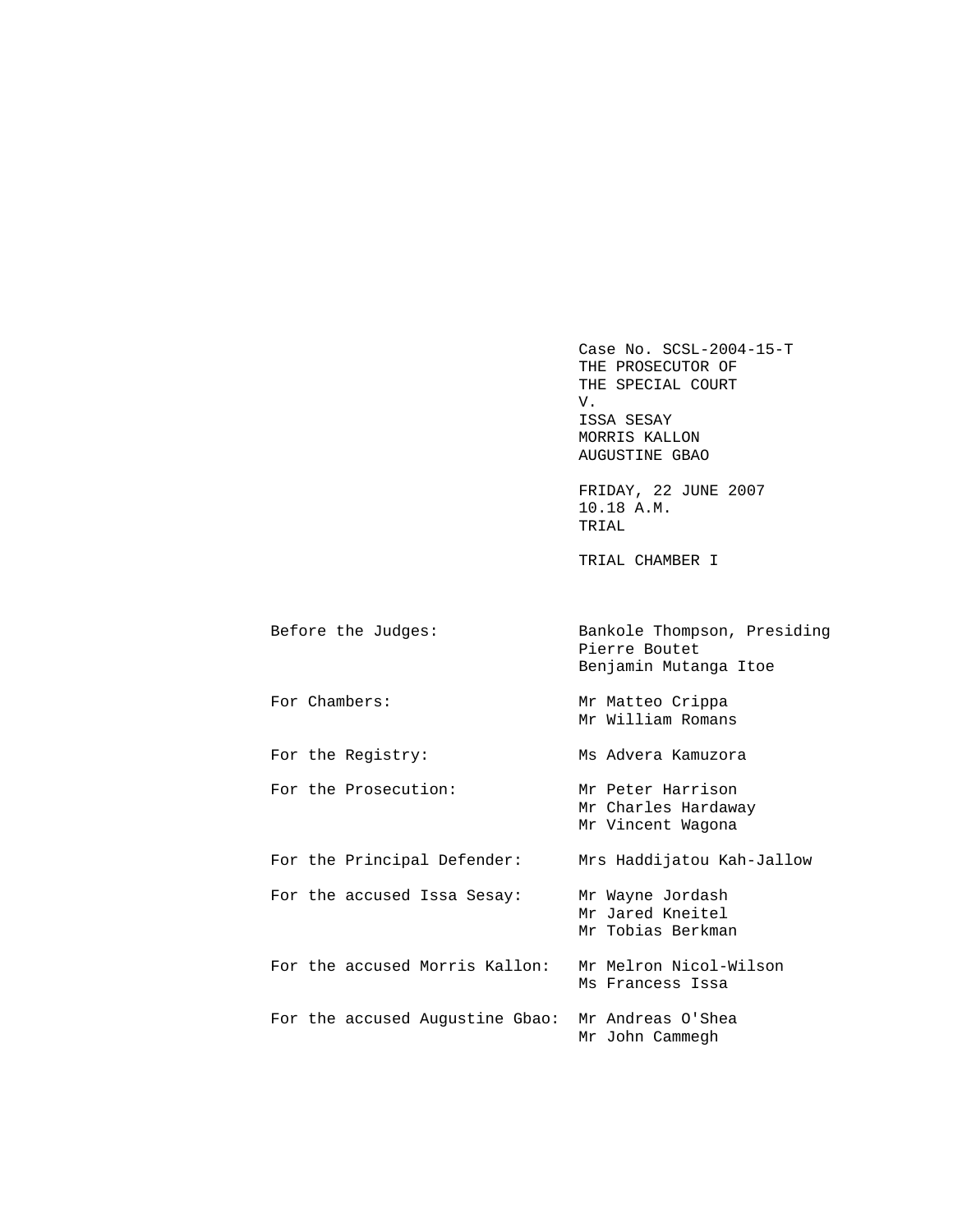Case No. SCSL-2004-15-T
THE PROSECUTOR OF
THE SPECIAL COURT
V.
ISSA SESAY
MORRIS KALLON
AUGUSTINE GBAO

FRIDAY, 22 JUNE 2007
10.18 A.M.
TRIAL

TRIAL CHAMBER I

| | |
|---|---|
| Before the Judges: | Bankole Thompson, Presiding<br>Pierre Boutet<br>Benjamin Mutanga Itoe |
| For Chambers: | Mr Matteo Crippa<br>Mr William Romans |
| For the Registry: | Ms Advera Kamuzora |
| For the Prosecution: | Mr Peter Harrison<br>Mr Charles Hardaway<br>Mr Vincent Wagona |
| For the Principal Defender: | Mrs Haddijatou Kah-Jallow |
| For the accused Issa Sesay: | Mr Wayne Jordash<br>Mr Jared Kneitel<br>Mr Tobias Berkman |
| For the accused Morris Kallon: | Mr Melron Nicol-Wilson<br>Ms Francess Issa |
| For the accused Augustine Gbao: | Mr Andreas O'Shea<br>Mr John Cammegh |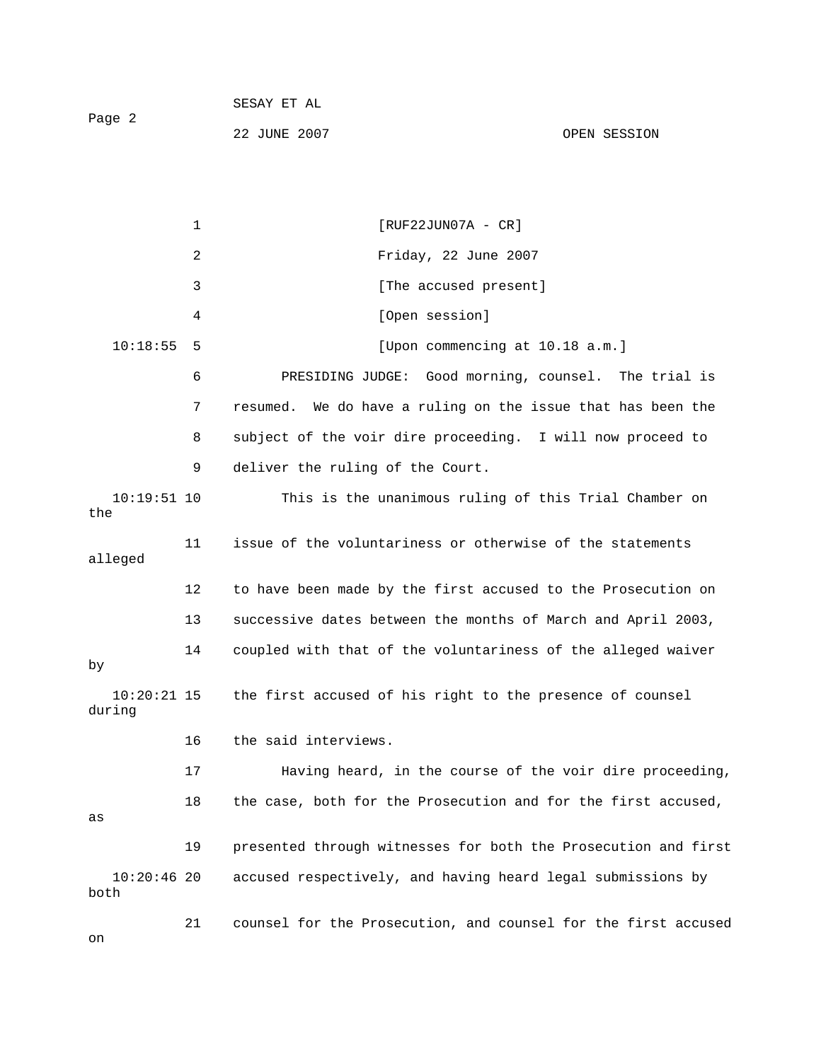[RUF22JUN07A - CR]

Friday, 22 June 2007

[The accused present]

[Open session]

[Upon commencing at 10.18 a.m.]

PRESIDING JUDGE: Good morning, counsel. The trial is resumed. We do have a ruling on the issue that has been the subject of the voir dire proceeding. I will now proceed to deliver the ruling of the Court.

This is the unanimous ruling of this Trial Chamber on the issue of the voluntariness or otherwise of the statements alleged to have been made by the first accused to the Prosecution on successive dates between the months of March and April 2003, coupled with that of the voluntariness of the alleged waiver by the first accused of his right to the presence of counsel during the said interviews.

Having heard, in the course of the voir dire proceeding, the case, both for the Prosecution and for the first accused, as presented through witnesses for both the Prosecution and first accused respectively, and having heard legal submissions by both counsel for the Prosecution, and counsel for the first accused on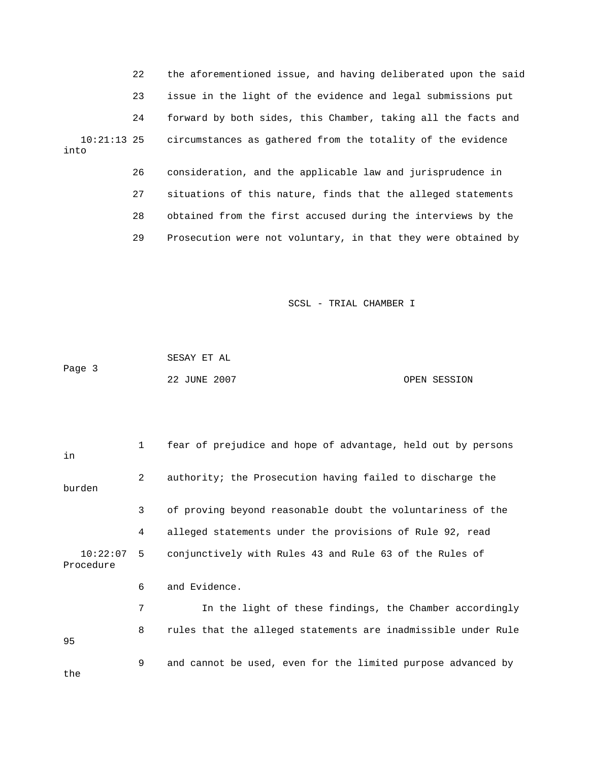22 the aforementioned issue, and having deliberated upon the said

23 issue in the light of the evidence and legal submissions put

24 forward by both sides, this Chamber, taking all the facts and

10:21:13 25 circumstances as gathered from the totality of the evidence into

26 consideration, and the applicable law and jurisprudence in

27 situations of this nature, finds that the alleged statements

28 obtained from the first accused during the interviews by the

29 Prosecution were not voluntary, in that they were obtained by

1 fear of prejudice and hope of advantage, held out by persons in

2 authority; the Prosecution having failed to discharge the burden

3 of proving beyond reasonable doubt the voluntariness of the

4 alleged statements under the provisions of Rule 92, read

10:22:07 5 conjunctively with Rules 43 and Rule 63 of the Rules of Procedure

6 and Evidence.

7 In the light of these findings, the Chamber accordingly

8 rules that the alleged statements are inadmissible under Rule 95

9 and cannot be used, even for the limited purpose advanced by the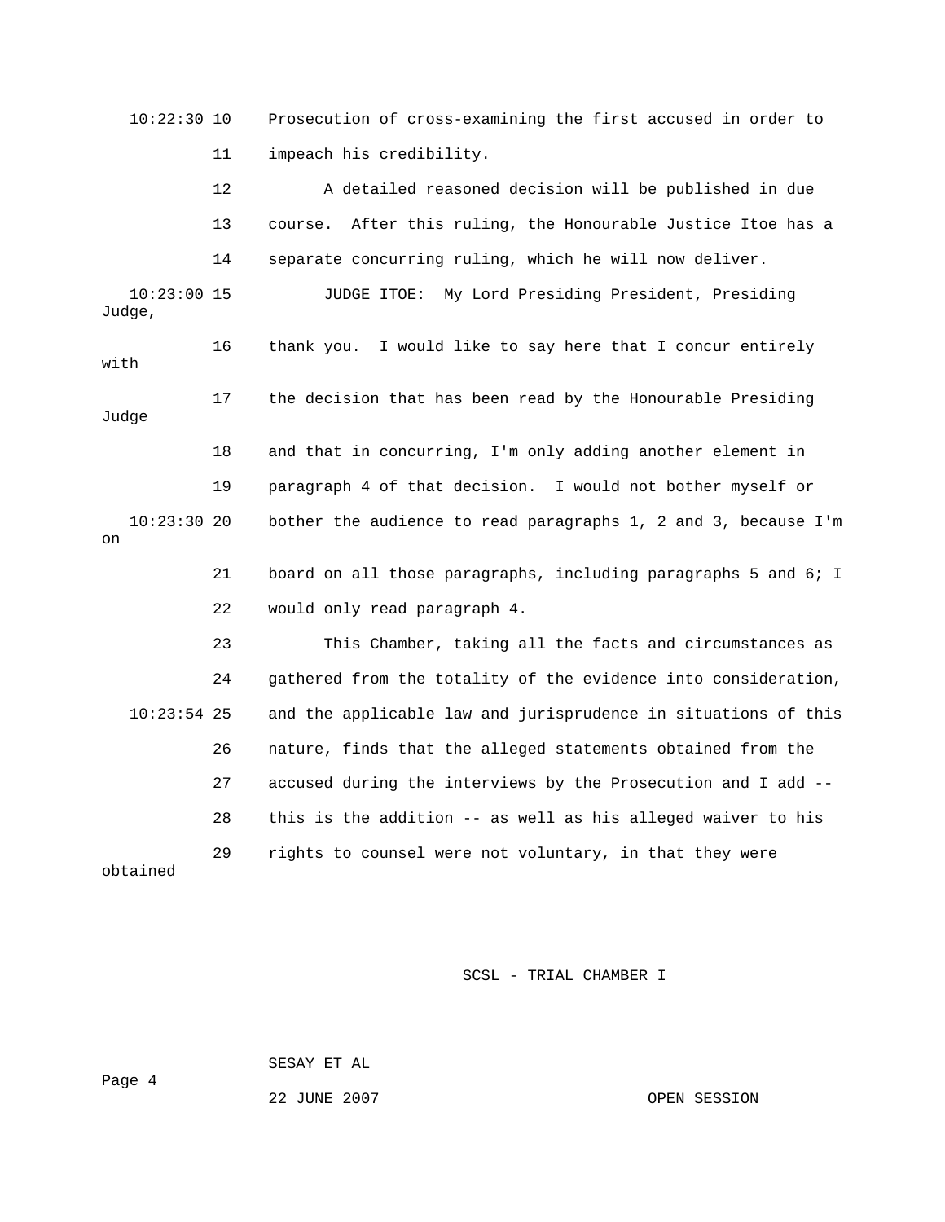10:22:30 10 Prosecution of cross-examining the first accused in order to

11 impeach his credibility.

12 A detailed reasoned decision will be published in due

13 course. After this ruling, the Honourable Justice Itoe has a

14 separate concurring ruling, which he will now deliver.

10:23:00 15 JUDGE ITOE: My Lord Presiding President, Presiding Judge,

16 thank you. I would like to say here that I concur entirely with

17 the decision that has been read by the Honourable Presiding Judge

18 and that in concurring, I'm only adding another element in

19 paragraph 4 of that decision. I would not bother myself or

10:23:30 20 bother the audience to read paragraphs 1, 2 and 3, because I'm on

21 board on all those paragraphs, including paragraphs 5 and 6; I

22 would only read paragraph 4.

23 This Chamber, taking all the facts and circumstances as

24 gathered from the totality of the evidence into consideration,

10:23:54 25 and the applicable law and jurisprudence in situations of this

26 nature, finds that the alleged statements obtained from the

27 accused during the interviews by the Prosecution and I add --

28 this is the addition -- as well as his alleged waiver to his

29 rights to counsel were not voluntary, in that they were obtained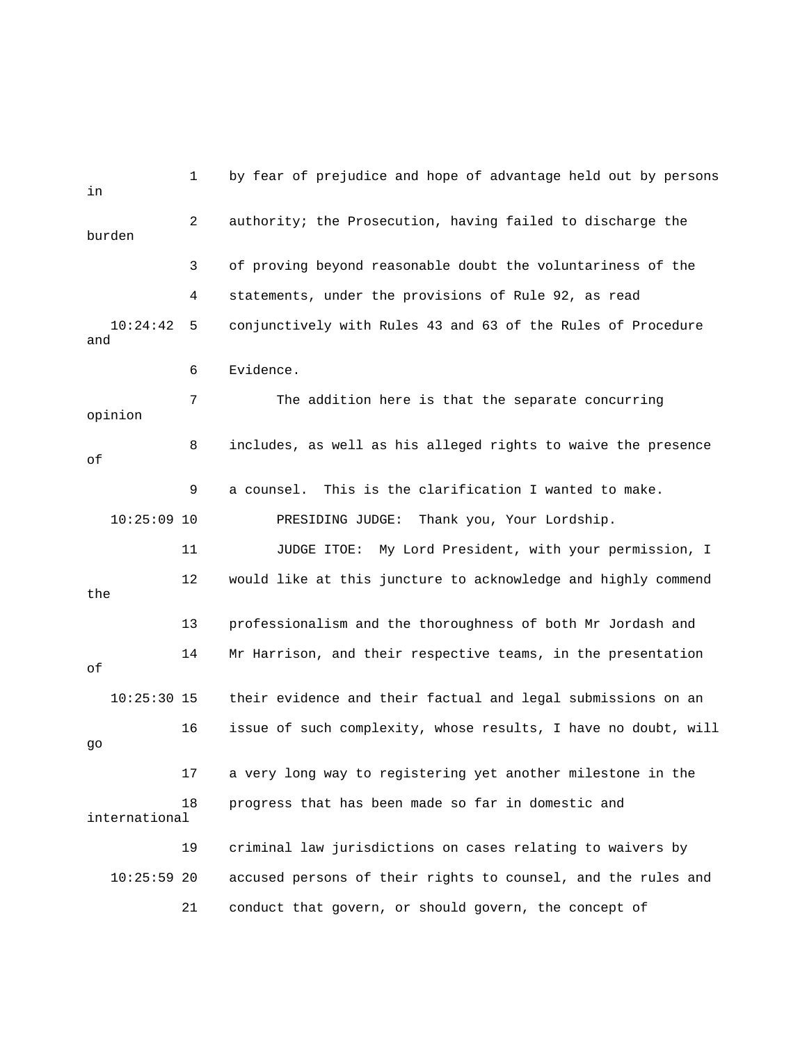by fear of prejudice and hope of advantage held out by persons in authority; the Prosecution, having failed to discharge the burden of proving beyond reasonable doubt the voluntariness of the statements, under the provisions of Rule 92, as read conjunctively with Rules 43 and 63 of the Rules of Procedure and Evidence.

The addition here is that the separate concurring opinion includes, as well as his alleged rights to waive the presence of a counsel. This is the clarification I wanted to make.

PRESIDING JUDGE: Thank you, Your Lordship.

JUDGE ITOE: My Lord President, with your permission, I would like at this juncture to acknowledge and highly commend the professionalism and the thoroughness of both Mr Jordash and Mr Harrison, and their respective teams, in the presentation of their evidence and their factual and legal submissions on an issue of such complexity, whose results, I have no doubt, will go a very long way to registering yet another milestone in the progress that has been made so far in domestic and international criminal law jurisdictions on cases relating to waivers by accused persons of their rights to counsel, and the rules and conduct that govern, or should govern, the concept of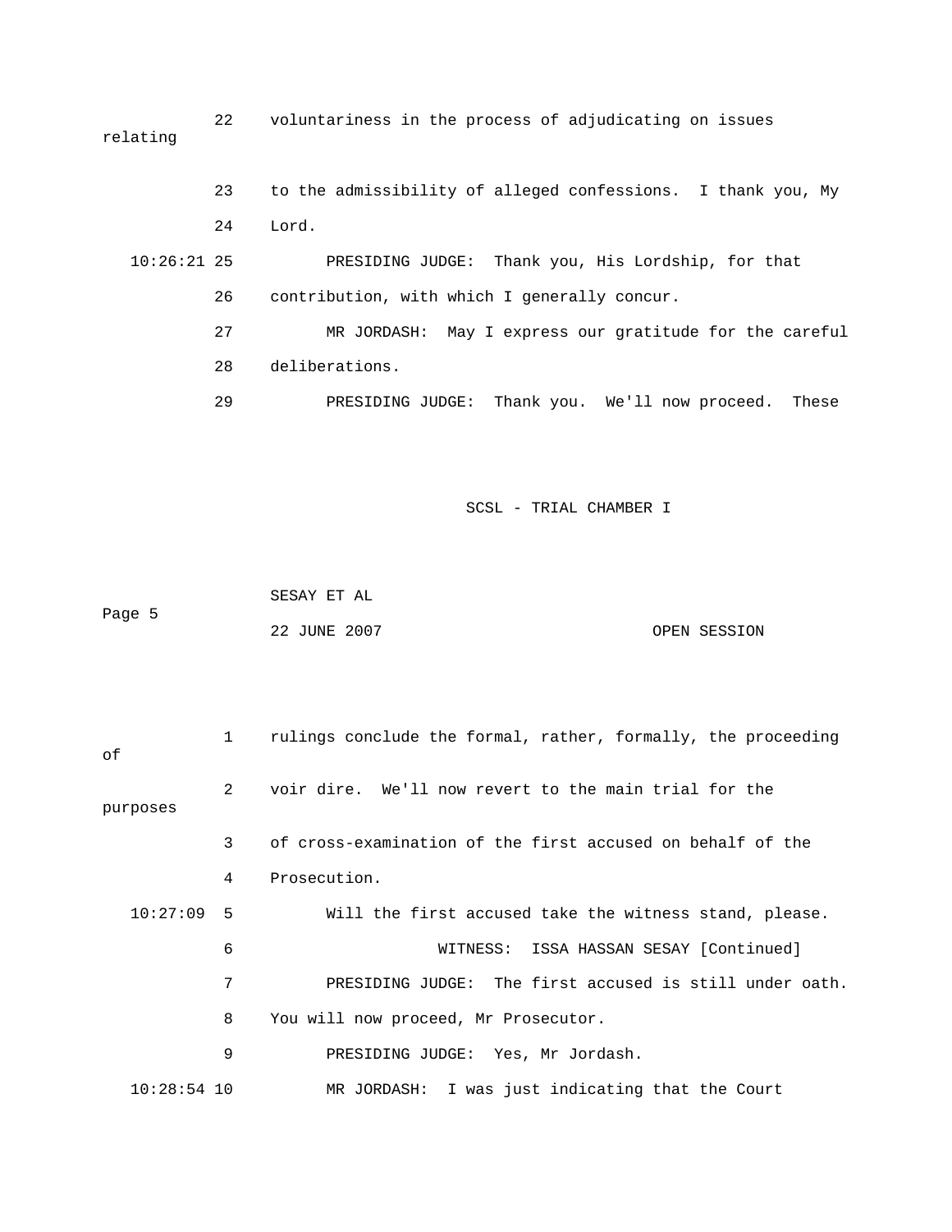22 voluntariness in the process of adjudicating on issues relating

23 to the admissibility of alleged confessions. I thank you, My

24 Lord.

10:26:21 25 PRESIDING JUDGE: Thank you, His Lordship, for that

26 contribution, with which I generally concur.

27 MR JORDASH: May I express our gratitude for the careful

28 deliberations.

29 PRESIDING JUDGE: Thank you. We'll now proceed. These

SCSL - TRIAL CHAMBER I

SESAY ET AL

Page 5

22 JUNE 2007 OPEN SESSION

1 rulings conclude the formal, rather, formally, the proceeding of

2 voir dire. We'll now revert to the main trial for the purposes

3 of cross-examination of the first accused on behalf of the

4 Prosecution.

10:27:09 5 Will the first accused take the witness stand, please.

6 WITNESS: ISSA HASSAN SESAY [Continued]

7 PRESIDING JUDGE: The first accused is still under oath.

8 You will now proceed, Mr Prosecutor.

9 PRESIDING JUDGE: Yes, Mr Jordash.

10:28:54 10 MR JORDASH: I was just indicating that the Court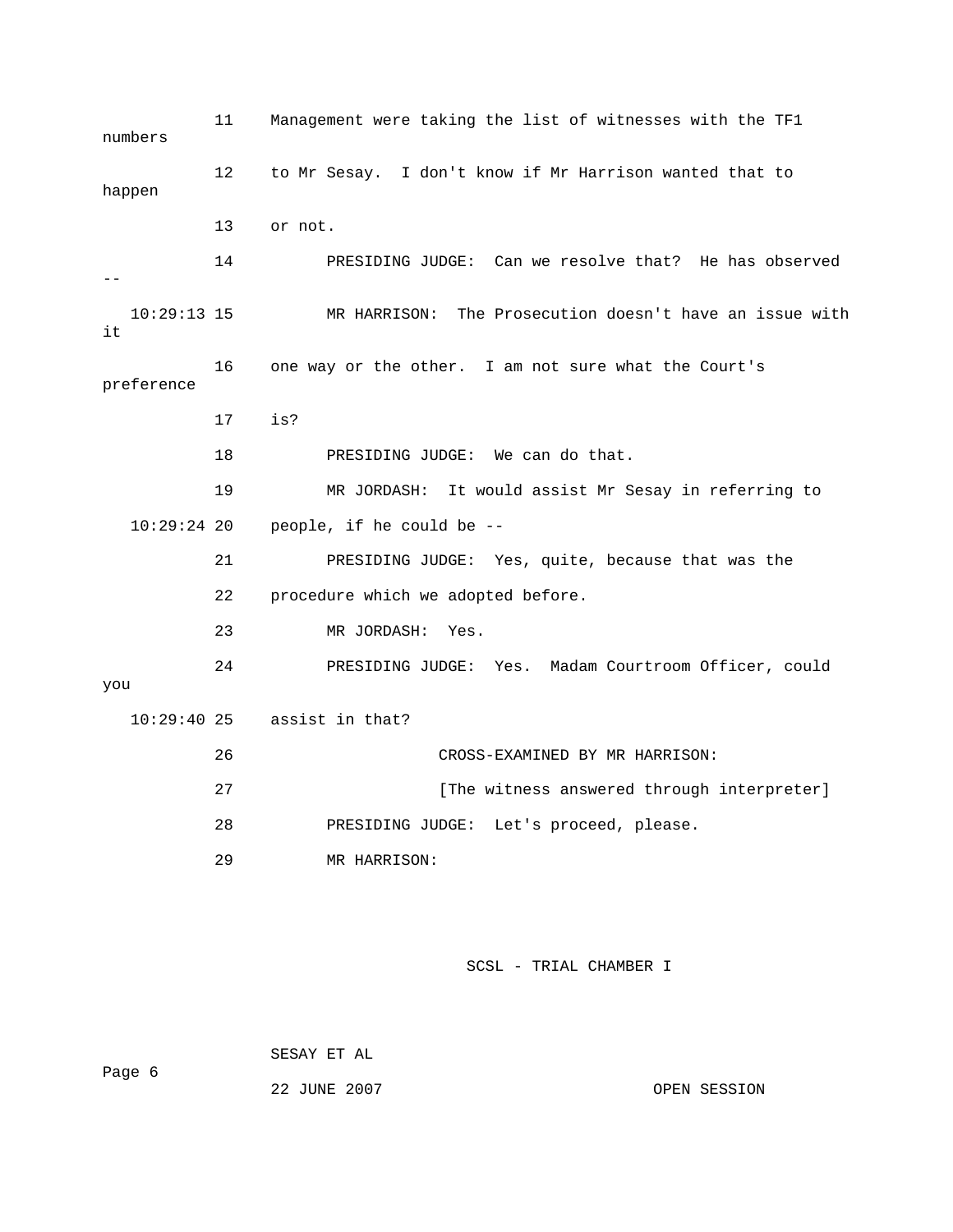11 Management were taking the list of witnesses with the TF1 numbers

12 to Mr Sesay. I don't know if Mr Harrison wanted that to happen

13 or not.

14 PRESIDING JUDGE: Can we resolve that? He has observed --

10:29:13 15 MR HARRISON: The Prosecution doesn't have an issue with it

16 one way or the other. I am not sure what the Court's preference

17 is?

18 PRESIDING JUDGE: We can do that.

19 MR JORDASH: It would assist Mr Sesay in referring to

10:29:24 20 people, if he could be --

21 PRESIDING JUDGE: Yes, quite, because that was the

22 procedure which we adopted before.

23 MR JORDASH: Yes.

24 PRESIDING JUDGE: Yes. Madam Courtroom Officer, could you

10:29:40 25 assist in that?

26 CROSS-EXAMINED BY MR HARRISON:

27 [The witness answered through interpreter]

28 PRESIDING JUDGE: Let's proceed, please.

29 MR HARRISON: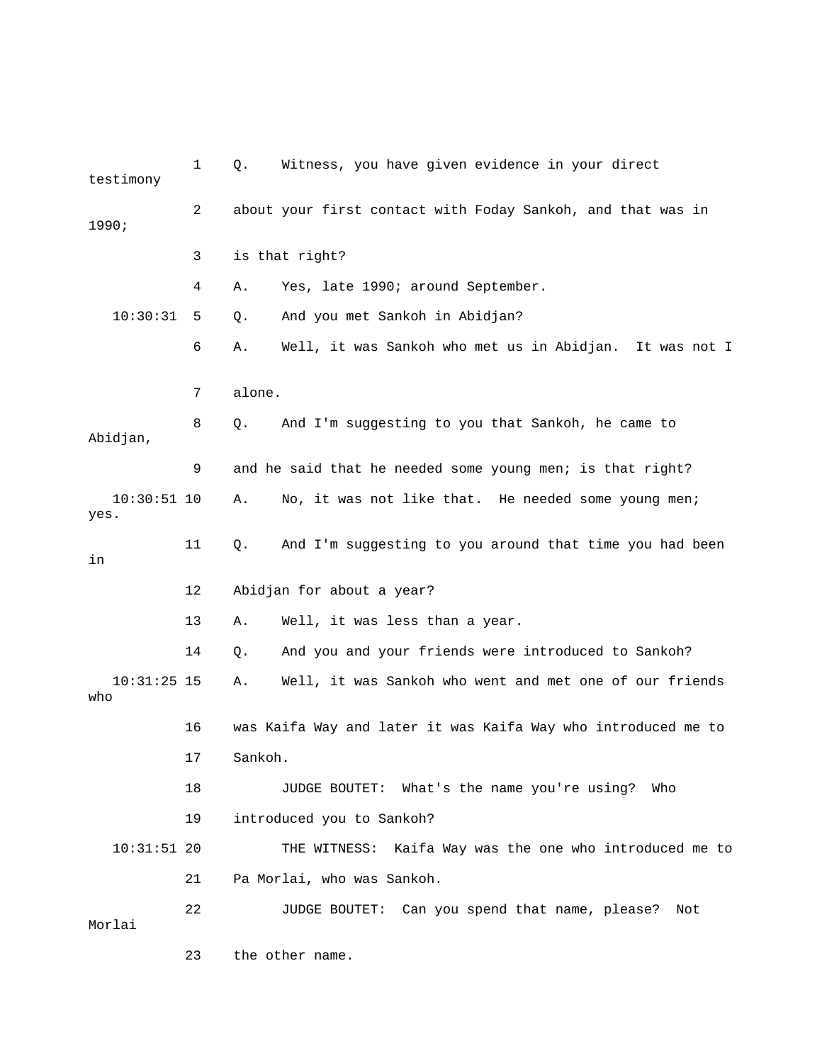1 Q. Witness, you have given evidence in your direct testimony

2 about your first contact with Foday Sankoh, and that was in 1990;

3 is that right?

4 A. Yes, late 1990; around September.

10:30:31 5 Q. And you met Sankoh in Abidjan?

6 A. Well, it was Sankoh who met us in Abidjan. It was not I

7 alone.

8 Q. And I'm suggesting to you that Sankoh, he came to Abidjan,

9 and he said that he needed some young men; is that right?

10:30:51 10 A. No, it was not like that. He needed some young men; yes.

11 Q. And I'm suggesting to you around that time you had been in

12 Abidjan for about a year?

13 A. Well, it was less than a year.

14 Q. And you and your friends were introduced to Sankoh?

10:31:25 15 A. Well, it was Sankoh who went and met one of our friends who

16 was Kaifa Way and later it was Kaifa Way who introduced me to

17 Sankoh.

18 JUDGE BOUTET: What's the name you're using? Who

19 introduced you to Sankoh?

10:31:51 20 THE WITNESS: Kaifa Way was the one who introduced me to

21 Pa Morlai, who was Sankoh.

22 JUDGE BOUTET: Can you spend that name, please? Not Morlai

23 the other name.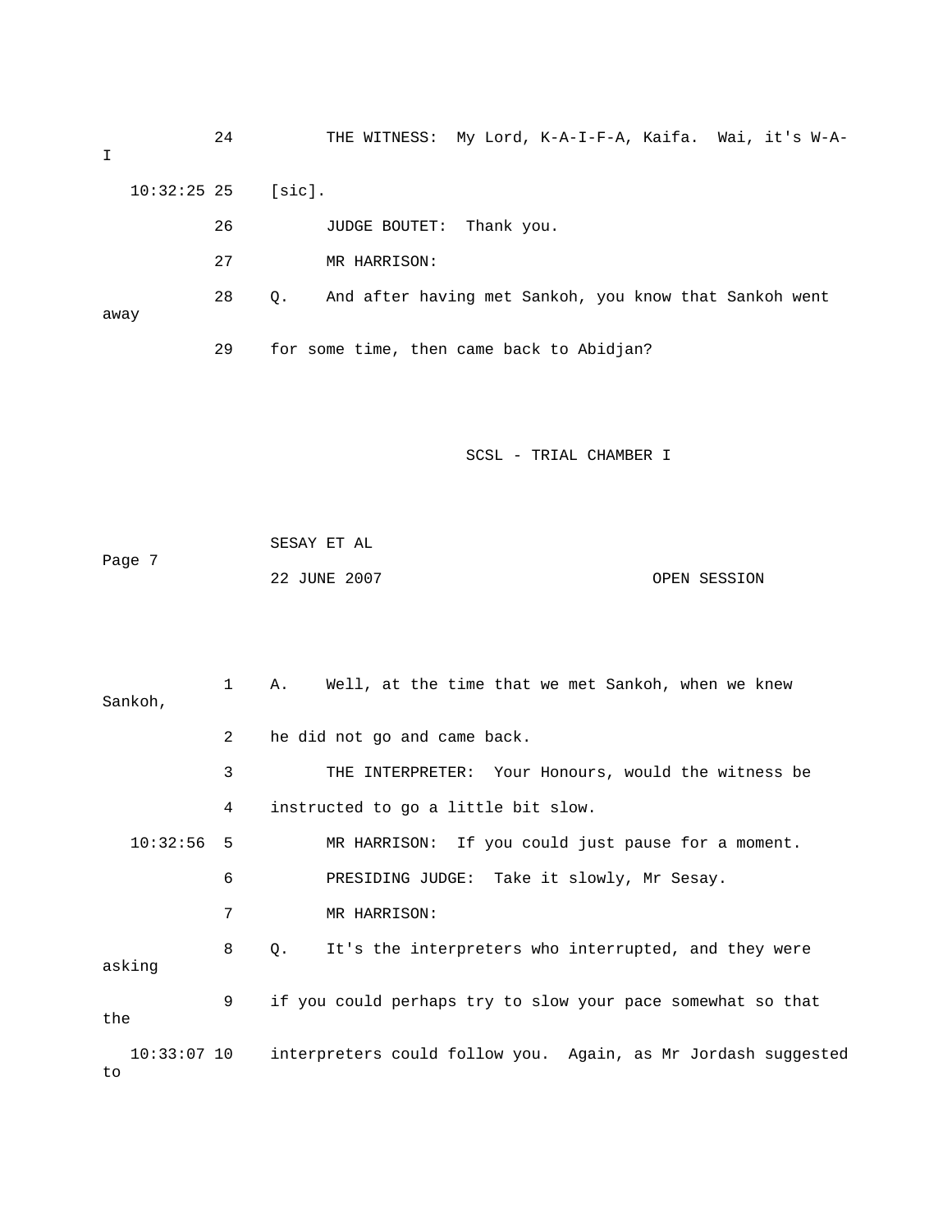24 THE WITNESS: My Lord, K-A-I-F-A, Kaifa. Wai, it's W-A-I

10:32:25 25 [sic].

26 JUDGE BOUTET: Thank you.

27 MR HARRISON:

28 Q. And after having met Sankoh, you know that Sankoh went away

29 for some time, then came back to Abidjan?

SCSL - TRIAL CHAMBER I

SESAY ET AL

22 JUNE 2007 OPEN SESSION

1 A. Well, at the time that we met Sankoh, when we knew Sankoh,

2 he did not go and came back.

3 THE INTERPRETER: Your Honours, would the witness be

4 instructed to go a little bit slow.

10:32:56 5 MR HARRISON: If you could just pause for a moment.

6 PRESIDING JUDGE: Take it slowly, Mr Sesay.

7 MR HARRISON:

8 Q. It's the interpreters who interrupted, and they were asking

9 if you could perhaps try to slow your pace somewhat so that the

10:33:07 10 interpreters could follow you. Again, as Mr Jordash suggested to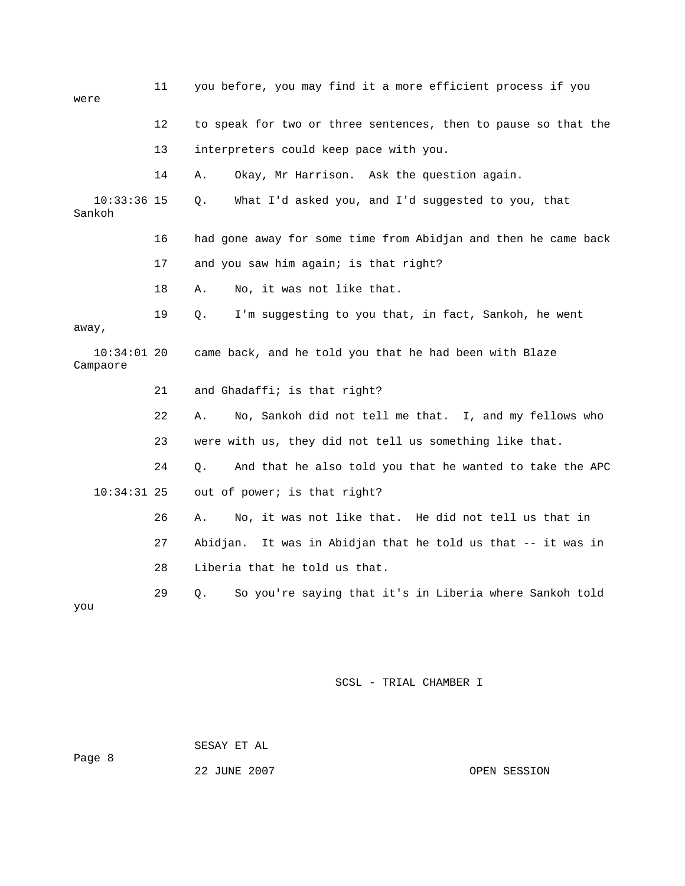11 you before, you may find it a more efficient process if you were

12 to speak for two or three sentences, then to pause so that the

13 interpreters could keep pace with you.

14 A. Okay, Mr Harrison. Ask the question again.

10:33:36 15 Q. What I'd asked you, and I'd suggested to you, that Sankoh

16 had gone away for some time from Abidjan and then he came back

17 and you saw him again; is that right?

18 A. No, it was not like that.

19 Q. I'm suggesting to you that, in fact, Sankoh, he went away,

10:34:01 20 came back, and he told you that he had been with Blaze Campaore

21 and Ghadaffi; is that right?

22 A. No, Sankoh did not tell me that. I, and my fellows who

23 were with us, they did not tell us something like that.

24 Q. And that he also told you that he wanted to take the APC

10:34:31 25 out of power; is that right?

26 A. No, it was not like that. He did not tell us that in

27 Abidjan. It was in Abidjan that he told us that -- it was in

28 Liberia that he told us that.

29 Q. So you're saying that it's in Liberia where Sankoh told you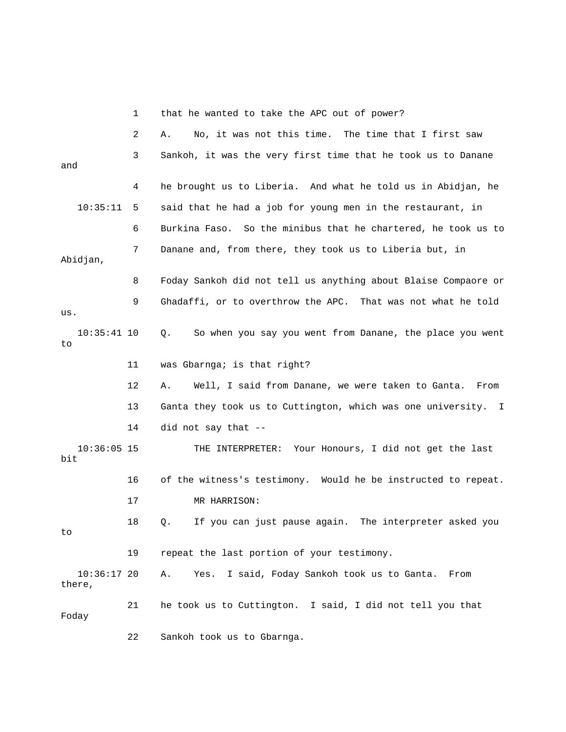1 that he wanted to take the APC out of power?

2 A. No, it was not this time. The time that I first saw

3 Sankoh, it was the very first time that he took us to Danane and

4 he brought us to Liberia. And what he told us in Abidjan, he

10:35:11 5 said that he had a job for young men in the restaurant, in

6 Burkina Faso. So the minibus that he chartered, he took us to

7 Danane and, from there, they took us to Liberia but, in Abidjan,

8 Foday Sankoh did not tell us anything about Blaise Compaore or

9 Ghadaffi, or to overthrow the APC. That was not what he told us.

10:35:41 10 Q. So when you say you went from Danane, the place you went to

11 was Gbarnga; is that right?

12 A. Well, I said from Danane, we were taken to Ganta. From

13 Ganta they took us to Cuttington, which was one university. I

14 did not say that --

10:36:05 15 THE INTERPRETER: Your Honours, I did not get the last bit

16 of the witness's testimony. Would he be instructed to repeat.

17 MR HARRISON:

18 Q. If you can just pause again. The interpreter asked you to

19 repeat the last portion of your testimony.

10:36:17 20 A. Yes. I said, Foday Sankoh took us to Ganta. From there,

21 he took us to Cuttington. I said, I did not tell you that Foday

22 Sankoh took us to Gbarnga.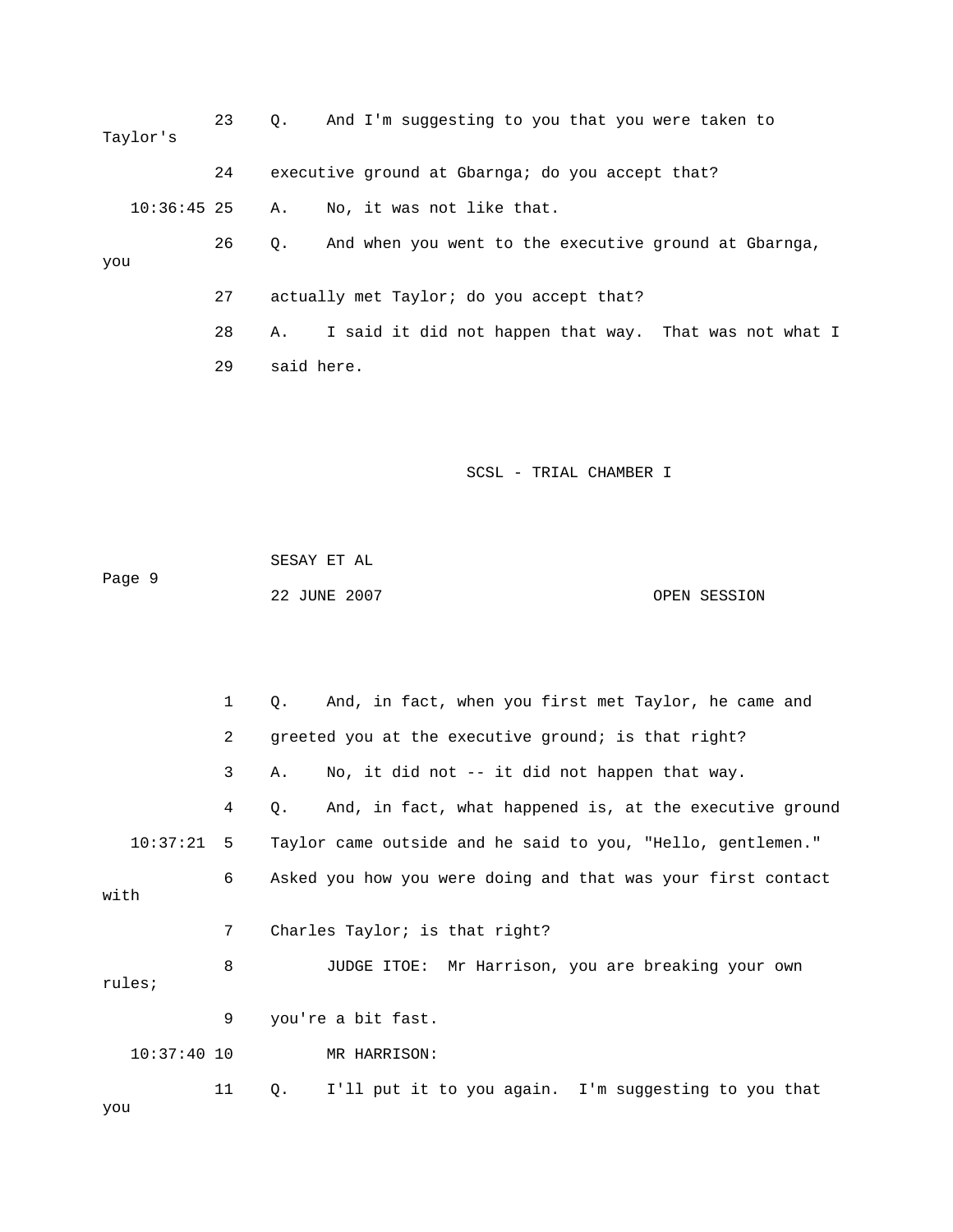23 Q. And I'm suggesting to you that you were taken to Taylor's

24 executive ground at Gbarnga; do you accept that?

10:36:45 25 A. No, it was not like that.

26 Q. And when you went to the executive ground at Gbarnga, you

27 actually met Taylor; do you accept that?

28 A. I said it did not happen that way. That was not what I

29 said here.

1 Q. And, in fact, when you first met Taylor, he came and

2 greeted you at the executive ground; is that right?

3 A. No, it did not -- it did not happen that way.

4 Q. And, in fact, what happened is, at the executive ground

10:37:21 5 Taylor came outside and he said to you, "Hello, gentlemen."

6 Asked you how you were doing and that was your first contact with

7 Charles Taylor; is that right?

8 JUDGE ITOE: Mr Harrison, you are breaking your own rules;

9 you're a bit fast.

10:37:40 10 MR HARRISON:

11 Q. I'll put it to you again. I'm suggesting to you that you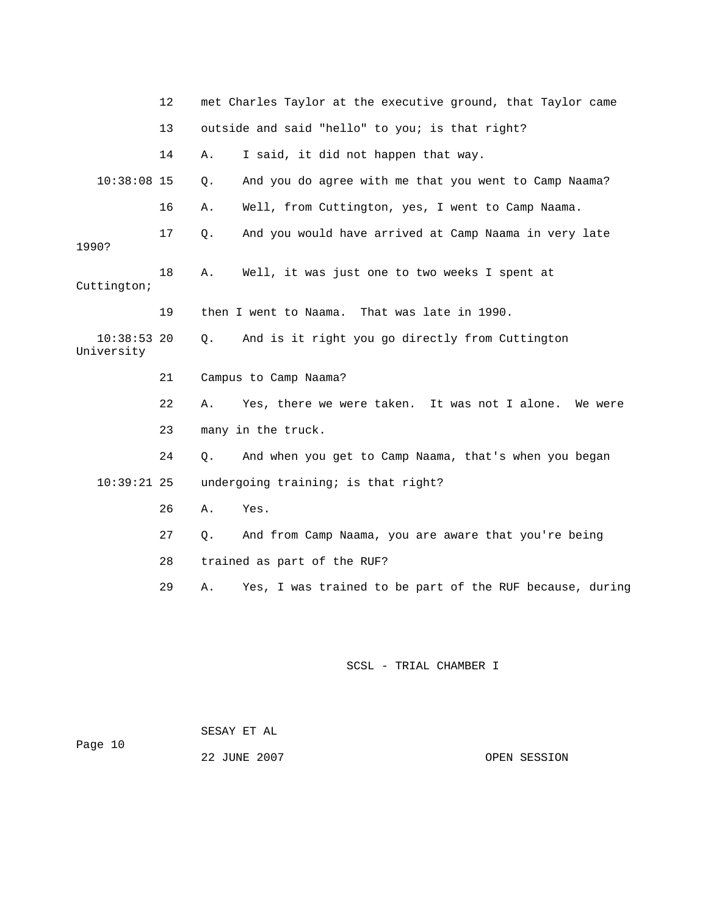12 met Charles Taylor at the executive ground, that Taylor came

13 outside and said "hello" to you; is that right?

14 A. I said, it did not happen that way.

10:38:08 15 Q. And you do agree with me that you went to Camp Naama?

16 A. Well, from Cuttington, yes, I went to Camp Naama.

17 Q. And you would have arrived at Camp Naama in very late 1990?

18 A. Well, it was just one to two weeks I spent at Cuttington;

19 then I went to Naama. That was late in 1990.

10:38:53 20 Q. And is it right you go directly from Cuttington University

21 Campus to Camp Naama?

22 A. Yes, there we were taken. It was not I alone. We were

23 many in the truck.

24 Q. And when you get to Camp Naama, that's when you began

10:39:21 25 undergoing training; is that right?

26 A. Yes.

27 Q. And from Camp Naama, you are aware that you're being

28 trained as part of the RUF?

29 A. Yes, I was trained to be part of the RUF because, during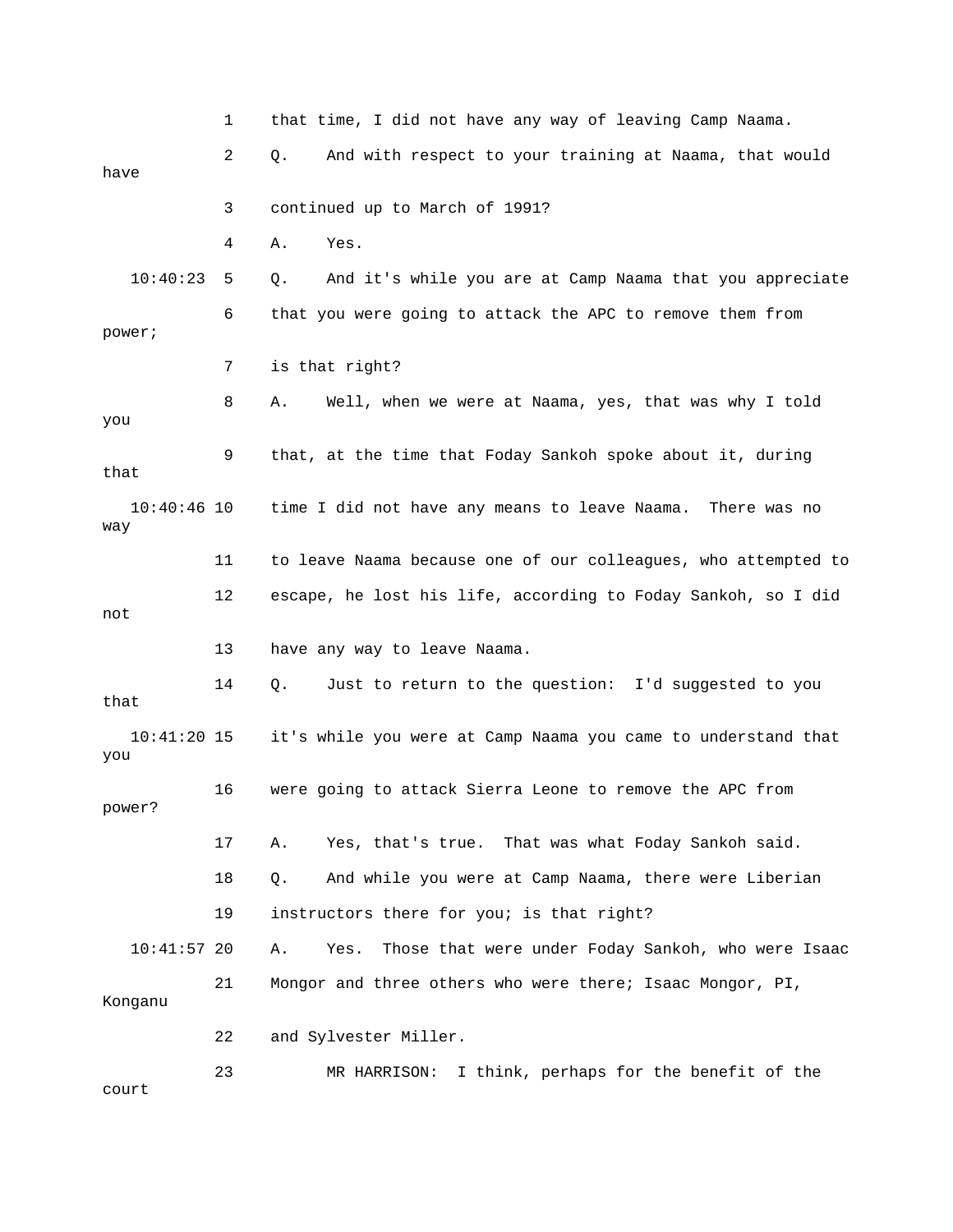that time, I did not have any way of leaving Camp Naama.

Q. And with respect to your training at Naama, that would have continued up to March of 1991?

A. Yes.

Q. And it's while you are at Camp Naama that you appreciate that you were going to attack the APC to remove them from power; is that right?

A. Well, when we were at Naama, yes, that was why I told you that, at the time that Foday Sankoh spoke about it, during that time I did not have any means to leave Naama. There was no way to leave Naama because one of our colleagues, who attempted to escape, he lost his life, according to Foday Sankoh, so I did not have any way to leave Naama.

Q. Just to return to the question: I'd suggested to you that it's while you were at Camp Naama you came to understand that you were going to attack Sierra Leone to remove the APC from power?

A. Yes, that's true. That was what Foday Sankoh said.

Q. And while you were at Camp Naama, there were Liberian instructors there for you; is that right?

A. Yes. Those that were under Foday Sankoh, who were Isaac Mongor and three others who were there; Isaac Mongor, PI, Konganu and Sylvester Miller.

MR HARRISON: I think, perhaps for the benefit of the court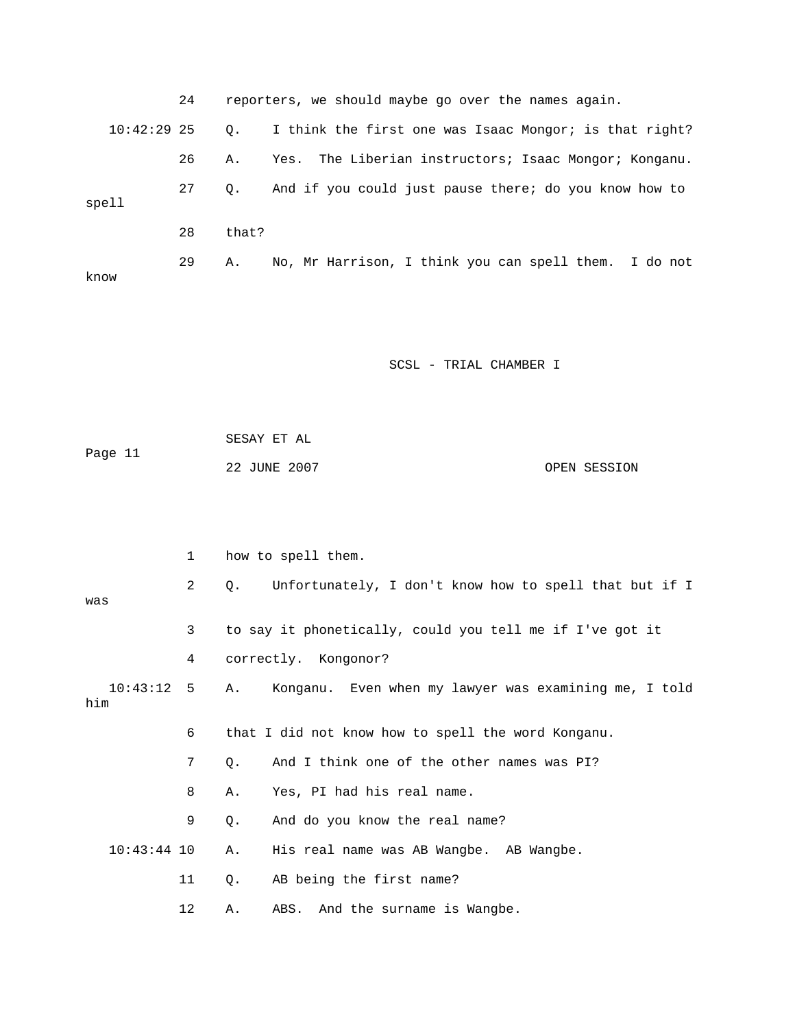24 reporters, we should maybe go over the names again.

10:42:29 25 Q. I think the first one was Isaac Mongor; is that right?

26 A. Yes. The Liberian instructors; Isaac Mongor; Konganu.

27 Q. And if you could just pause there; do you know how to spell

28 that?

29 A. No, Mr Harrison, I think you can spell them. I do not know

1 how to spell them.

2 Q. Unfortunately, I don't know how to spell that but if I was

3 to say it phonetically, could you tell me if I've got it

4 correctly. Kongonor?

10:43:12 5 A. Konganu. Even when my lawyer was examining me, I told him

6 that I did not know how to spell the word Konganu.

7 Q. And I think one of the other names was PI?

8 A. Yes, PI had his real name.

9 Q. And do you know the real name?

10:43:44 10 A. His real name was AB Wangbe. AB Wangbe.

11 Q. AB being the first name?

12 A. ABS. And the surname is Wangbe.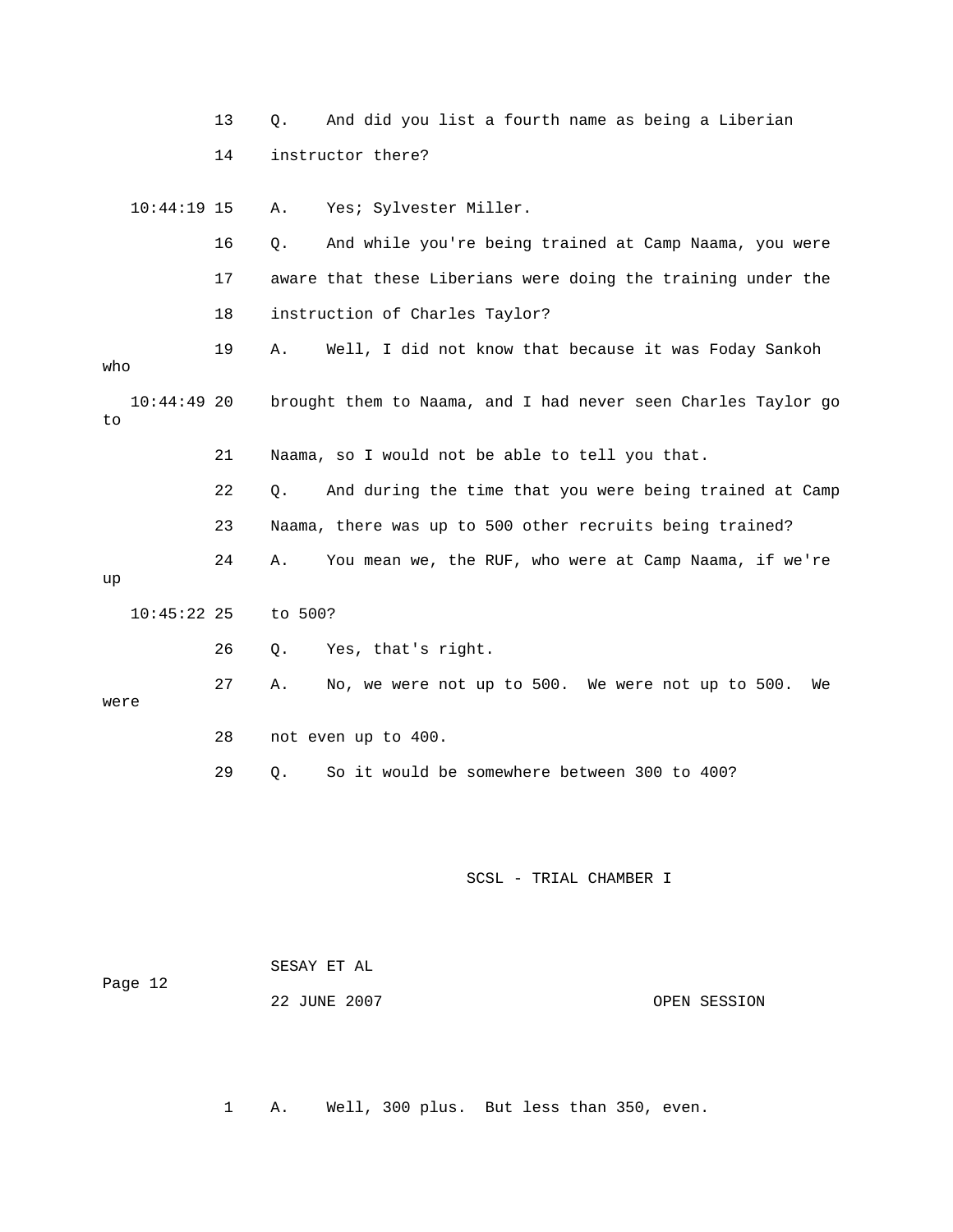13 Q. And did you list a fourth name as being a Liberian

14 instructor there?

10:44:19 15 A. Yes; Sylvester Miller.

16 Q. And while you're being trained at Camp Naama, you were

17 aware that these Liberians were doing the training under the

18 instruction of Charles Taylor?

19 A. Well, I did not know that because it was Foday Sankoh who

10:44:49 20 brought them to Naama, and I had never seen Charles Taylor go to

21 Naama, so I would not be able to tell you that.

22 Q. And during the time that you were being trained at Camp

23 Naama, there was up to 500 other recruits being trained?

24 A. You mean we, the RUF, who were at Camp Naama, if we're up

10:45:22 25 to 500?

26 Q. Yes, that's right.

27 A. No, we were not up to 500. We were not up to 500. We were

28 not even up to 400.

29 Q. So it would be somewhere between 300 to 400?

1 A. Well, 300 plus. But less than 350, even.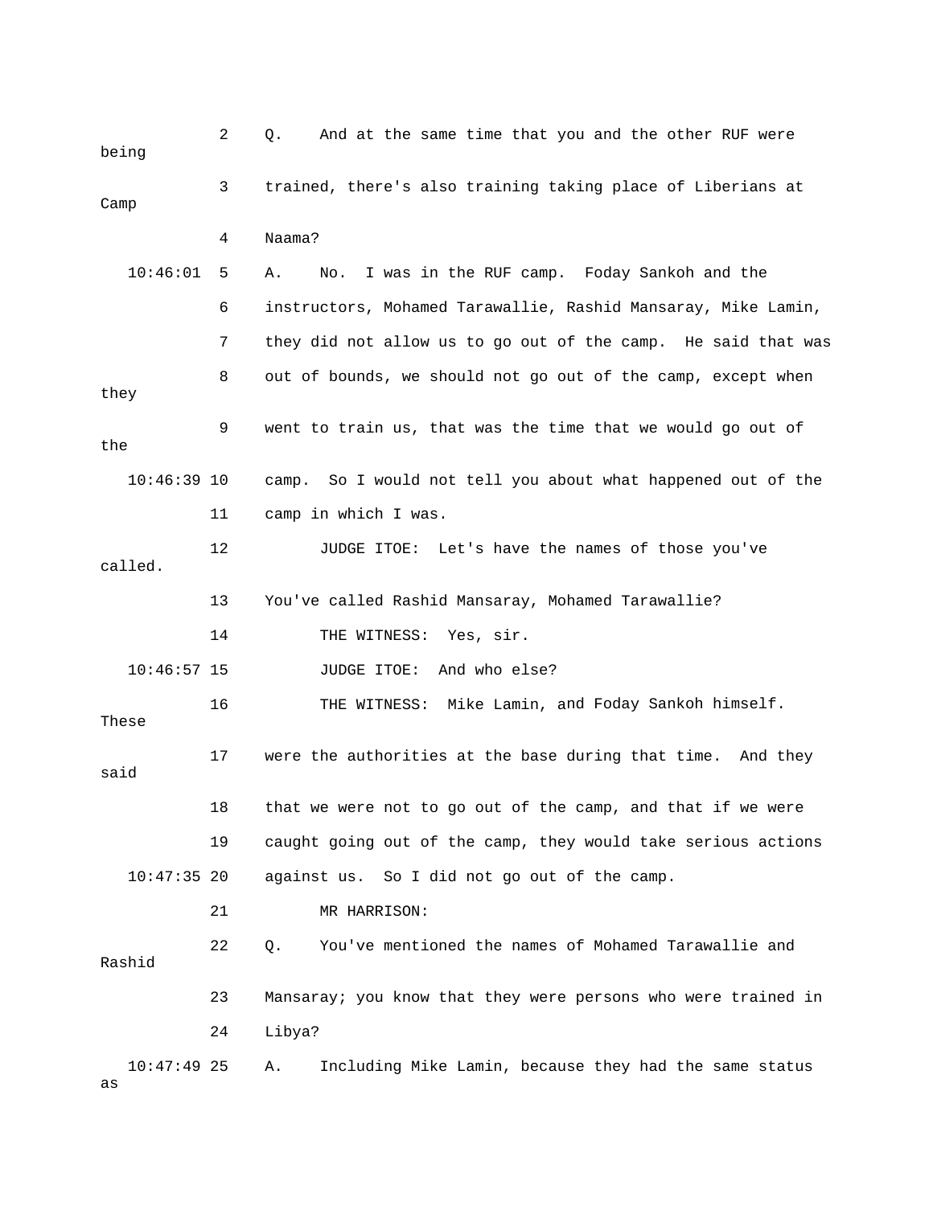2 Q. And at the same time that you and the other RUF were being

3 trained, there's also training taking place of Liberians at Camp

4 Naama?

10:46:01 5 A. No. I was in the RUF camp. Foday Sankoh and the

6 instructors, Mohamed Tarawallie, Rashid Mansaray, Mike Lamin,

7 they did not allow us to go out of the camp. He said that was

8 out of bounds, we should not go out of the camp, except when they

9 went to train us, that was the time that we would go out of the

10:46:39 10 camp. So I would not tell you about what happened out of the

11 camp in which I was.

12 JUDGE ITOE: Let's have the names of those you've called.

13 You've called Rashid Mansaray, Mohamed Tarawallie?

14 THE WITNESS: Yes, sir.

10:46:57 15 JUDGE ITOE: And who else?

16 THE WITNESS: Mike Lamin, and Foday Sankoh himself. These

17 were the authorities at the base during that time. And they said

18 that we were not to go out of the camp, and that if we were

19 caught going out of the camp, they would take serious actions

10:47:35 20 against us. So I did not go out of the camp.

21 MR HARRISON:

22 Q. You've mentioned the names of Mohamed Tarawallie and Rashid

23 Mansaray; you know that they were persons who were trained in

24 Libya?

10:47:49 25 A. Including Mike Lamin, because they had the same status as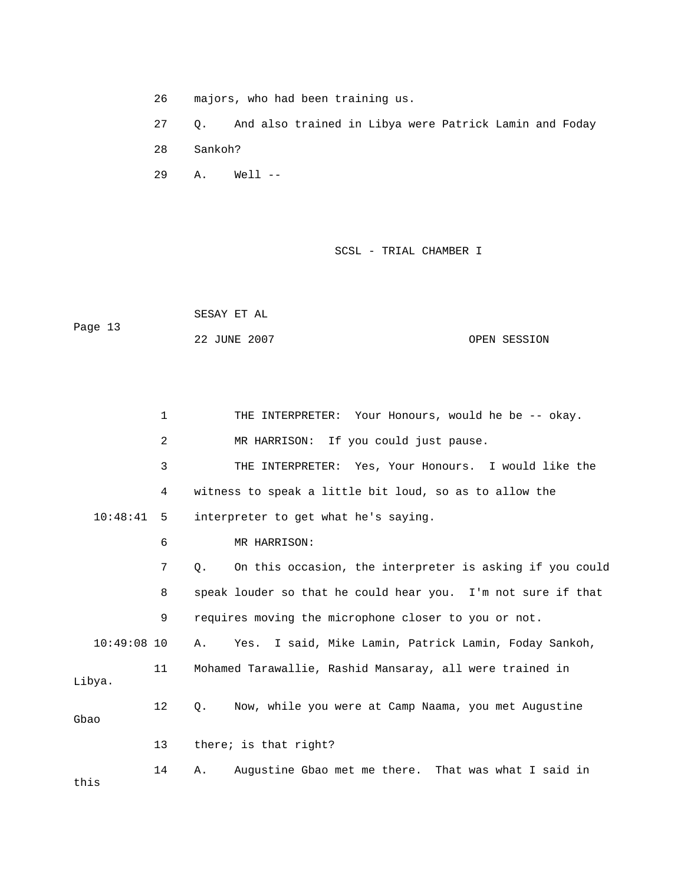26 majors, who had been training us.

27 Q. And also trained in Libya were Patrick Lamin and Foday

28 Sankoh?

29 A. Well --

1 THE INTERPRETER: Your Honours, would he be -- okay.

2 MR HARRISON: If you could just pause.

3 THE INTERPRETER: Yes, Your Honours. I would like the

4 witness to speak a little bit loud, so as to allow the

10:48:41 5 interpreter to get what he's saying.

6 MR HARRISON:

7 Q. On this occasion, the interpreter is asking if you could

8 speak louder so that he could hear you. I'm not sure if that

9 requires moving the microphone closer to you or not.

10:49:08 10 A. Yes. I said, Mike Lamin, Patrick Lamin, Foday Sankoh,

11 Mohamed Tarawallie, Rashid Mansaray, all were trained in Libya.

12 Q. Now, while you were at Camp Naama, you met Augustine Gbao

13 there; is that right?

14 A. Augustine Gbao met me there. That was what I said in this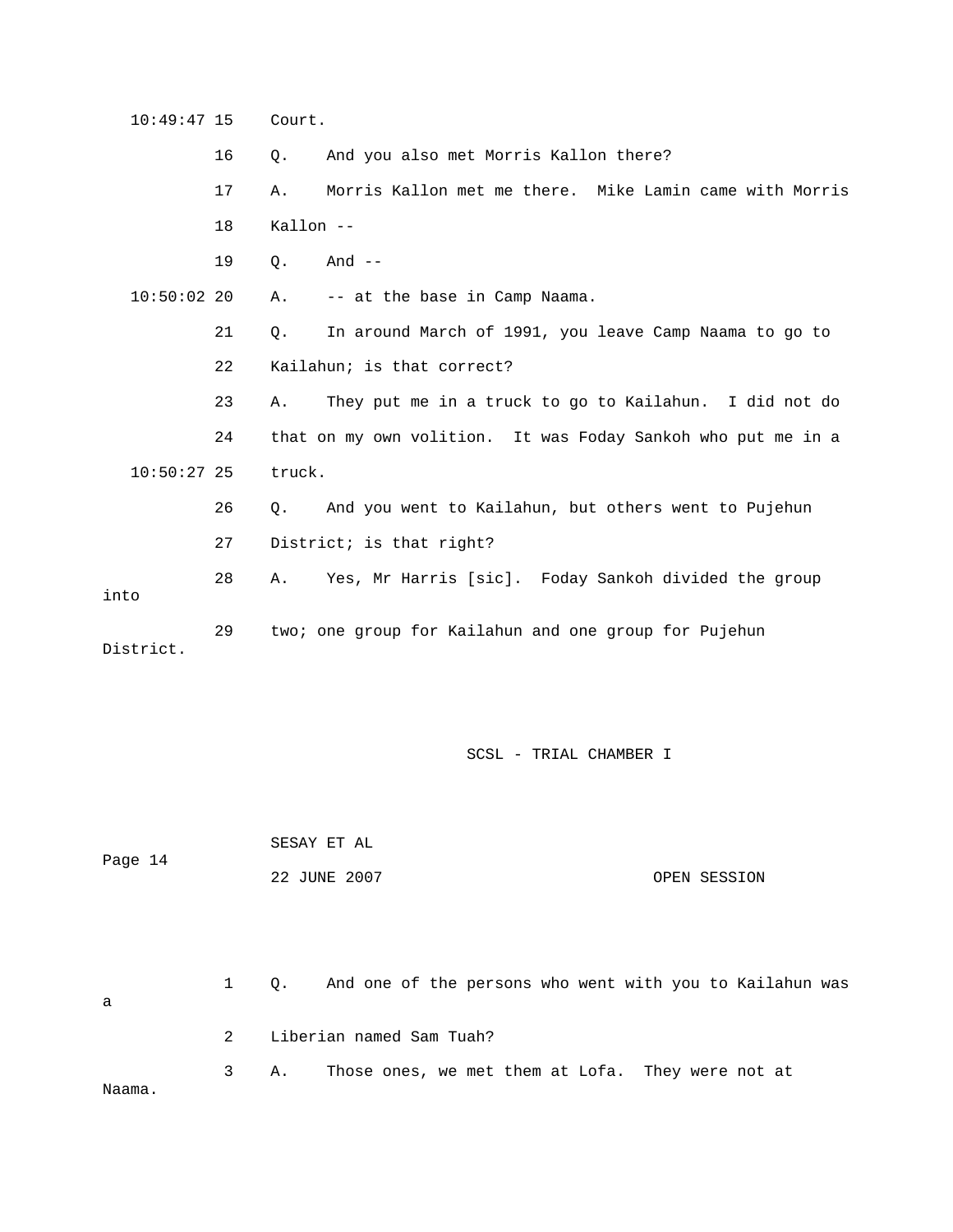10:49:47 15 Court.

16 Q. And you also met Morris Kallon there?

17 A. Morris Kallon met me there. Mike Lamin came with Morris

18 Kallon --

19 Q. And --

10:50:02 20 A. -- at the base in Camp Naama.

21 Q. In around March of 1991, you leave Camp Naama to go to

22 Kailahun; is that correct?

23 A. They put me in a truck to go to Kailahun. I did not do

24 that on my own volition. It was Foday Sankoh who put me in a

10:50:27 25 truck.

26 Q. And you went to Kailahun, but others went to Pujehun

27 District; is that right?

28 A. Yes, Mr Harris [sic]. Foday Sankoh divided the group into

29 two; one group for Kailahun and one group for Pujehun District.

1 Q. And one of the persons who went with you to Kailahun was a

2 Liberian named Sam Tuah?

3 A. Those ones, we met them at Lofa. They were not at Naama.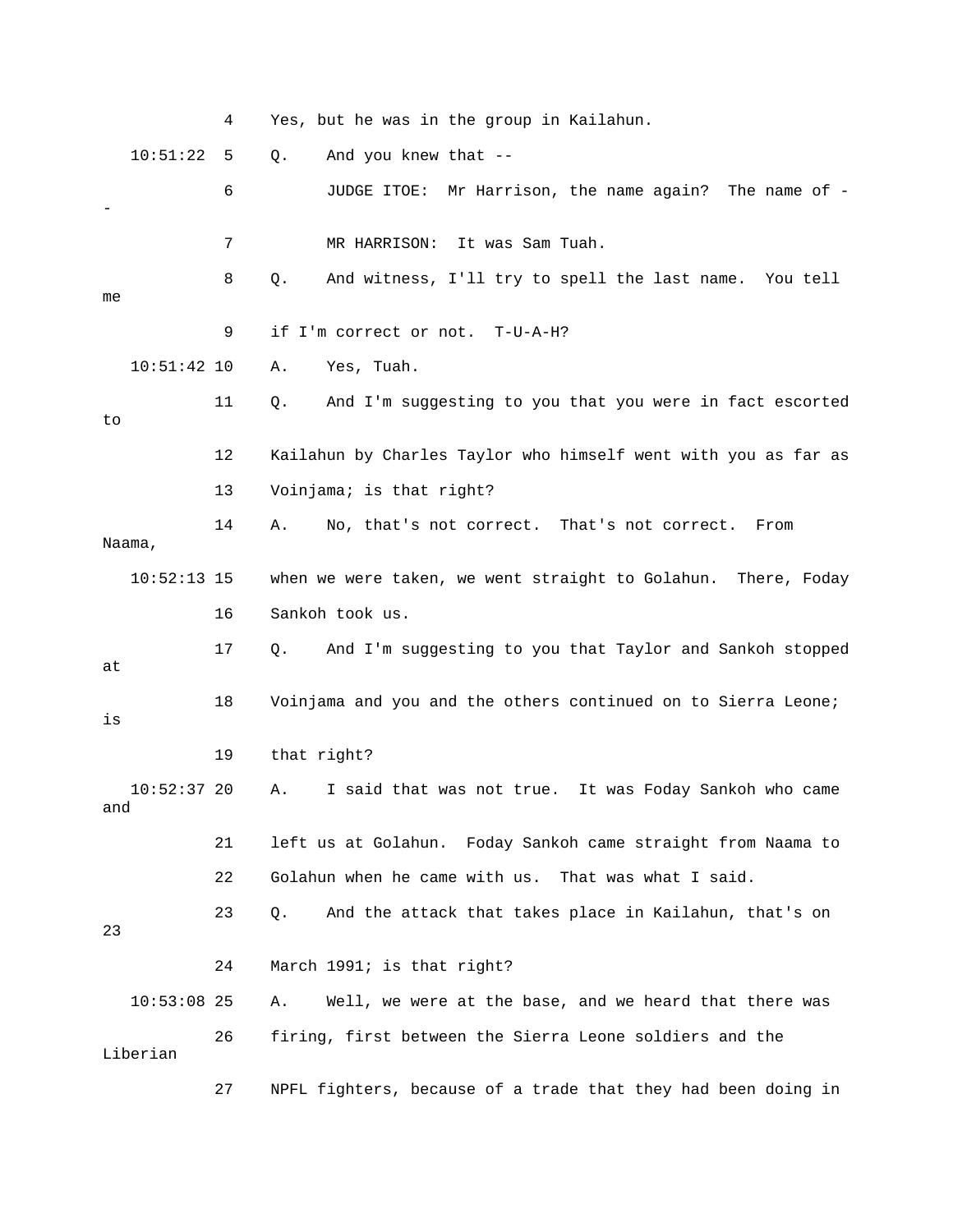4 Yes, but he was in the group in Kailahun.

10:51:22 5 Q. And you knew that --

6 JUDGE ITOE: Mr Harrison, the name again? The name of --

7 MR HARRISON: It was Sam Tuah.

8 Q. And witness, I'll try to spell the last name. You tell me

9 if I'm correct or not. T-U-A-H?

10:51:42 10 A. Yes, Tuah.

11 Q. And I'm suggesting to you that you were in fact escorted to

12 Kailahun by Charles Taylor who himself went with you as far as

13 Voinjama; is that right?

14 A. No, that's not correct. That's not correct. From Naama,

10:52:13 15 when we were taken, we went straight to Golahun. There, Foday

16 Sankoh took us.

17 Q. And I'm suggesting to you that Taylor and Sankoh stopped at

18 Voinjama and you and the others continued on to Sierra Leone; is

19 that right?

10:52:37 20 A. I said that was not true. It was Foday Sankoh who came and

21 left us at Golahun. Foday Sankoh came straight from Naama to

22 Golahun when he came with us. That was what I said.

23 Q. And the attack that takes place in Kailahun, that's on 23

24 March 1991; is that right?

10:53:08 25 A. Well, we were at the base, and we heard that there was

26 firing, first between the Sierra Leone soldiers and the Liberian

27 NPFL fighters, because of a trade that they had been doing in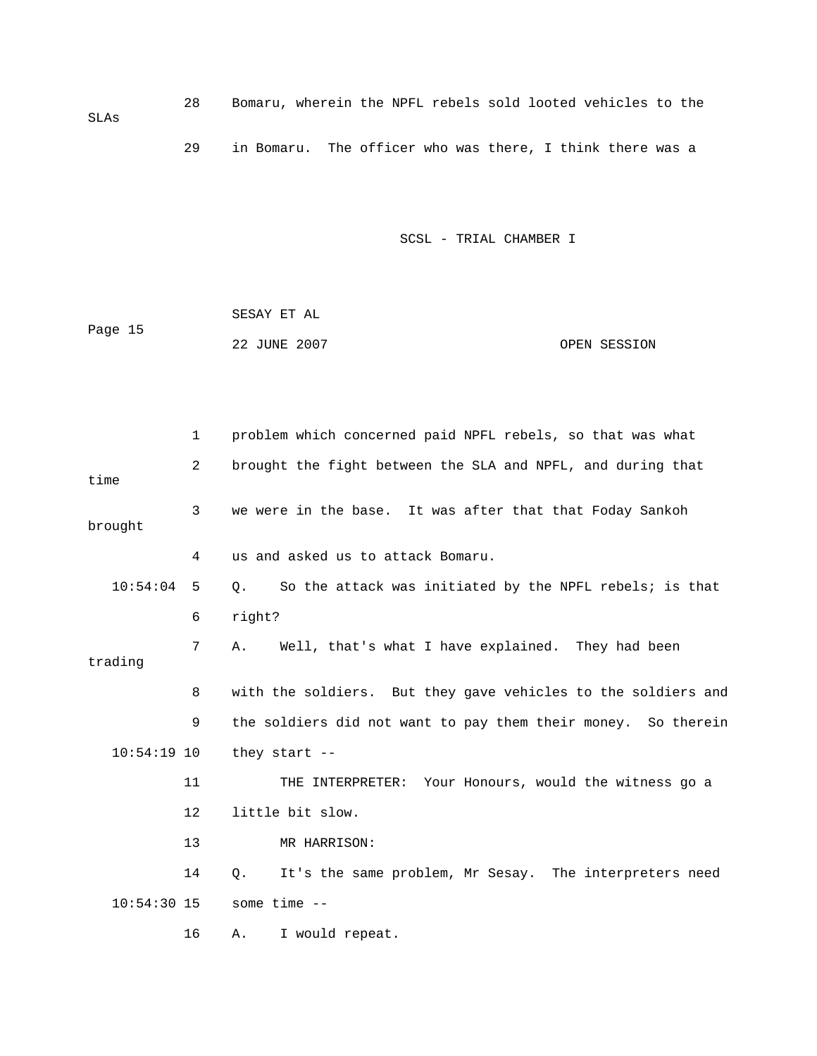28 Bomaru, wherein the NPFL rebels sold looted vehicles to the SLAs

29 in Bomaru. The officer who was there, I think there was a

1 problem which concerned paid NPFL rebels, so that was what

2 brought the fight between the SLA and NPFL, and during that time

3 we were in the base. It was after that that Foday Sankoh brought

4 us and asked us to attack Bomaru.

10:54:04 5 Q. So the attack was initiated by the NPFL rebels; is that

6 right?

7 A. Well, that's what I have explained. They had been trading

8 with the soldiers. But they gave vehicles to the soldiers and

9 the soldiers did not want to pay them their money. So therein

10:54:19 10 they start --

11 THE INTERPRETER: Your Honours, would the witness go a

12 little bit slow.

13 MR HARRISON:

14 Q. It's the same problem, Mr Sesay. The interpreters need

10:54:30 15 some time --

16 A. I would repeat.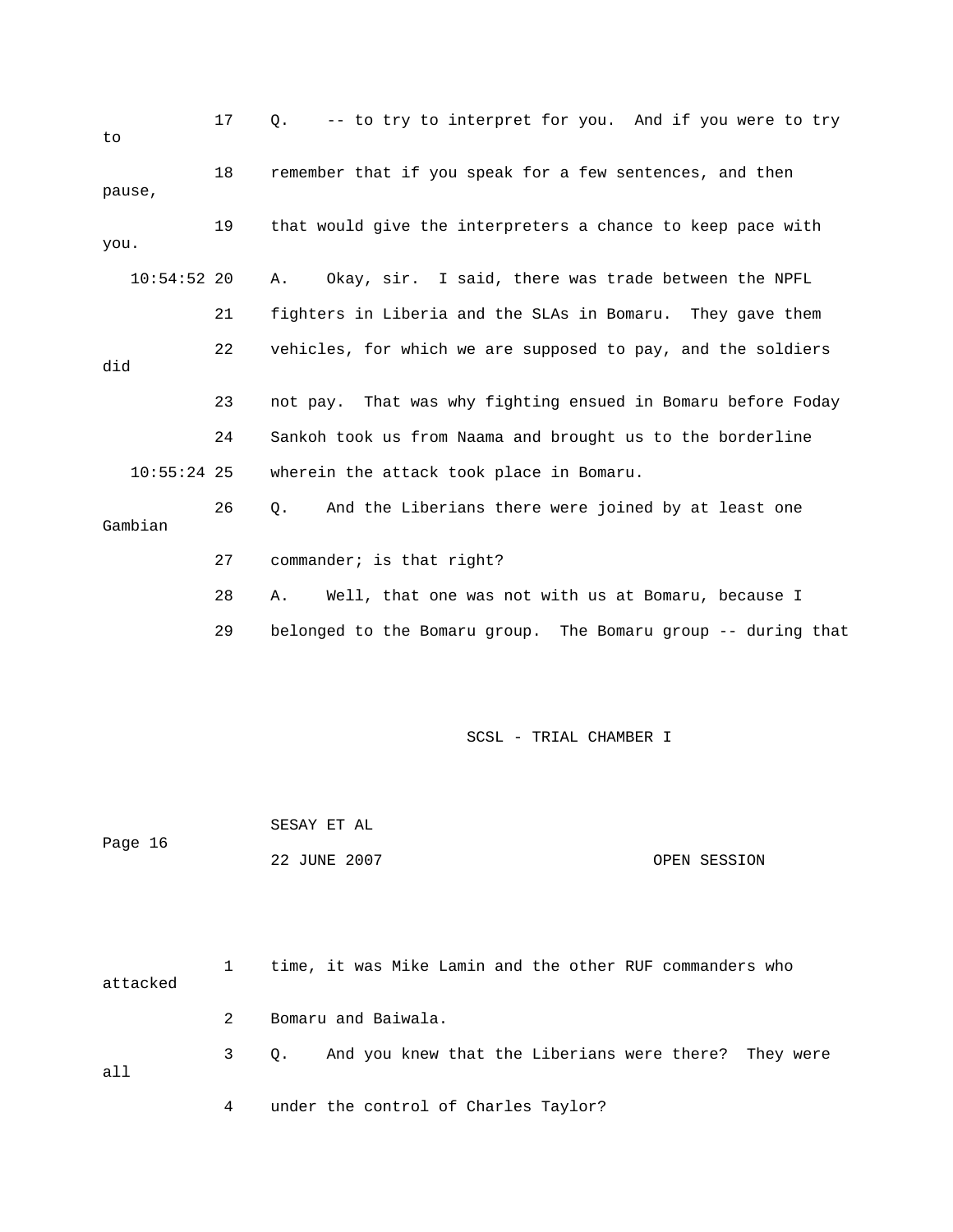17 Q. -- to try to interpret for you. And if you were to try to

18 remember that if you speak for a few sentences, and then pause,

19 that would give the interpreters a chance to keep pace with you.

10:54:52 20 A. Okay, sir. I said, there was trade between the NPFL

21 fighters in Liberia and the SLAs in Bomaru. They gave them

22 vehicles, for which we are supposed to pay, and the soldiers did

23 not pay. That was why fighting ensued in Bomaru before Foday

24 Sankoh took us from Naama and brought us to the borderline

10:55:24 25 wherein the attack took place in Bomaru.

26 Q. And the Liberians there were joined by at least one Gambian

27 commander; is that right?

28 A. Well, that one was not with us at Bomaru, because I

29 belonged to the Bomaru group. The Bomaru group -- during that

SCSL - TRIAL CHAMBER I

SESAY ET AL

Page 16

22 JUNE 2007 OPEN SESSION

1 time, it was Mike Lamin and the other RUF commanders who attacked

2 Bomaru and Baiwala.

3 Q. And you knew that the Liberians were there? They were all

4 under the control of Charles Taylor?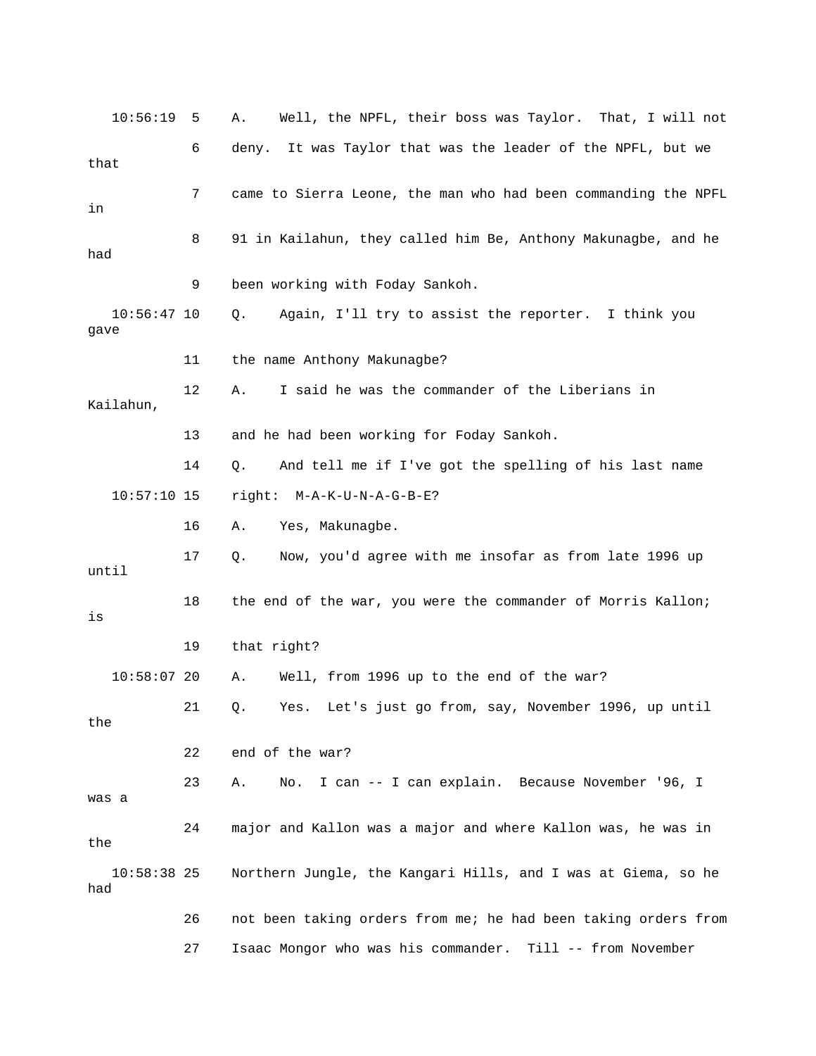10:56:19 5 A. Well, the NPFL, their boss was Taylor. That, I will not

6 deny. It was Taylor that was the leader of the NPFL, but we that

7 came to Sierra Leone, the man who had been commanding the NPFL in

8 91 in Kailahun, they called him Be, Anthony Makunagbe, and he had

9 been working with Foday Sankoh.

10:56:47 10 Q. Again, I'll try to assist the reporter. I think you gave

11 the name Anthony Makunagbe?

12 A. I said he was the commander of the Liberians in Kailahun,

13 and he had been working for Foday Sankoh.

14 Q. And tell me if I've got the spelling of his last name

10:57:10 15 right: M-A-K-U-N-A-G-B-E?

16 A. Yes, Makunagbe.

17 Q. Now, you'd agree with me insofar as from late 1996 up until

18 the end of the war, you were the commander of Morris Kallon; is

19 that right?

10:58:07 20 A. Well, from 1996 up to the end of the war?

21 Q. Yes. Let's just go from, say, November 1996, up until the

22 end of the war?

23 A. No. I can -- I can explain. Because November '96, I was a

24 major and Kallon was a major and where Kallon was, he was in the

10:58:38 25 Northern Jungle, the Kangari Hills, and I was at Giema, so he had

26 not been taking orders from me; he had been taking orders from

27 Isaac Mongor who was his commander. Till -- from November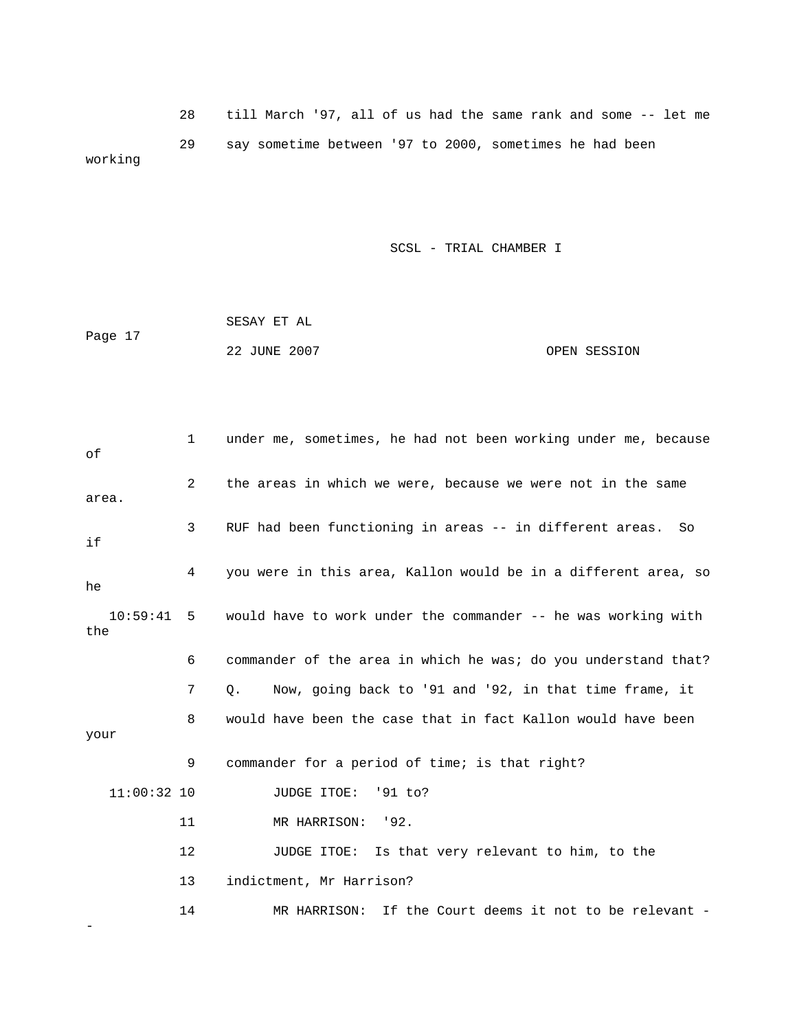28 till March '97, all of us had the same rank and some -- let me

29 say sometime between '97 to 2000, sometimes he had been working

1 under me, sometimes, he had not been working under me, because of

2 the areas in which we were, because we were not in the same area.

3 RUF had been functioning in areas -- in different areas. So if

4 you were in this area, Kallon would be in a different area, so he

10:59:41 5 would have to work under the commander -- he was working with the

6 commander of the area in which he was; do you understand that?

7 Q. Now, going back to '91 and '92, in that time frame, it

8 would have been the case that in fact Kallon would have been your

9 commander for a period of time; is that right?

11:00:32 10 JUDGE ITOE: '91 to?

11 MR HARRISON: '92.

12 JUDGE ITOE: Is that very relevant to him, to the

13 indictment, Mr Harrison?

14 MR HARRISON: If the Court deems it not to be relevant --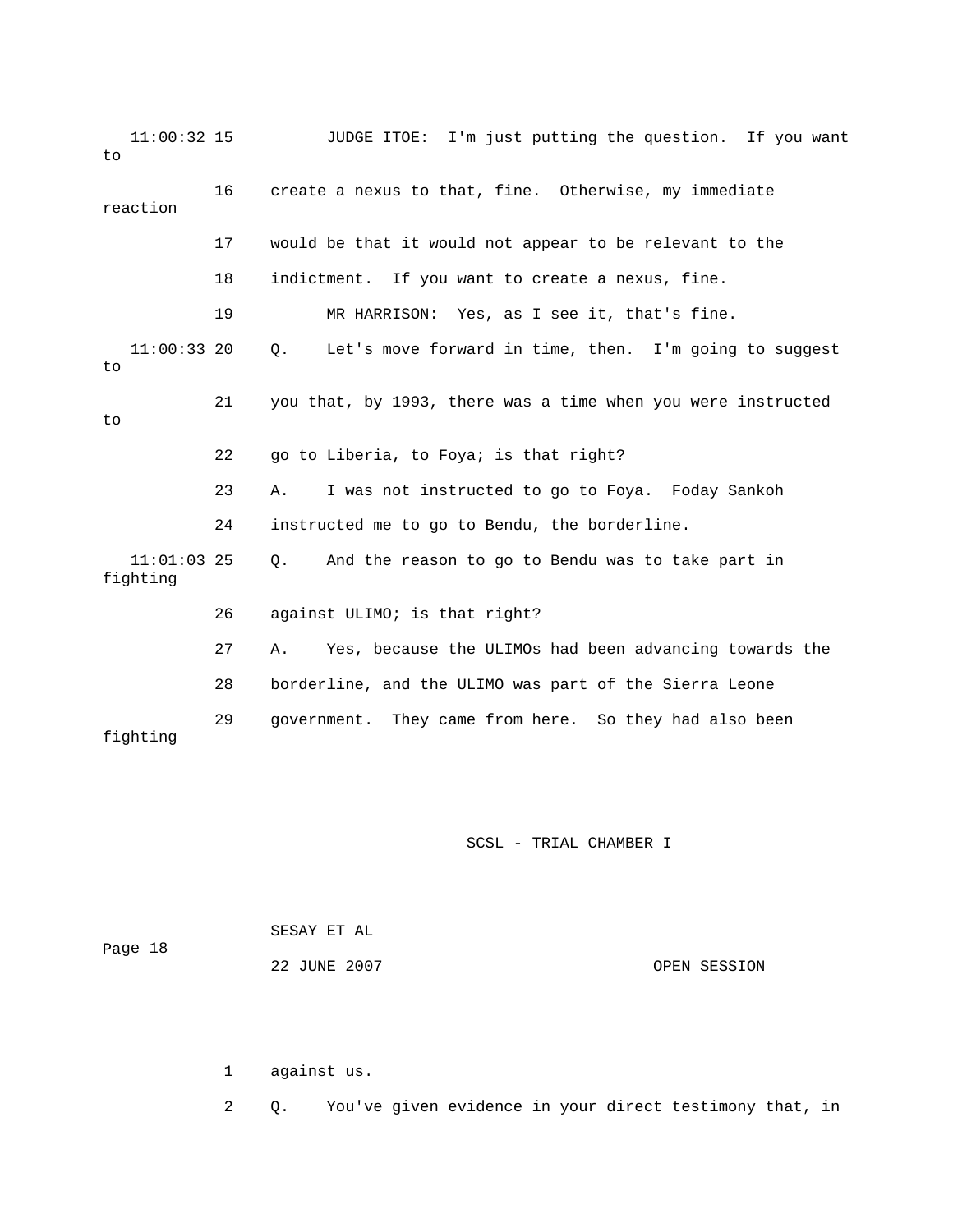11:00:32 15 JUDGE ITOE: I'm just putting the question. If you want to

16 create a nexus to that, fine. Otherwise, my immediate reaction

17 would be that it would not appear to be relevant to the

18 indictment. If you want to create a nexus, fine.

19 MR HARRISON: Yes, as I see it, that's fine.

11:00:33 20 Q. Let's move forward in time, then. I'm going to suggest to

21 you that, by 1993, there was a time when you were instructed to

22 go to Liberia, to Foya; is that right?

23 A. I was not instructed to go to Foya. Foday Sankoh

24 instructed me to go to Bendu, the borderline.

11:01:03 25 Q. And the reason to go to Bendu was to take part in fighting

26 against ULIMO; is that right?

27 A. Yes, because the ULIMOs had been advancing towards the

28 borderline, and the ULIMO was part of the Sierra Leone

29 government. They came from here. So they had also been fighting

1 against us.

2 Q. You've given evidence in your direct testimony that, in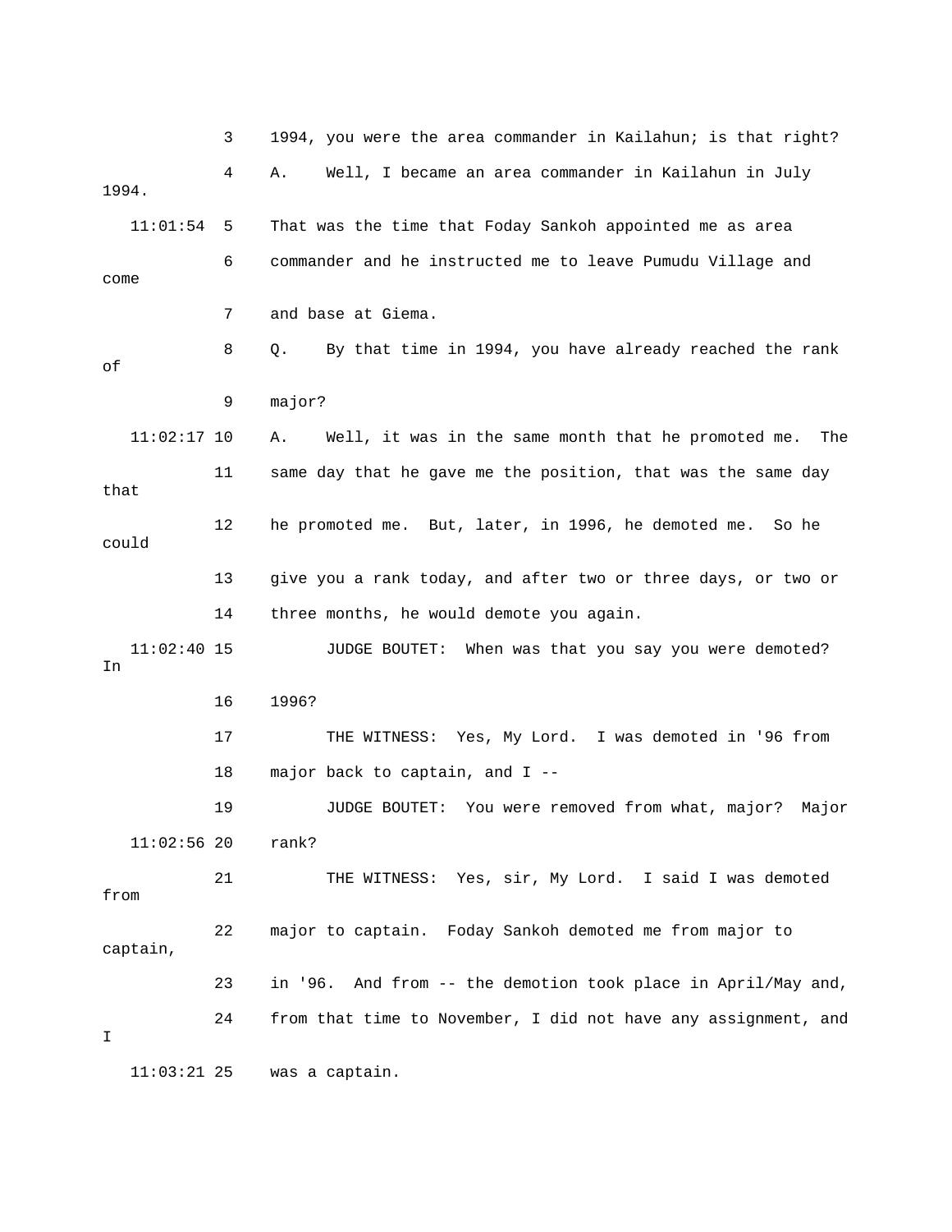1994, you were the area commander in Kailahun; is that right?

A. Well, I became an area commander in Kailahun in July 1994. That was the time that Foday Sankoh appointed me as area commander and he instructed me to leave Pumudu Village and come and base at Giema.

Q. By that time in 1994, you have already reached the rank of major?

A. Well, it was in the same month that he promoted me. The same day that he gave me the position, that was the same day that he promoted me. But, later, in 1996, he demoted me. So he could give you a rank today, and after two or three days, or two or three months, he would demote you again.

JUDGE BOUTET: When was that you say you were demoted? In 1996?

THE WITNESS: Yes, My Lord. I was demoted in '96 from major back to captain, and I --

JUDGE BOUTET: You were removed from what, major? Major rank?

THE WITNESS: Yes, sir, My Lord. I said I was demoted from major to captain. Foday Sankoh demoted me from major to captain, in '96. And from -- the demotion took place in April/May and, from that time to November, I did not have any assignment, and I was a captain.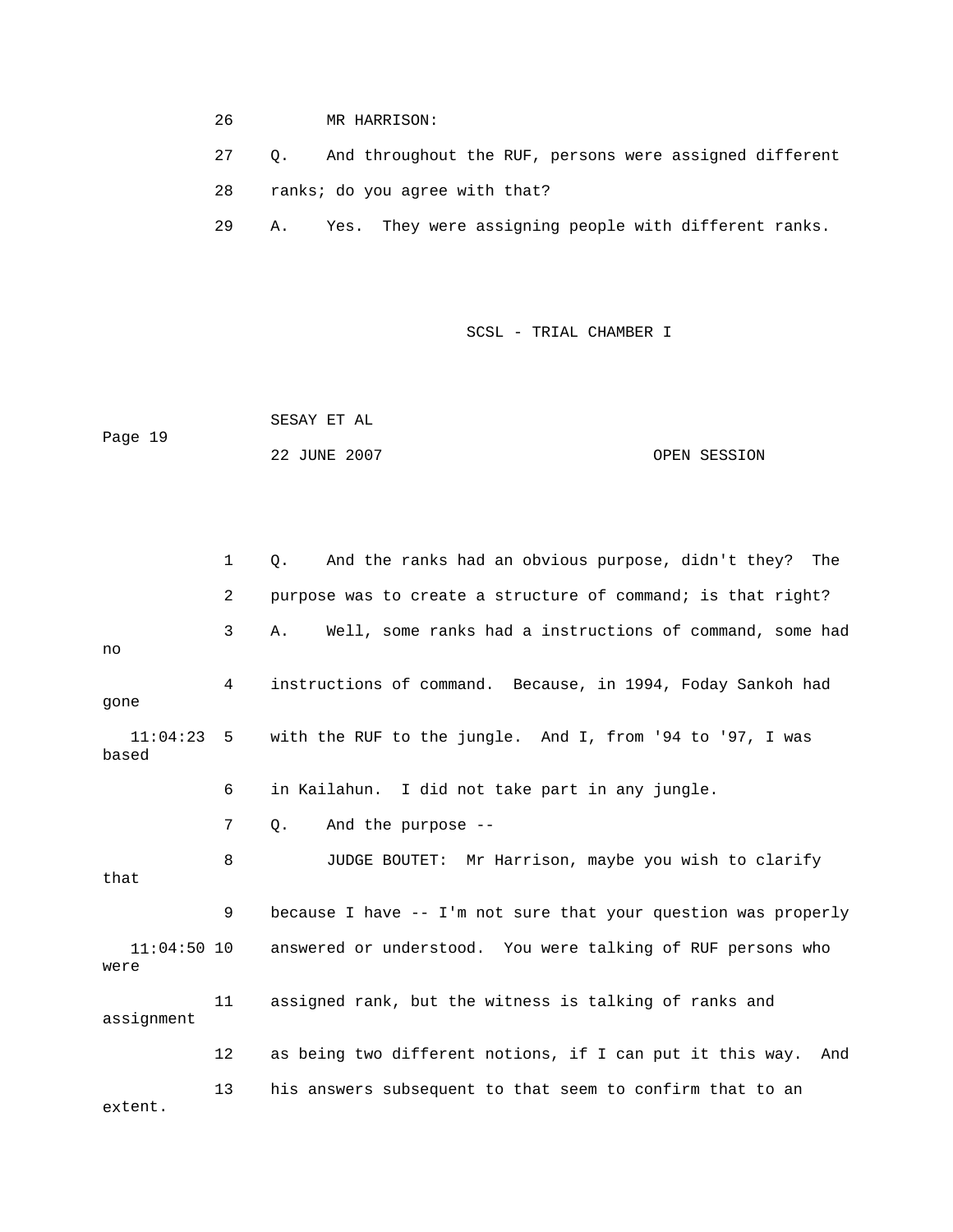26 MR HARRISON:

27 Q. And throughout the RUF, persons were assigned different

28 ranks; do you agree with that?

29 A. Yes. They were assigning people with different ranks.

1 Q. And the ranks had an obvious purpose, didn't they? The

2 purpose was to create a structure of command; is that right?

3 A. Well, some ranks had a instructions of command, some had no

4 instructions of command. Because, in 1994, Foday Sankoh had gone

11:04:23 5 with the RUF to the jungle. And I, from '94 to '97, I was based

6 in Kailahun. I did not take part in any jungle.

7 Q. And the purpose --

8 JUDGE BOUTET: Mr Harrison, maybe you wish to clarify that

9 because I have -- I'm not sure that your question was properly

11:04:50 10 answered or understood. You were talking of RUF persons who were

11 assigned rank, but the witness is talking of ranks and assignment

12 as being two different notions, if I can put it this way. And

13 his answers subsequent to that seem to confirm that to an extent.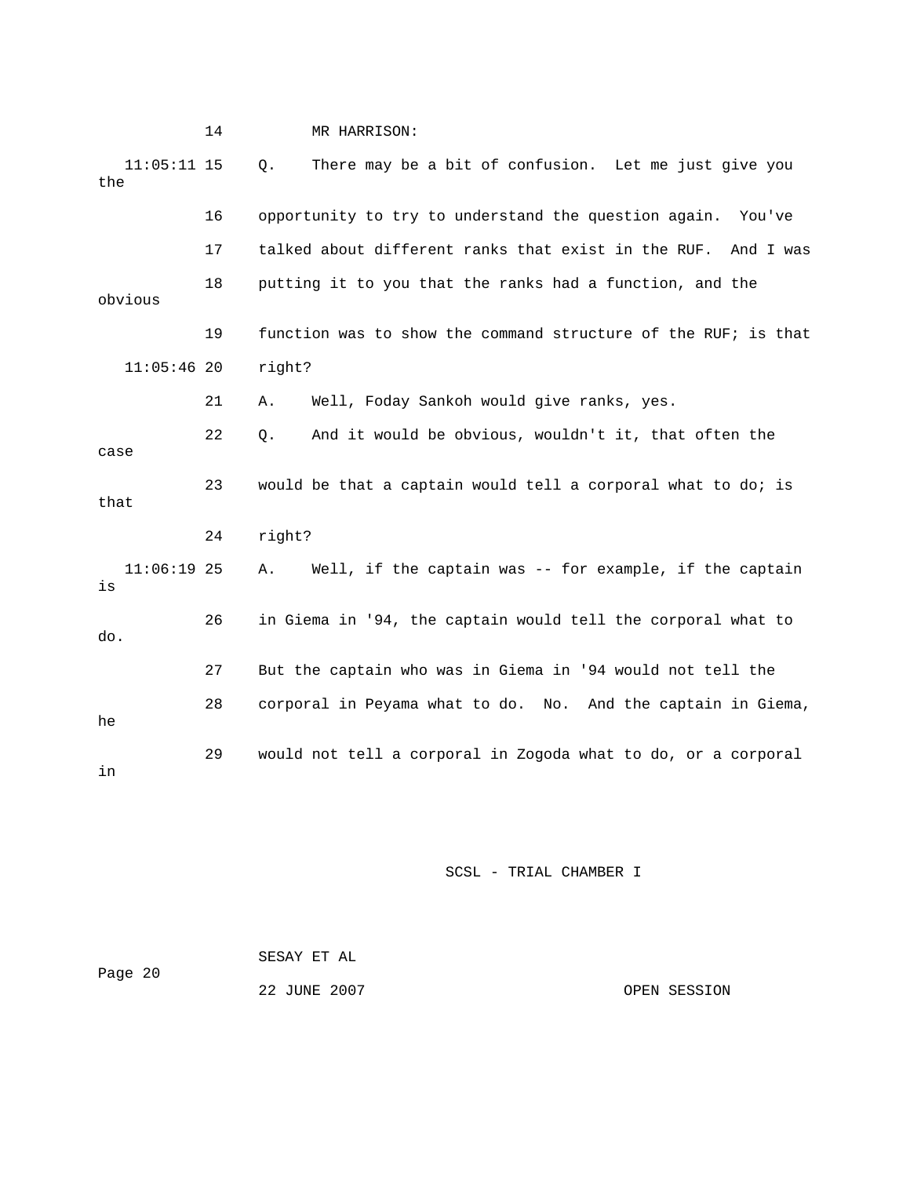14 MR HARRISON:

11:05:11 15 Q. There may be a bit of confusion. Let me just give you the

16 opportunity to try to understand the question again. You've

17 talked about different ranks that exist in the RUF. And I was

18 putting it to you that the ranks had a function, and the obvious

19 function was to show the command structure of the RUF; is that

11:05:46 20 right?

21 A. Well, Foday Sankoh would give ranks, yes.

22 Q. And it would be obvious, wouldn't it, that often the case

23 would be that a captain would tell a corporal what to do; is that

24 right?

11:06:19 25 A. Well, if the captain was -- for example, if the captain is

26 in Giema in '94, the captain would tell the corporal what to do.

27 But the captain who was in Giema in '94 would not tell the

28 corporal in Peyama what to do. No. And the captain in Giema, he

29 would not tell a corporal in Zogoda what to do, or a corporal in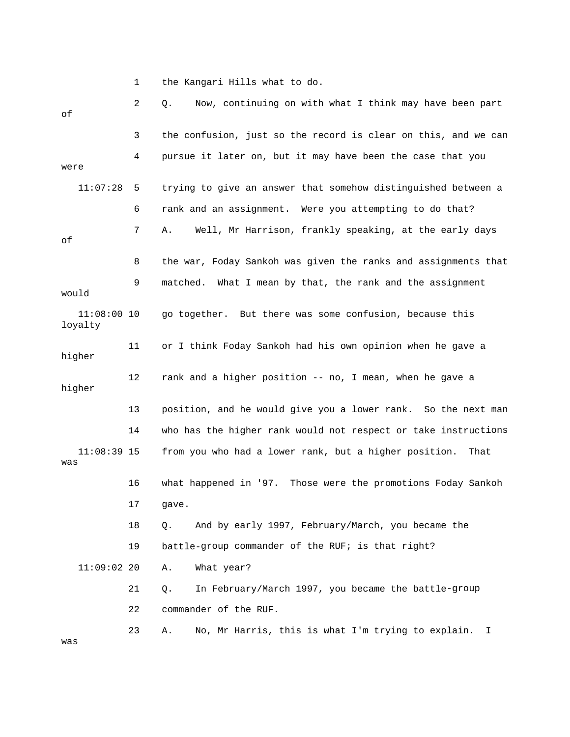1 the Kangari Hills what to do.

2 Q. Now, continuing on with what I think may have been part of

3 the confusion, just so the record is clear on this, and we can

4 pursue it later on, but it may have been the case that you were

11:07:28 5 trying to give an answer that somehow distinguished between a

6 rank and an assignment. Were you attempting to do that?

7 A. Well, Mr Harrison, frankly speaking, at the early days of

8 the war, Foday Sankoh was given the ranks and assignments that

9 matched. What I mean by that, the rank and the assignment would

11:08:00 10 go together. But there was some confusion, because this loyalty

11 or I think Foday Sankoh had his own opinion when he gave a higher

12 rank and a higher position -- no, I mean, when he gave a higher

13 position, and he would give you a lower rank. So the next man

14 who has the higher rank would not respect or take instructions

11:08:39 15 from you who had a lower rank, but a higher position. That was

16 what happened in '97. Those were the promotions Foday Sankoh

17 gave.

18 Q. And by early 1997, February/March, you became the

19 battle-group commander of the RUF; is that right?

11:09:02 20 A. What year?

21 Q. In February/March 1997, you became the battle-group

22 commander of the RUF.

23 A. No, Mr Harris, this is what I'm trying to explain. I was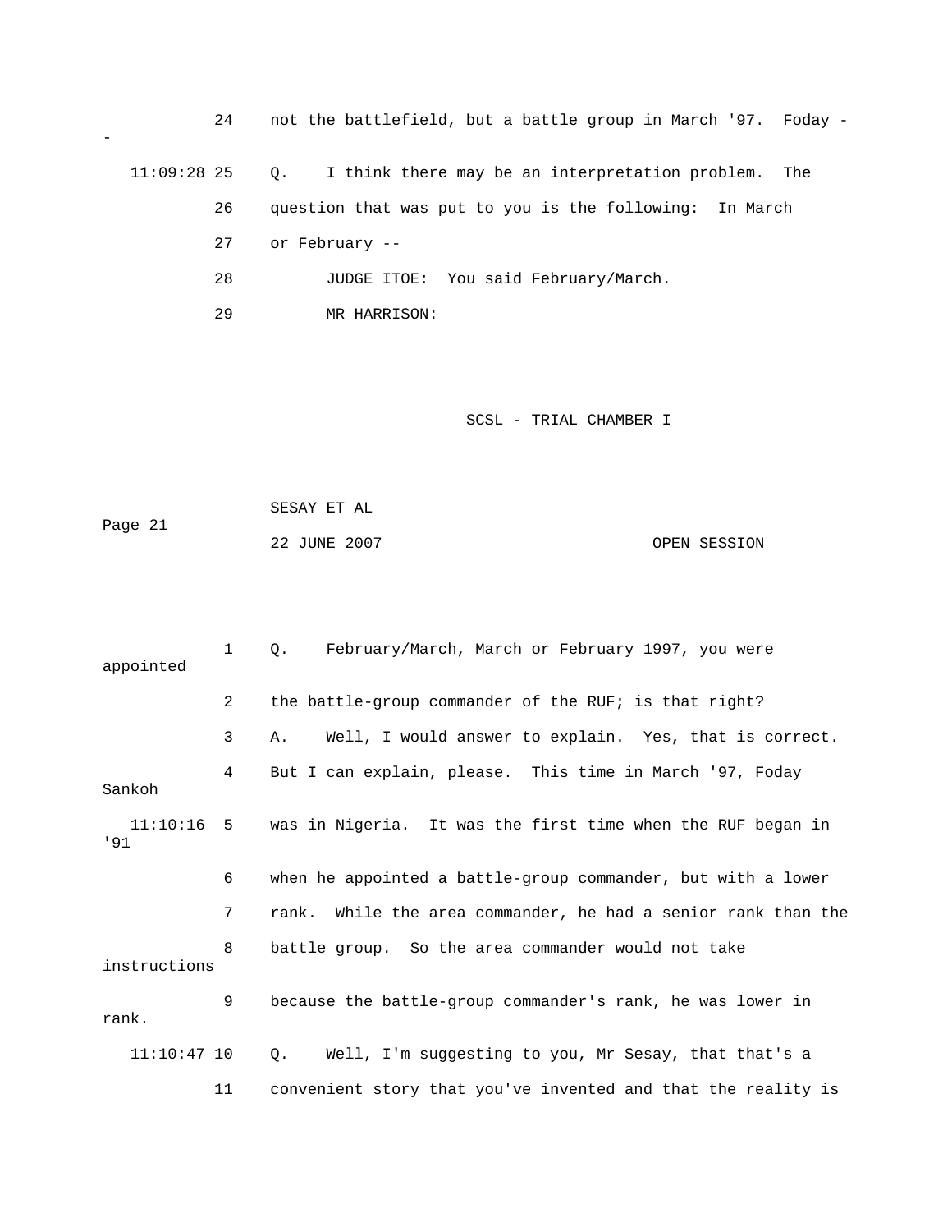24 not the battlefield, but a battle group in March '97. Foday --

11:09:28 25 Q. I think there may be an interpretation problem. The

26 question that was put to you is the following: In March

27 or February --

28 JUDGE ITOE: You said February/March.

29 MR HARRISON:

SCSL - TRIAL CHAMBER I

SESAY ET AL

Page 21

22 JUNE 2007 OPEN SESSION

1 Q. February/March, March or February 1997, you were appointed

2 the battle-group commander of the RUF; is that right?

3 A. Well, I would answer to explain. Yes, that is correct.

4 But I can explain, please. This time in March '97, Foday Sankoh

11:10:16 5 was in Nigeria. It was the first time when the RUF began in '91

6 when he appointed a battle-group commander, but with a lower

7 rank. While the area commander, he had a senior rank than the

8 battle group. So the area commander would not take instructions

9 because the battle-group commander's rank, he was lower in rank.

11:10:47 10 Q. Well, I'm suggesting to you, Mr Sesay, that that's a

11 convenient story that you've invented and that the reality is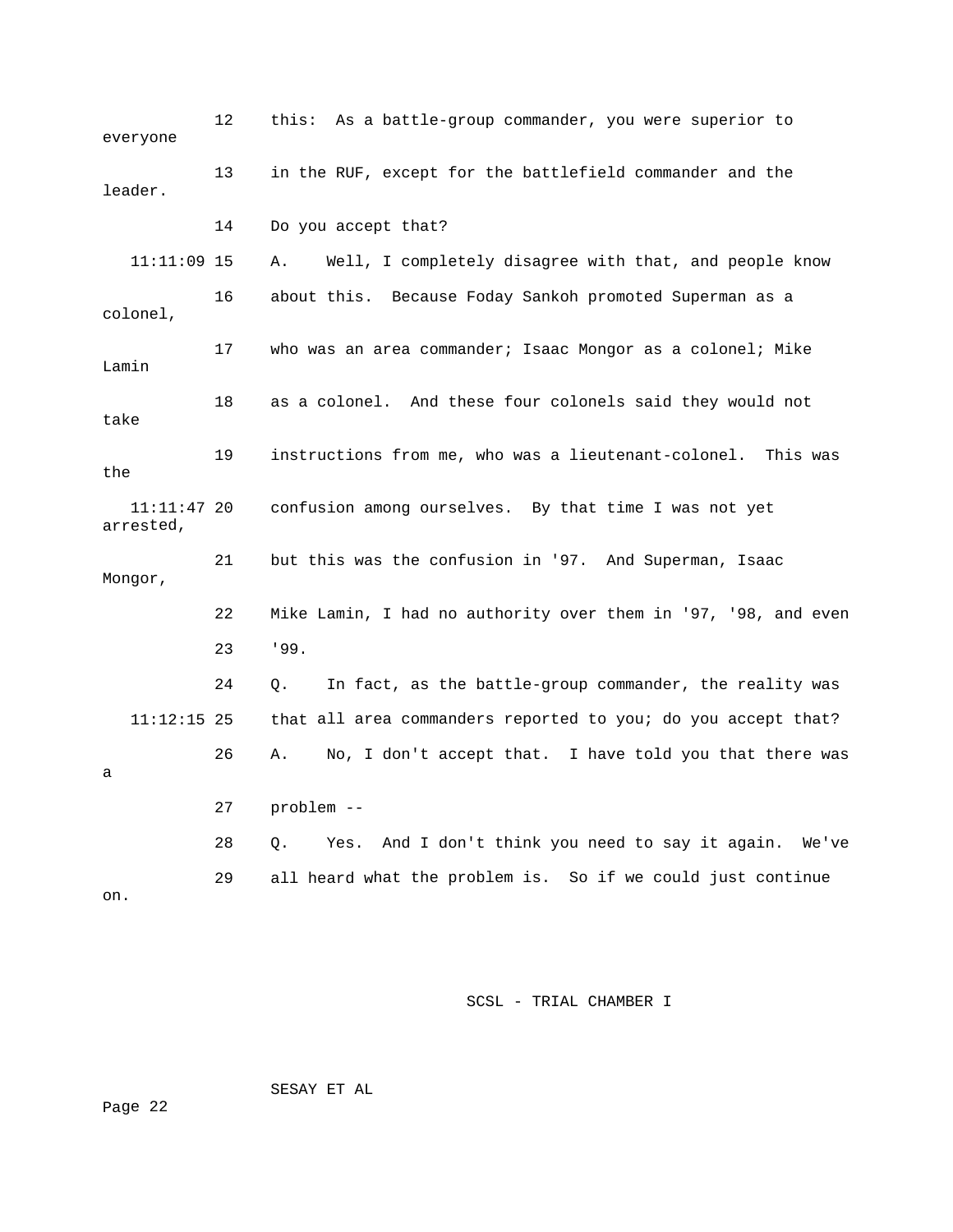12 this: As a battle-group commander, you were superior to everyone

13 in the RUF, except for the battlefield commander and the leader.

14 Do you accept that?

11:11:09 15 A. Well, I completely disagree with that, and people know

16 about this. Because Foday Sankoh promoted Superman as a colonel,

17 who was an area commander; Isaac Mongor as a colonel; Mike Lamin

18 as a colonel. And these four colonels said they would not take

19 instructions from me, who was a lieutenant-colonel. This was the

11:11:47 20 confusion among ourselves. By that time I was not yet arrested,

21 but this was the confusion in '97. And Superman, Isaac Mongor,

22 Mike Lamin, I had no authority over them in '97, '98, and even

23 '99.

24 Q. In fact, as the battle-group commander, the reality was

11:12:15 25 that all area commanders reported to you; do you accept that?

26 A. No, I don't accept that. I have told you that there was a

27 problem --

28 Q. Yes. And I don't think you need to say it again. We've

29 all heard what the problem is. So if we could just continue on.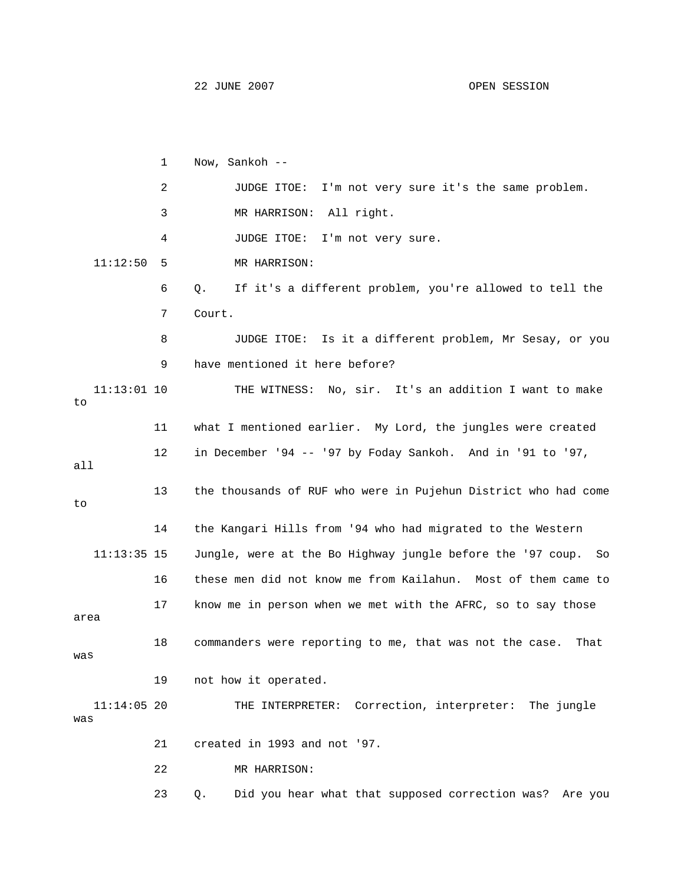1 Now, Sankoh --

2 JUDGE ITOE: I'm not very sure it's the same problem.

3 MR HARRISON: All right.

4 JUDGE ITOE: I'm not very sure.

11:12:50 5 MR HARRISON:

6 Q. If it's a different problem, you're allowed to tell the

7 Court.

8 JUDGE ITOE: Is it a different problem, Mr Sesay, or you

9 have mentioned it here before?

11:13:01 10 THE WITNESS: No, sir. It's an addition I want to make to

11 what I mentioned earlier. My Lord, the jungles were created

12 in December '94 -- '97 by Foday Sankoh. And in '91 to '97, all

13 the thousands of RUF who were in Pujehun District who had come to

14 the Kangari Hills from '94 who had migrated to the Western

11:13:35 15 Jungle, were at the Bo Highway jungle before the '97 coup. So

16 these men did not know me from Kailahun. Most of them came to

17 know me in person when we met with the AFRC, so to say those area

18 commanders were reporting to me, that was not the case. That was

19 not how it operated.

11:14:05 20 THE INTERPRETER: Correction, interpreter: The jungle was

21 created in 1993 and not '97.

22 MR HARRISON:

23 Q. Did you hear what that supposed correction was? Are you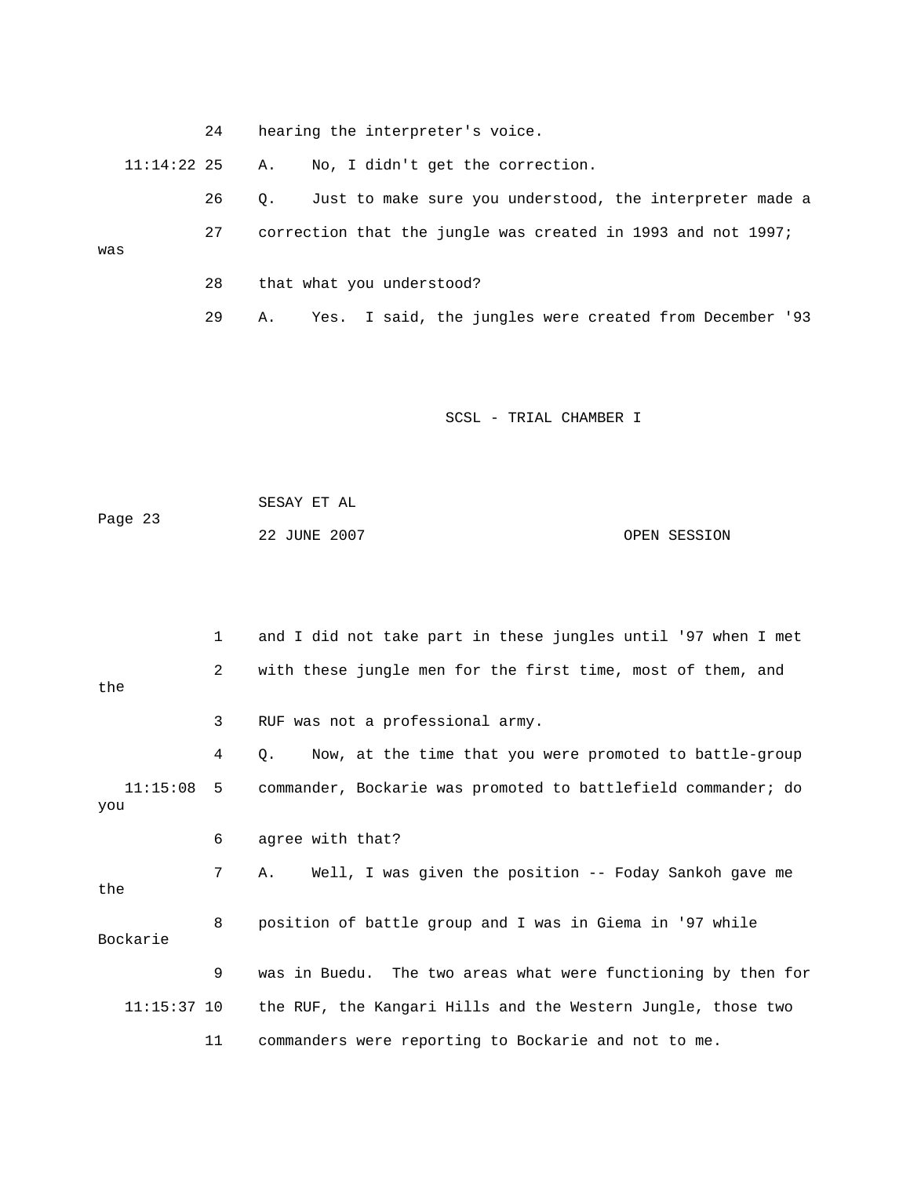24 hearing the interpreter's voice.

11:14:22 25 A. No, I didn't get the correction.

26 Q. Just to make sure you understood, the interpreter made a

27 correction that the jungle was created in 1993 and not 1997; was

28 that what you understood?

29 A. Yes. I said, the jungles were created from December '93

1 and I did not take part in these jungles until '97 when I met

2 with these jungle men for the first time, most of them, and the

3 RUF was not a professional army.

4 Q. Now, at the time that you were promoted to battle-group

11:15:08 5 commander, Bockarie was promoted to battlefield commander; do you

6 agree with that?

7 A. Well, I was given the position -- Foday Sankoh gave me the

8 position of battle group and I was in Giema in '97 while Bockarie

9 was in Buedu. The two areas what were functioning by then for

11:15:37 10 the RUF, the Kangari Hills and the Western Jungle, those two

11 commanders were reporting to Bockarie and not to me.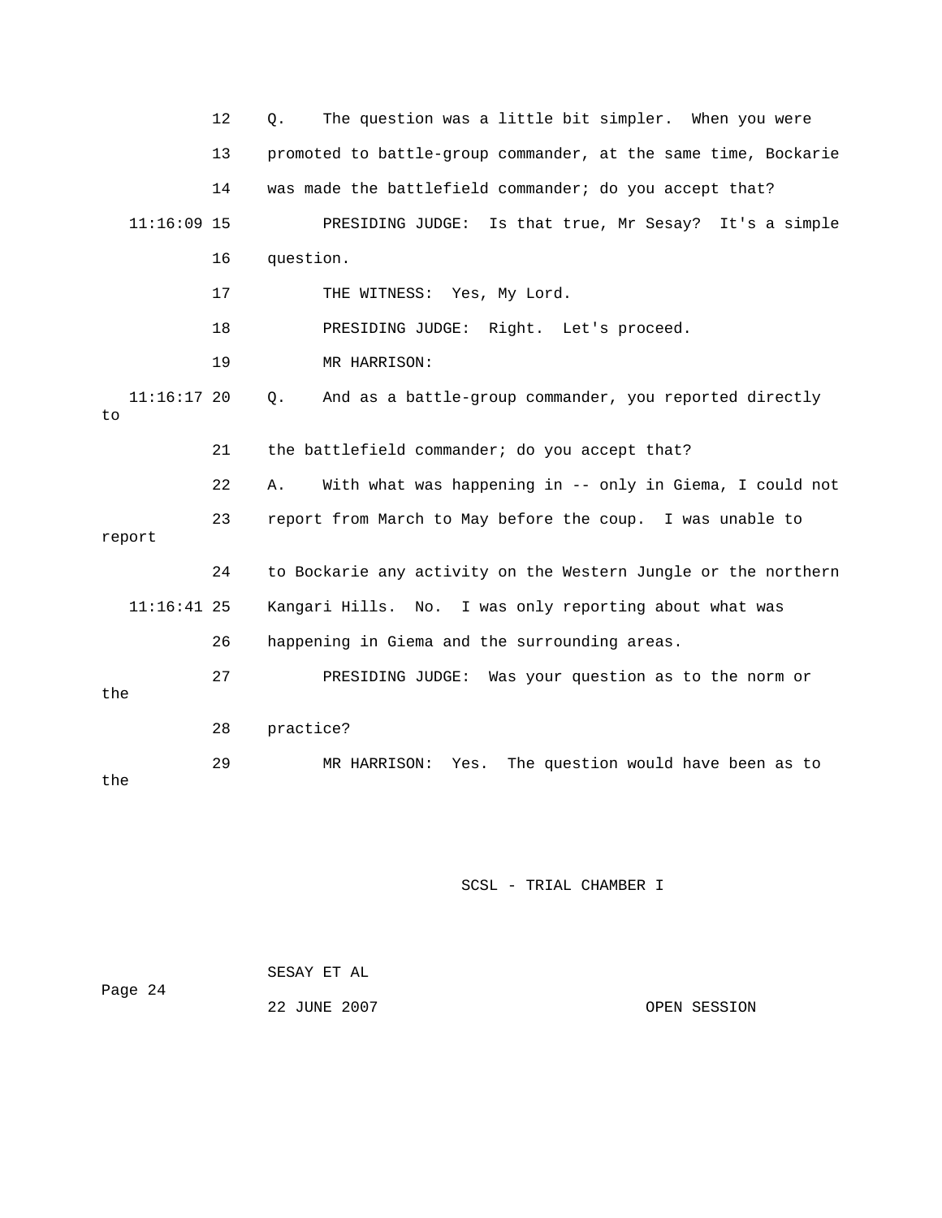12 Q. The question was a little bit simpler. When you were

13 promoted to battle-group commander, at the same time, Bockarie

14 was made the battlefield commander; do you accept that?

11:16:09 15 PRESIDING JUDGE: Is that true, Mr Sesay? It's a simple

16 question.

17 THE WITNESS: Yes, My Lord.

18 PRESIDING JUDGE: Right. Let's proceed.

19 MR HARRISON:

11:16:17 20 Q. And as a battle-group commander, you reported directly to

21 the battlefield commander; do you accept that?

22 A. With what was happening in -- only in Giema, I could not

23 report from March to May before the coup. I was unable to report

24 to Bockarie any activity on the Western Jungle or the northern

11:16:41 25 Kangari Hills. No. I was only reporting about what was

26 happening in Giema and the surrounding areas.

27 PRESIDING JUDGE: Was your question as to the norm or the

28 practice?

29 MR HARRISON: Yes. The question would have been as to the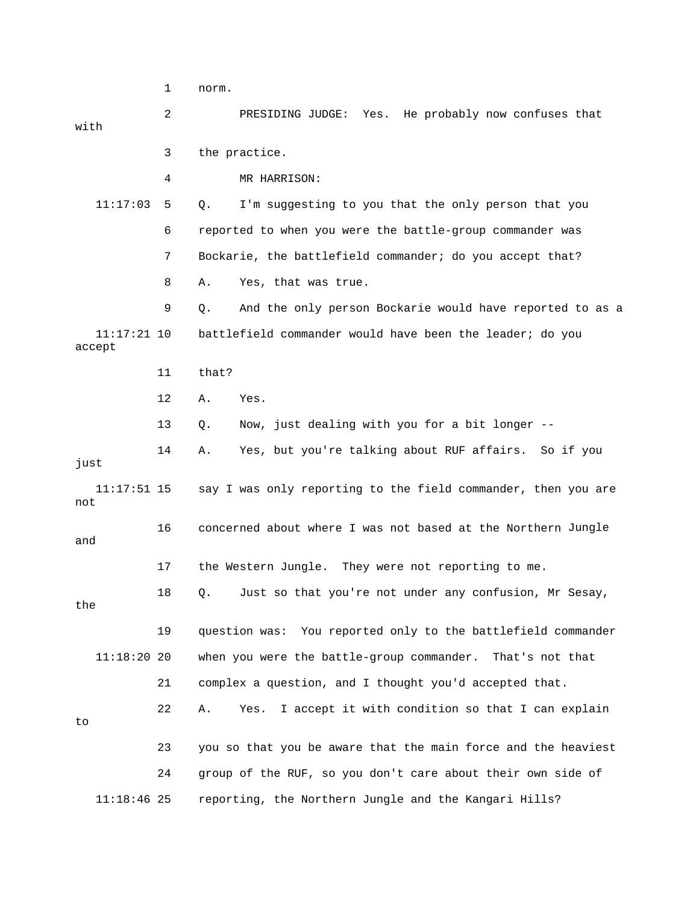1 norm.

2 PRESIDING JUDGE: Yes. He probably now confuses that with

3 the practice.

4 MR HARRISON:

11:17:03 5 Q. I'm suggesting to you that the only person that you

6 reported to when you were the battle-group commander was

7 Bockarie, the battlefield commander; do you accept that?

8 A. Yes, that was true.

9 Q. And the only person Bockarie would have reported to as a

11:17:21 10 battlefield commander would have been the leader; do you accept

11 that?

12 A. Yes.

13 Q. Now, just dealing with you for a bit longer --

14 A. Yes, but you're talking about RUF affairs. So if you just

11:17:51 15 say I was only reporting to the field commander, then you are not

16 concerned about where I was not based at the Northern Jungle and

17 the Western Jungle. They were not reporting to me.

18 Q. Just so that you're not under any confusion, Mr Sesay, the

19 question was: You reported only to the battlefield commander

11:18:20 20 when you were the battle-group commander. That's not that

21 complex a question, and I thought you'd accepted that.

22 A. Yes. I accept it with condition so that I can explain to

23 you so that you be aware that the main force and the heaviest

24 group of the RUF, so you don't care about their own side of

11:18:46 25 reporting, the Northern Jungle and the Kangari Hills?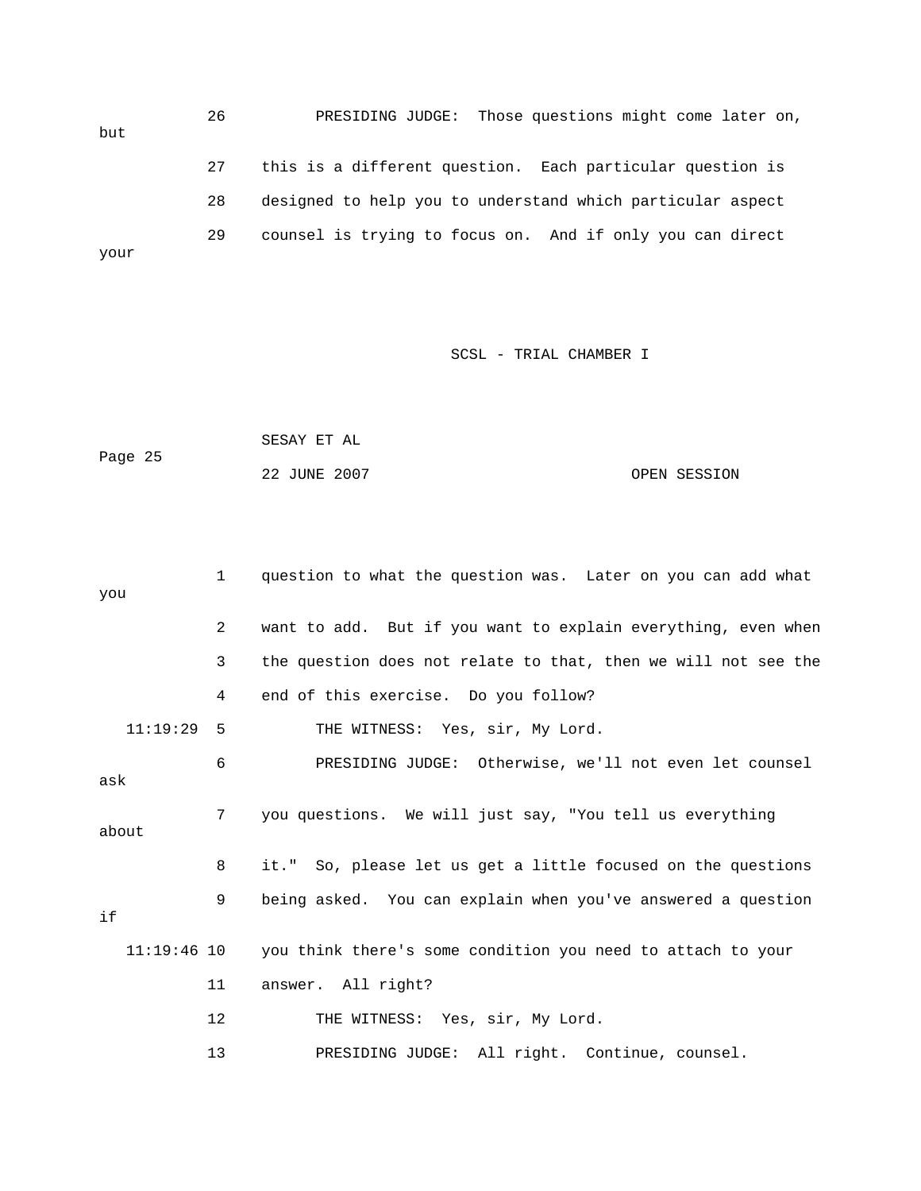26 PRESIDING JUDGE: Those questions might come later on, but

27 this is a different question. Each particular question is

28 designed to help you to understand which particular aspect

29 counsel is trying to focus on. And if only you can direct your

1 question to what the question was. Later on you can add what you

2 want to add. But if you want to explain everything, even when

3 the question does not relate to that, then we will not see the

4 end of this exercise. Do you follow?

11:19:29 5 THE WITNESS: Yes, sir, My Lord.

6 PRESIDING JUDGE: Otherwise, we'll not even let counsel ask

7 you questions. We will just say, "You tell us everything about

8 it." So, please let us get a little focused on the questions

9 being asked. You can explain when you've answered a question if

11:19:46 10 you think there's some condition you need to attach to your

11 answer. All right?

12 THE WITNESS: Yes, sir, My Lord.

13 PRESIDING JUDGE: All right. Continue, counsel.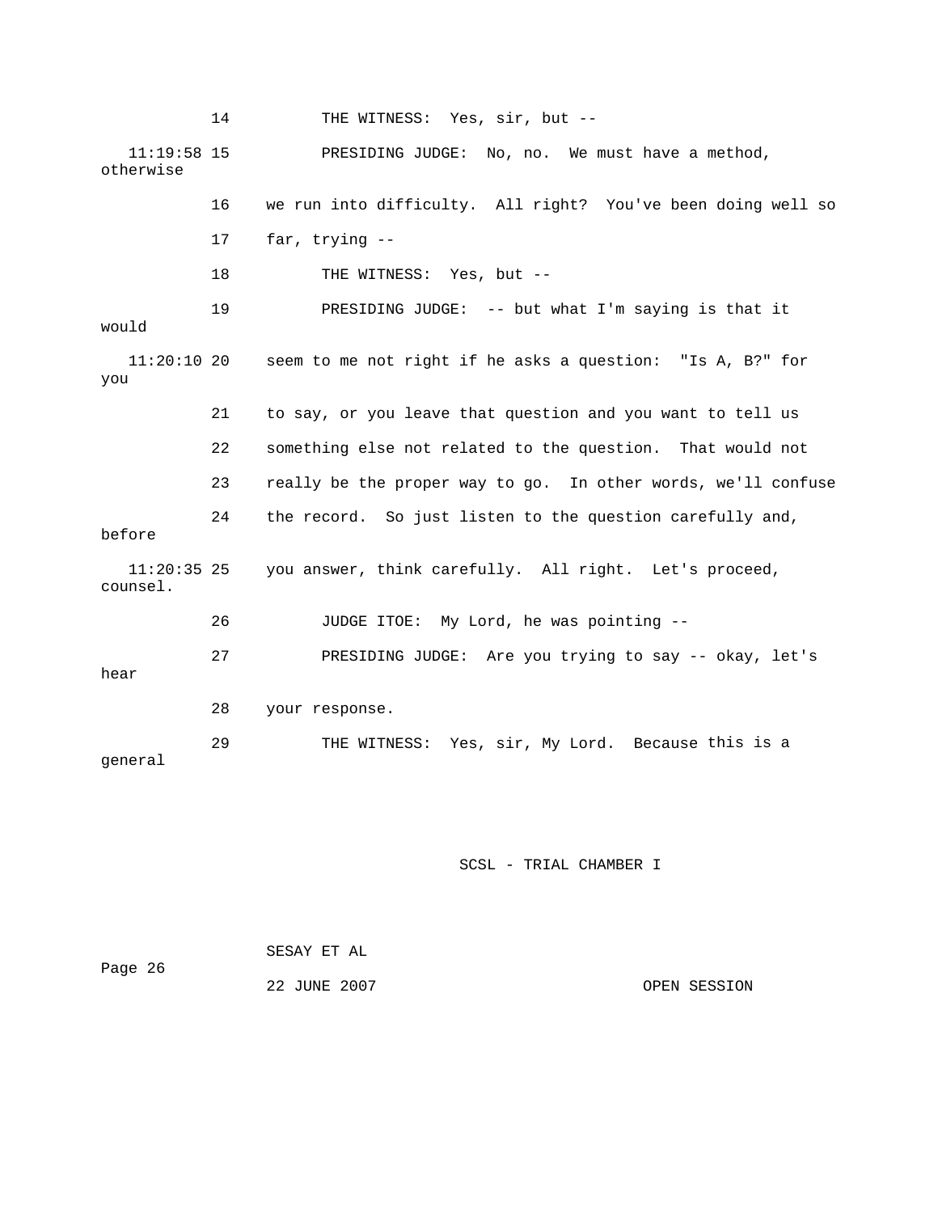14 THE WITNESS: Yes, sir, but --

11:19:58 15 PRESIDING JUDGE: No, no. We must have a method, otherwise

16 we run into difficulty. All right? You've been doing well so

17 far, trying --

18 THE WITNESS: Yes, but --

19 PRESIDING JUDGE: -- but what I'm saying is that it would

11:20:10 20 seem to me not right if he asks a question: "Is A, B?" for you

21 to say, or you leave that question and you want to tell us

22 something else not related to the question. That would not

23 really be the proper way to go. In other words, we'll confuse

24 the record. So just listen to the question carefully and, before

11:20:35 25 you answer, think carefully. All right. Let's proceed, counsel.

26 JUDGE ITOE: My Lord, he was pointing --

27 PRESIDING JUDGE: Are you trying to say -- okay, let's hear

28 your response.

29 THE WITNESS: Yes, sir, My Lord. Because this is a general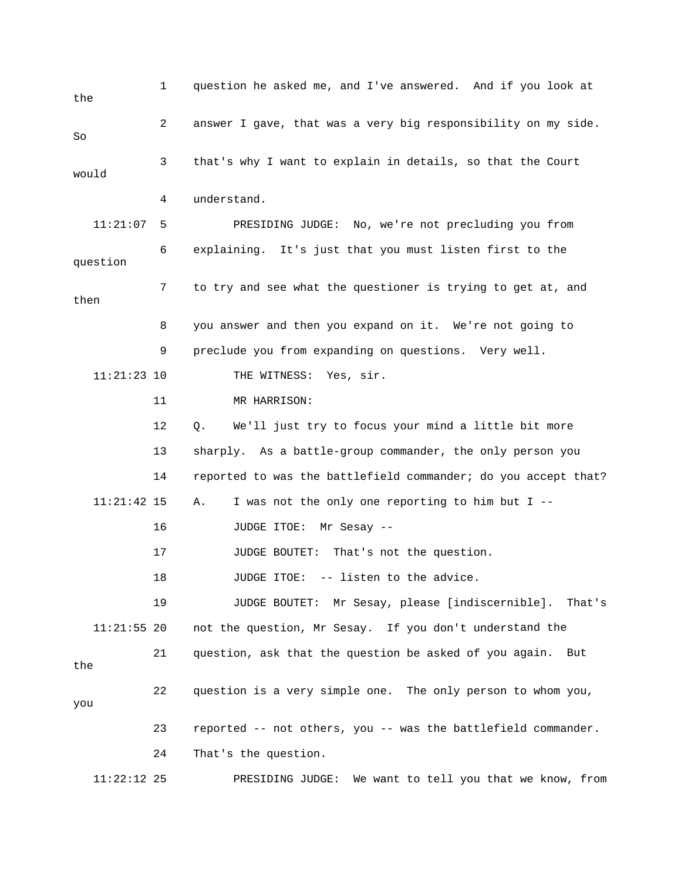question he asked me, and I've answered. And if you look at the answer I gave, that was a very big responsibility on my side. So that's why I want to explain in details, so that the Court would understand.

11:21:07 PRESIDING JUDGE: No, we're not precluding you from explaining. It's just that you must listen first to the question to try and see what the questioner is trying to get at, and then you answer and then you expand on it. We're not going to preclude you from expanding on questions. Very well.

11:21:23 THE WITNESS: Yes, sir.

MR HARRISON:

Q. We'll just try to focus your mind a little bit more sharply. As a battle-group commander, the only person you reported to was the battlefield commander; do you accept that?

11:21:42 A. I was not the only one reporting to him but I --

JUDGE ITOE: Mr Sesay --

JUDGE BOUTET: That's not the question.

JUDGE ITOE: -- listen to the advice.

JUDGE BOUTET: Mr Sesay, please [indiscernible]. That's

11:21:55 not the question, Mr Sesay. If you don't understand the question, ask that the question be asked of you again. But the question is a very simple one. The only person to whom you, you reported -- not others, you -- was the battlefield commander. That's the question.

11:22:12 PRESIDING JUDGE: We want to tell you that we know, from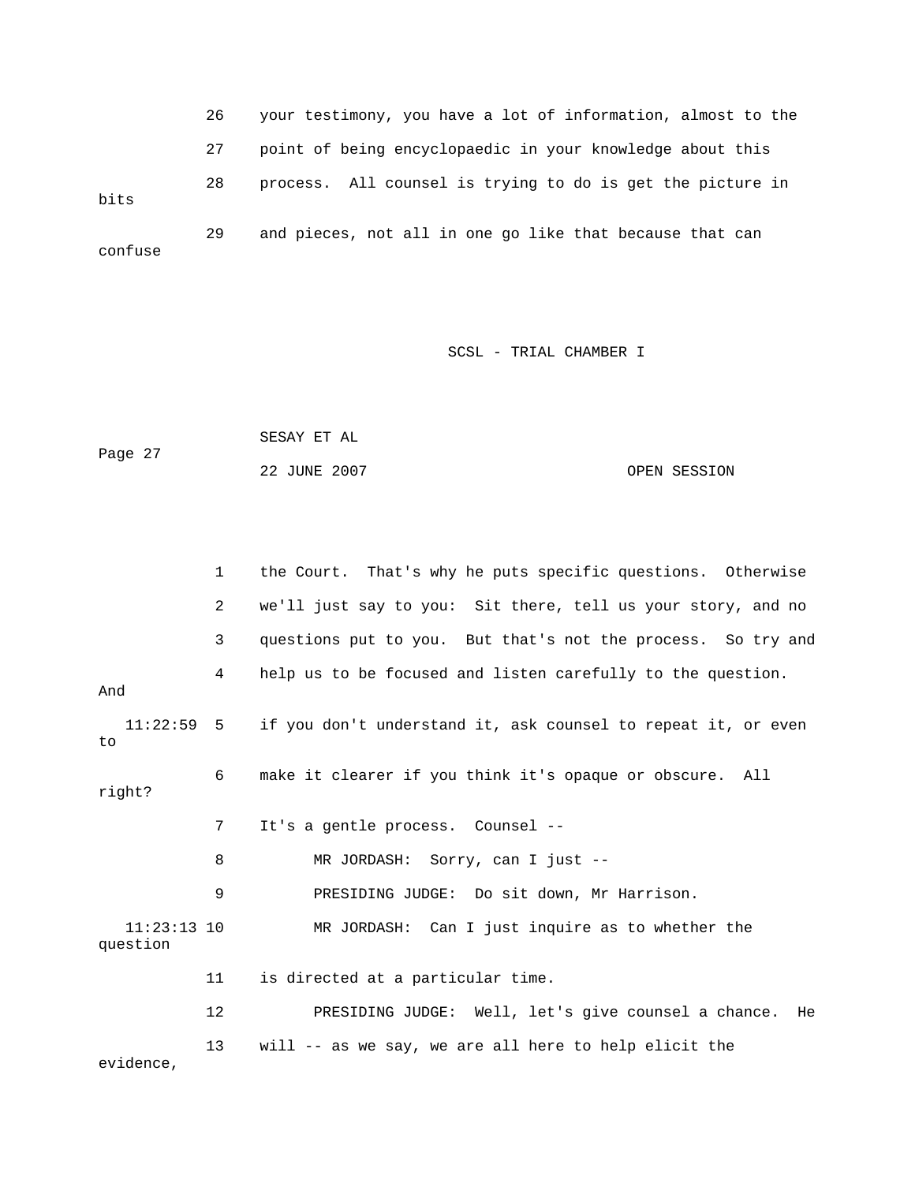26 your testimony, you have a lot of information, almost to the

27 point of being encyclopaedic in your knowledge about this

28 process. All counsel is trying to do is get the picture in bits

29 and pieces, not all in one go like that because that can confuse

1 the Court. That's why he puts specific questions. Otherwise

2 we'll just say to you: Sit there, tell us your story, and no

3 questions put to you. But that's not the process. So try and

4 help us to be focused and listen carefully to the question. And

11:22:59 5 if you don't understand it, ask counsel to repeat it, or even to

6 make it clearer if you think it's opaque or obscure. All right?

7 It's a gentle process. Counsel --

8 MR JORDASH: Sorry, can I just --

9 PRESIDING JUDGE: Do sit down, Mr Harrison.

11:23:13 10 MR JORDASH: Can I just inquire as to whether the question

11 is directed at a particular time.

12 PRESIDING JUDGE: Well, let's give counsel a chance. He

13 will -- as we say, we are all here to help elicit the evidence,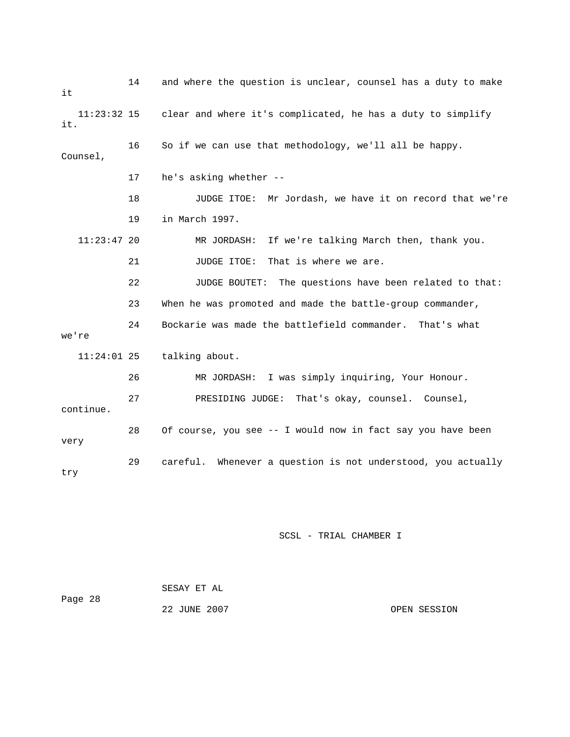14 and where the question is unclear, counsel has a duty to make it

11:23:32 15 clear and where it's complicated, he has a duty to simplify it.

16 So if we can use that methodology, we'll all be happy. Counsel,

17 he's asking whether --

18 JUDGE ITOE: Mr Jordash, we have it on record that we're

19 in March 1997.

11:23:47 20 MR JORDASH: If we're talking March then, thank you.

21 JUDGE ITOE: That is where we are.

22 JUDGE BOUTET: The questions have been related to that:

23 When he was promoted and made the battle-group commander,

24 Bockarie was made the battlefield commander. That's what we're

11:24:01 25 talking about.

26 MR JORDASH: I was simply inquiring, Your Honour.

27 PRESIDING JUDGE: That's okay, counsel. Counsel, continue.

28 Of course, you see -- I would now in fact say you have been very

29 careful. Whenever a question is not understood, you actually try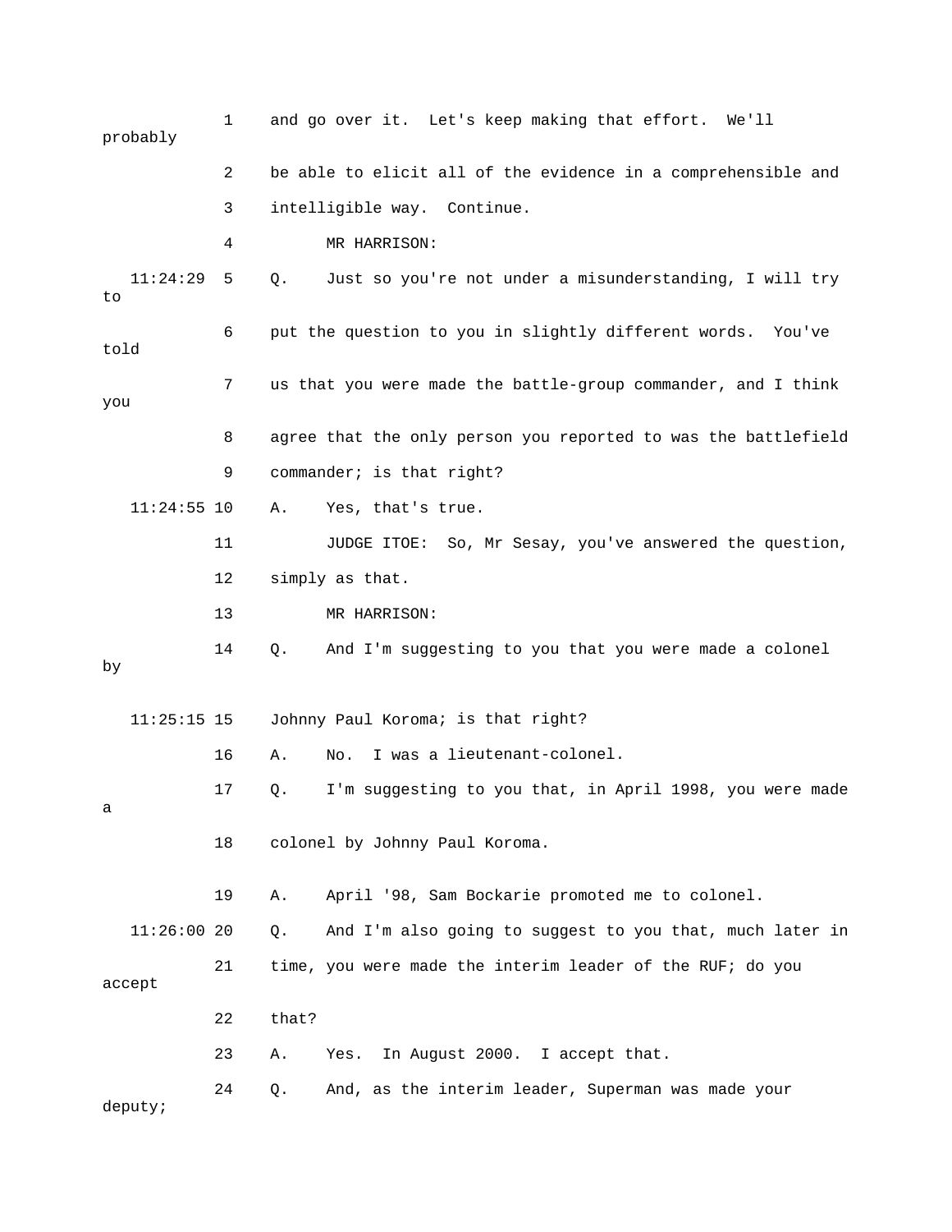1 and go over it. Let's keep making that effort. We'll probably

2 be able to elicit all of the evidence in a comprehensible and

3 intelligible way. Continue.

4 MR HARRISON:

11:24:29 5 Q. Just so you're not under a misunderstanding, I will try to

6 put the question to you in slightly different words. You've told

7 us that you were made the battle-group commander, and I think you

8 agree that the only person you reported to was the battlefield

9 commander; is that right?

11:24:55 10 A. Yes, that's true.

11 JUDGE ITOE: So, Mr Sesay, you've answered the question,

12 simply as that.

13 MR HARRISON:

14 Q. And I'm suggesting to you that you were made a colonel by

11:25:15 15 Johnny Paul Koroma; is that right?

16 A. No. I was a lieutenant-colonel.

17 Q. I'm suggesting to you that, in April 1998, you were made a

18 colonel by Johnny Paul Koroma.

19 A. April '98, Sam Bockarie promoted me to colonel.

11:26:00 20 Q. And I'm also going to suggest to you that, much later in

21 time, you were made the interim leader of the RUF; do you accept

22 that?

23 A. Yes. In August 2000. I accept that.

24 Q. And, as the interim leader, Superman was made your deputy;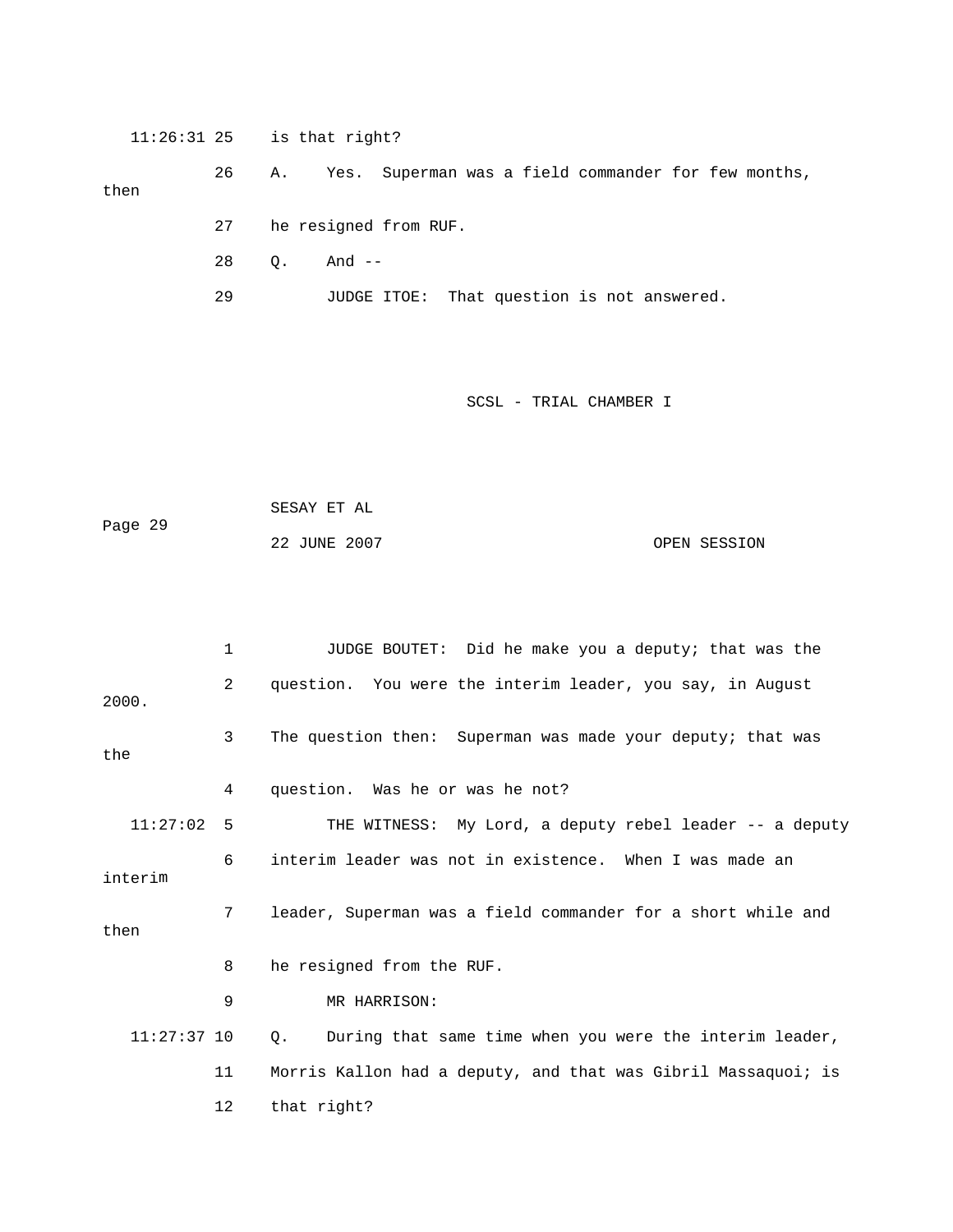11:26:31 25 is that right?

26 A. Yes. Superman was a field commander for few months, then

27 he resigned from RUF.

28 Q. And --

29 JUDGE ITOE: That question is not answered.

1 JUDGE BOUTET: Did he make you a deputy; that was the

2 question. You were the interim leader, you say, in August 2000.

3 The question then: Superman was made your deputy; that was the

4 question. Was he or was he not?

11:27:02 5 THE WITNESS: My Lord, a deputy rebel leader -- a deputy

6 interim leader was not in existence. When I was made an interim

7 leader, Superman was a field commander for a short while and then

8 he resigned from the RUF.

9 MR HARRISON:

11:27:37 10 Q. During that same time when you were the interim leader,

11 Morris Kallon had a deputy, and that was Gibril Massaquoi; is

12 that right?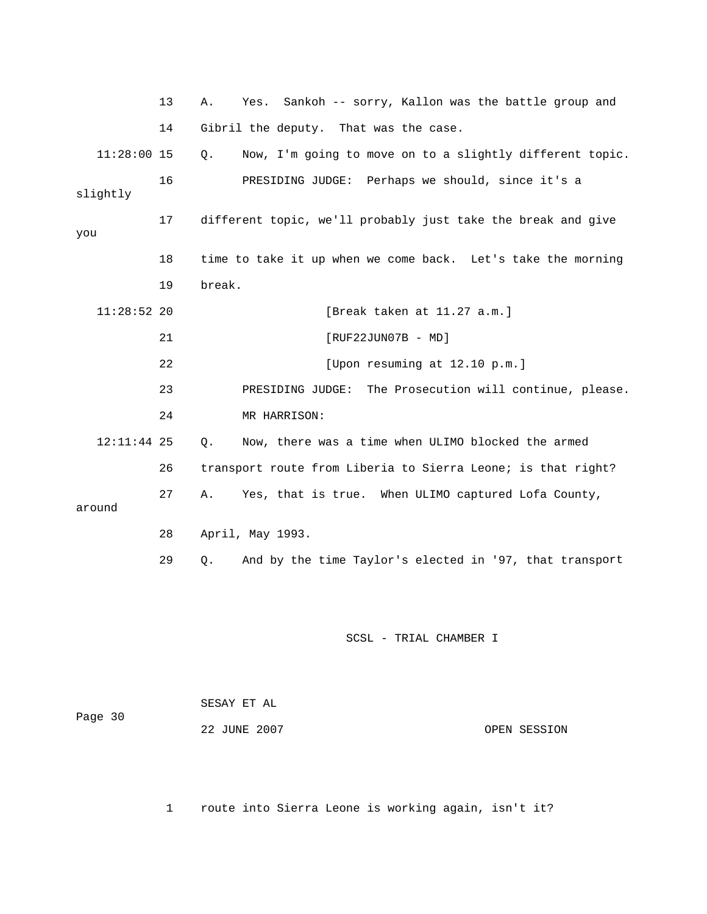13 A. Yes. Sankoh -- sorry, Kallon was the battle group and

14 Gibril the deputy. That was the case.

11:28:00 15 Q. Now, I'm going to move on to a slightly different topic.

16 PRESIDING JUDGE: Perhaps we should, since it's a slightly

17 different topic, we'll probably just take the break and give you

18 time to take it up when we come back. Let's take the morning

19 break.

11:28:52 20 [Break taken at 11.27 a.m.]

21 [RUF22JUN07B - MD]

22 [Upon resuming at 12.10 p.m.]

23 PRESIDING JUDGE: The Prosecution will continue, please.

24 MR HARRISON:

12:11:44 25 Q. Now, there was a time when ULIMO blocked the armed

26 transport route from Liberia to Sierra Leone; is that right?

27 A. Yes, that is true. When ULIMO captured Lofa County, around

28 April, May 1993.

29 Q. And by the time Taylor's elected in '97, that transport

1 route into Sierra Leone is working again, isn't it?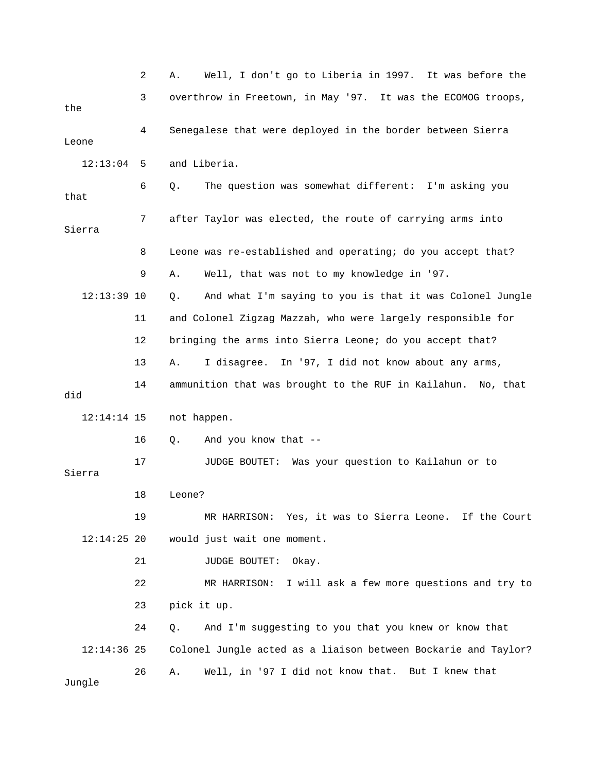2 A. Well, I don't go to Liberia in 1997. It was before the

3 overthrow in Freetown, in May '97. It was the ECOMOG troops, the

4 Senegalese that were deployed in the border between Sierra Leone

12:13:04 5 and Liberia.

6 Q. The question was somewhat different: I'm asking you that

7 after Taylor was elected, the route of carrying arms into Sierra

8 Leone was re-established and operating; do you accept that?

9 A. Well, that was not to my knowledge in '97.

12:13:39 10 Q. And what I'm saying to you is that it was Colonel Jungle

11 and Colonel Zigzag Mazzah, who were largely responsible for

12 bringing the arms into Sierra Leone; do you accept that?

13 A. I disagree. In '97, I did not know about any arms,

14 ammunition that was brought to the RUF in Kailahun. No, that did

12:14:14 15 not happen.

16 Q. And you know that --

17 JUDGE BOUTET: Was your question to Kailahun or to Sierra

18 Leone?

19 MR HARRISON: Yes, it was to Sierra Leone. If the Court

12:14:25 20 would just wait one moment.

21 JUDGE BOUTET: Okay.

22 MR HARRISON: I will ask a few more questions and try to

23 pick it up.

24 Q. And I'm suggesting to you that you knew or know that

12:14:36 25 Colonel Jungle acted as a liaison between Bockarie and Taylor?

26 A. Well, in '97 I did not know that. But I knew that Jungle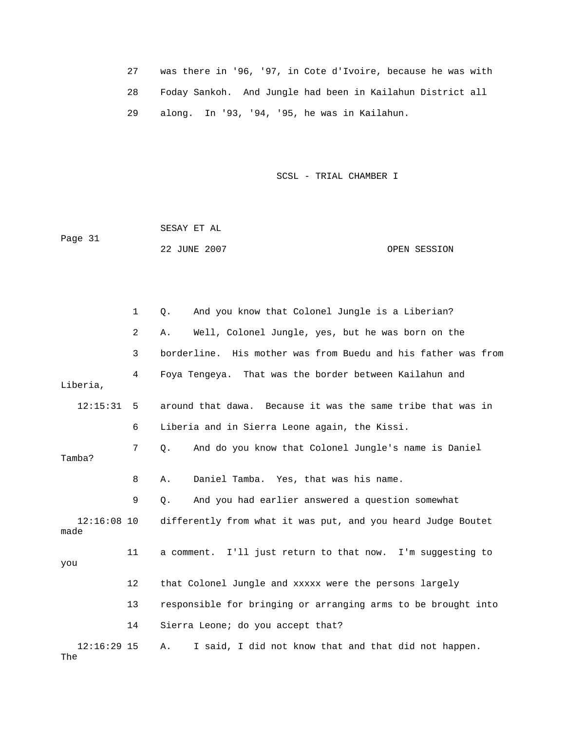27 was there in '96, '97, in Cote d'Ivoire, because he was with

28 Foday Sankoh. And Jungle had been in Kailahun District all

29 along. In '93, '94, '95, he was in Kailahun.

1 Q. And you know that Colonel Jungle is a Liberian?

2 A. Well, Colonel Jungle, yes, but he was born on the

3 borderline. His mother was from Buedu and his father was from Liberia,

4 Foya Tengeya. That was the border between Kailahun and

12:15:31 5 around that dawa. Because it was the same tribe that was in

6 Liberia and in Sierra Leone again, the Kissi.

7 Q. And do you know that Colonel Jungle's name is Daniel Tamba?

8 A. Daniel Tamba. Yes, that was his name.

9 Q. And you had earlier answered a question somewhat

12:16:08 10 differently from what it was put, and you heard Judge Boutet made

11 a comment. I'll just return to that now. I'm suggesting to you

12 that Colonel Jungle and xxxxx were the persons largely

13 responsible for bringing or arranging arms to be brought into

14 Sierra Leone; do you accept that?

12:16:29 15 A. I said, I did not know that and that did not happen. The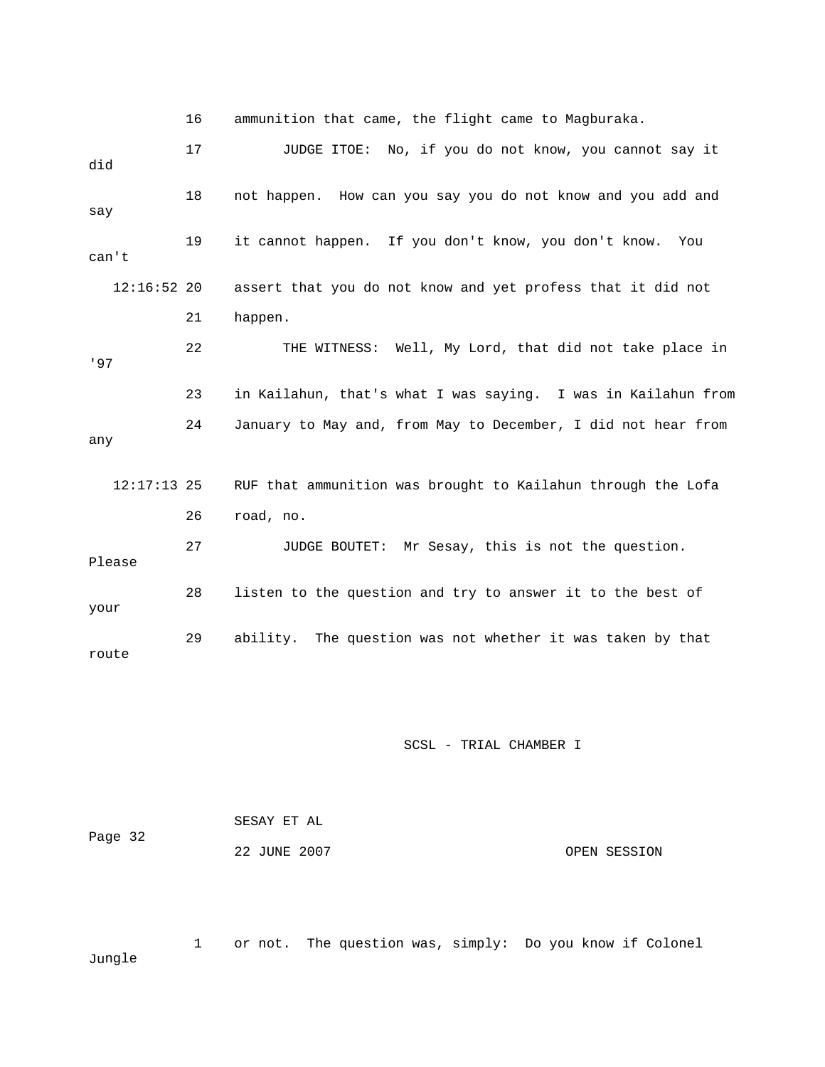16 ammunition that came, the flight came to Magburaka.

17 JUDGE ITOE: No, if you do not know, you cannot say it did

18 not happen. How can you say you do not know and you add and say

19 it cannot happen. If you don't know, you don't know. You can't

12:16:52 20 assert that you do not know and yet profess that it did not

21 happen.

22 THE WITNESS: Well, My Lord, that did not take place in '97

23 in Kailahun, that's what I was saying. I was in Kailahun from

24 January to May and, from May to December, I did not hear from any

12:17:13 25 RUF that ammunition was brought to Kailahun through the Lofa

26 road, no.

27 JUDGE BOUTET: Mr Sesay, this is not the question. Please

28 listen to the question and try to answer it to the best of your

29 ability. The question was not whether it was taken by that route

1 or not. The question was, simply: Do you know if Colonel Jungle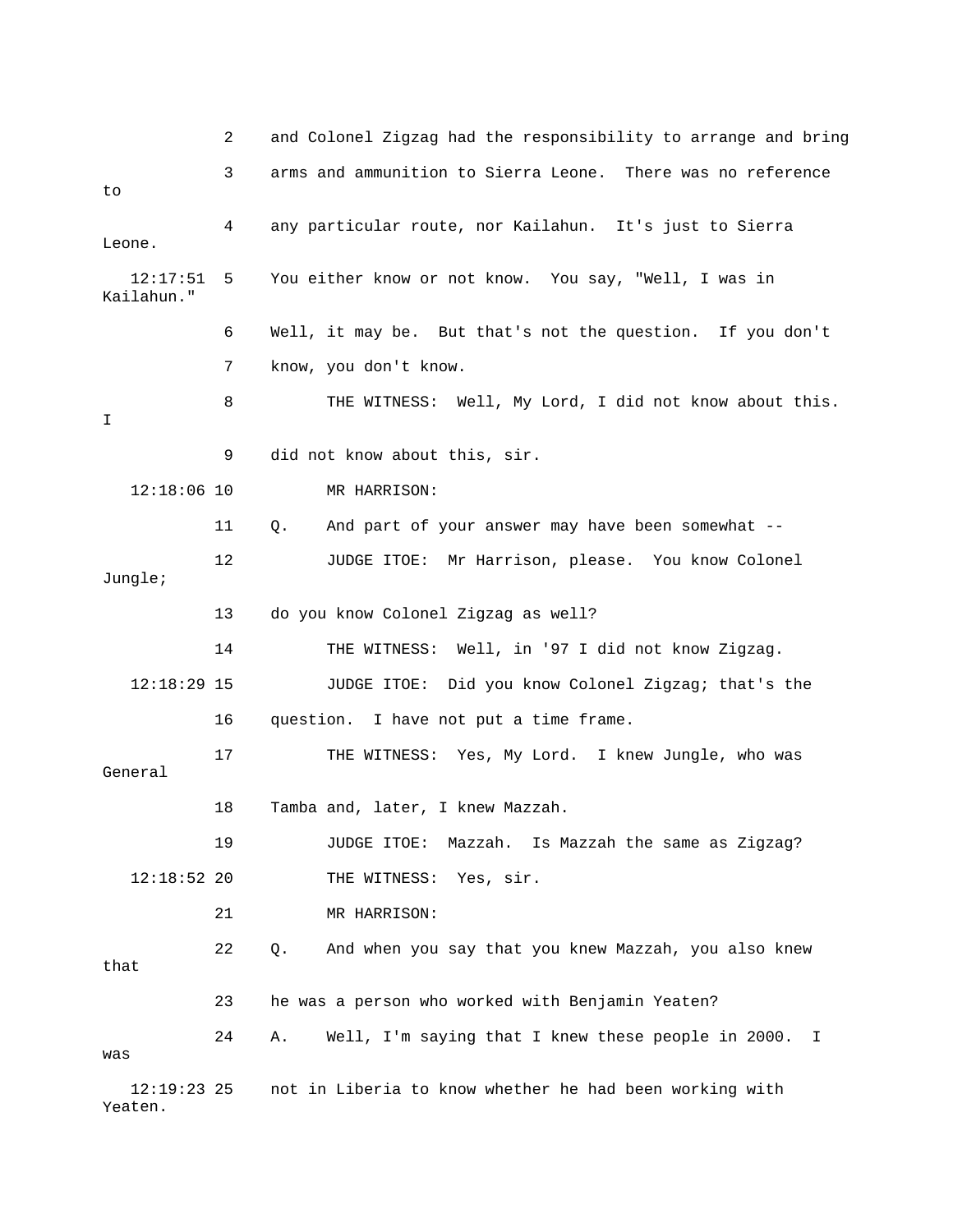2 and Colonel Zigzag had the responsibility to arrange and bring

3 arms and ammunition to Sierra Leone. There was no reference to

4 any particular route, nor Kailahun. It's just to Sierra Leone.

12:17:51 5 You either know or not know. You say, "Well, I was in Kailahun."

6 Well, it may be. But that's not the question. If you don't

7 know, you don't know.

8 THE WITNESS: Well, My Lord, I did not know about this. I

9 did not know about this, sir.

12:18:06 10 MR HARRISON:

11 Q. And part of your answer may have been somewhat --

12 JUDGE ITOE: Mr Harrison, please. You know Colonel Jungle;

13 do you know Colonel Zigzag as well?

14 THE WITNESS: Well, in '97 I did not know Zigzag.

12:18:29 15 JUDGE ITOE: Did you know Colonel Zigzag; that's the

16 question. I have not put a time frame.

17 THE WITNESS: Yes, My Lord. I knew Jungle, who was General

18 Tamba and, later, I knew Mazzah.

19 JUDGE ITOE: Mazzah. Is Mazzah the same as Zigzag?

12:18:52 20 THE WITNESS: Yes, sir.

21 MR HARRISON:

22 Q. And when you say that you knew Mazzah, you also knew that

23 he was a person who worked with Benjamin Yeaten?

24 A. Well, I'm saying that I knew these people in 2000. I was

12:19:23 25 not in Liberia to know whether he had been working with Yeaten.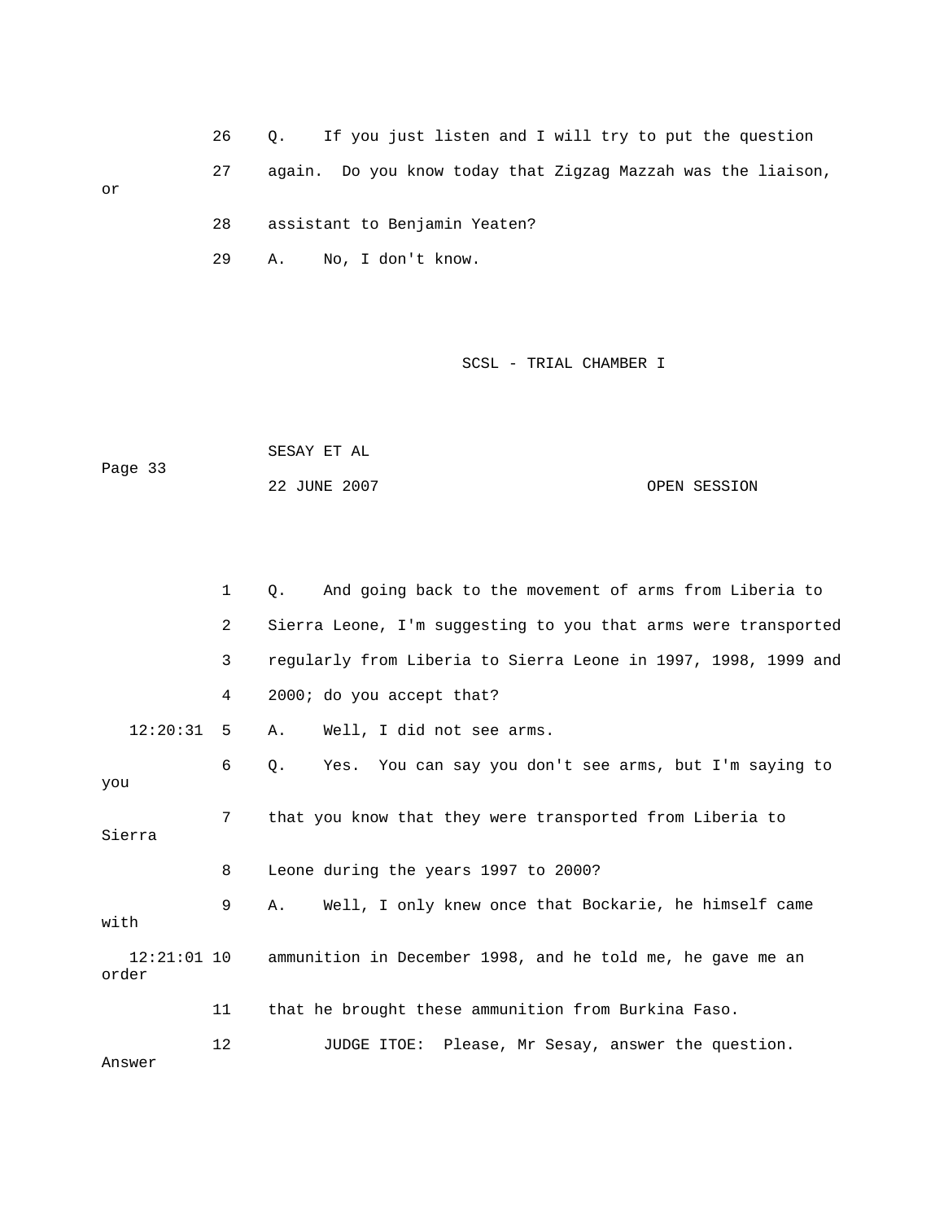26 Q. If you just listen and I will try to put the question

27 again. Do you know today that Zigzag Mazzah was the liaison, or

28 assistant to Benjamin Yeaten?

29 A. No, I don't know.

1 Q. And going back to the movement of arms from Liberia to

2 Sierra Leone, I'm suggesting to you that arms were transported

3 regularly from Liberia to Sierra Leone in 1997, 1998, 1999 and

4 2000; do you accept that?

12:20:31 5 A. Well, I did not see arms.

6 Q. Yes. You can say you don't see arms, but I'm saying to you

7 that you know that they were transported from Liberia to Sierra

8 Leone during the years 1997 to 2000?

9 A. Well, I only knew once that Bockarie, he himself came with

12:21:01 10 ammunition in December 1998, and he told me, he gave me an order

11 that he brought these ammunition from Burkina Faso.

12 JUDGE ITOE: Please, Mr Sesay, answer the question. Answer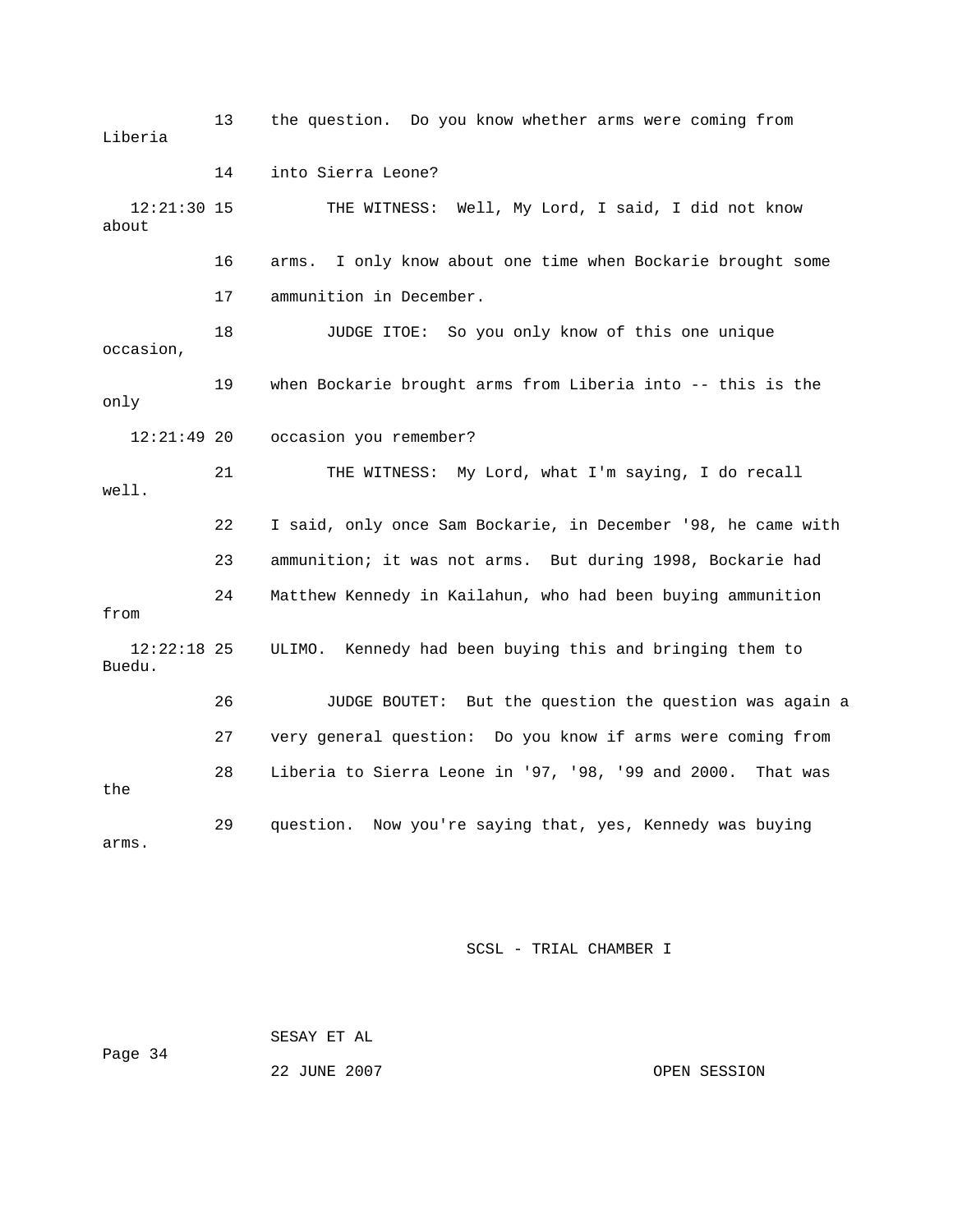13 the question. Do you know whether arms were coming from Liberia

14 into Sierra Leone?

12:21:30 15 THE WITNESS: Well, My Lord, I said, I did not know about

16 arms. I only know about one time when Bockarie brought some

17 ammunition in December.

18 JUDGE ITOE: So you only know of this one unique occasion,

19 when Bockarie brought arms from Liberia into -- this is the only

12:21:49 20 occasion you remember?

21 THE WITNESS: My Lord, what I'm saying, I do recall well.

22 I said, only once Sam Bockarie, in December '98, he came with

23 ammunition; it was not arms. But during 1998, Bockarie had

24 Matthew Kennedy in Kailahun, who had been buying ammunition from

12:22:18 25 ULIMO. Kennedy had been buying this and bringing them to Buedu.

26 JUDGE BOUTET: But the question the question was again a

27 very general question: Do you know if arms were coming from

28 Liberia to Sierra Leone in '97, '98, '99 and 2000. That was the

29 question. Now you're saying that, yes, Kennedy was buying arms.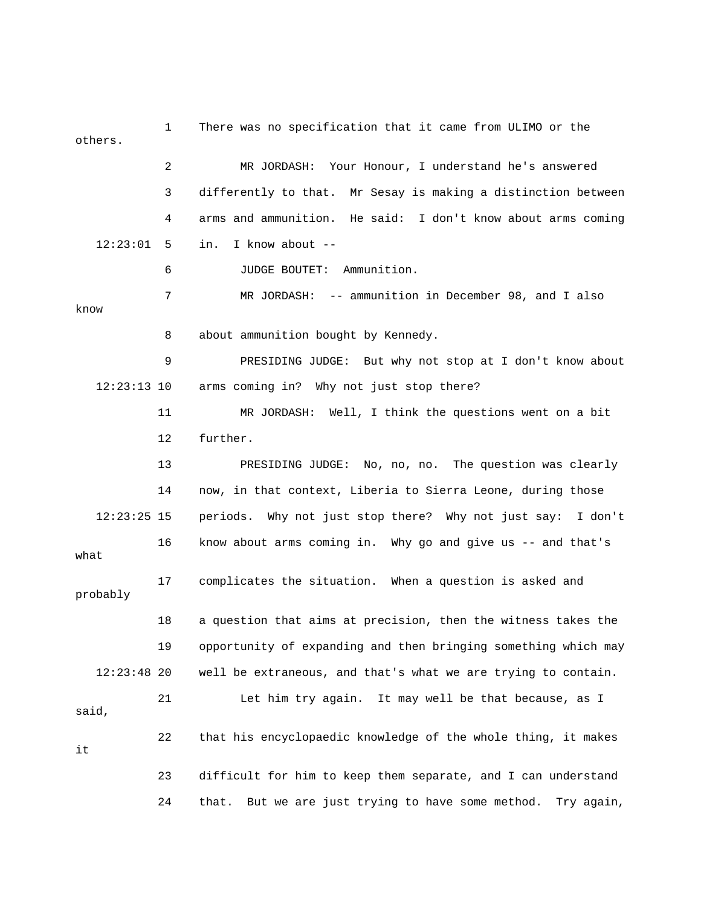1 There was no specification that it came from ULIMO or the others.

2 MR JORDASH: Your Honour, I understand he's answered

3 differently to that. Mr Sesay is making a distinction between

4 arms and ammunition. He said: I don't know about arms coming

12:23:01 5 in. I know about --

6 JUDGE BOUTET: Ammunition.

7 MR JORDASH: -- ammunition in December 98, and I also know

8 about ammunition bought by Kennedy.

9 PRESIDING JUDGE: But why not stop at I don't know about

12:23:13 10 arms coming in? Why not just stop there?

11 MR JORDASH: Well, I think the questions went on a bit

12 further.

13 PRESIDING JUDGE: No, no, no. The question was clearly

14 now, in that context, Liberia to Sierra Leone, during those

12:23:25 15 periods. Why not just stop there? Why not just say: I don't

16 know about arms coming in. Why go and give us -- and that's what

17 complicates the situation. When a question is asked and probably

18 a question that aims at precision, then the witness takes the

19 opportunity of expanding and then bringing something which may

12:23:48 20 well be extraneous, and that's what we are trying to contain.

21 Let him try again. It may well be that because, as I said,

22 that his encyclopaedic knowledge of the whole thing, it makes it

23 difficult for him to keep them separate, and I can understand

24 that. But we are just trying to have some method. Try again,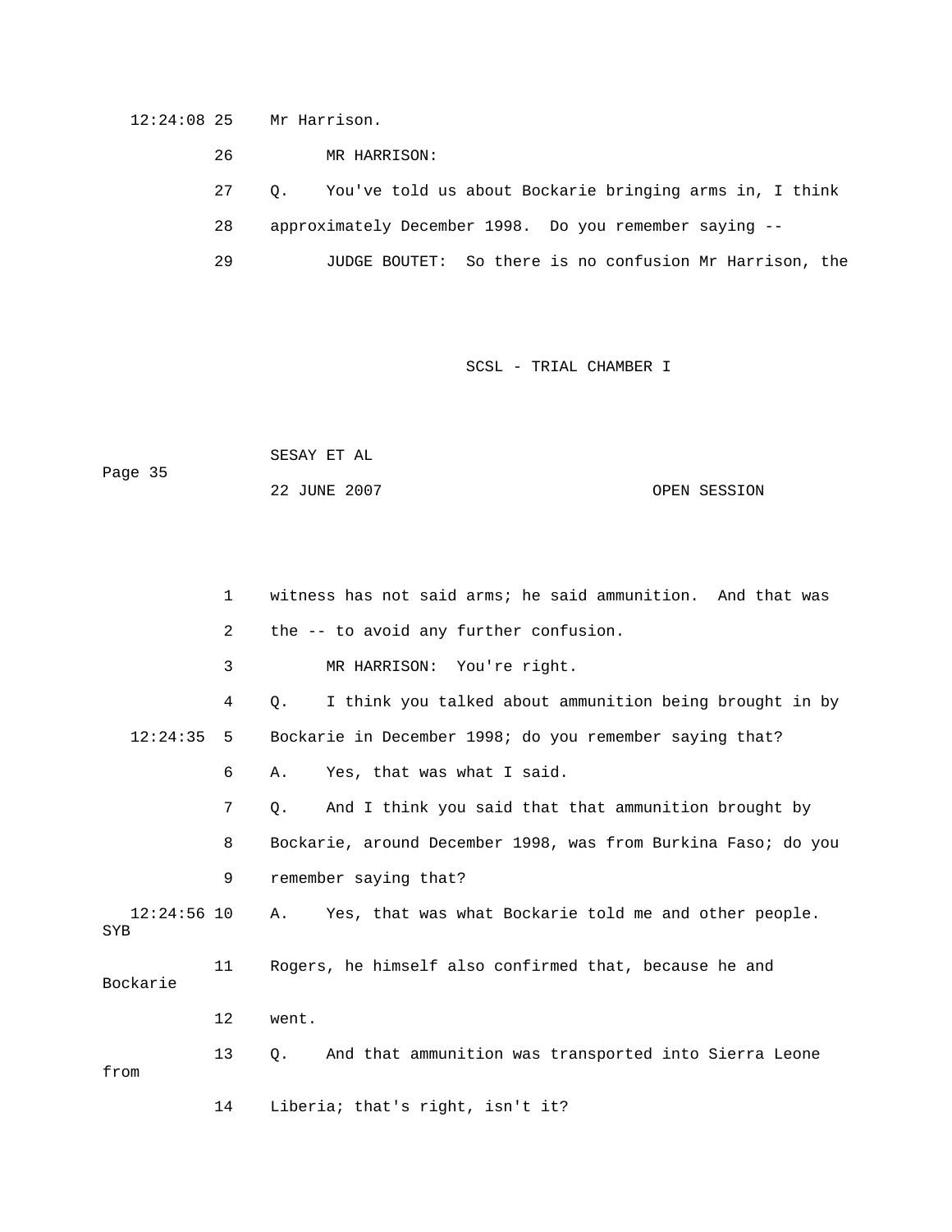12:24:08 25 Mr Harrison.

26 MR HARRISON:

27 Q. You've told us about Bockarie bringing arms in, I think

28 approximately December 1998. Do you remember saying --

29 JUDGE BOUTET: So there is no confusion Mr Harrison, the

1 witness has not said arms; he said ammunition. And that was

2 the -- to avoid any further confusion.

3 MR HARRISON: You're right.

4 Q. I think you talked about ammunition being brought in by

12:24:35 5 Bockarie in December 1998; do you remember saying that?

6 A. Yes, that was what I said.

7 Q. And I think you said that that ammunition brought by

8 Bockarie, around December 1998, was from Burkina Faso; do you

9 remember saying that?

12:24:56 10 A. Yes, that was what Bockarie told me and other people.

SYB

11 Rogers, he himself also confirmed that, because he and Bockarie

12 went.

13 Q. And that ammunition was transported into Sierra Leone from

14 Liberia; that's right, isn't it?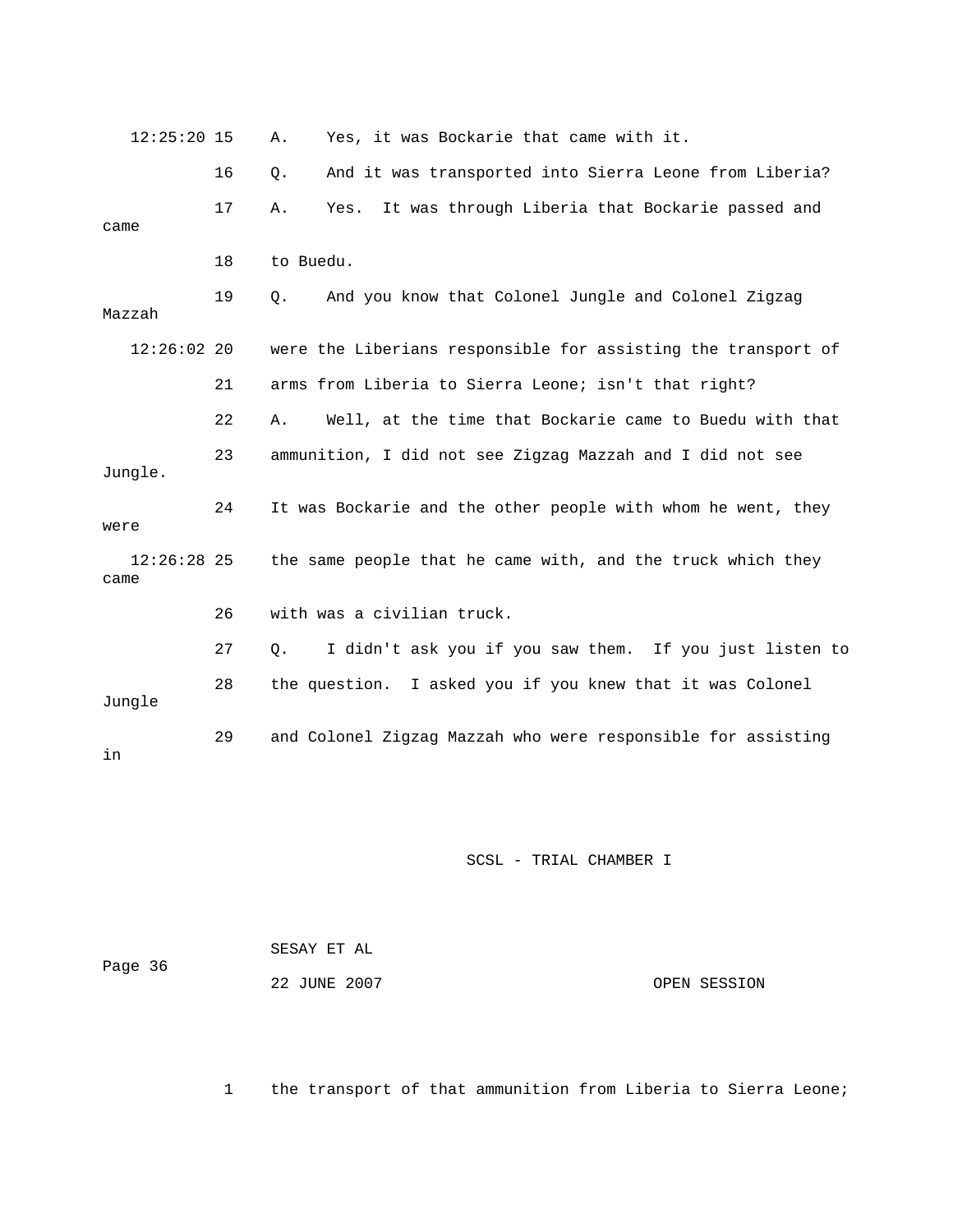12:25:20 15 A. Yes, it was Bockarie that came with it.

16 Q. And it was transported into Sierra Leone from Liberia?

17 A. Yes. It was through Liberia that Bockarie passed and came

18 to Buedu.

19 Q. And you know that Colonel Jungle and Colonel Zigzag Mazzah

12:26:02 20 were the Liberians responsible for assisting the transport of

21 arms from Liberia to Sierra Leone; isn't that right?

22 A. Well, at the time that Bockarie came to Buedu with that

23 ammunition, I did not see Zigzag Mazzah and I did not see Jungle.

24 It was Bockarie and the other people with whom he went, they were

12:26:28 25 the same people that he came with, and the truck which they came

26 with was a civilian truck.

27 Q. I didn't ask you if you saw them. If you just listen to

28 the question. I asked you if you knew that it was Colonel Jungle

29 and Colonel Zigzag Mazzah who were responsible for assisting in

1 the transport of that ammunition from Liberia to Sierra Leone;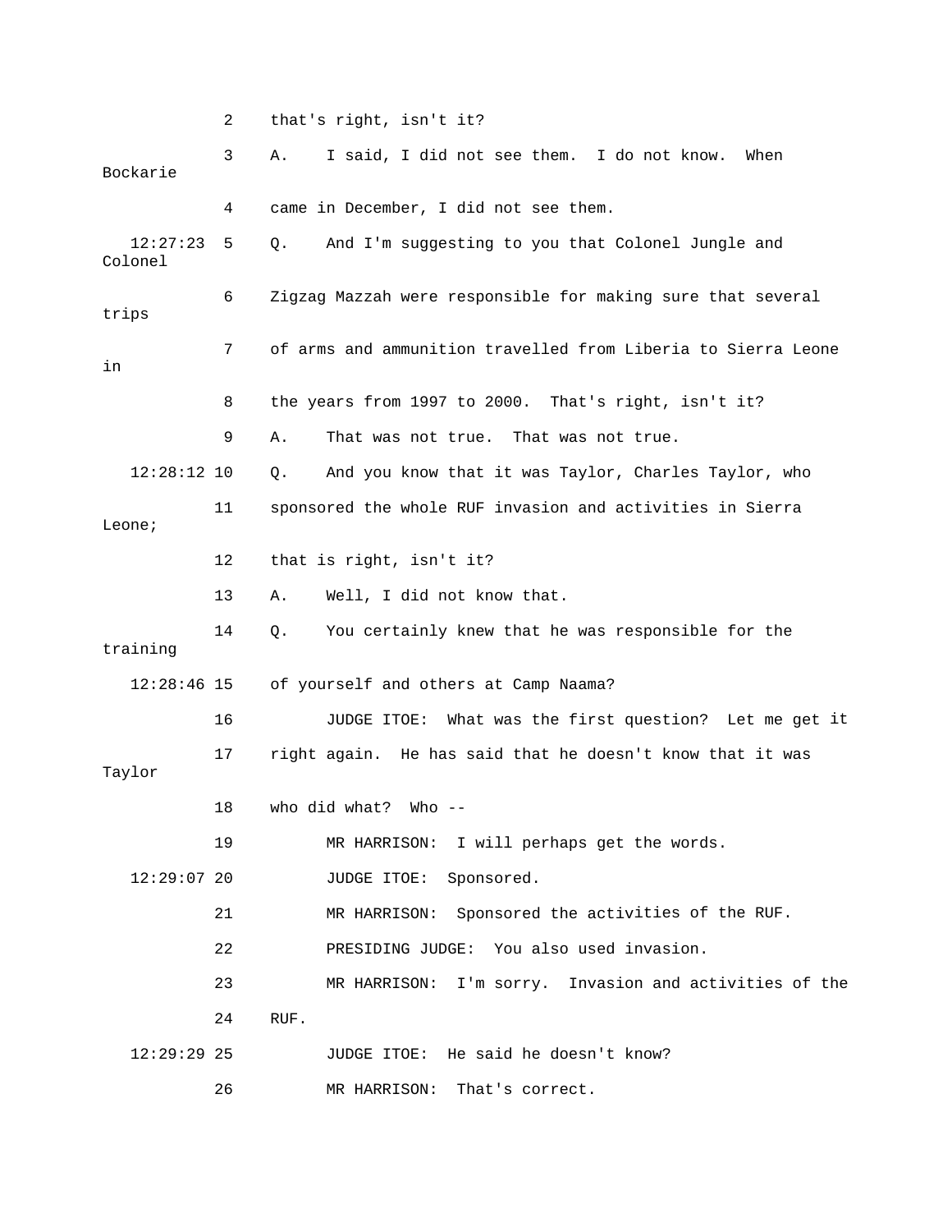2 that's right, isn't it?

3 A. I said, I did not see them. I do not know. When Bockarie

4 came in December, I did not see them.

12:27:23 5 Q. And I'm suggesting to you that Colonel Jungle and Colonel

6 Zigzag Mazzah were responsible for making sure that several trips

7 of arms and ammunition travelled from Liberia to Sierra Leone in

8 the years from 1997 to 2000. That's right, isn't it?

9 A. That was not true. That was not true.

12:28:12 10 Q. And you know that it was Taylor, Charles Taylor, who

11 sponsored the whole RUF invasion and activities in Sierra Leone;

12 that is right, isn't it?

13 A. Well, I did not know that.

14 Q. You certainly knew that he was responsible for the training

12:28:46 15 of yourself and others at Camp Naama?

16 JUDGE ITOE: What was the first question? Let me get it

17 right again. He has said that he doesn't know that it was Taylor

18 who did what? Who --

19 MR HARRISON: I will perhaps get the words.

12:29:07 20 JUDGE ITOE: Sponsored.

21 MR HARRISON: Sponsored the activities of the RUF.

22 PRESIDING JUDGE: You also used invasion.

23 MR HARRISON: I'm sorry. Invasion and activities of the

24 RUF.

12:29:29 25 JUDGE ITOE: He said he doesn't know?

26 MR HARRISON: That's correct.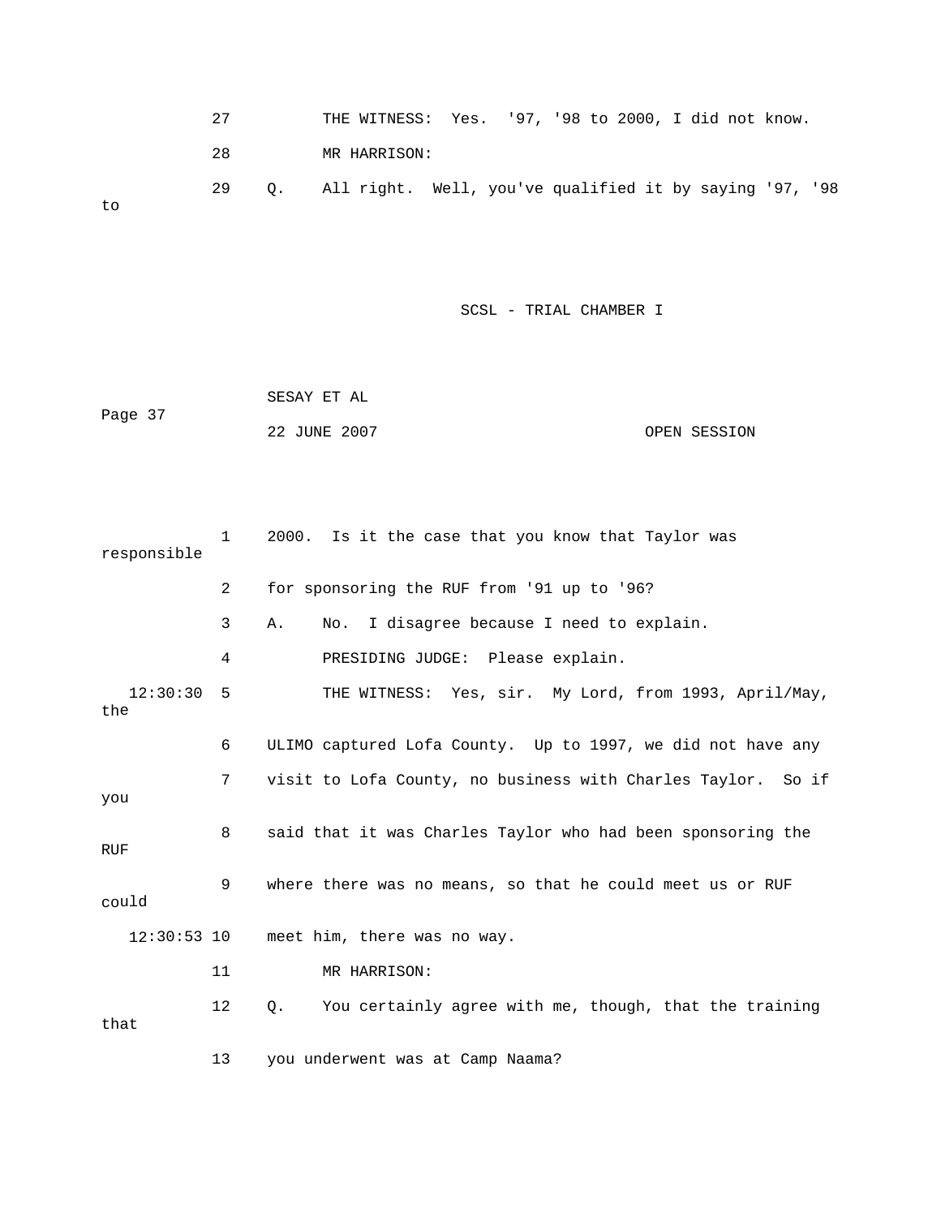27 THE WITNESS: Yes. '97, '98 to 2000, I did not know.

28 MR HARRISON:

29 Q. All right. Well, you've qualified it by saying '97, '98 to

1 2000. Is it the case that you know that Taylor was responsible

2 for sponsoring the RUF from '91 up to '96?

3 A. No. I disagree because I need to explain.

4 PRESIDING JUDGE: Please explain.

12:30:30 5 THE WITNESS: Yes, sir. My Lord, from 1993, April/May, the

6 ULIMO captured Lofa County. Up to 1997, we did not have any

7 visit to Lofa County, no business with Charles Taylor. So if you

8 said that it was Charles Taylor who had been sponsoring the RUF

9 where there was no means, so that he could meet us or RUF could

12:30:53 10 meet him, there was no way.

11 MR HARRISON:

12 Q. You certainly agree with me, though, that the training that

13 you underwent was at Camp Naama?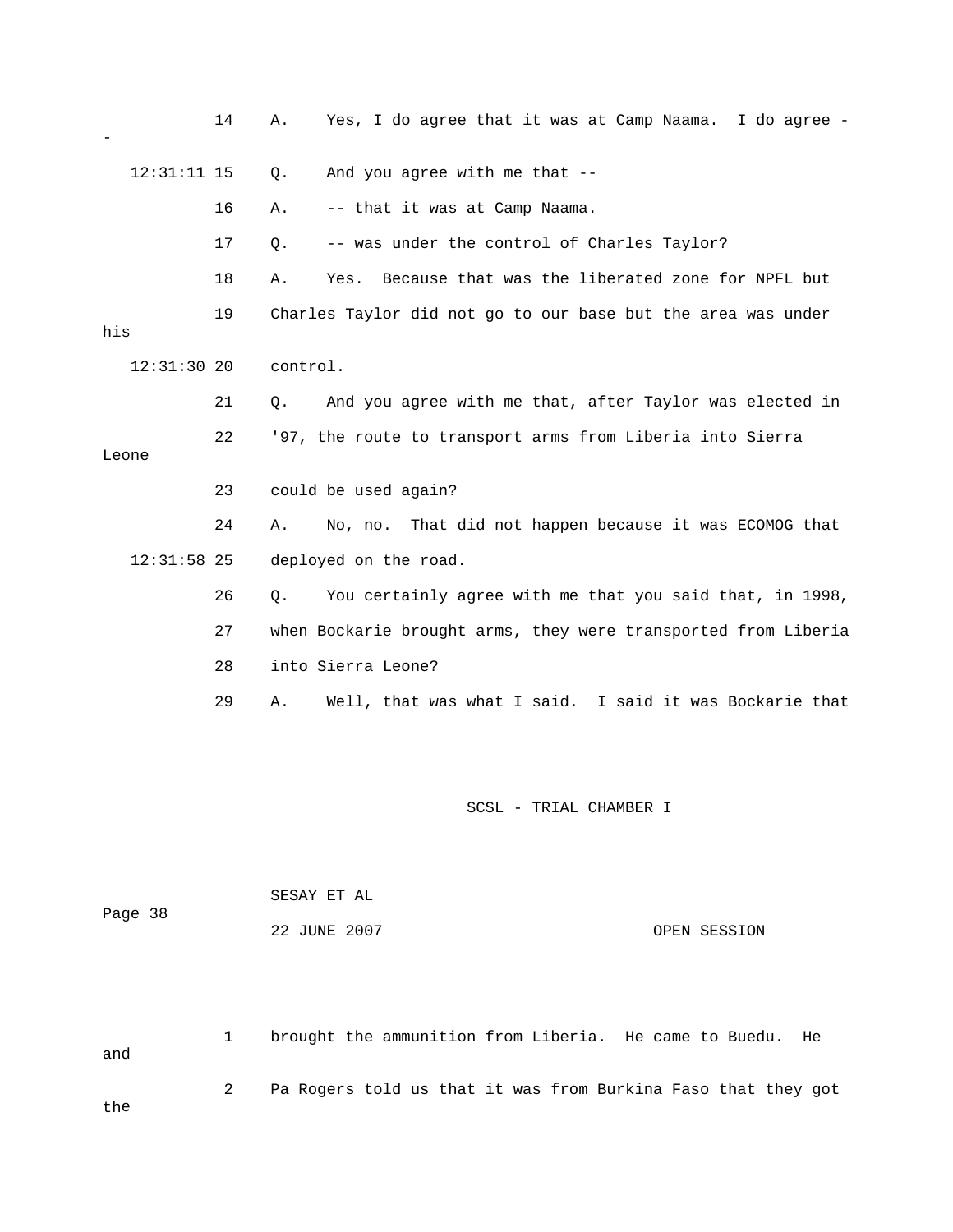14 A. Yes, I do agree that it was at Camp Naama. I do agree --

12:31:11 15 Q. And you agree with me that --

16 A. -- that it was at Camp Naama.

17 Q. -- was under the control of Charles Taylor?

18 A. Yes. Because that was the liberated zone for NPFL but

19 Charles Taylor did not go to our base but the area was under his

12:31:30 20 control.

21 Q. And you agree with me that, after Taylor was elected in

22 '97, the route to transport arms from Liberia into Sierra Leone

23 could be used again?

24 A. No, no. That did not happen because it was ECOMOG that

12:31:58 25 deployed on the road.

26 Q. You certainly agree with me that you said that, in 1998,

27 when Bockarie brought arms, they were transported from Liberia

28 into Sierra Leone?

29 A. Well, that was what I said. I said it was Bockarie that

1 brought the ammunition from Liberia. He came to Buedu. He and

2 Pa Rogers told us that it was from Burkina Faso that they got the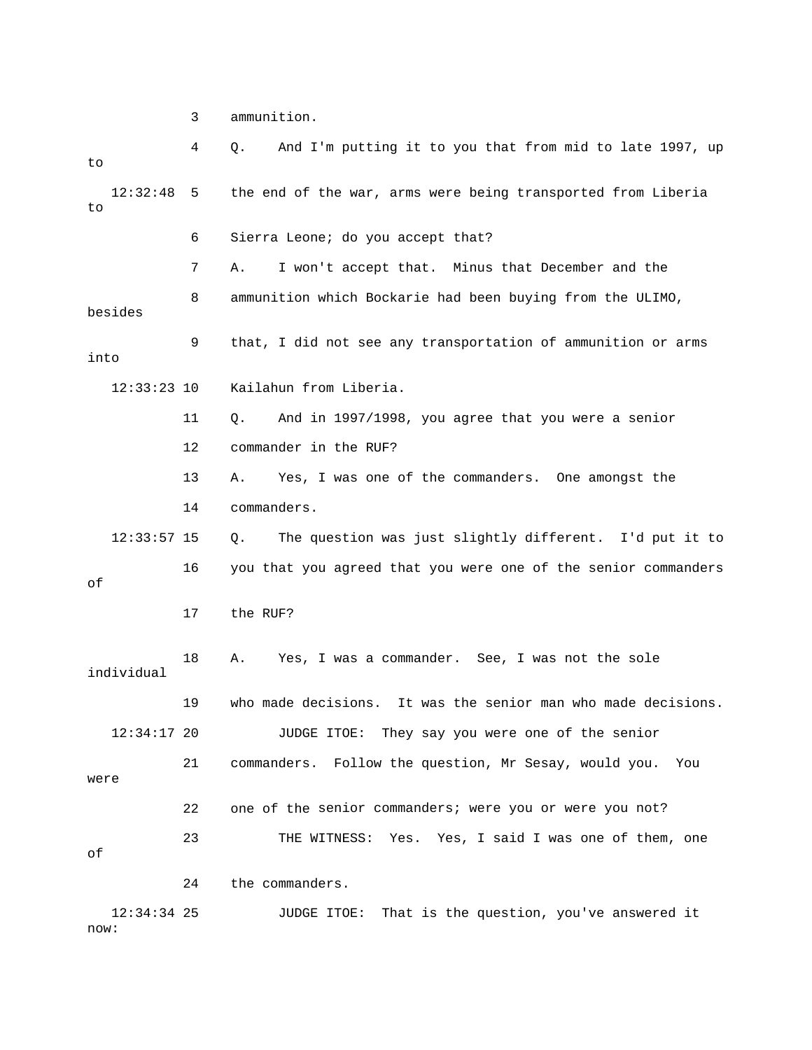3 ammunition.

4 Q. And I'm putting it to you that from mid to late 1997, up to

12:32:48 5 the end of the war, arms were being transported from Liberia to

6 Sierra Leone; do you accept that?

7 A. I won't accept that. Minus that December and the

8 ammunition which Bockarie had been buying from the ULIMO, besides

9 that, I did not see any transportation of ammunition or arms into

12:33:23 10 Kailahun from Liberia.

11 Q. And in 1997/1998, you agree that you were a senior

12 commander in the RUF?

13 A. Yes, I was one of the commanders. One amongst the

14 commanders.

12:33:57 15 Q. The question was just slightly different. I'd put it to

16 you that you agreed that you were one of the senior commanders of

17 the RUF?

18 A. Yes, I was a commander. See, I was not the sole individual

19 who made decisions. It was the senior man who made decisions.

12:34:17 20 JUDGE ITOE: They say you were one of the senior

21 commanders. Follow the question, Mr Sesay, would you. You were

22 one of the senior commanders; were you or were you not?

23 THE WITNESS: Yes. Yes, I said I was one of them, one of

24 the commanders.

12:34:34 25 JUDGE ITOE: That is the question, you've answered it now: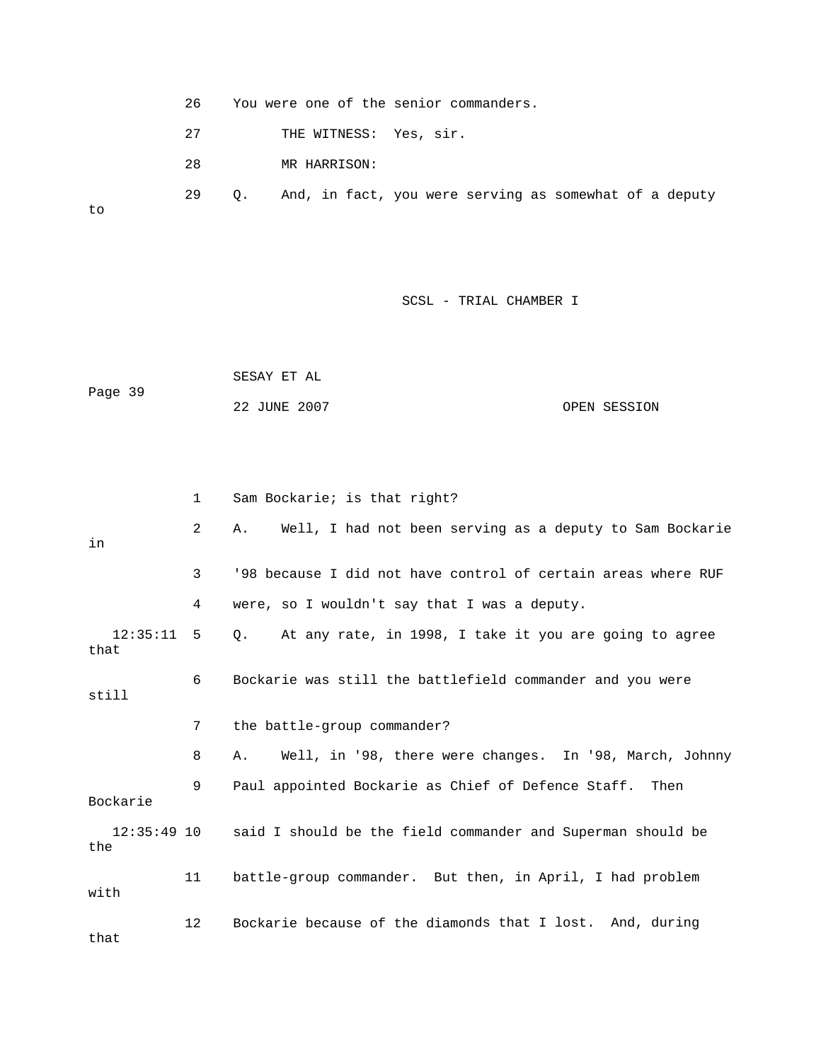26 You were one of the senior commanders.

27 THE WITNESS: Yes, sir.

28 MR HARRISON:

29 Q. And, in fact, you were serving as somewhat of a deputy to

1 Sam Bockarie; is that right?

2 A. Well, I had not been serving as a deputy to Sam Bockarie in

3 '98 because I did not have control of certain areas where RUF

4 were, so I wouldn't say that I was a deputy.

12:35:11 5 Q. At any rate, in 1998, I take it you are going to agree that

6 Bockarie was still the battlefield commander and you were still

7 the battle-group commander?

8 A. Well, in '98, there were changes. In '98, March, Johnny

9 Paul appointed Bockarie as Chief of Defence Staff. Then Bockarie

12:35:49 10 said I should be the field commander and Superman should be the

11 battle-group commander. But then, in April, I had problem with

12 Bockarie because of the diamonds that I lost. And, during that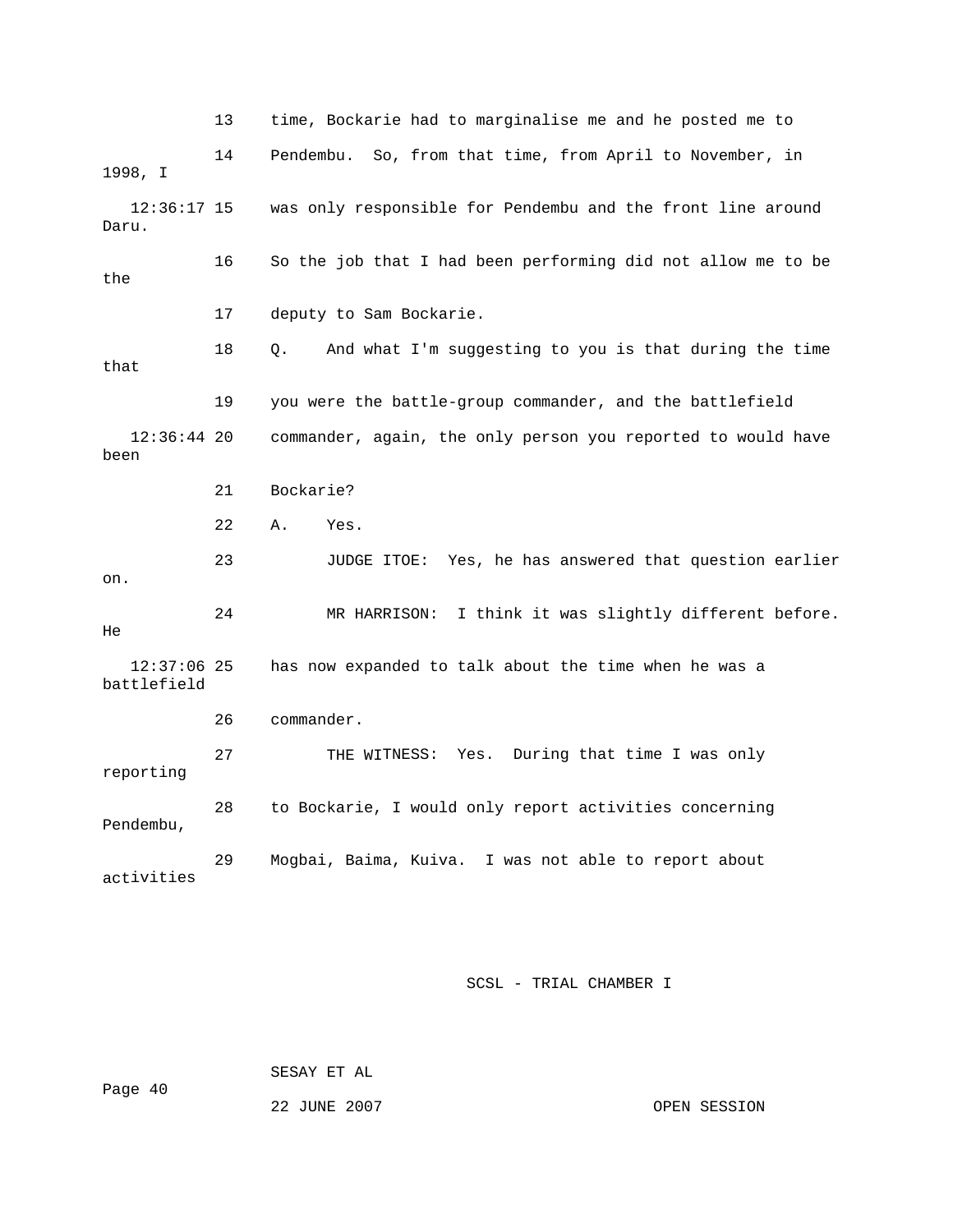13 time, Bockarie had to marginalise me and he posted me to

14 Pendembu. So, from that time, from April to November, in 1998, I

12:36:17 15 was only responsible for Pendembu and the front line around Daru.

16 So the job that I had been performing did not allow me to be the

17 deputy to Sam Bockarie.

18 Q. And what I'm suggesting to you is that during the time that

19 you were the battle-group commander, and the battlefield

12:36:44 20 commander, again, the only person you reported to would have been

21 Bockarie?

22 A. Yes.

23 JUDGE ITOE: Yes, he has answered that question earlier on.

24 MR HARRISON: I think it was slightly different before. He

12:37:06 25 has now expanded to talk about the time when he was a battlefield

26 commander.

27 THE WITNESS: Yes. During that time I was only reporting

28 to Bockarie, I would only report activities concerning Pendembu,

29 Mogbai, Baima, Kuiva. I was not able to report about activities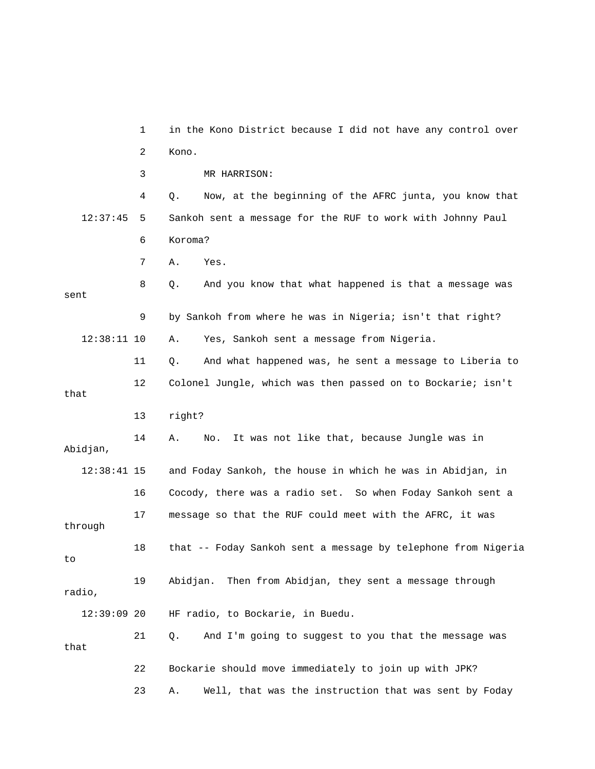in the Kono District because I did not have any control over Kono.

MR HARRISON:

Q. Now, at the beginning of the AFRC junta, you know that Sankoh sent a message for the RUF to work with Johnny Paul Koroma?

A. Yes.

Q. And you know that what happened is that a message was sent by Sankoh from where he was in Nigeria; isn't that right?

A. Yes, Sankoh sent a message from Nigeria.

Q. And what happened was, he sent a message to Liberia to Colonel Jungle, which was then passed on to Bockarie; isn't that right?

A. No. It was not like that, because Jungle was in Abidjan, and Foday Sankoh, the house in which he was in Abidjan, in Cocody, there was a radio set. So when Foday Sankoh sent a message so that the RUF could meet with the AFRC, it was through that -- Foday Sankoh sent a message by telephone from Nigeria to Abidjan. Then from Abidjan, they sent a message through radio, HF radio, to Bockarie, in Buedu.

Q. And I'm going to suggest to you that the message was that Bockarie should move immediately to join up with JPK?

A. Well, that was the instruction that was sent by Foday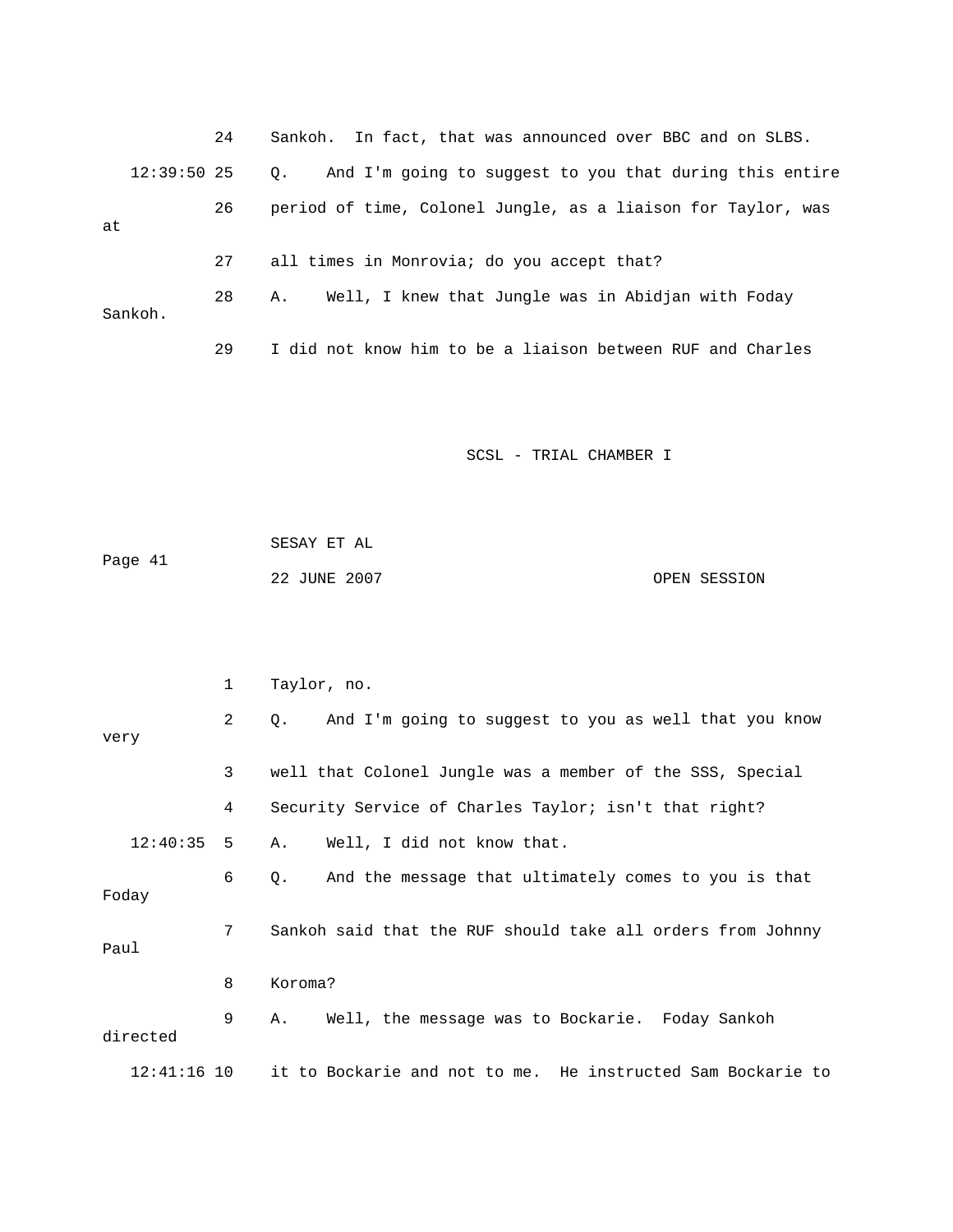24 Sankoh. In fact, that was announced over BBC and on SLBS.

12:39:50 25 Q. And I'm going to suggest to you that during this entire

26 period of time, Colonel Jungle, as a liaison for Taylor, was at

27 all times in Monrovia; do you accept that?

28 A. Well, I knew that Jungle was in Abidjan with Foday Sankoh.

29 I did not know him to be a liaison between RUF and Charles

1 Taylor, no.

2 Q. And I'm going to suggest to you as well that you know very

3 well that Colonel Jungle was a member of the SSS, Special

4 Security Service of Charles Taylor; isn't that right?

12:40:35 5 A. Well, I did not know that.

6 Q. And the message that ultimately comes to you is that Foday

7 Sankoh said that the RUF should take all orders from Johnny Paul

8 Koroma?

9 A. Well, the message was to Bockarie. Foday Sankoh directed

12:41:16 10 it to Bockarie and not to me. He instructed Sam Bockarie to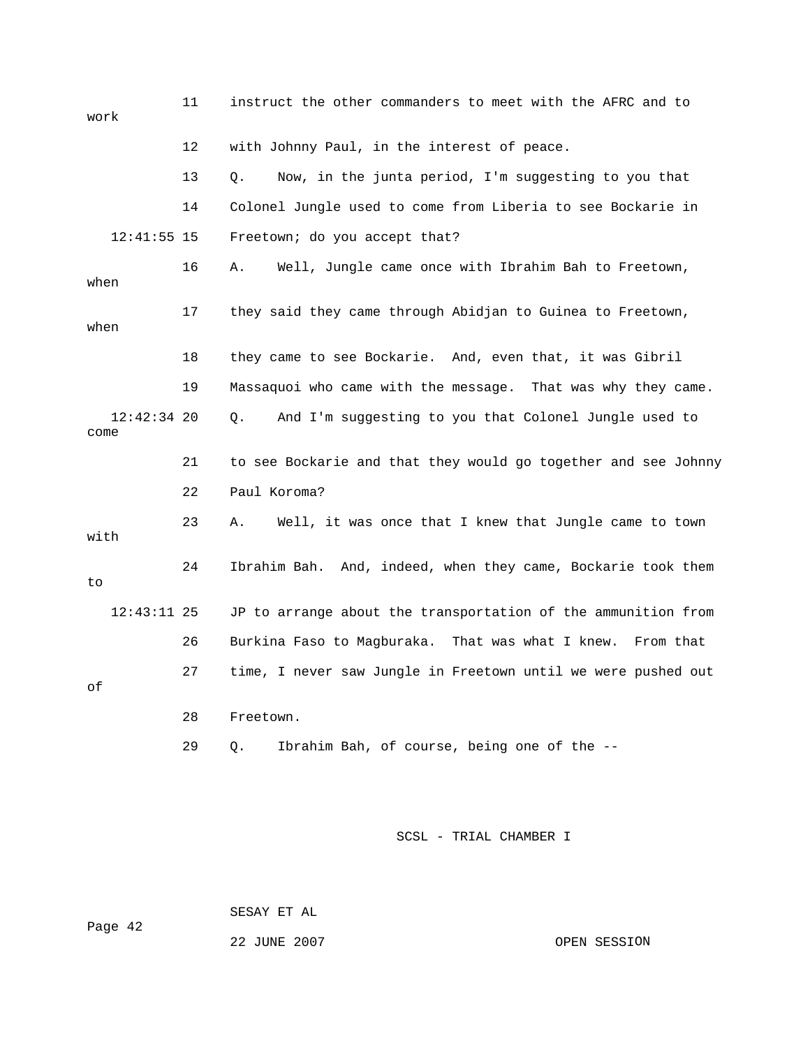11 instruct the other commanders to meet with the AFRC and to work

12 with Johnny Paul, in the interest of peace.

13 Q. Now, in the junta period, I'm suggesting to you that

14 Colonel Jungle used to come from Liberia to see Bockarie in

12:41:55 15 Freetown; do you accept that?

16 A. Well, Jungle came once with Ibrahim Bah to Freetown, when

17 they said they came through Abidjan to Guinea to Freetown, when

18 they came to see Bockarie. And, even that, it was Gibril

19 Massaquoi who came with the message. That was why they came.

12:42:34 20 Q. And I'm suggesting to you that Colonel Jungle used to come

21 to see Bockarie and that they would go together and see Johnny

22 Paul Koroma?

23 A. Well, it was once that I knew that Jungle came to town with

24 Ibrahim Bah. And, indeed, when they came, Bockarie took them to

12:43:11 25 JP to arrange about the transportation of the ammunition from

26 Burkina Faso to Magburaka. That was what I knew. From that

27 time, I never saw Jungle in Freetown until we were pushed out of

28 Freetown.

29 Q. Ibrahim Bah, of course, being one of the --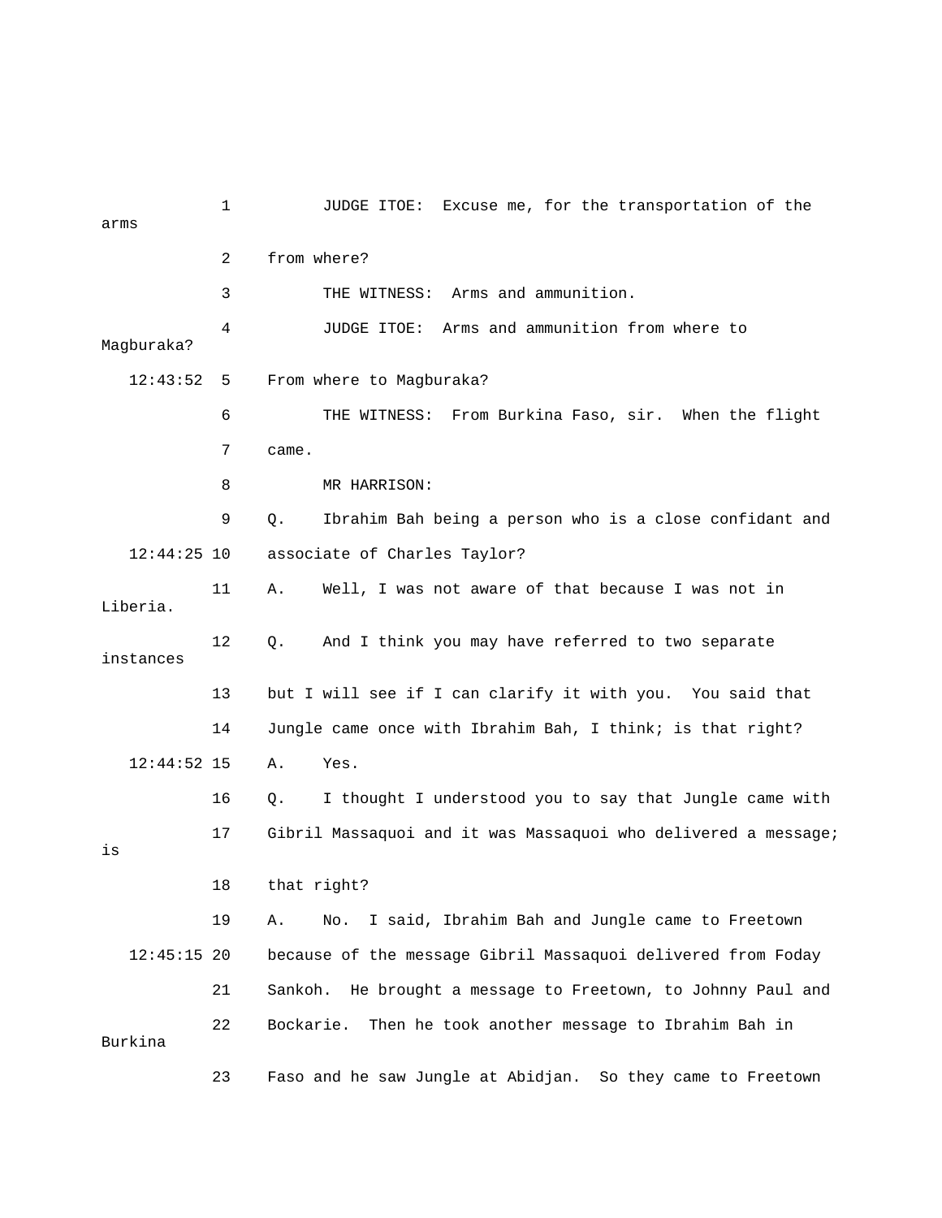1 JUDGE ITOE: Excuse me, for the transportation of the arms

2 from where?

3 THE WITNESS: Arms and ammunition.

4 JUDGE ITOE: Arms and ammunition from where to Magburaka?

12:43:52 5 From where to Magburaka?

6 THE WITNESS: From Burkina Faso, sir. When the flight

7 came.

8 MR HARRISON:

9 Q. Ibrahim Bah being a person who is a close confidant and

12:44:25 10 associate of Charles Taylor?

11 A. Well, I was not aware of that because I was not in Liberia.

12 Q. And I think you may have referred to two separate instances

13 but I will see if I can clarify it with you. You said that

14 Jungle came once with Ibrahim Bah, I think; is that right?

12:44:52 15 A. Yes.

16 Q. I thought I understood you to say that Jungle came with

17 Gibril Massaquoi and it was Massaquoi who delivered a message; is

18 that right?

19 A. No. I said, Ibrahim Bah and Jungle came to Freetown

12:45:15 20 because of the message Gibril Massaquoi delivered from Foday

21 Sankoh. He brought a message to Freetown, to Johnny Paul and

22 Bockarie. Then he took another message to Ibrahim Bah in Burkina

23 Faso and he saw Jungle at Abidjan. So they came to Freetown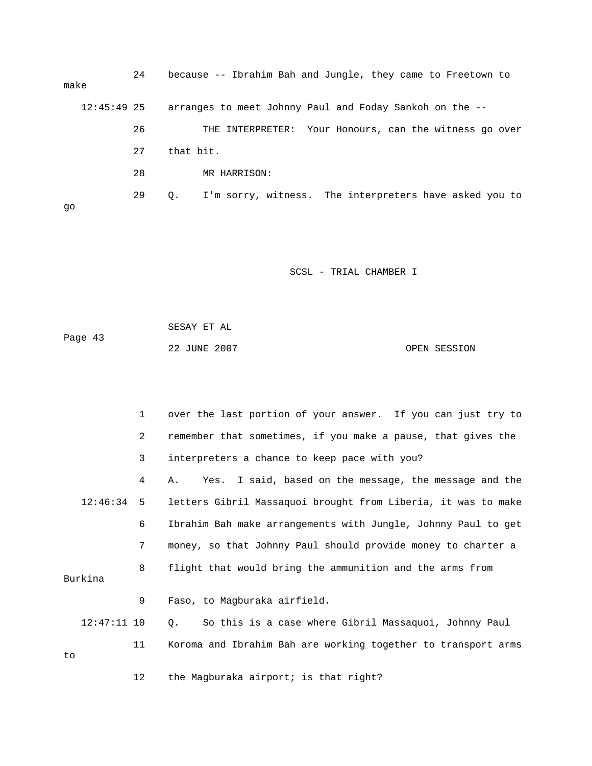24 because -- Ibrahim Bah and Jungle, they came to Freetown to make

12:45:49 25 arranges to meet Johnny Paul and Foday Sankoh on the --

26 THE INTERPRETER: Your Honours, can the witness go over

27 that bit.

28 MR HARRISON:

29 Q. I'm sorry, witness. The interpreters have asked you to go

1 over the last portion of your answer. If you can just try to

2 remember that sometimes, if you make a pause, that gives the

3 interpreters a chance to keep pace with you?

4 A. Yes. I said, based on the message, the message and the

12:46:34 5 letters Gibril Massaquoi brought from Liberia, it was to make

6 Ibrahim Bah make arrangements with Jungle, Johnny Paul to get

7 money, so that Johnny Paul should provide money to charter a

8 flight that would bring the ammunition and the arms from Burkina

9 Faso, to Magburaka airfield.

12:47:11 10 Q. So this is a case where Gibril Massaquoi, Johnny Paul

11 Koroma and Ibrahim Bah are working together to transport arms to

12 the Magburaka airport; is that right?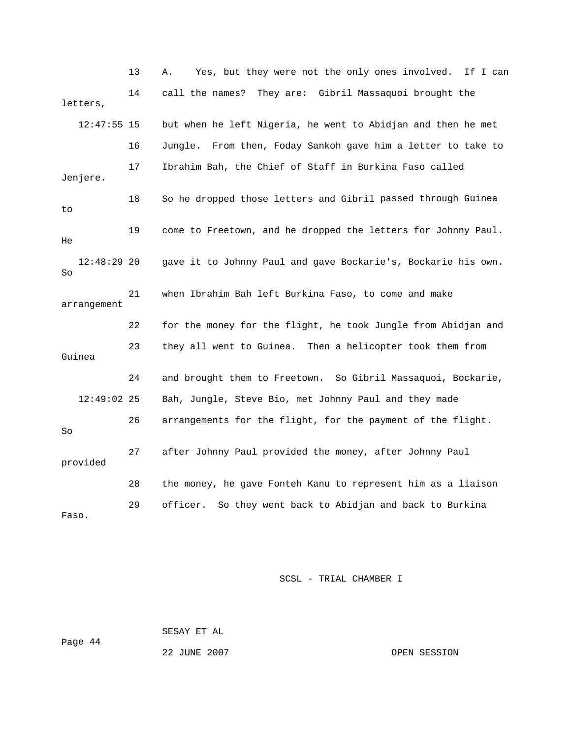13 A. Yes, but they were not the only ones involved. If I can

14 call the names? They are: Gibril Massaquoi brought the letters,

12:47:55 15 but when he left Nigeria, he went to Abidjan and then he met

16 Jungle. From then, Foday Sankoh gave him a letter to take to

17 Ibrahim Bah, the Chief of Staff in Burkina Faso called Jenjere.

18 So he dropped those letters and Gibril passed through Guinea to

19 come to Freetown, and he dropped the letters for Johnny Paul. He

12:48:29 20 gave it to Johnny Paul and gave Bockarie's, Bockarie his own. So

21 when Ibrahim Bah left Burkina Faso, to come and make arrangement

22 for the money for the flight, he took Jungle from Abidjan and

23 they all went to Guinea. Then a helicopter took them from Guinea

24 and brought them to Freetown. So Gibril Massaquoi, Bockarie,

12:49:02 25 Bah, Jungle, Steve Bio, met Johnny Paul and they made

26 arrangements for the flight, for the payment of the flight. So

27 after Johnny Paul provided the money, after Johnny Paul provided

28 the money, he gave Fonteh Kanu to represent him as a liaison

29 officer. So they went back to Abidjan and back to Burkina Faso.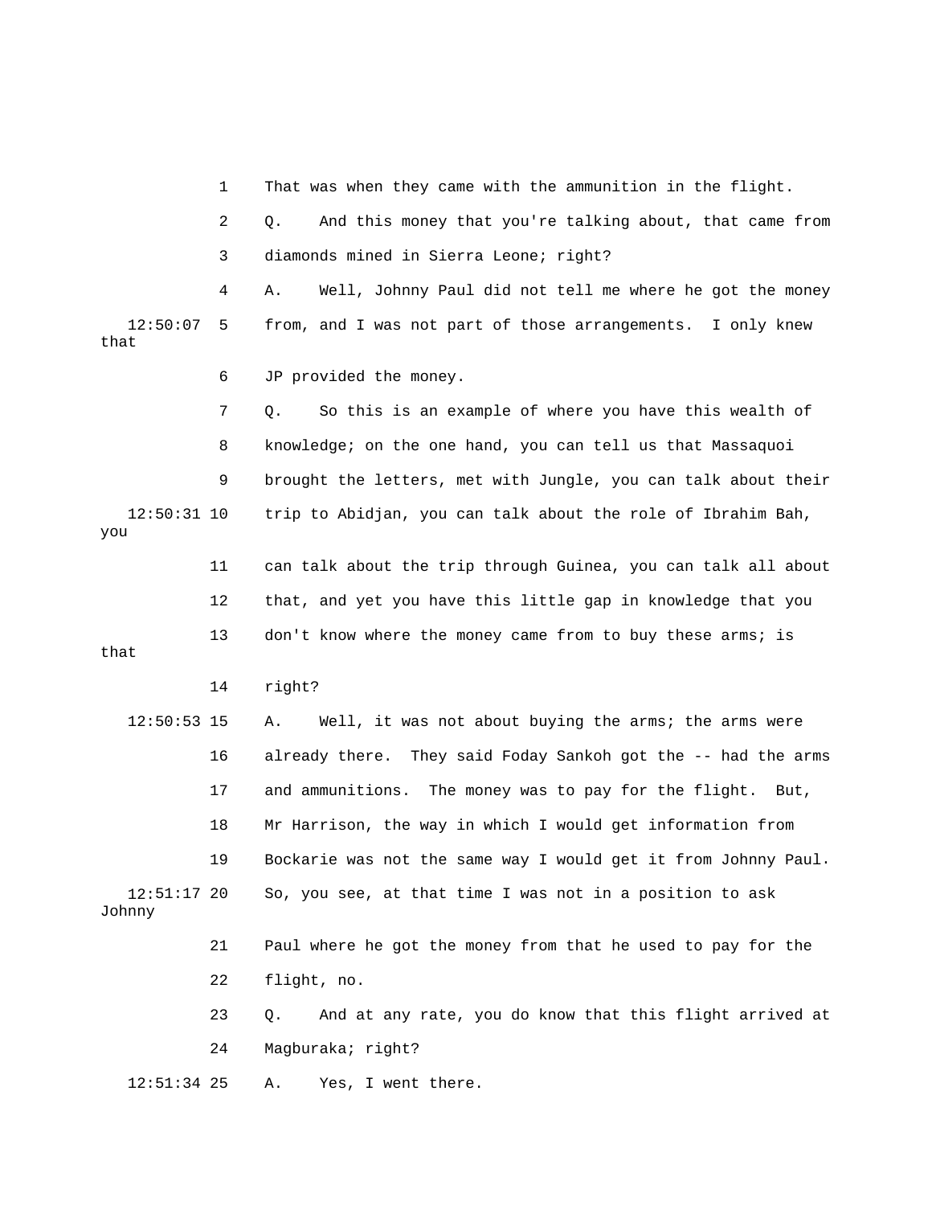1 That was when they came with the ammunition in the flight.

2 Q. And this money that you're talking about, that came from

3 diamonds mined in Sierra Leone; right?

4 A. Well, Johnny Paul did not tell me where he got the money

12:50:07 5 from, and I was not part of those arrangements. I only knew that

6 JP provided the money.

7 Q. So this is an example of where you have this wealth of

8 knowledge; on the one hand, you can tell us that Massaquoi

9 brought the letters, met with Jungle, you can talk about their

12:50:31 10 trip to Abidjan, you can talk about the role of Ibrahim Bah, you

11 can talk about the trip through Guinea, you can talk all about

12 that, and yet you have this little gap in knowledge that you

13 don't know where the money came from to buy these arms; is that

14 right?

12:50:53 15 A. Well, it was not about buying the arms; the arms were

16 already there. They said Foday Sankoh got the -- had the arms

17 and ammunitions. The money was to pay for the flight. But,

18 Mr Harrison, the way in which I would get information from

19 Bockarie was not the same way I would get it from Johnny Paul.

12:51:17 20 So, you see, at that time I was not in a position to ask Johnny

21 Paul where he got the money from that he used to pay for the

22 flight, no.

23 Q. And at any rate, you do know that this flight arrived at

24 Magburaka; right?

12:51:34 25 A. Yes, I went there.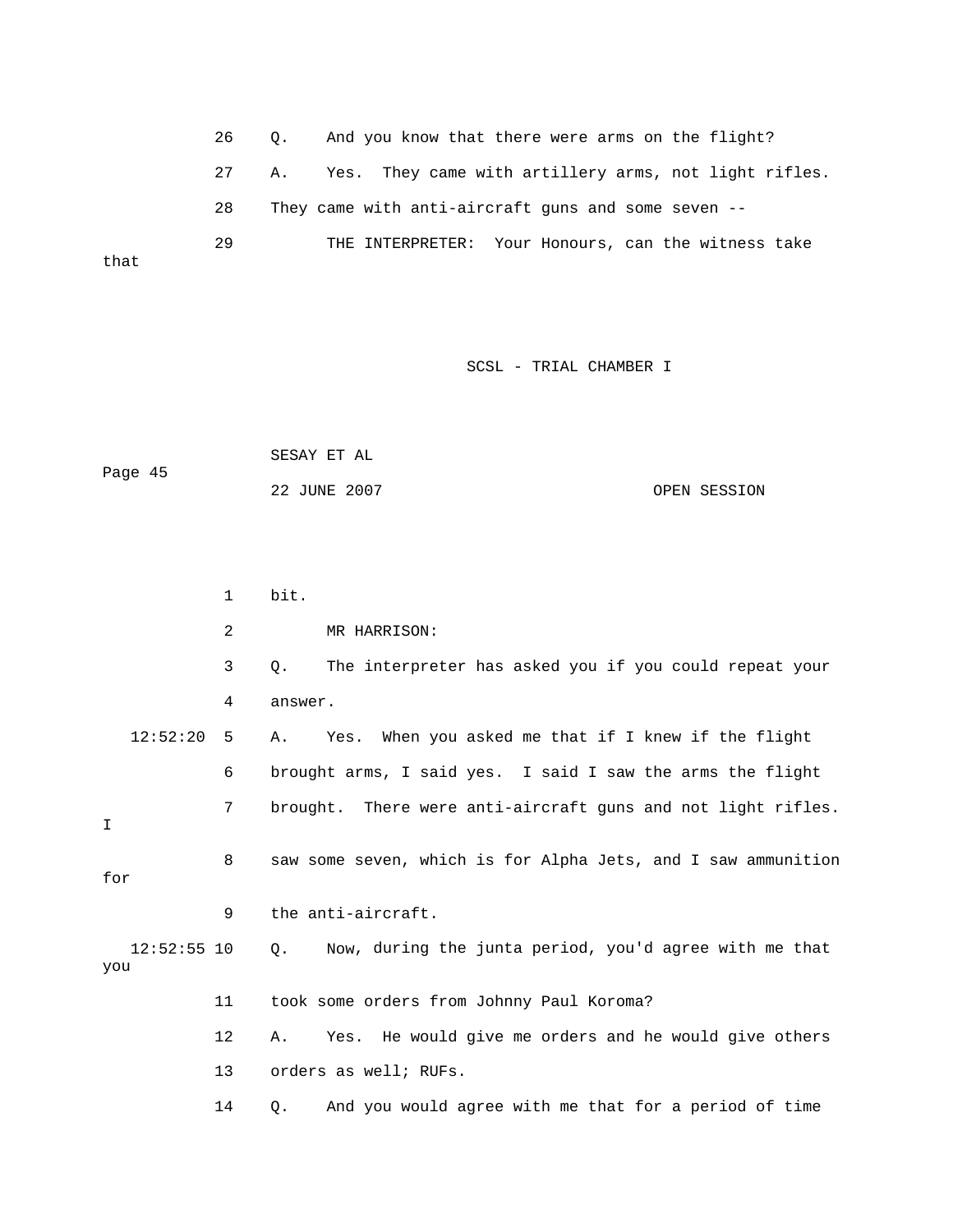26 Q. And you know that there were arms on the flight?

27 A. Yes. They came with artillery arms, not light rifles.

28 They came with anti-aircraft guns and some seven --

29 THE INTERPRETER: Your Honours, can the witness take that

SCSL - TRIAL CHAMBER I

SESAY ET AL

Page 45

22 JUNE 2007 OPEN SESSION

1 bit.

2 MR HARRISON:

3 Q. The interpreter has asked you if you could repeat your

4 answer.

12:52:20 5 A. Yes. When you asked me that if I knew if the flight

6 brought arms, I said yes. I said I saw the arms the flight

7 brought. There were anti-aircraft guns and not light rifles. I

8 saw some seven, which is for Alpha Jets, and I saw ammunition for

9 the anti-aircraft.

12:52:55 10 Q. Now, during the junta period, you'd agree with me that you

11 took some orders from Johnny Paul Koroma?

12 A. Yes. He would give me orders and he would give others

13 orders as well; RUFs.

14 Q. And you would agree with me that for a period of time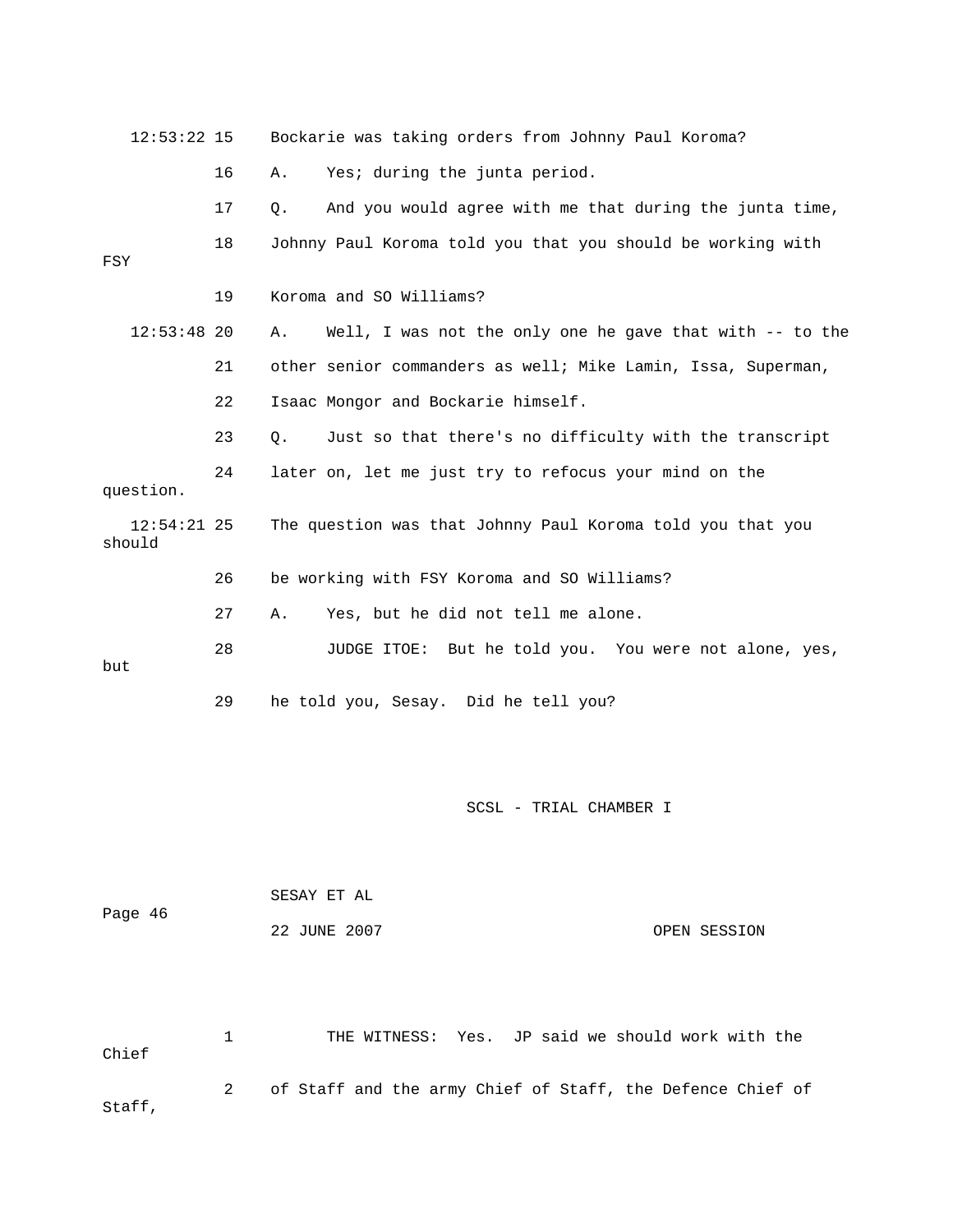12:53:22 15 Bockarie was taking orders from Johnny Paul Koroma?

16 A. Yes; during the junta period.

17 Q. And you would agree with me that during the junta time,

18 Johnny Paul Koroma told you that you should be working with FSY

19 Koroma and SO Williams?

12:53:48 20 A. Well, I was not the only one he gave that with -- to the

21 other senior commanders as well; Mike Lamin, Issa, Superman,

22 Isaac Mongor and Bockarie himself.

23 Q. Just so that there's no difficulty with the transcript

24 later on, let me just try to refocus your mind on the question.

12:54:21 25 The question was that Johnny Paul Koroma told you that you should

26 be working with FSY Koroma and SO Williams?

27 A. Yes, but he did not tell me alone.

28 JUDGE ITOE: But he told you. You were not alone, yes, but

29 he told you, Sesay. Did he tell you?

SCSL - TRIAL CHAMBER I

SESAY ET AL

Page 46

22 JUNE 2007 OPEN SESSION

1 THE WITNESS: Yes. JP said we should work with the Chief

2 of Staff and the army Chief of Staff, the Defence Chief of Staff,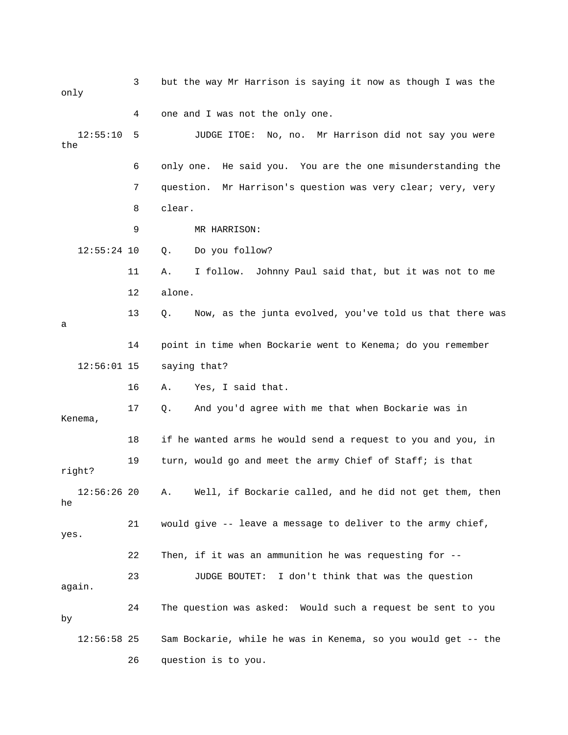3 but the way Mr Harrison is saying it now as though I was the only

4 one and I was not the only one.

12:55:10 5 JUDGE ITOE: No, no. Mr Harrison did not say you were the

6 only one. He said you. You are the one misunderstanding the

7 question. Mr Harrison's question was very clear; very, very

8 clear.

9 MR HARRISON:

12:55:24 10 Q. Do you follow?

11 A. I follow. Johnny Paul said that, but it was not to me

12 alone.

13 Q. Now, as the junta evolved, you've told us that there was a

14 point in time when Bockarie went to Kenema; do you remember

12:56:01 15 saying that?

16 A. Yes, I said that.

17 Q. And you'd agree with me that when Bockarie was in Kenema,

18 if he wanted arms he would send a request to you and you, in

19 turn, would go and meet the army Chief of Staff; is that right?

12:56:26 20 A. Well, if Bockarie called, and he did not get them, then he

21 would give -- leave a message to deliver to the army chief, yes.

22 Then, if it was an ammunition he was requesting for --

23 JUDGE BOUTET: I don't think that was the question again.

24 The question was asked: Would such a request be sent to you by

12:56:58 25 Sam Bockarie, while he was in Kenema, so you would get -- the

26 question is to you.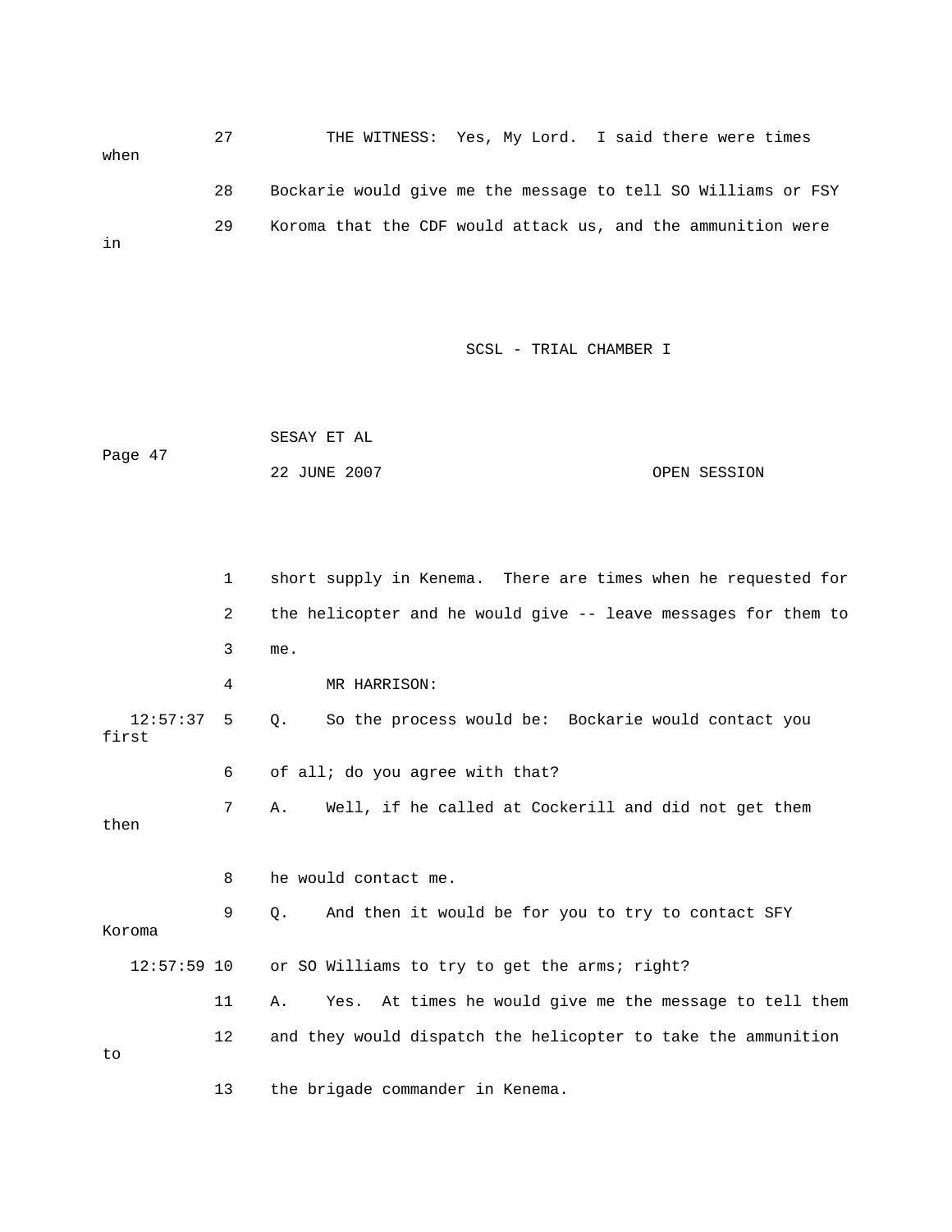27 THE WITNESS: Yes, My Lord. I said there were times when

28 Bockarie would give me the message to tell SO Williams or FSY

29 Koroma that the CDF would attack us, and the ammunition were in

1 short supply in Kenema. There are times when he requested for

2 the helicopter and he would give -- leave messages for them to

3 me.

4 MR HARRISON:

12:57:37 5 Q. So the process would be: Bockarie would contact you first

6 of all; do you agree with that?

7 A. Well, if he called at Cockerill and did not get them then

8 he would contact me.

9 Q. And then it would be for you to try to contact SFY Koroma

12:57:59 10 or SO Williams to try to get the arms; right?

11 A. Yes. At times he would give me the message to tell them

12 and they would dispatch the helicopter to take the ammunition to

13 the brigade commander in Kenema.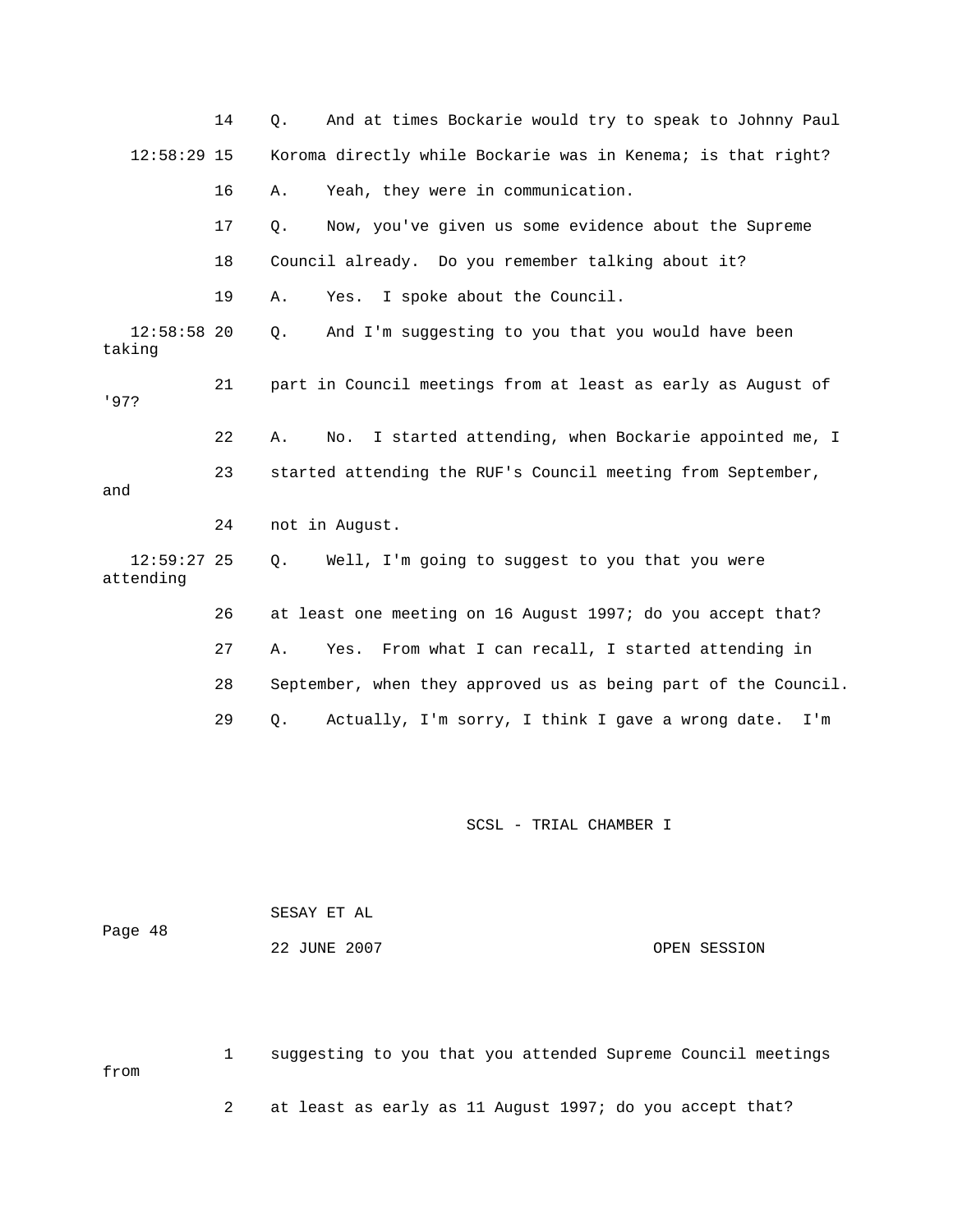14 Q. And at times Bockarie would try to speak to Johnny Paul

12:58:29 15 Koroma directly while Bockarie was in Kenema; is that right?

16 A. Yeah, they were in communication.

17 Q. Now, you've given us some evidence about the Supreme

18 Council already. Do you remember talking about it?

19 A. Yes. I spoke about the Council.

12:58:58 20 Q. And I'm suggesting to you that you would have been taking

21 part in Council meetings from at least as early as August of '97?

22 A. No. I started attending, when Bockarie appointed me, I

23 started attending the RUF's Council meeting from September, and

24 not in August.

12:59:27 25 Q. Well, I'm going to suggest to you that you were attending

26 at least one meeting on 16 August 1997; do you accept that?

27 A. Yes. From what I can recall, I started attending in

28 September, when they approved us as being part of the Council.

29 Q. Actually, I'm sorry, I think I gave a wrong date. I'm

1 suggesting to you that you attended Supreme Council meetings from

2 at least as early as 11 August 1997; do you accept that?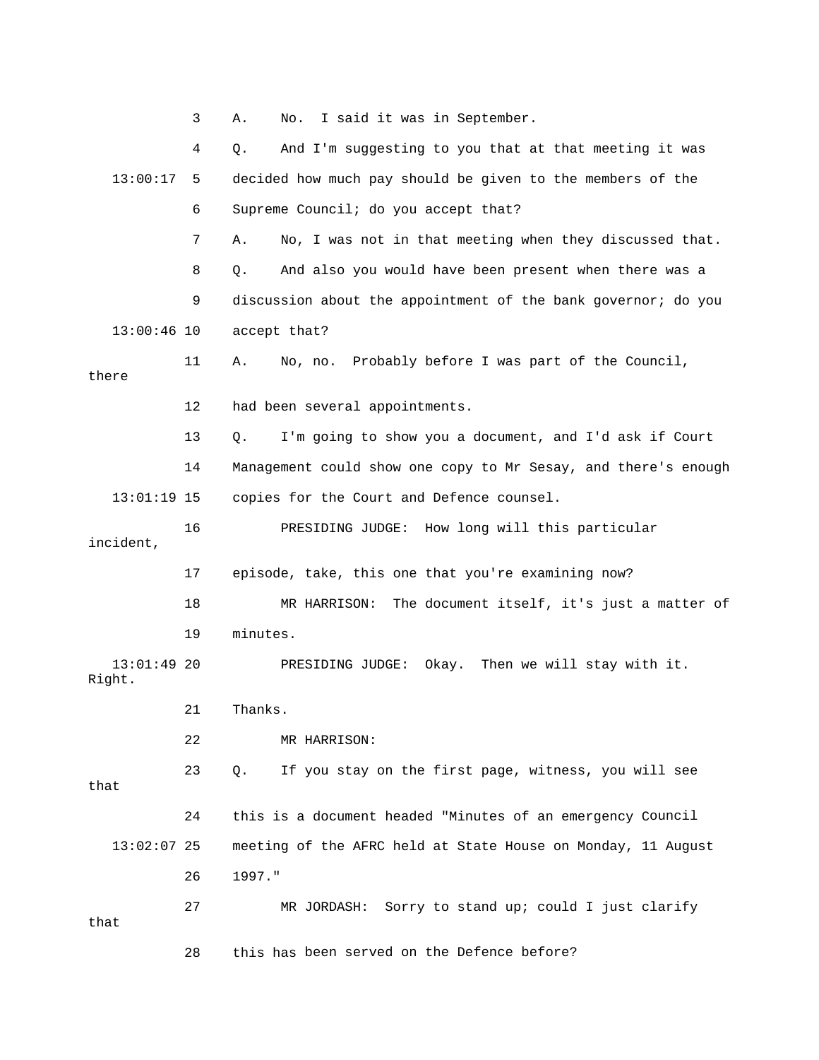3 A. No. I said it was in September.

4 Q. And I'm suggesting to you that at that meeting it was

13:00:17 5 decided how much pay should be given to the members of the

6 Supreme Council; do you accept that?

7 A. No, I was not in that meeting when they discussed that.

8 Q. And also you would have been present when there was a

9 discussion about the appointment of the bank governor; do you

13:00:46 10 accept that?

11 A. No, no. Probably before I was part of the Council, there

12 had been several appointments.

13 Q. I'm going to show you a document, and I'd ask if Court

14 Management could show one copy to Mr Sesay, and there's enough

13:01:19 15 copies for the Court and Defence counsel.

16 PRESIDING JUDGE: How long will this particular incident,

17 episode, take, this one that you're examining now?

18 MR HARRISON: The document itself, it's just a matter of

19 minutes.

13:01:49 20 PRESIDING JUDGE: Okay. Then we will stay with it. Right.

21 Thanks.

22 MR HARRISON:

23 Q. If you stay on the first page, witness, you will see that

24 this is a document headed "Minutes of an emergency Council

13:02:07 25 meeting of the AFRC held at State House on Monday, 11 August

26 1997."

27 MR JORDASH: Sorry to stand up; could I just clarify that

28 this has been served on the Defence before?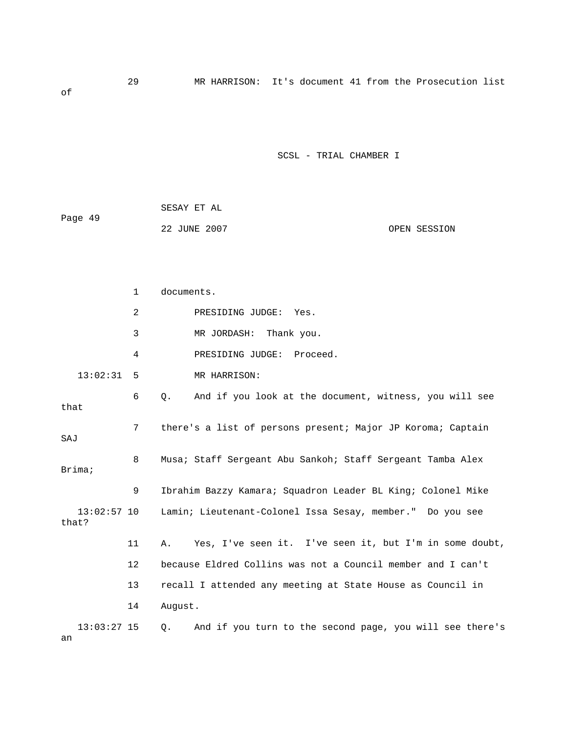29 MR HARRISON: It's document 41 from the Prosecution list of

1 documents.

2 PRESIDING JUDGE: Yes.

3 MR JORDASH: Thank you.

4 PRESIDING JUDGE: Proceed.

13:02:31 5 MR HARRISON:

6 Q. And if you look at the document, witness, you will see that

7 there's a list of persons present; Major JP Koroma; Captain SAJ

8 Musa; Staff Sergeant Abu Sankoh; Staff Sergeant Tamba Alex Brima;

9 Ibrahim Bazzy Kamara; Squadron Leader BL King; Colonel Mike

13:02:57 10 Lamin; Lieutenant-Colonel Issa Sesay, member." Do you see that?

11 A. Yes, I've seen it. I've seen it, but I'm in some doubt,

12 because Eldred Collins was not a Council member and I can't

13 recall I attended any meeting at State House as Council in

14 August.

13:03:27 15 Q. And if you turn to the second page, you will see there's an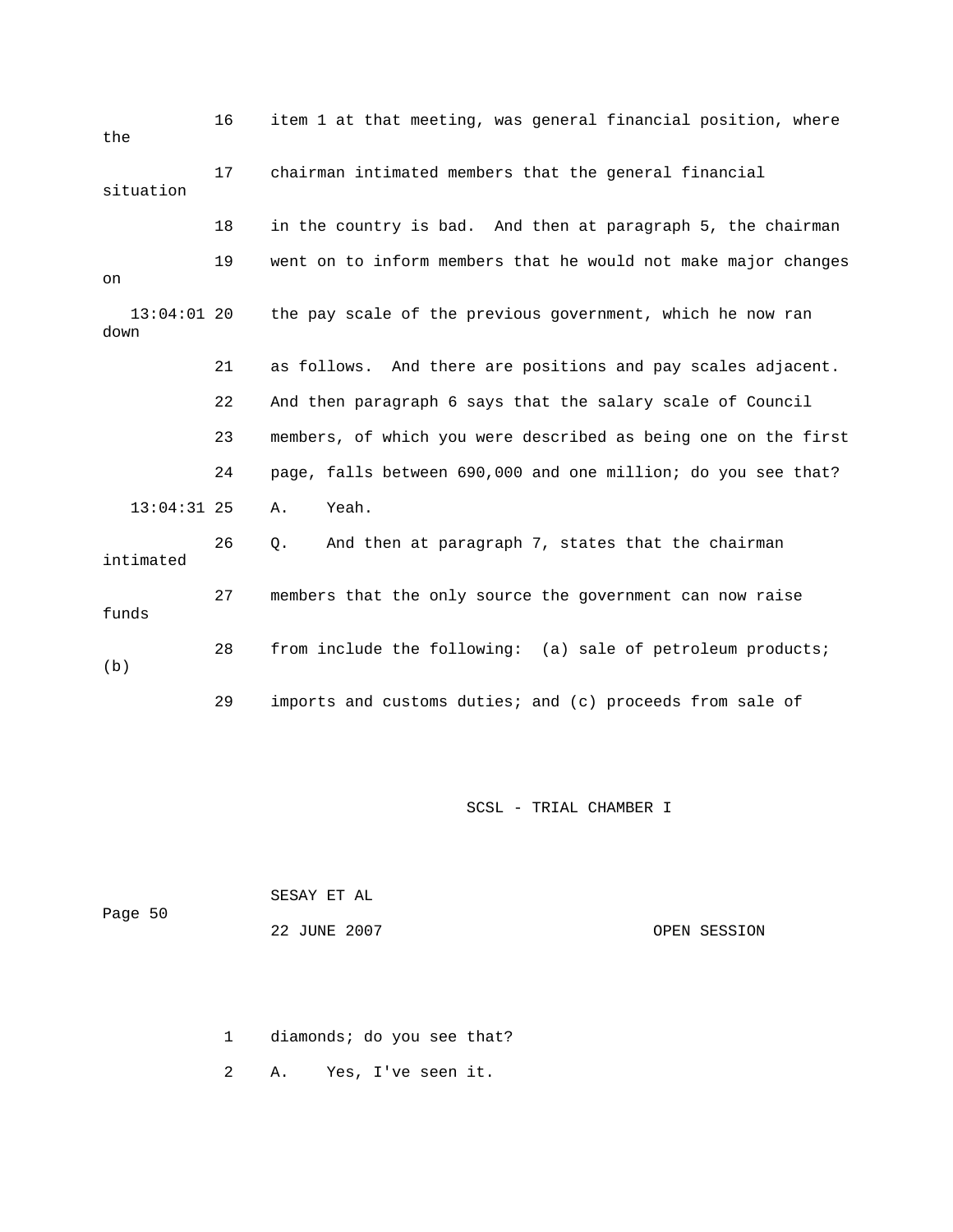16 item 1 at that meeting, was general financial position, where the

17 chairman intimated members that the general financial situation

18 in the country is bad. And then at paragraph 5, the chairman

19 went on to inform members that he would not make major changes on

13:04:01 20 the pay scale of the previous government, which he now ran down

21 as follows. And there are positions and pay scales adjacent.

22 And then paragraph 6 says that the salary scale of Council

23 members, of which you were described as being one on the first

24 page, falls between 690,000 and one million; do you see that?

13:04:31 25 A. Yeah.

26 Q. And then at paragraph 7, states that the chairman intimated

27 members that the only source the government can now raise funds

28 from include the following: (a) sale of petroleum products; (b)

29 imports and customs duties; and (c) proceeds from sale of

SCSL - TRIAL CHAMBER I

SESAY ET AL

Page 50

22 JUNE 2007 OPEN SESSION

1 diamonds; do you see that?

2 A. Yes, I've seen it.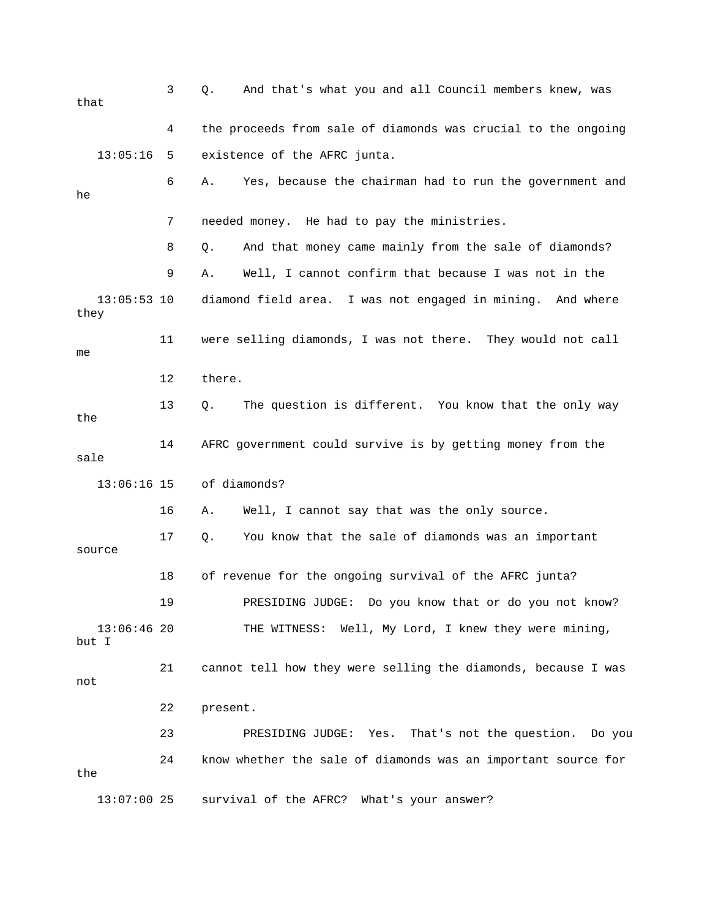Q. And that's what you and all Council members knew, was that the proceeds from sale of diamonds was crucial to the ongoing existence of the AFRC junta.

A. Yes, because the chairman had to run the government and he needed money. He had to pay the ministries.

Q. And that money came mainly from the sale of diamonds?

A. Well, I cannot confirm that because I was not in the diamond field area. I was not engaged in mining. And where they were selling diamonds, I was not there. They would not call me there.

Q. The question is different. You know that the only way the AFRC government could survive is by getting money from the sale of diamonds?

A. Well, I cannot say that was the only source.

Q. You know that the sale of diamonds was an important source of revenue for the ongoing survival of the AFRC junta?

PRESIDING JUDGE: Do you know that or do you not know?

THE WITNESS: Well, My Lord, I knew they were mining, but I cannot tell how they were selling the diamonds, because I was not present.

PRESIDING JUDGE: Yes. That's not the question. Do you know whether the sale of diamonds was an important source for the survival of the AFRC? What's your answer?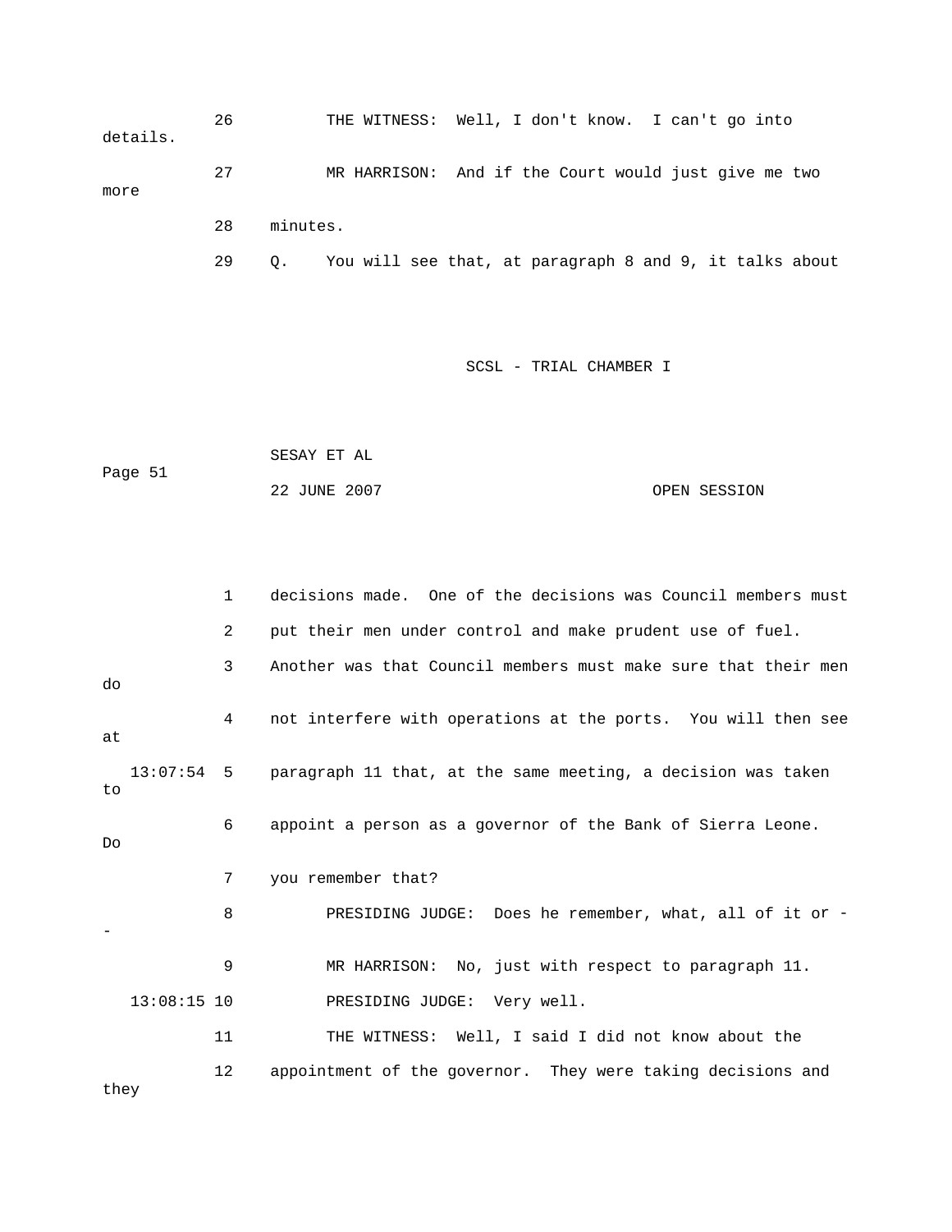26 THE WITNESS: Well, I don't know. I can't go into details.

27 MR HARRISON: And if the Court would just give me two more

28 minutes.

29 Q. You will see that, at paragraph 8 and 9, it talks about

1 decisions made. One of the decisions was Council members must

2 put their men under control and make prudent use of fuel.

3 Another was that Council members must make sure that their men do

4 not interfere with operations at the ports. You will then see at

13:07:54 5 paragraph 11 that, at the same meeting, a decision was taken to

6 appoint a person as a governor of the Bank of Sierra Leone. Do

7 you remember that?

8 PRESIDING JUDGE: Does he remember, what, all of it or --

9 MR HARRISON: No, just with respect to paragraph 11.

13:08:15 10 PRESIDING JUDGE: Very well.

11 THE WITNESS: Well, I said I did not know about the

12 appointment of the governor. They were taking decisions and they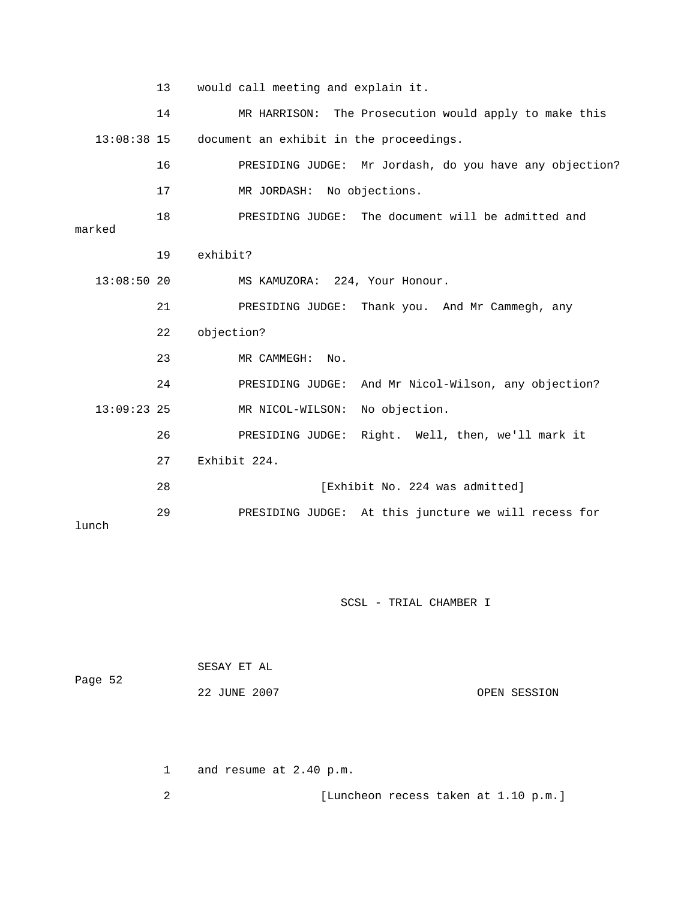13 would call meeting and explain it.

14 MR HARRISON: The Prosecution would apply to make this

13:08:38 15 document an exhibit in the proceedings.

16 PRESIDING JUDGE: Mr Jordash, do you have any objection?

17 MR JORDASH: No objections.

18 PRESIDING JUDGE: The document will be admitted and marked

19 exhibit?

13:08:50 20 MS KAMUZORA: 224, Your Honour.

21 PRESIDING JUDGE: Thank you. And Mr Cammegh, any

22 objection?

23 MR CAMMEGH: No.

24 PRESIDING JUDGE: And Mr Nicol-Wilson, any objection?

13:09:23 25 MR NICOL-WILSON: No objection.

26 PRESIDING JUDGE: Right. Well, then, we'll mark it

27 Exhibit 224.

28 [Exhibit No. 224 was admitted]

29 PRESIDING JUDGE: At this juncture we will recess for lunch

SCSL - TRIAL CHAMBER I

SESAY ET AL

Page 52

22 JUNE 2007 OPEN SESSION

1 and resume at 2.40 p.m.

2 [Luncheon recess taken at 1.10 p.m.]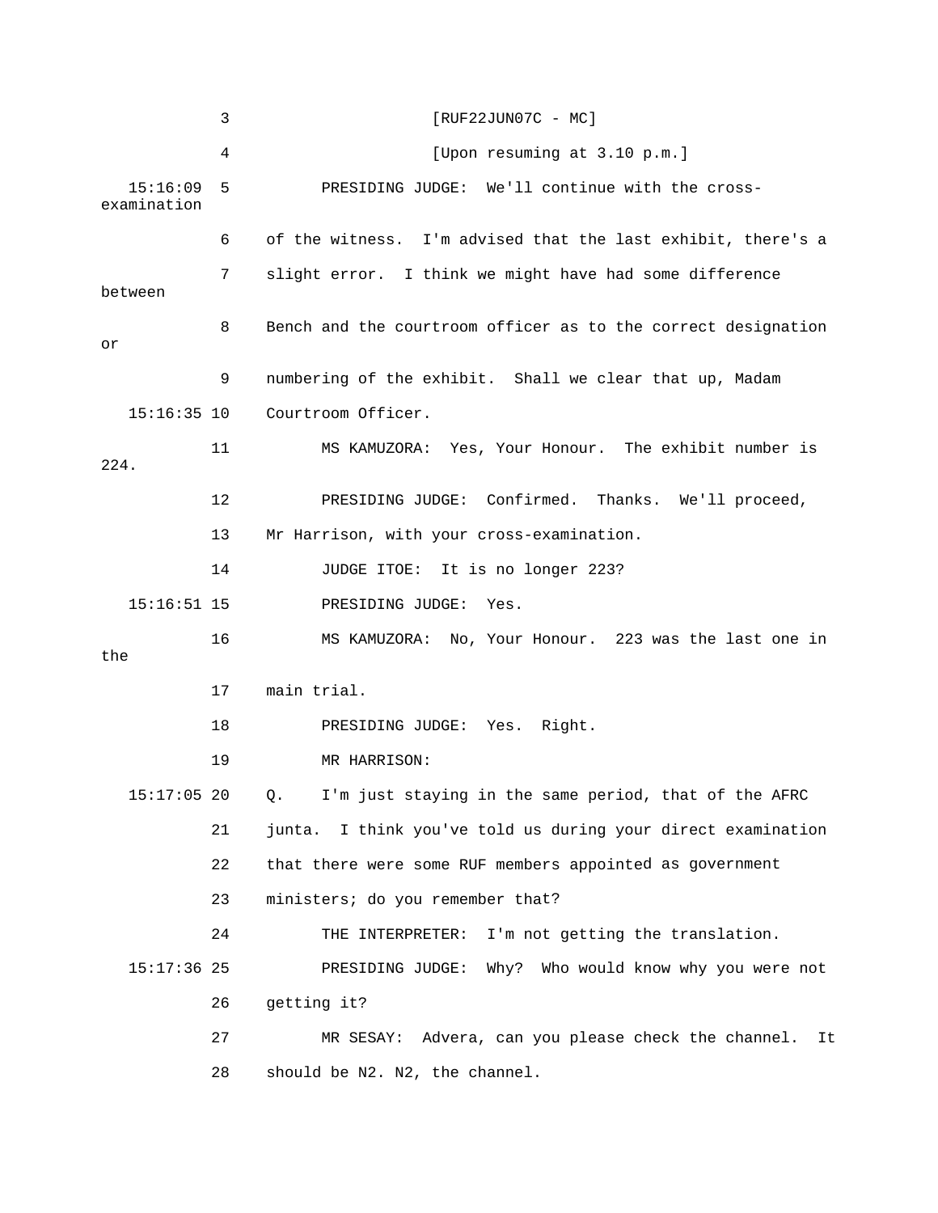[RUF22JUN07C - MC]

[Upon resuming at 3.10 p.m.]

PRESIDING JUDGE: We'll continue with the cross-examination of the witness. I'm advised that the last exhibit, there's a slight error. I think we might have had some difference between Bench and the courtroom officer as to the correct designation or numbering of the exhibit. Shall we clear that up, Madam Courtroom Officer.

MS KAMUZORA: Yes, Your Honour. The exhibit number is 224.

PRESIDING JUDGE: Confirmed. Thanks. We'll proceed, Mr Harrison, with your cross-examination.

JUDGE ITOE: It is no longer 223?

PRESIDING JUDGE: Yes.

MS KAMUZORA: No, Your Honour. 223 was the last one in the main trial.

PRESIDING JUDGE: Yes. Right.

MR HARRISON:

Q. I'm just staying in the same period, that of the AFRC junta. I think you've told us during your direct examination that there were some RUF members appointed as government ministers; do you remember that?

THE INTERPRETER: I'm not getting the translation.

PRESIDING JUDGE: Why? Who would know why you were not getting it?

MR SESAY: Advera, can you please check the channel. It should be N2. N2, the channel.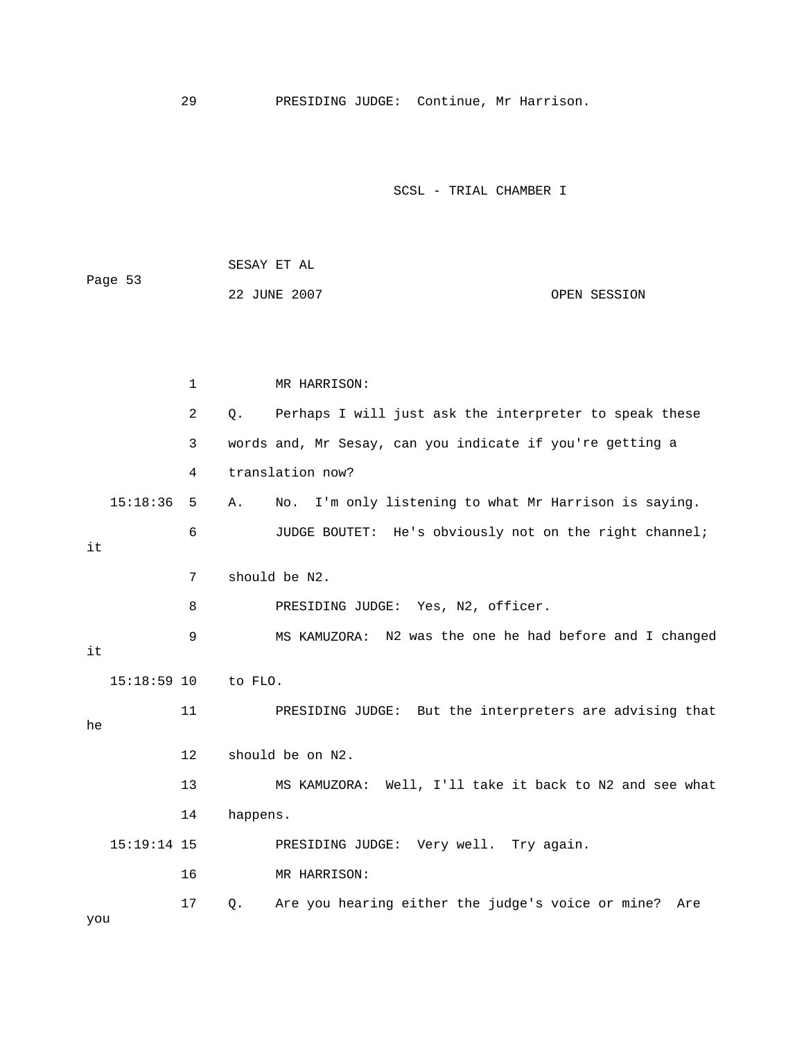29 PRESIDING JUDGE: Continue, Mr Harrison.

1 MR HARRISON:

2 Q. Perhaps I will just ask the interpreter to speak these

3 words and, Mr Sesay, can you indicate if you're getting a

4 translation now?

15:18:36 5 A. No. I'm only listening to what Mr Harrison is saying.

6 JUDGE BOUTET: He's obviously not on the right channel; it

7 should be N2.

8 PRESIDING JUDGE: Yes, N2, officer.

9 MS KAMUZORA: N2 was the one he had before and I changed it

15:18:59 10 to FLO.

11 PRESIDING JUDGE: But the interpreters are advising that he

12 should be on N2.

13 MS KAMUZORA: Well, I'll take it back to N2 and see what

14 happens.

15:19:14 15 PRESIDING JUDGE: Very well. Try again.

16 MR HARRISON:

17 Q. Are you hearing either the judge's voice or mine? Are you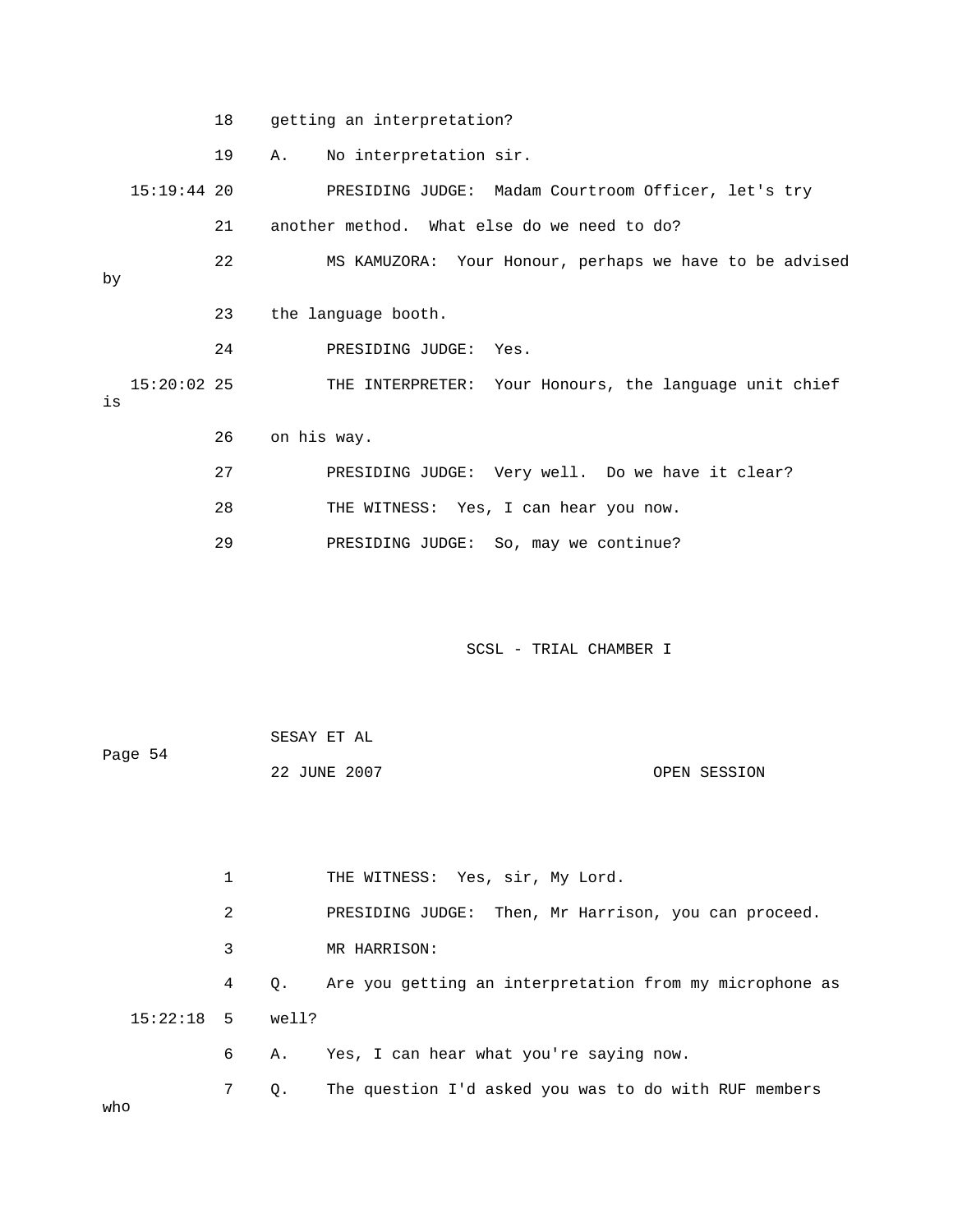18 getting an interpretation?

19 A. No interpretation sir.

15:19:44 20 PRESIDING JUDGE: Madam Courtroom Officer, let's try

21 another method. What else do we need to do?

22 MS KAMUZORA: Your Honour, perhaps we have to be advised by

23 the language booth.

24 PRESIDING JUDGE: Yes.

15:20:02 25 THE INTERPRETER: Your Honours, the language unit chief is

26 on his way.

27 PRESIDING JUDGE: Very well. Do we have it clear?

28 THE WITNESS: Yes, I can hear you now.

29 PRESIDING JUDGE: So, may we continue?

1 THE WITNESS: Yes, sir, My Lord.

2 PRESIDING JUDGE: Then, Mr Harrison, you can proceed.

3 MR HARRISON:

4 Q. Are you getting an interpretation from my microphone as

15:22:18 5 well?

6 A. Yes, I can hear what you're saying now.

7 Q. The question I'd asked you was to do with RUF members who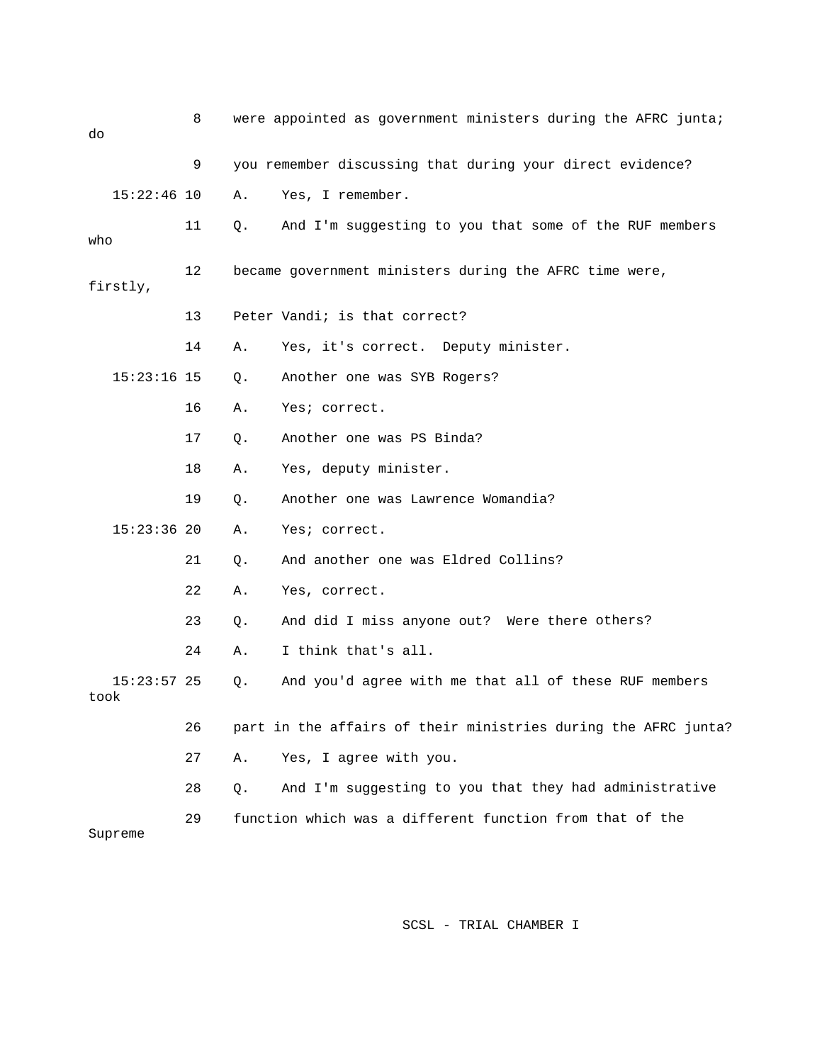8 were appointed as government ministers during the AFRC junta; do

9 you remember discussing that during your direct evidence?

15:22:46 10 A. Yes, I remember.

11 Q. And I'm suggesting to you that some of the RUF members who

12 became government ministers during the AFRC time were, firstly,

13 Peter Vandi; is that correct?

14 A. Yes, it's correct. Deputy minister.

15:23:16 15 Q. Another one was SYB Rogers?

16 A. Yes; correct.

17 Q. Another one was PS Binda?

18 A. Yes, deputy minister.

19 Q. Another one was Lawrence Womandia?

15:23:36 20 A. Yes; correct.

21 Q. And another one was Eldred Collins?

22 A. Yes, correct.

23 Q. And did I miss anyone out? Were there others?

24 A. I think that's all.

15:23:57 25 Q. And you'd agree with me that all of these RUF members took

26 part in the affairs of their ministries during the AFRC junta?

27 A. Yes, I agree with you.

28 Q. And I'm suggesting to you that they had administrative

29 function which was a different function from that of the Supreme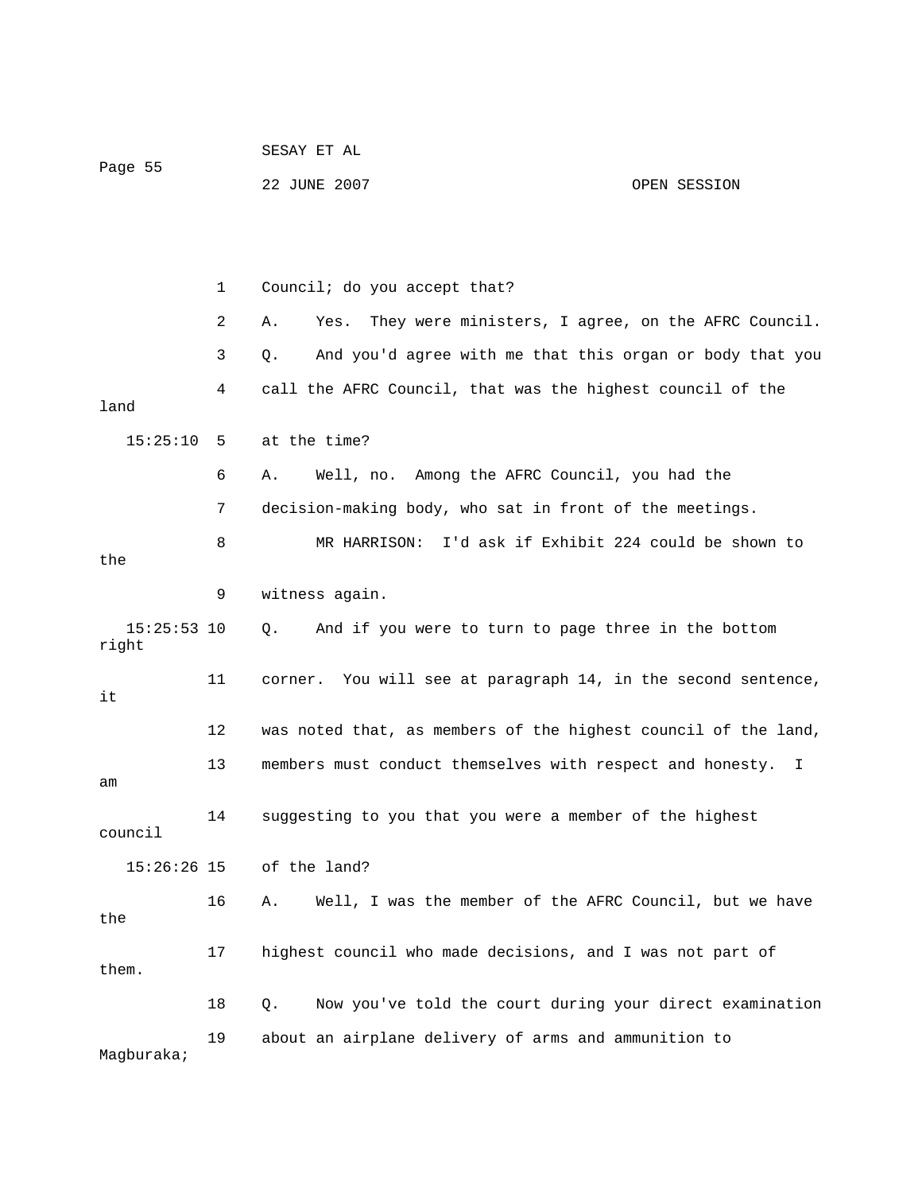1 Council; do you accept that?

2 A. Yes. They were ministers, I agree, on the AFRC Council.

3 Q. And you'd agree with me that this organ or body that you

4 call the AFRC Council, that was the highest council of the land

15:25:10 5 at the time?

6 A. Well, no. Among the AFRC Council, you had the

7 decision-making body, who sat in front of the meetings.

8 MR HARRISON: I'd ask if Exhibit 224 could be shown to the

9 witness again.

15:25:53 10 Q. And if you were to turn to page three in the bottom right

11 corner. You will see at paragraph 14, in the second sentence, it

12 was noted that, as members of the highest council of the land,

13 members must conduct themselves with respect and honesty. I am

14 suggesting to you that you were a member of the highest council

15:26:26 15 of the land?

16 A. Well, I was the member of the AFRC Council, but we have the

17 highest council who made decisions, and I was not part of them.

18 Q. Now you've told the court during your direct examination

19 about an airplane delivery of arms and ammunition to Magburaka;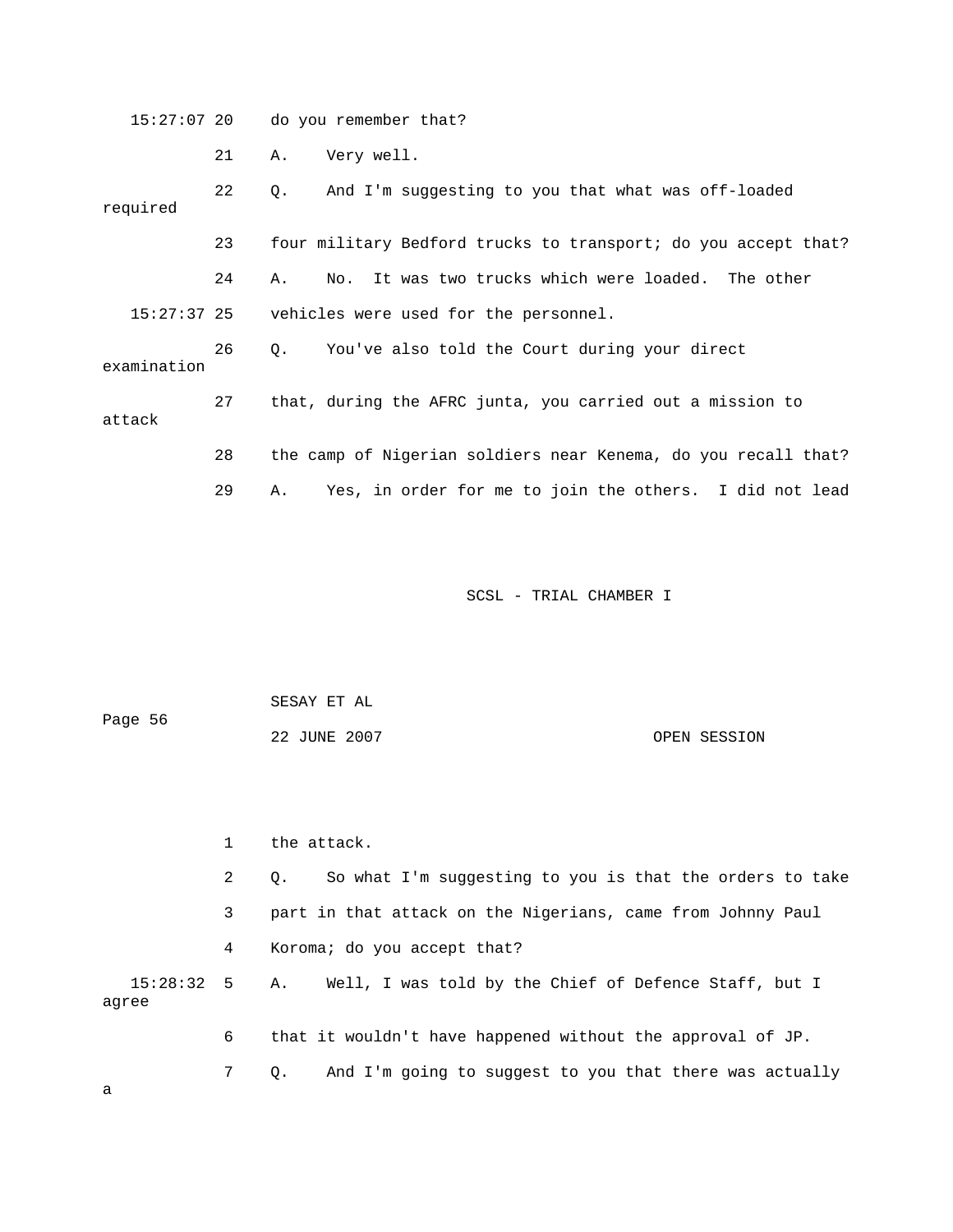15:27:07 20 do you remember that?

21 A. Very well.

22 Q. And I'm suggesting to you that what was off-loaded required

23 four military Bedford trucks to transport; do you accept that?

24 A. No. It was two trucks which were loaded. The other

15:27:37 25 vehicles were used for the personnel.

26 Q. You've also told the Court during your direct examination

27 that, during the AFRC junta, you carried out a mission to attack

28 the camp of Nigerian soldiers near Kenema, do you recall that?

29 A. Yes, in order for me to join the others. I did not lead

1 the attack.

2 Q. So what I'm suggesting to you is that the orders to take

3 part in that attack on the Nigerians, came from Johnny Paul

4 Koroma; do you accept that?

15:28:32 5 A. Well, I was told by the Chief of Defence Staff, but I agree

6 that it wouldn't have happened without the approval of JP.

7 Q. And I'm going to suggest to you that there was actually a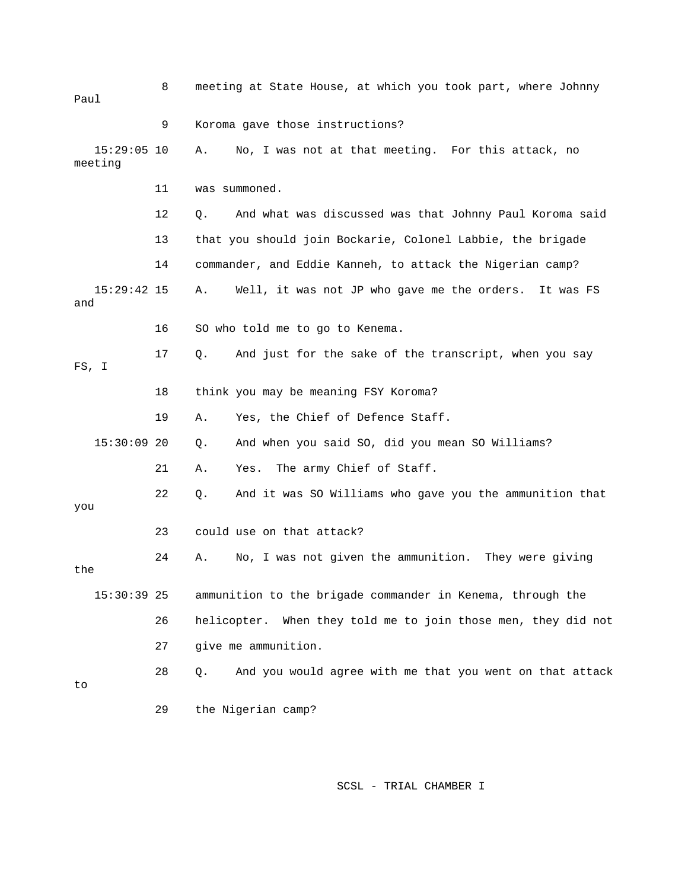8 meeting at State House, at which you took part, where Johnny Paul

9 Koroma gave those instructions?

15:29:05 10 A. No, I was not at that meeting. For this attack, no meeting

11 was summoned.

12 Q. And what was discussed was that Johnny Paul Koroma said

13 that you should join Bockarie, Colonel Labbie, the brigade

14 commander, and Eddie Kanneh, to attack the Nigerian camp?

15:29:42 15 A. Well, it was not JP who gave me the orders. It was FS and

16 SO who told me to go to Kenema.

17 Q. And just for the sake of the transcript, when you say FS, I

18 think you may be meaning FSY Koroma?

19 A. Yes, the Chief of Defence Staff.

15:30:09 20 Q. And when you said SO, did you mean SO Williams?

21 A. Yes. The army Chief of Staff.

22 Q. And it was SO Williams who gave you the ammunition that you

23 could use on that attack?

24 A. No, I was not given the ammunition. They were giving the

15:30:39 25 ammunition to the brigade commander in Kenema, through the

26 helicopter. When they told me to join those men, they did not

27 give me ammunition.

28 Q. And you would agree with me that you went on that attack to

29 the Nigerian camp?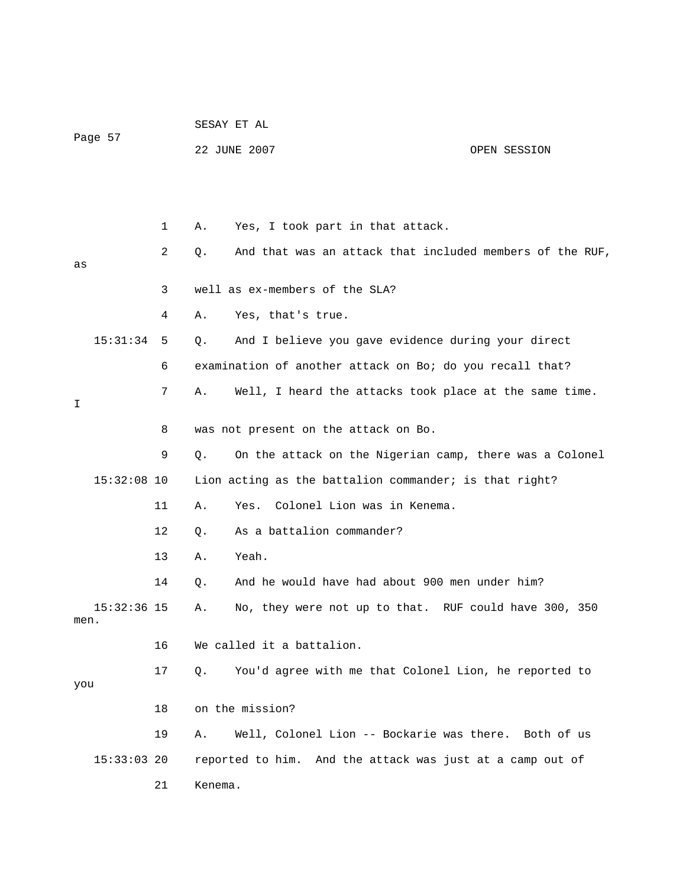1 A. Yes, I took part in that attack.

2 Q. And that was an attack that included members of the RUF, as

3 well as ex-members of the SLA?

4 A. Yes, that's true.

15:31:34 5 Q. And I believe you gave evidence during your direct

6 examination of another attack on Bo; do you recall that?

7 A. Well, I heard the attacks took place at the same time. I

8 was not present on the attack on Bo.

9 Q. On the attack on the Nigerian camp, there was a Colonel

15:32:08 10 Lion acting as the battalion commander; is that right?

11 A. Yes. Colonel Lion was in Kenema.

12 Q. As a battalion commander?

13 A. Yeah.

14 Q. And he would have had about 900 men under him?

15:32:36 15 A. No, they were not up to that. RUF could have 300, 350 men.

16 We called it a battalion.

17 Q. You'd agree with me that Colonel Lion, he reported to you

18 on the mission?

19 A. Well, Colonel Lion -- Bockarie was there. Both of us

15:33:03 20 reported to him. And the attack was just at a camp out of

21 Kenema.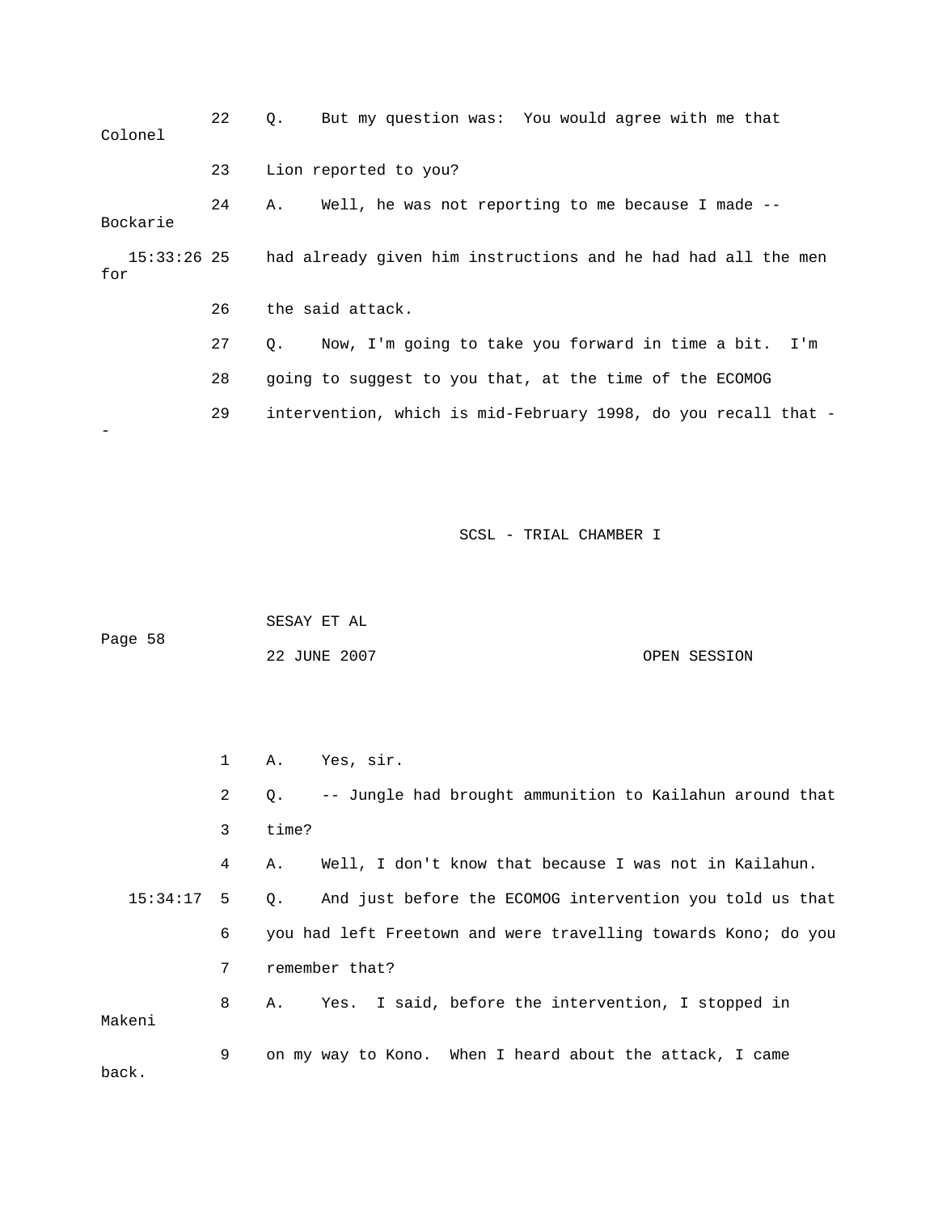22 Q. But my question was: You would agree with me that Colonel

23 Lion reported to you?

24 A. Well, he was not reporting to me because I made -- Bockarie

15:33:26 25 had already given him instructions and he had had all the men for

26 the said attack.

27 Q. Now, I'm going to take you forward in time a bit. I'm

28 going to suggest to you that, at the time of the ECOMOG

29 intervention, which is mid-February 1998, do you recall that --

1 A. Yes, sir.

2 Q. -- Jungle had brought ammunition to Kailahun around that

3 time?

4 A. Well, I don't know that because I was not in Kailahun.

15:34:17 5 Q. And just before the ECOMOG intervention you told us that

6 you had left Freetown and were travelling towards Kono; do you

7 remember that?

8 A. Yes. I said, before the intervention, I stopped in Makeni

9 on my way to Kono. When I heard about the attack, I came back.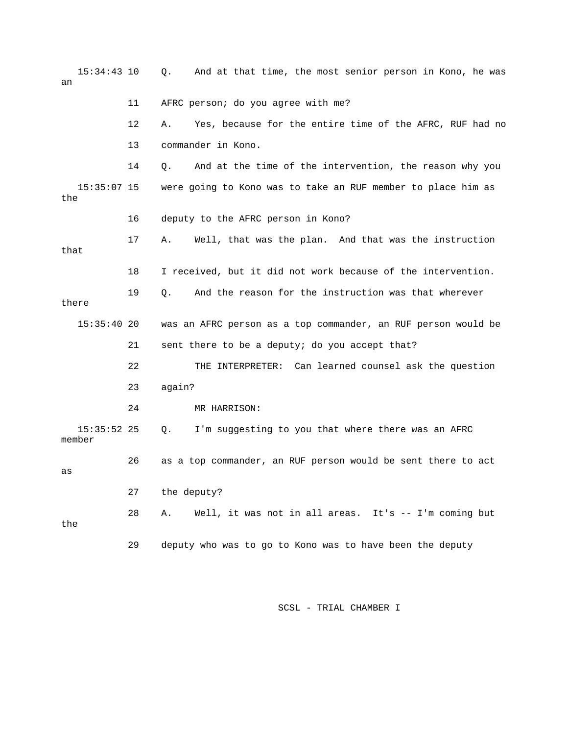15:34:43 10 Q. And at that time, the most senior person in Kono, he was an

11 AFRC person; do you agree with me?

12 A. Yes, because for the entire time of the AFRC, RUF had no

13 commander in Kono.

14 Q. And at the time of the intervention, the reason why you

15:35:07 15 were going to Kono was to take an RUF member to place him as the

16 deputy to the AFRC person in Kono?

17 A. Well, that was the plan. And that was the instruction that

18 I received, but it did not work because of the intervention.

19 Q. And the reason for the instruction was that wherever there

15:35:40 20 was an AFRC person as a top commander, an RUF person would be

21 sent there to be a deputy; do you accept that?

22 THE INTERPRETER: Can learned counsel ask the question

23 again?

24 MR HARRISON:

15:35:52 25 Q. I'm suggesting to you that where there was an AFRC member

26 as a top commander, an RUF person would be sent there to act as

27 the deputy?

28 A. Well, it was not in all areas. It's -- I'm coming but the

29 deputy who was to go to Kono was to have been the deputy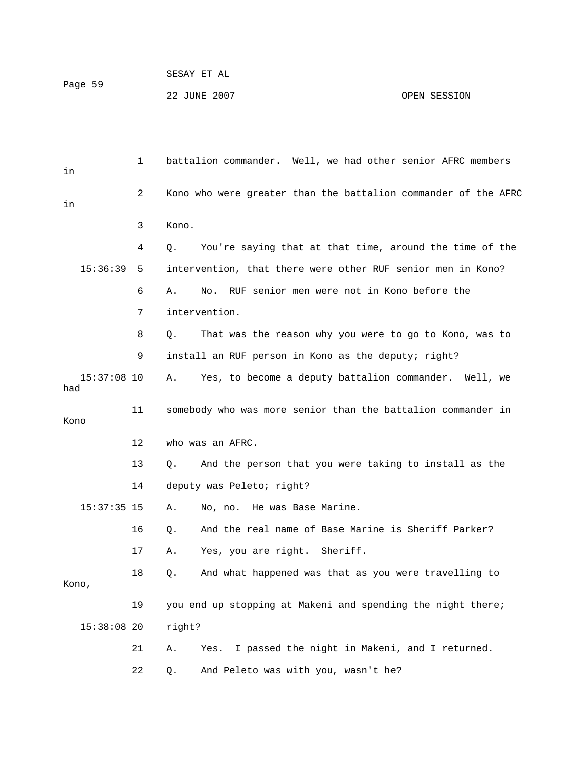battalion commander. Well, we had other senior AFRC members in Kono who were greater than the battalion commander of the AFRC in Kono.

Q. You're saying that at that time, around the time of the intervention, that there were other RUF senior men in Kono?

A. No. RUF senior men were not in Kono before the intervention.

Q. That was the reason why you were to go to Kono, was to install an RUF person in Kono as the deputy; right?

A. Yes, to become a deputy battalion commander. Well, we had somebody who was more senior than the battalion commander in Kono who was an AFRC.

Q. And the person that you were taking to install as the deputy was Peleto; right?

A. No, no. He was Base Marine.

Q. And the real name of Base Marine is Sheriff Parker?

A. Yes, you are right. Sheriff.

Q. And what happened was that as you were travelling to Kono, you end up stopping at Makeni and spending the night there; right?

A. Yes. I passed the night in Makeni, and I returned.

Q. And Peleto was with you, wasn't he?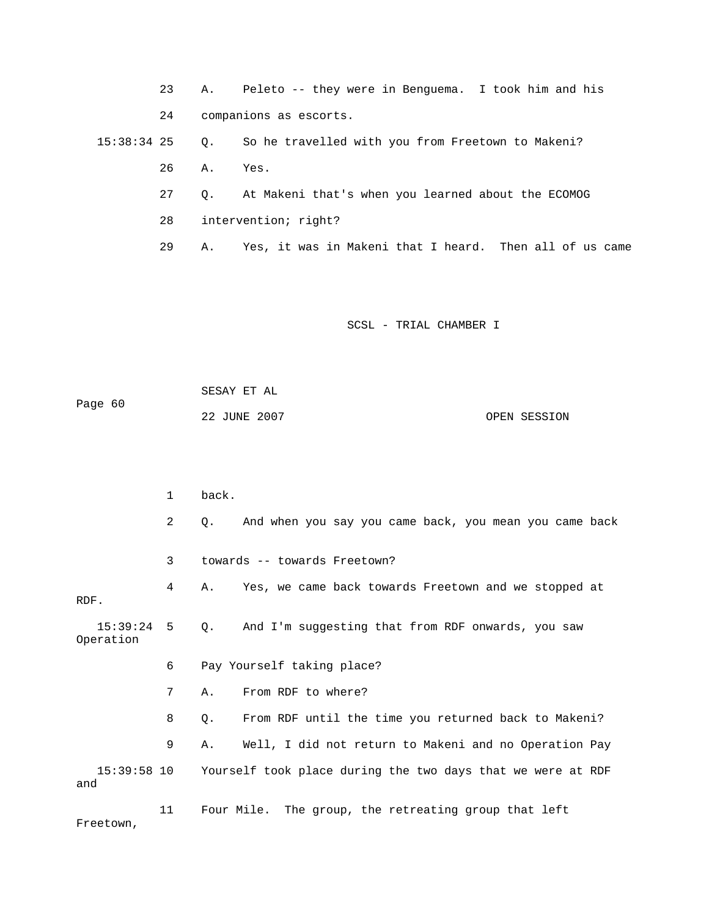23 A. Peleto -- they were in Benguema. I took him and his

24 companions as escorts.

15:38:34 25 Q. So he travelled with you from Freetown to Makeni?

26 A. Yes.

27 Q. At Makeni that's when you learned about the ECOMOG

28 intervention; right?

29 A. Yes, it was in Makeni that I heard. Then all of us came

1 back.

2 Q. And when you say you came back, you mean you came back

3 towards -- towards Freetown?

4 A. Yes, we came back towards Freetown and we stopped at RDF.

15:39:24 5 Q. And I'm suggesting that from RDF onwards, you saw Operation

6 Pay Yourself taking place?

7 A. From RDF to where?

8 Q. From RDF until the time you returned back to Makeni?

9 A. Well, I did not return to Makeni and no Operation Pay

15:39:58 10 Yourself took place during the two days that we were at RDF and

11 Four Mile. The group, the retreating group that left Freetown,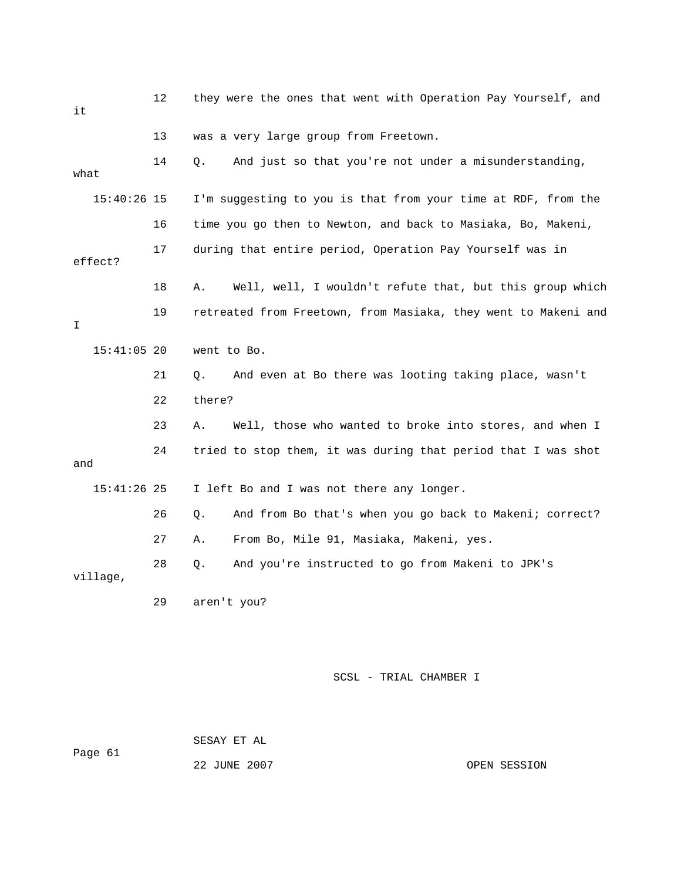12 they were the ones that went with Operation Pay Yourself, and it

13 was a very large group from Freetown.

14 Q. And just so that you're not under a misunderstanding, what

15:40:26 15 I'm suggesting to you is that from your time at RDF, from the

16 time you go then to Newton, and back to Masiaka, Bo, Makeni,

17 during that entire period, Operation Pay Yourself was in effect?

18 A. Well, well, I wouldn't refute that, but this group which

19 retreated from Freetown, from Masiaka, they went to Makeni and I

15:41:05 20 went to Bo.

21 Q. And even at Bo there was looting taking place, wasn't

22 there?

23 A. Well, those who wanted to broke into stores, and when I

24 tried to stop them, it was during that period that I was shot and

15:41:26 25 I left Bo and I was not there any longer.

26 Q. And from Bo that's when you go back to Makeni; correct?

27 A. From Bo, Mile 91, Masiaka, Makeni, yes.

28 Q. And you're instructed to go from Makeni to JPK's village,

29 aren't you?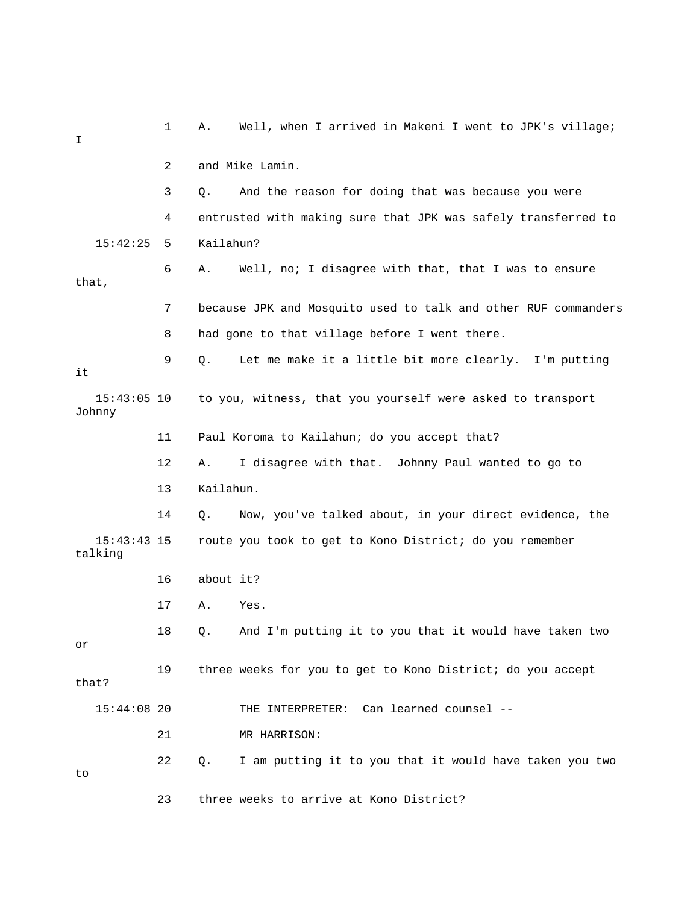1 A. Well, when I arrived in Makeni I went to JPK's village; I

2 and Mike Lamin.

3 Q. And the reason for doing that was because you were

4 entrusted with making sure that JPK was safely transferred to

15:42:25 5 Kailahun?

6 A. Well, no; I disagree with that, that I was to ensure that,

7 because JPK and Mosquito used to talk and other RUF commanders

8 had gone to that village before I went there.

9 Q. Let me make it a little bit more clearly. I'm putting it

15:43:05 10 to you, witness, that you yourself were asked to transport Johnny

11 Paul Koroma to Kailahun; do you accept that?

12 A. I disagree with that. Johnny Paul wanted to go to

13 Kailahun.

14 Q. Now, you've talked about, in your direct evidence, the

15:43:43 15 route you took to get to Kono District; do you remember talking

16 about it?

17 A. Yes.

18 Q. And I'm putting it to you that it would have taken two or

19 three weeks for you to get to Kono District; do you accept that?

15:44:08 20 THE INTERPRETER: Can learned counsel --

21 MR HARRISON:

22 Q. I am putting it to you that it would have taken you two to

23 three weeks to arrive at Kono District?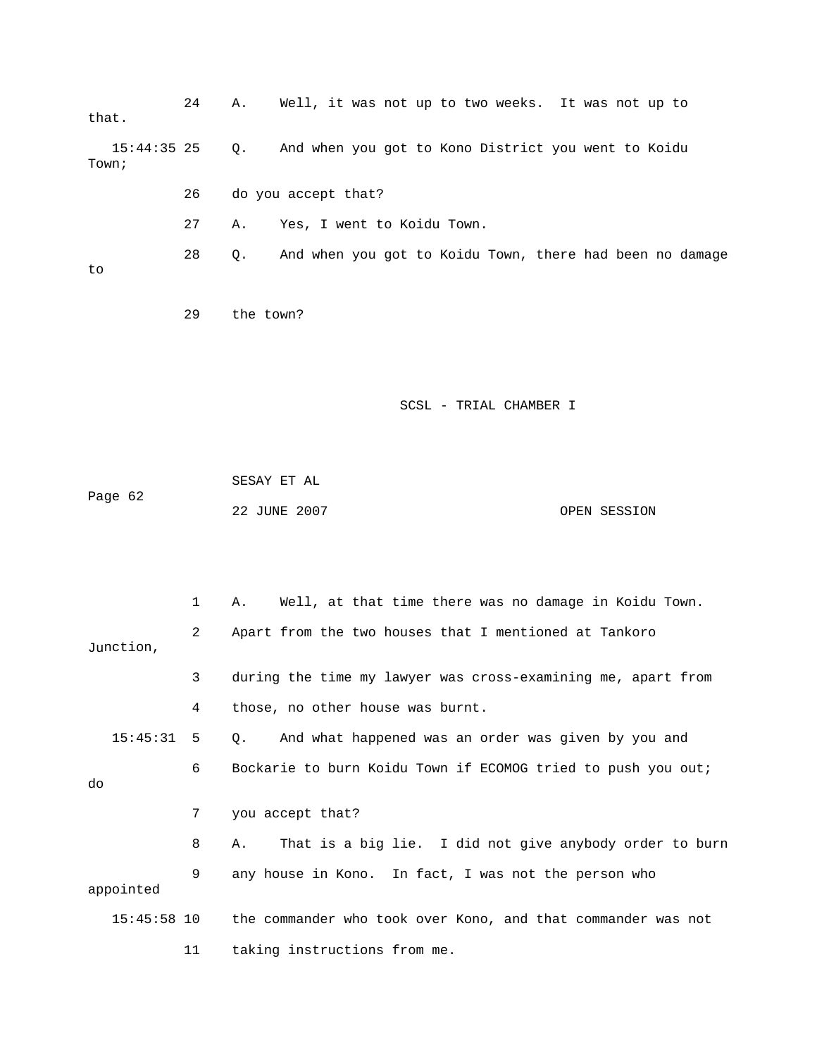24 A. Well, it was not up to two weeks. It was not up to that.

15:44:35 25 Q. And when you got to Kono District you went to Koidu Town;

26 do you accept that?

27 A. Yes, I went to Koidu Town.

28 Q. And when you got to Koidu Town, there had been no damage to

29 the town?

1 A. Well, at that time there was no damage in Koidu Town.

2 Apart from the two houses that I mentioned at Tankoro Junction,

3 during the time my lawyer was cross-examining me, apart from

4 those, no other house was burnt.

15:45:31 5 Q. And what happened was an order was given by you and

6 Bockarie to burn Koidu Town if ECOMOG tried to push you out; do

7 you accept that?

8 A. That is a big lie. I did not give anybody order to burn

9 any house in Kono. In fact, I was not the person who appointed

15:45:58 10 the commander who took over Kono, and that commander was not

11 taking instructions from me.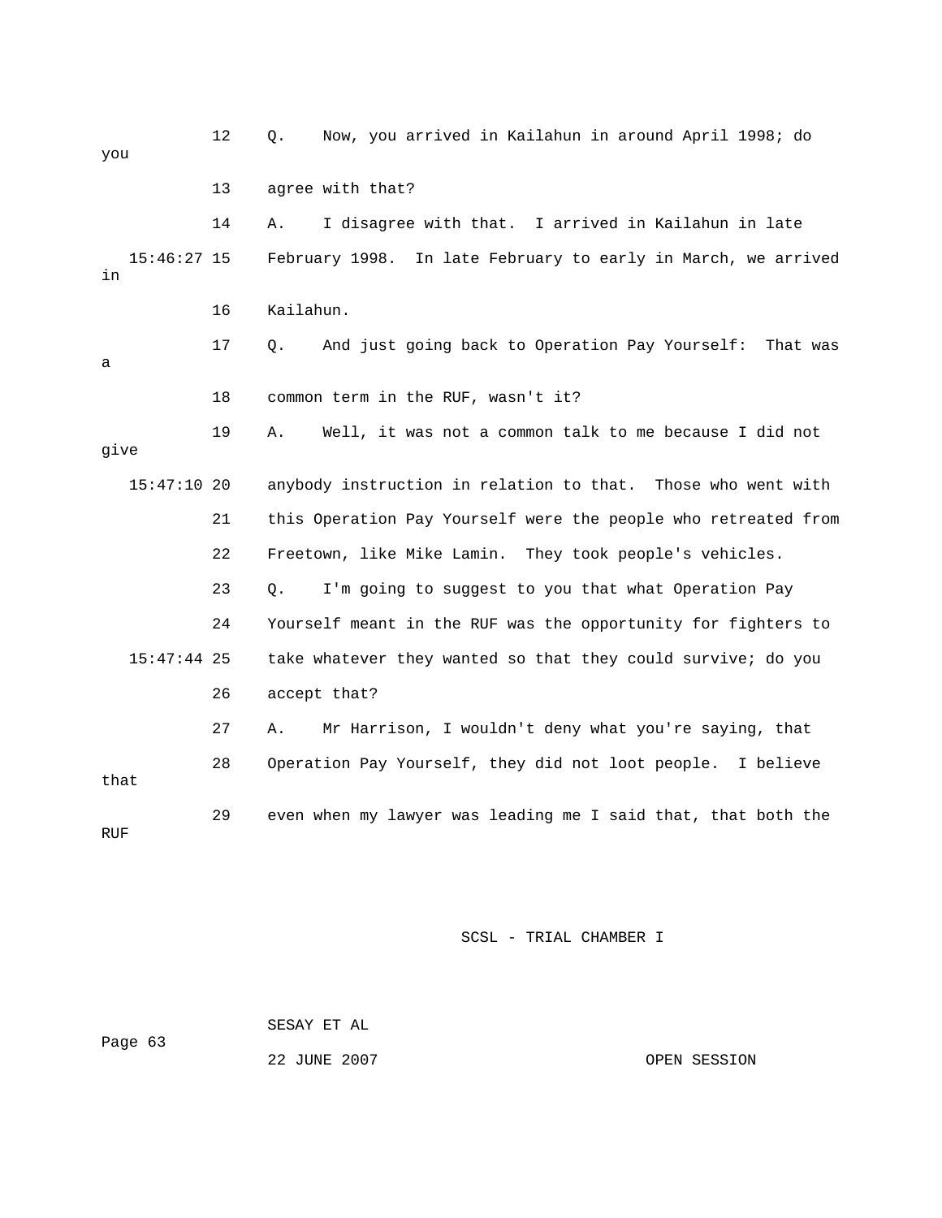12 Q. Now, you arrived in Kailahun in around April 1998; do you

13 agree with that?

14 A. I disagree with that. I arrived in Kailahun in late

15:46:27 15 February 1998. In late February to early in March, we arrived in

16 Kailahun.

17 Q. And just going back to Operation Pay Yourself: That was a

18 common term in the RUF, wasn't it?

19 A. Well, it was not a common talk to me because I did not give

15:47:10 20 anybody instruction in relation to that. Those who went with

21 this Operation Pay Yourself were the people who retreated from

22 Freetown, like Mike Lamin. They took people's vehicles.

23 Q. I'm going to suggest to you that what Operation Pay

24 Yourself meant in the RUF was the opportunity for fighters to

15:47:44 25 take whatever they wanted so that they could survive; do you

26 accept that?

27 A. Mr Harrison, I wouldn't deny what you're saying, that

28 Operation Pay Yourself, they did not loot people. I believe that

29 even when my lawyer was leading me I said that, that both the RUF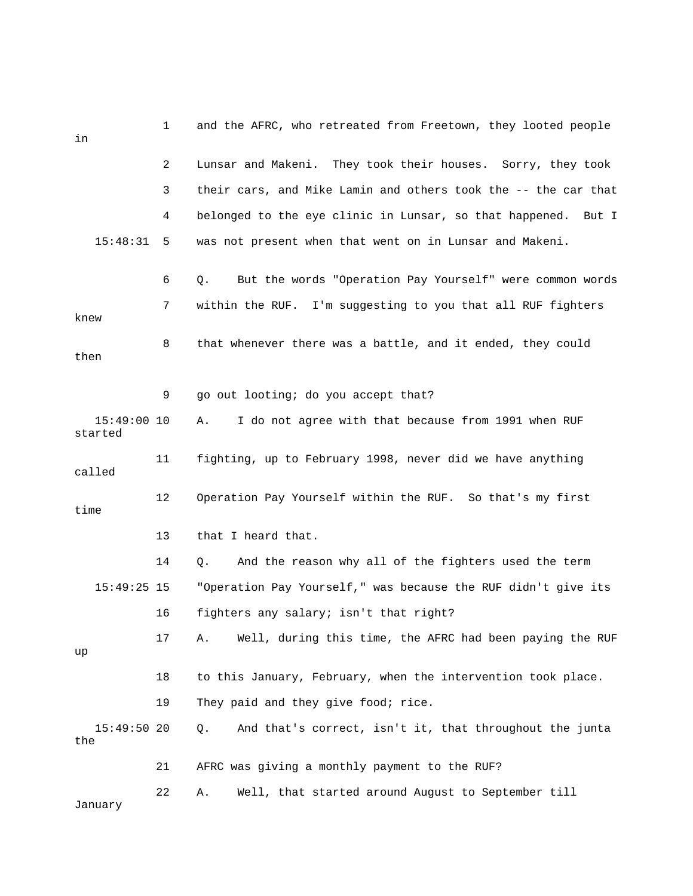1 and the AFRC, who retreated from Freetown, they looted people in

2 Lunsar and Makeni. They took their houses. Sorry, they took

3 their cars, and Mike Lamin and others took the -- the car that

4 belonged to the eye clinic in Lunsar, so that happened. But I

15:48:31 5 was not present when that went on in Lunsar and Makeni.

6 Q. But the words "Operation Pay Yourself" were common words

7 within the RUF. I'm suggesting to you that all RUF fighters knew

8 that whenever there was a battle, and it ended, they could then

9 go out looting; do you accept that?

15:49:00 10 A. I do not agree with that because from 1991 when RUF started

11 fighting, up to February 1998, never did we have anything called

12 Operation Pay Yourself within the RUF. So that's my first time

13 that I heard that.

14 Q. And the reason why all of the fighters used the term

15:49:25 15 "Operation Pay Yourself," was because the RUF didn't give its

16 fighters any salary; isn't that right?

17 A. Well, during this time, the AFRC had been paying the RUF up

18 to this January, February, when the intervention took place.

19 They paid and they give food; rice.

15:49:50 20 Q. And that's correct, isn't it, that throughout the junta the

21 AFRC was giving a monthly payment to the RUF?

22 A. Well, that started around August to September till January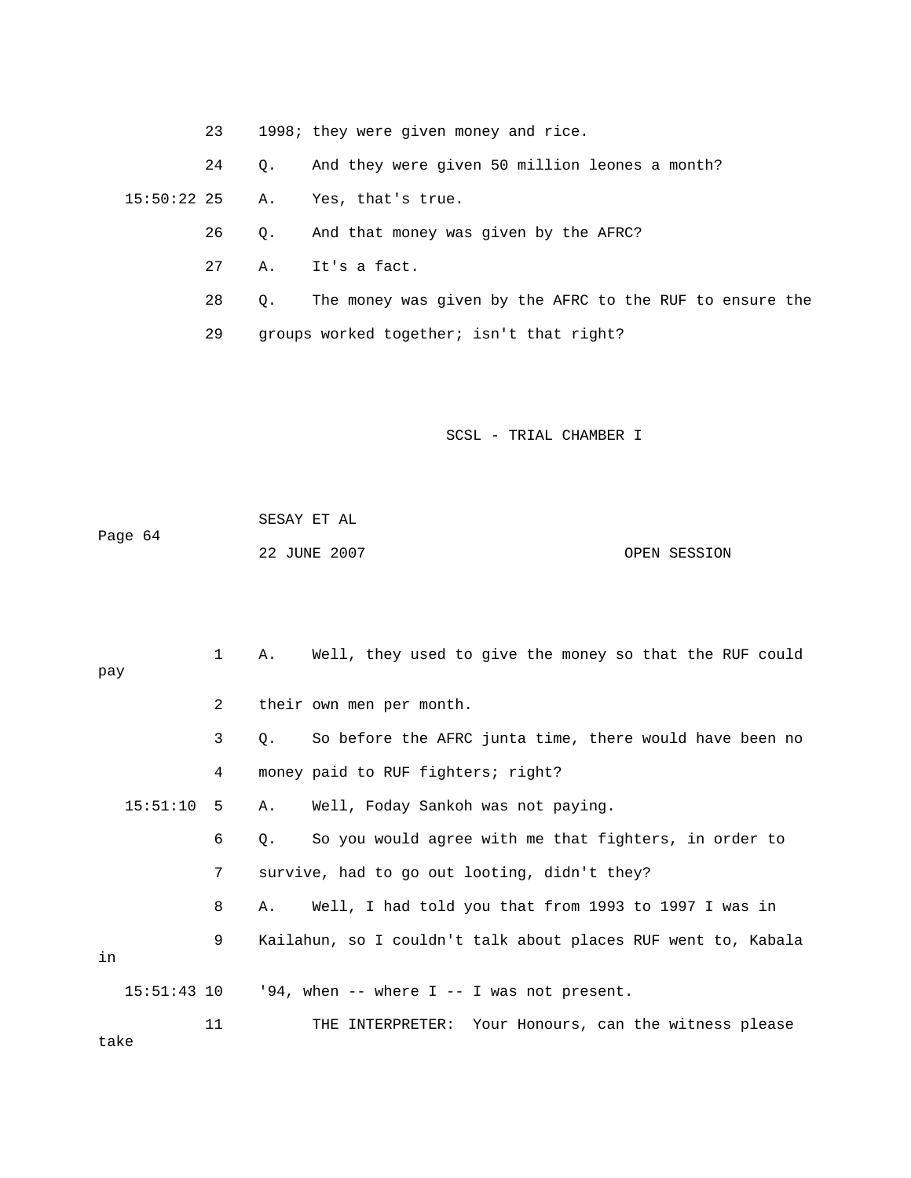23    1998; they were given money and rice.

24    Q.    And they were given 50 million leones a month?

15:50:22 25    A.    Yes, that's true.

26    Q.    And that money was given by the AFRC?

27    A.    It's a fact.

28    Q.    The money was given by the AFRC to the RUF to ensure the

29    groups worked together; isn't that right?

1    A.    Well, they used to give the money so that the RUF could pay

2    their own men per month.

3    Q.    So before the AFRC junta time, there would have been no

4    money paid to RUF fighters; right?

15:51:10  5    A.    Well, Foday Sankoh was not paying.

6    Q.    So you would agree with me that fighters, in order to

7    survive, had to go out looting, didn't they?

8    A.    Well, I had told you that from 1993 to 1997 I was in

9    Kailahun, so I couldn't talk about places RUF went to, Kabala in

15:51:43 10    '94, when -- where I -- I was not present.

11          THE INTERPRETER:  Your Honours, can the witness please take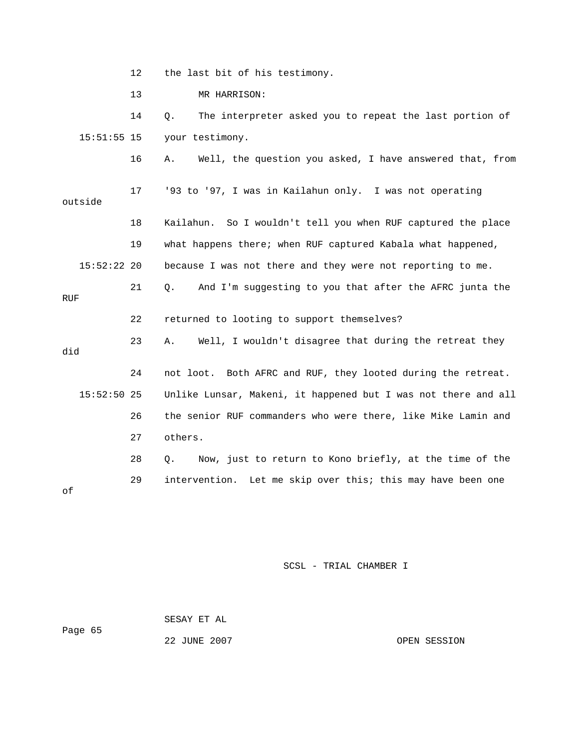12 the last bit of his testimony.

13 MR HARRISON:

14 Q. The interpreter asked you to repeat the last portion of

15:51:55 15 your testimony.

16 A. Well, the question you asked, I have answered that, from

17 '93 to '97, I was in Kailahun only. I was not operating outside

18 Kailahun. So I wouldn't tell you when RUF captured the place

19 what happens there; when RUF captured Kabala what happened,

15:52:22 20 because I was not there and they were not reporting to me.

21 Q. And I'm suggesting to you that after the AFRC junta the RUF

22 returned to looting to support themselves?

23 A. Well, I wouldn't disagree that during the retreat they did

24 not loot. Both AFRC and RUF, they looted during the retreat.

15:52:50 25 Unlike Lunsar, Makeni, it happened but I was not there and all

26 the senior RUF commanders who were there, like Mike Lamin and

27 others.

28 Q. Now, just to return to Kono briefly, at the time of the

29 intervention. Let me skip over this; this may have been one of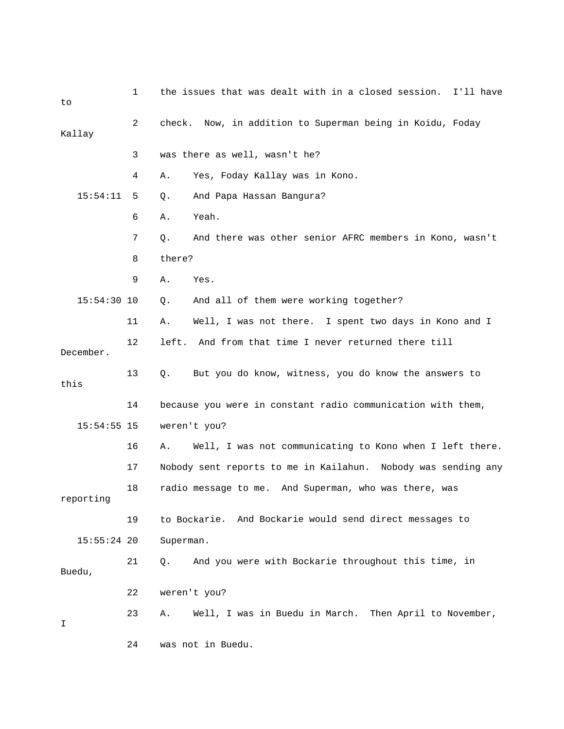the issues that was dealt with in a closed session. I'll have to check. Now, in addition to Superman being in Koidu, Foday Kallay was there as well, wasn't he?

A. Yes, Foday Kallay was in Kono.

15:54:11 Q. And Papa Hassan Bangura?

A. Yeah.

Q. And there was other senior AFRC members in Kono, wasn't there?

A. Yes.

15:54:30 Q. And all of them were working together?

A. Well, I was not there. I spent two days in Kono and I left. And from that time I never returned there till December.

Q. But you do know, witness, you do know the answers to this because you were in constant radio communication with them,

15:54:55 weren't you?

A. Well, I was not communicating to Kono when I left there. Nobody sent reports to me in Kailahun. Nobody was sending any radio message to me. And Superman, who was there, was reporting to Bockarie. And Bockarie would send direct messages to

15:55:24 Superman.

Q. And you were with Bockarie throughout this time, in Buedu, weren't you?

A. Well, I was in Buedu in March. Then April to November, I was not in Buedu.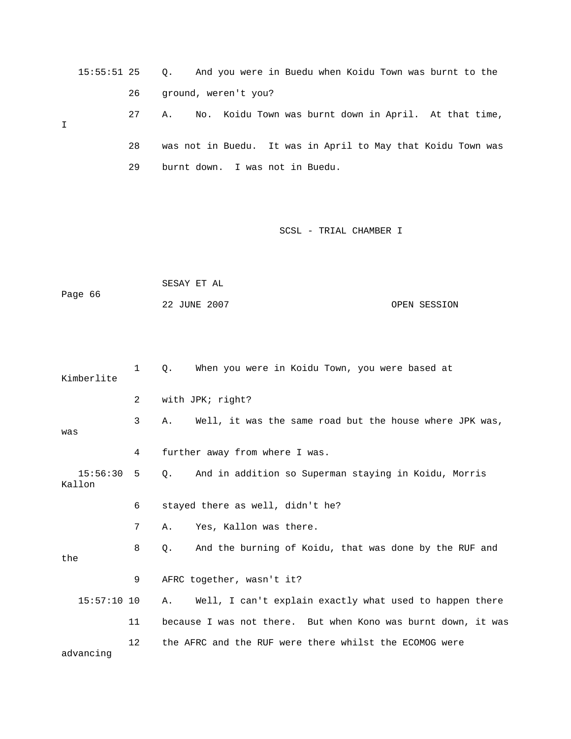15:55:51 25 Q. And you were in Buedu when Koidu Town was burnt to the

26 ground, weren't you?

27 A. No. Koidu Town was burnt down in April. At that time, I

28 was not in Buedu. It was in April to May that Koidu Town was

29 burnt down. I was not in Buedu.

1 Q. When you were in Koidu Town, you were based at Kimberlite

2 with JPK; right?

3 A. Well, it was the same road but the house where JPK was, was

4 further away from where I was.

15:56:30 5 Q. And in addition so Superman staying in Koidu, Morris Kallon

6 stayed there as well, didn't he?

7 A. Yes, Kallon was there.

8 Q. And the burning of Koidu, that was done by the RUF and the

9 AFRC together, wasn't it?

15:57:10 10 A. Well, I can't explain exactly what used to happen there

11 because I was not there. But when Kono was burnt down, it was

12 the AFRC and the RUF were there whilst the ECOMOG were advancing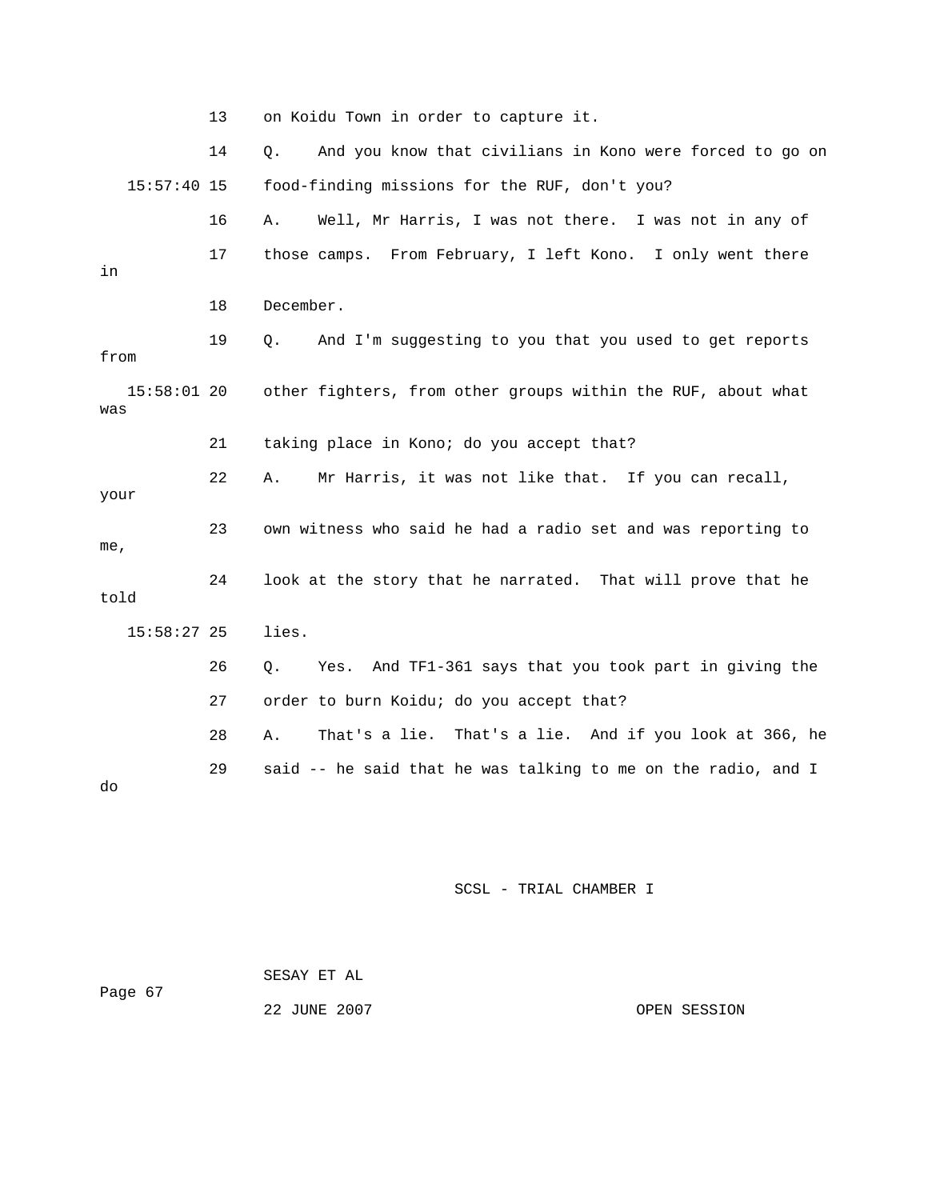13 on Koidu Town in order to capture it.

14 Q. And you know that civilians in Kono were forced to go on

15:57:40 15 food-finding missions for the RUF, don't you?

16 A. Well, Mr Harris, I was not there. I was not in any of

17 those camps. From February, I left Kono. I only went there in

18 December.

19 Q. And I'm suggesting to you that you used to get reports from

15:58:01 20 other fighters, from other groups within the RUF, about what was

21 taking place in Kono; do you accept that?

22 A. Mr Harris, it was not like that. If you can recall, your

23 own witness who said he had a radio set and was reporting to me,

24 look at the story that he narrated. That will prove that he told

15:58:27 25 lies.

26 Q. Yes. And TF1-361 says that you took part in giving the

27 order to burn Koidu; do you accept that?

28 A. That's a lie. That's a lie. And if you look at 366, he

29 said -- he said that he was talking to me on the radio, and I do

SCSL - TRIAL CHAMBER I

SESAY ET AL

22 JUNE 2007 OPEN SESSION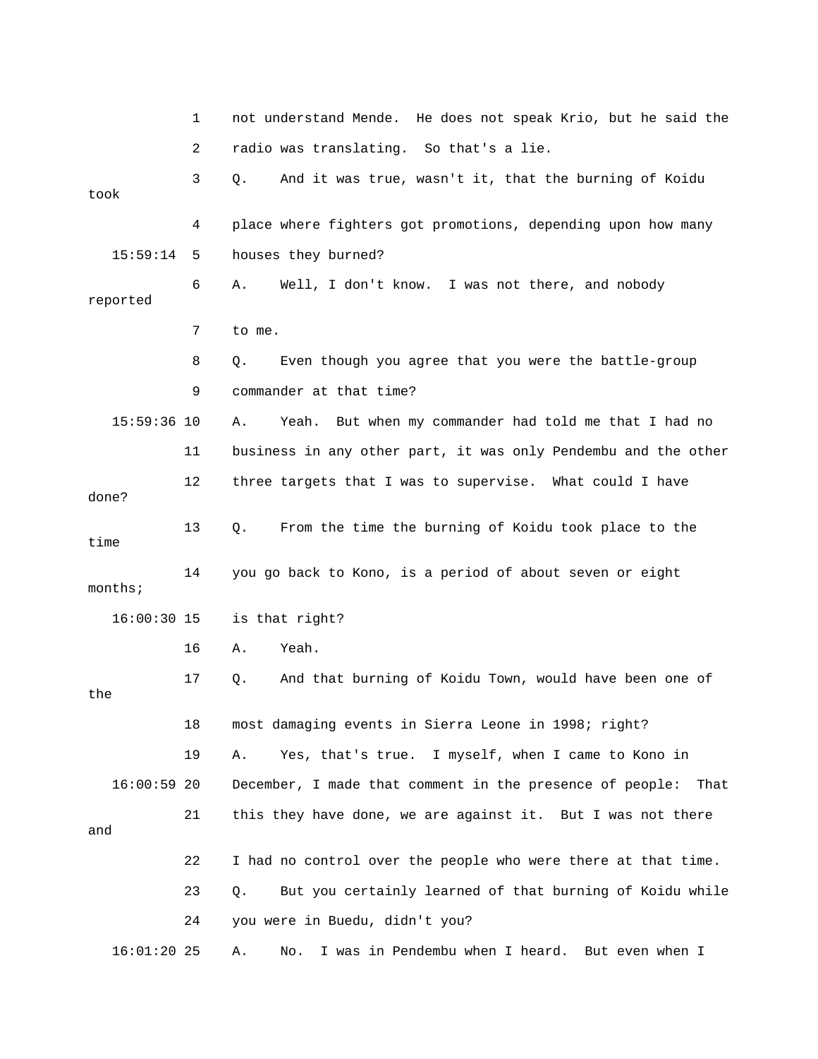1 not understand Mende. He does not speak Krio, but he said the

2 radio was translating. So that's a lie.

3 Q. And it was true, wasn't it, that the burning of Koidu took

4 place where fighters got promotions, depending upon how many

15:59:14 5 houses they burned?

6 A. Well, I don't know. I was not there, and nobody reported

7 to me.

8 Q. Even though you agree that you were the battle-group

9 commander at that time?

15:59:36 10 A. Yeah. But when my commander had told me that I had no

11 business in any other part, it was only Pendembu and the other

12 three targets that I was to supervise. What could I have done?

13 Q. From the time the burning of Koidu took place to the time

14 you go back to Kono, is a period of about seven or eight months;

16:00:30 15 is that right?

16 A. Yeah.

17 Q. And that burning of Koidu Town, would have been one of the

18 most damaging events in Sierra Leone in 1998; right?

19 A. Yes, that's true. I myself, when I came to Kono in

16:00:59 20 December, I made that comment in the presence of people: That

21 this they have done, we are against it. But I was not there and

22 I had no control over the people who were there at that time.

23 Q. But you certainly learned of that burning of Koidu while

24 you were in Buedu, didn't you?

16:01:20 25 A. No. I was in Pendembu when I heard. But even when I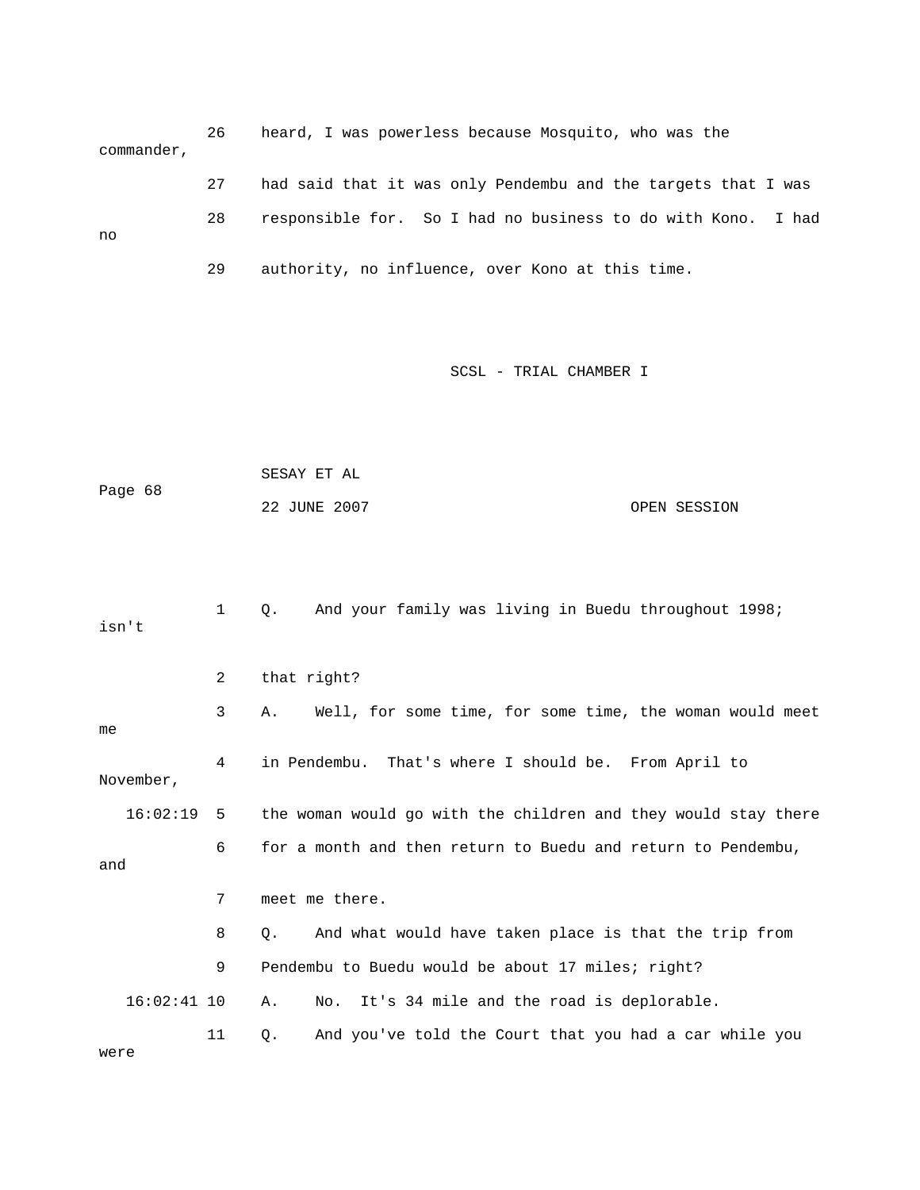26 heard, I was powerless because Mosquito, who was the commander,

27 had said that it was only Pendembu and the targets that I was

28 responsible for. So I had no business to do with Kono. I had no

29 authority, no influence, over Kono at this time.

1 Q. And your family was living in Buedu throughout 1998; isn't

2 that right?

3 A. Well, for some time, for some time, the woman would meet me

4 in Pendembu. That's where I should be. From April to November,

16:02:19 5 the woman would go with the children and they would stay there

6 for a month and then return to Buedu and return to Pendembu, and

7 meet me there.

8 Q. And what would have taken place is that the trip from

9 Pendembu to Buedu would be about 17 miles; right?

16:02:41 10 A. No. It's 34 mile and the road is deplorable.

11 Q. And you've told the Court that you had a car while you were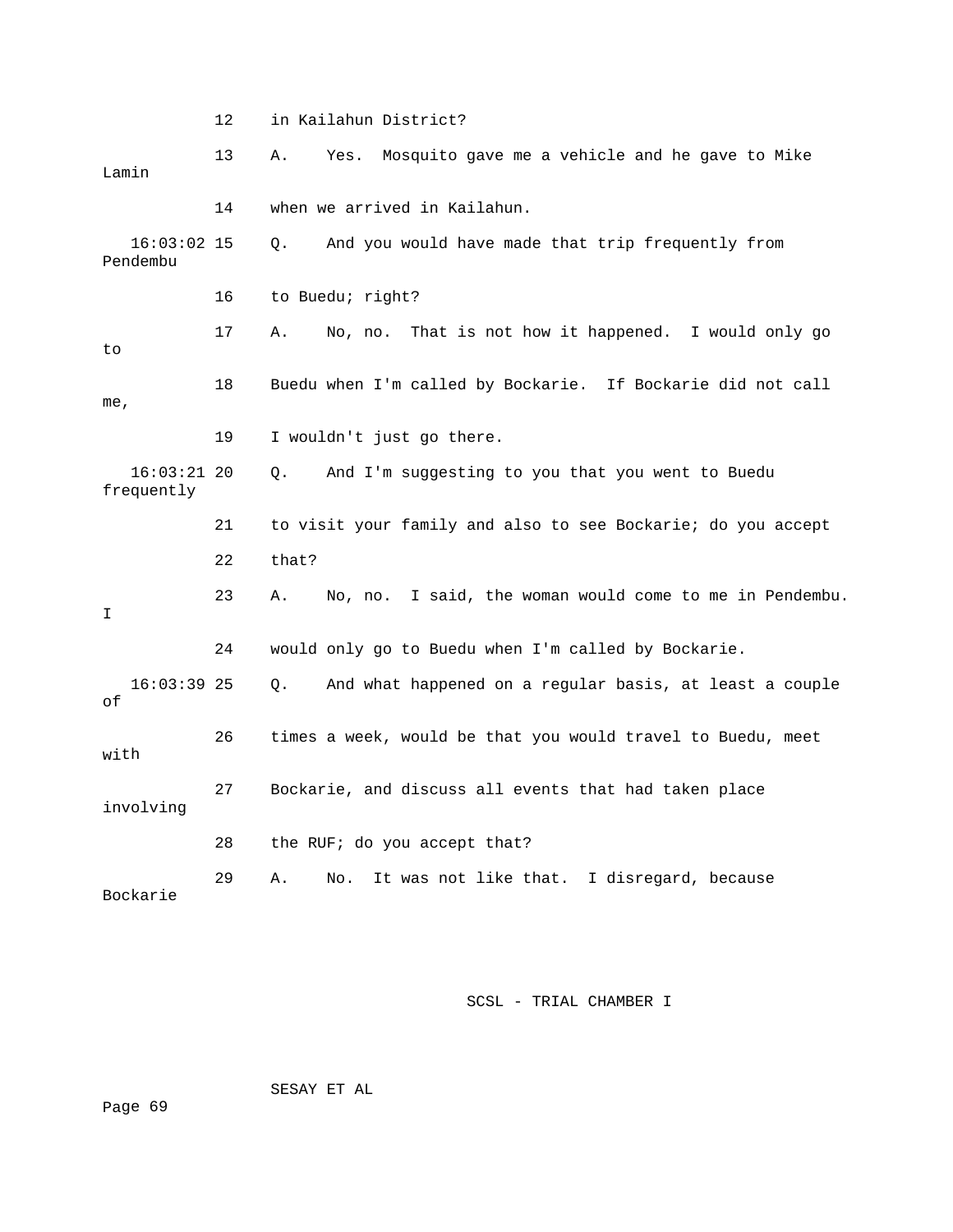12 in Kailahun District?

13 A. Yes. Mosquito gave me a vehicle and he gave to Mike Lamin

14 when we arrived in Kailahun.

16:03:02 15 Q. And you would have made that trip frequently from Pendembu

16 to Buedu; right?

17 A. No, no. That is not how it happened. I would only go to

18 Buedu when I'm called by Bockarie. If Bockarie did not call me,

19 I wouldn't just go there.

16:03:21 20 Q. And I'm suggesting to you that you went to Buedu frequently

21 to visit your family and also to see Bockarie; do you accept

22 that?

23 A. No, no. I said, the woman would come to me in Pendembu. I

24 would only go to Buedu when I'm called by Bockarie.

16:03:39 25 Q. And what happened on a regular basis, at least a couple of

26 times a week, would be that you would travel to Buedu, meet with

27 Bockarie, and discuss all events that had taken place involving

28 the RUF; do you accept that?

29 A. No. It was not like that. I disregard, because Bockarie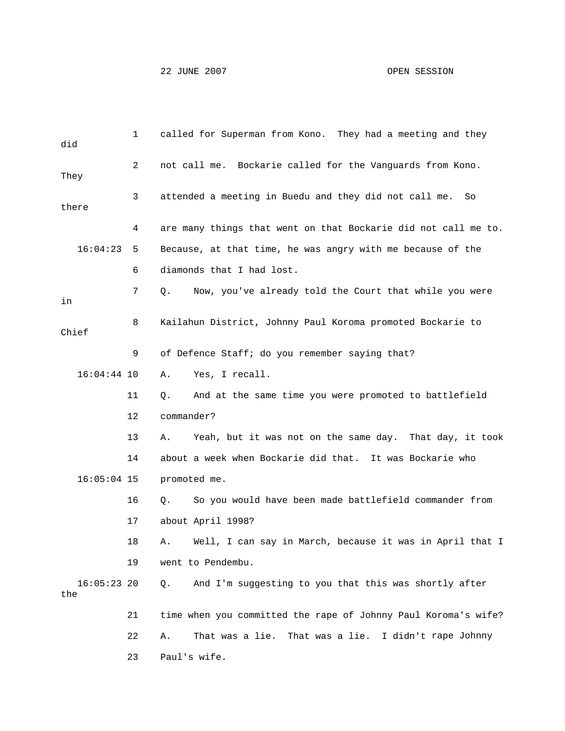22 JUNE 2007 OPEN SESSION

1 called for Superman from Kono. They had a meeting and they did

2 not call me. Bockarie called for the Vanguards from Kono. They

3 attended a meeting in Buedu and they did not call me. So there

4 are many things that went on that Bockarie did not call me to.

16:04:23 5 Because, at that time, he was angry with me because of the

6 diamonds that I had lost.

7 Q. Now, you've already told the Court that while you were in

8 Kailahun District, Johnny Paul Koroma promoted Bockarie to Chief

9 of Defence Staff; do you remember saying that?

16:04:44 10 A. Yes, I recall.

11 Q. And at the same time you were promoted to battlefield

12 commander?

13 A. Yeah, but it was not on the same day. That day, it took

14 about a week when Bockarie did that. It was Bockarie who

16:05:04 15 promoted me.

16 Q. So you would have been made battlefield commander from

17 about April 1998?

18 A. Well, I can say in March, because it was in April that I

19 went to Pendembu.

16:05:23 20 Q. And I'm suggesting to you that this was shortly after the

21 time when you committed the rape of Johnny Paul Koroma's wife?

22 A. That was a lie. That was a lie. I didn't rape Johnny

23 Paul's wife.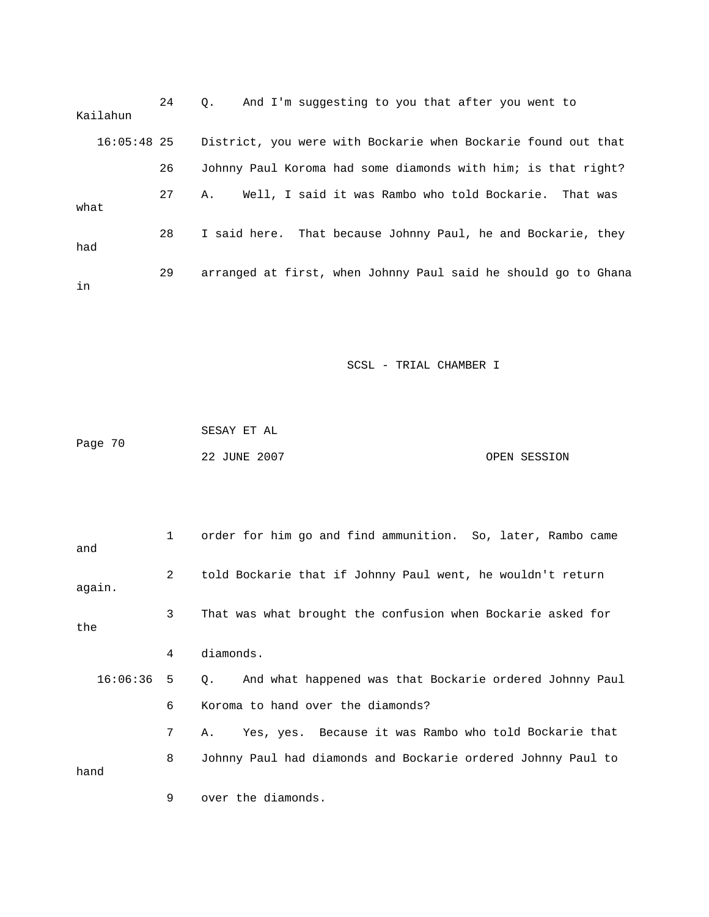24 Q. And I'm suggesting to you that after you went to Kailahun

16:05:48 25 District, you were with Bockarie when Bockarie found out that

26 Johnny Paul Koroma had some diamonds with him; is that right?

27 A. Well, I said it was Rambo who told Bockarie. That was what

28 I said here. That because Johnny Paul, he and Bockarie, they had

29 arranged at first, when Johnny Paul said he should go to Ghana in

1 order for him go and find ammunition. So, later, Rambo came and

2 told Bockarie that if Johnny Paul went, he wouldn't return again.

3 That was what brought the confusion when Bockarie asked for the

4 diamonds.

16:06:36 5 Q. And what happened was that Bockarie ordered Johnny Paul

6 Koroma to hand over the diamonds?

7 A. Yes, yes. Because it was Rambo who told Bockarie that

8 Johnny Paul had diamonds and Bockarie ordered Johnny Paul to hand

9 over the diamonds.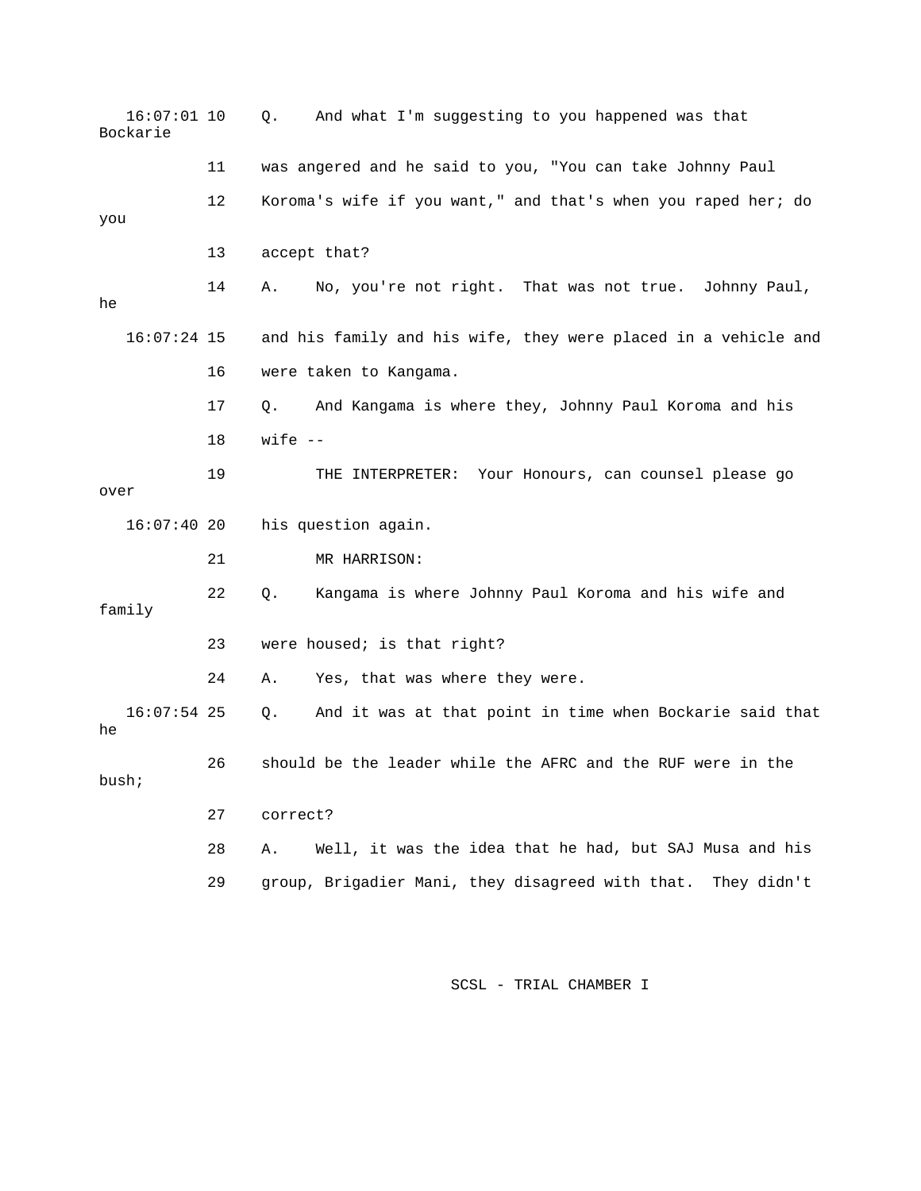16:07:01 10 Q. And what I'm suggesting to you happened was that Bockarie

11 was angered and he said to you, "You can take Johnny Paul

12 Koroma's wife if you want," and that's when you raped her; do you

13 accept that?

14 A. No, you're not right. That was not true. Johnny Paul, he

16:07:24 15 and his family and his wife, they were placed in a vehicle and

16 were taken to Kangama.

17 Q. And Kangama is where they, Johnny Paul Koroma and his

18 wife --

19 THE INTERPRETER: Your Honours, can counsel please go over

16:07:40 20 his question again.

21 MR HARRISON:

22 Q. Kangama is where Johnny Paul Koroma and his wife and family

23 were housed; is that right?

24 A. Yes, that was where they were.

16:07:54 25 Q. And it was at that point in time when Bockarie said that he

26 should be the leader while the AFRC and the RUF were in the bush;

27 correct?

28 A. Well, it was the idea that he had, but SAJ Musa and his

29 group, Brigadier Mani, they disagreed with that. They didn't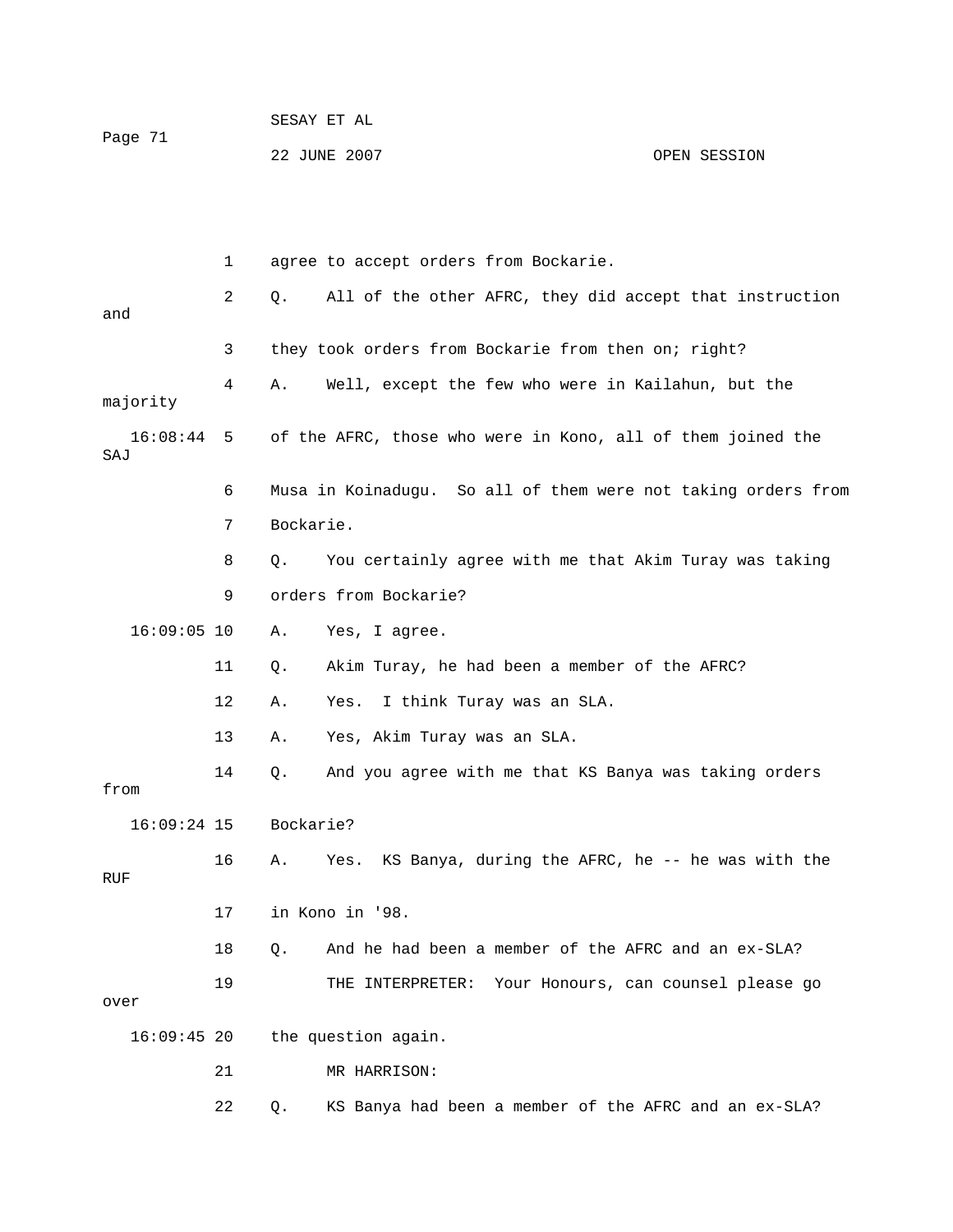1 agree to accept orders from Bockarie.

2 Q. All of the other AFRC, they did accept that instruction and

3 they took orders from Bockarie from then on; right?

4 A. Well, except the few who were in Kailahun, but the majority

16:08:44 5 of the AFRC, those who were in Kono, all of them joined the SAJ

6 Musa in Koinadugu. So all of them were not taking orders from

7 Bockarie.

8 Q. You certainly agree with me that Akim Turay was taking

9 orders from Bockarie?

16:09:05 10 A. Yes, I agree.

11 Q. Akim Turay, he had been a member of the AFRC?

12 A. Yes. I think Turay was an SLA.

13 A. Yes, Akim Turay was an SLA.

14 Q. And you agree with me that KS Banya was taking orders from

16:09:24 15 Bockarie?

16 A. Yes. KS Banya, during the AFRC, he -- he was with the RUF

17 in Kono in '98.

18 Q. And he had been a member of the AFRC and an ex-SLA?

19 THE INTERPRETER: Your Honours, can counsel please go over

16:09:45 20 the question again.

21 MR HARRISON:

22 Q. KS Banya had been a member of the AFRC and an ex-SLA?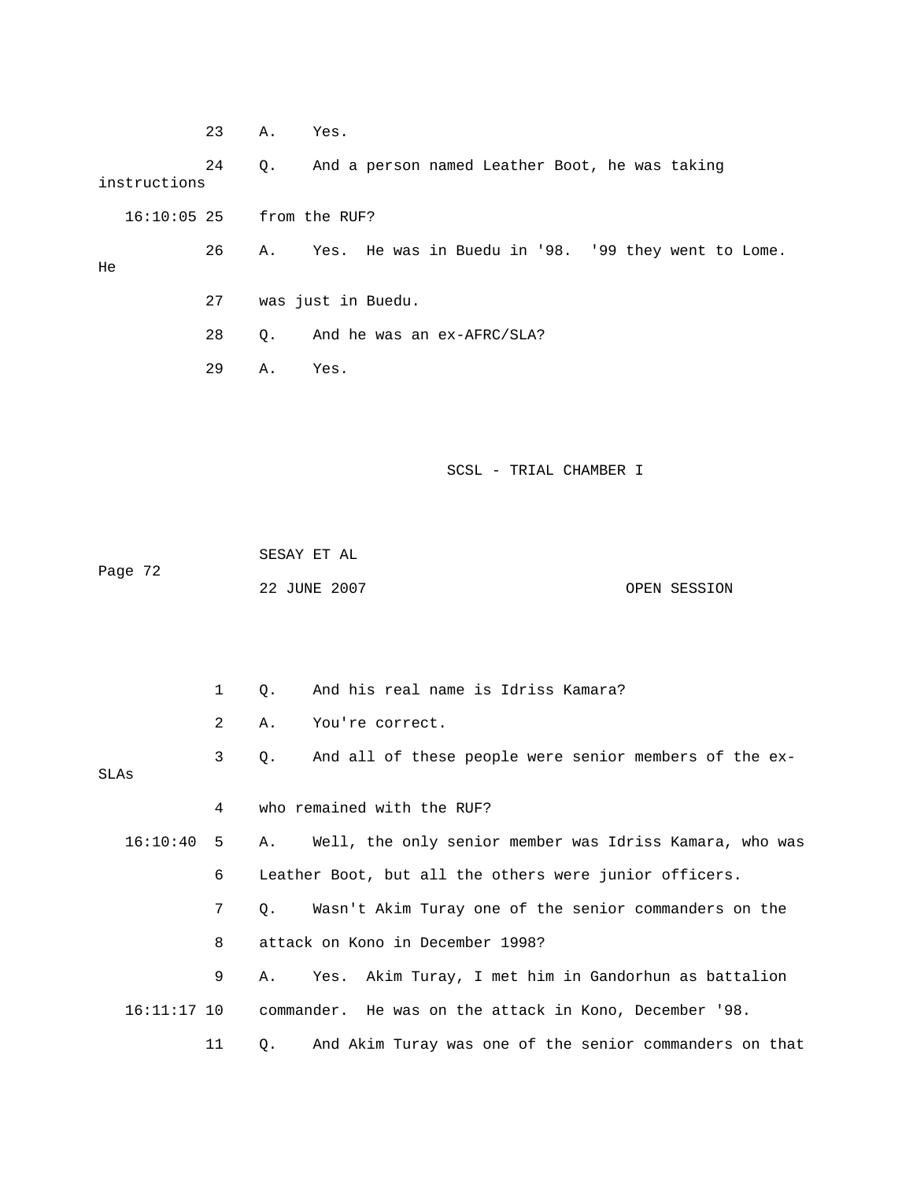23 A. Yes.

24 Q. And a person named Leather Boot, he was taking instructions

16:10:05 25 from the RUF?

26 A. Yes. He was in Buedu in '98. '99 they went to Lome. He

27 was just in Buedu.

28 Q. And he was an ex-AFRC/SLA?

29 A. Yes.

1 Q. And his real name is Idriss Kamara?

2 A. You're correct.

3 Q. And all of these people were senior members of the ex-SLAs

4 who remained with the RUF?

16:10:40 5 A. Well, the only senior member was Idriss Kamara, who was

6 Leather Boot, but all the others were junior officers.

7 Q. Wasn't Akim Turay one of the senior commanders on the

8 attack on Kono in December 1998?

9 A. Yes. Akim Turay, I met him in Gandorhun as battalion

16:11:17 10 commander. He was on the attack in Kono, December '98.

11 Q. And Akim Turay was one of the senior commanders on that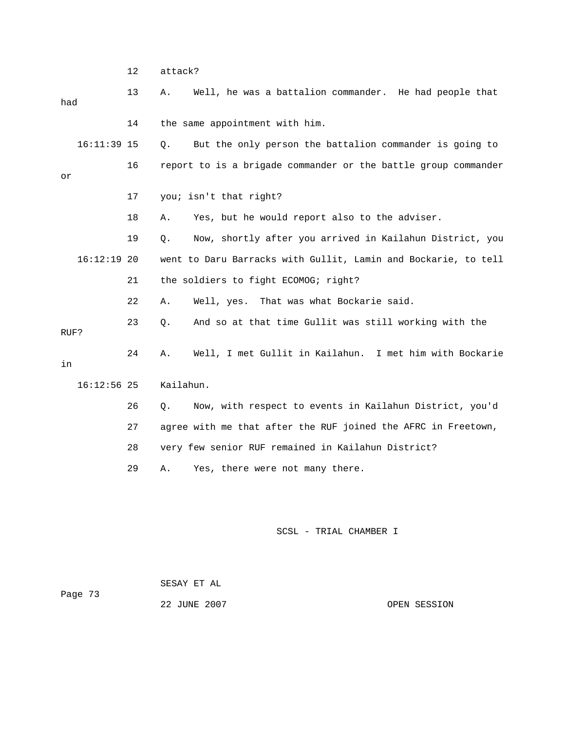12 attack?

13 A. Well, he was a battalion commander. He had people that had

14 the same appointment with him.

16:11:39 15 Q. But the only person the battalion commander is going to

16 report to is a brigade commander or the battle group commander or

17 you; isn't that right?

18 A. Yes, but he would report also to the adviser.

19 Q. Now, shortly after you arrived in Kailahun District, you

16:12:19 20 went to Daru Barracks with Gullit, Lamin and Bockarie, to tell

21 the soldiers to fight ECOMOG; right?

22 A. Well, yes. That was what Bockarie said.

23 Q. And so at that time Gullit was still working with the RUF?

24 A. Well, I met Gullit in Kailahun. I met him with Bockarie in

16:12:56 25 Kailahun.

26 Q. Now, with respect to events in Kailahun District, you'd

27 agree with me that after the RUF joined the AFRC in Freetown,

28 very few senior RUF remained in Kailahun District?

29 A. Yes, there were not many there.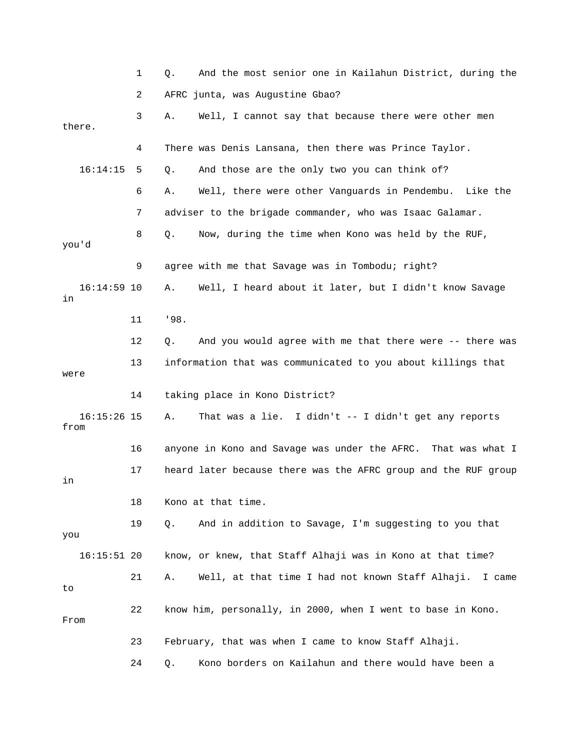1 Q. And the most senior one in Kailahun District, during the

2 AFRC junta, was Augustine Gbao?

3 A. Well, I cannot say that because there were other men there.

4 There was Denis Lansana, then there was Prince Taylor.

16:14:15 5 Q. And those are the only two you can think of?

6 A. Well, there were other Vanguards in Pendembu. Like the

7 adviser to the brigade commander, who was Isaac Galamar.

8 Q. Now, during the time when Kono was held by the RUF, you'd

9 agree with me that Savage was in Tombodu; right?

16:14:59 10 A. Well, I heard about it later, but I didn't know Savage in

11 '98.

12 Q. And you would agree with me that there were -- there was

13 information that was communicated to you about killings that were

14 taking place in Kono District?

16:15:26 15 A. That was a lie. I didn't -- I didn't get any reports from

16 anyone in Kono and Savage was under the AFRC. That was what I

17 heard later because there was the AFRC group and the RUF group in

18 Kono at that time.

19 Q. And in addition to Savage, I'm suggesting to you that you

16:15:51 20 know, or knew, that Staff Alhaji was in Kono at that time?

21 A. Well, at that time I had not known Staff Alhaji. I came to

22 know him, personally, in 2000, when I went to base in Kono. From

23 February, that was when I came to know Staff Alhaji.

24 Q. Kono borders on Kailahun and there would have been a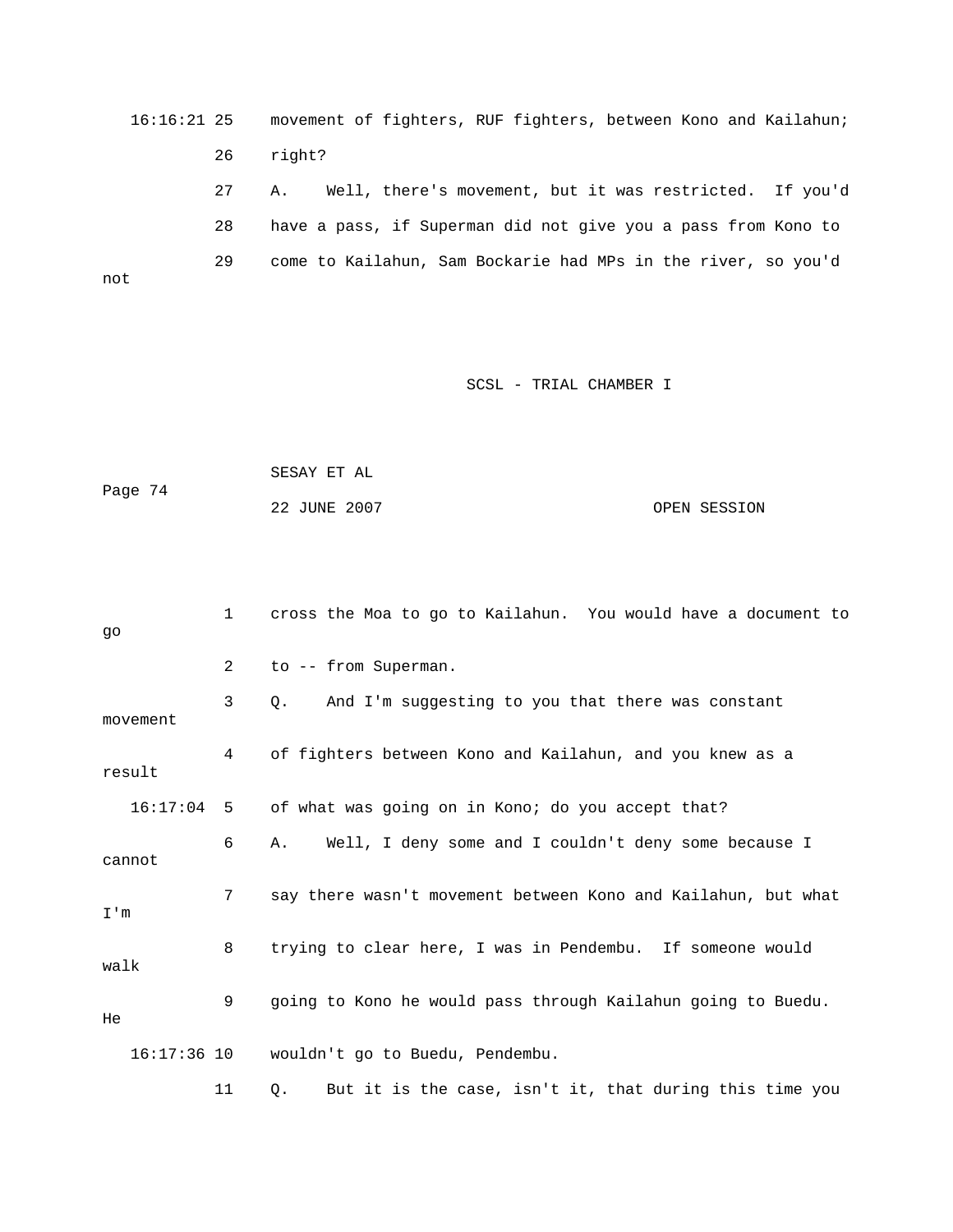16:16:21 25 movement of fighters, RUF fighters, between Kono and Kailahun;

26 right?

27 A. Well, there's movement, but it was restricted. If you'd

28 have a pass, if Superman did not give you a pass from Kono to

29 come to Kailahun, Sam Bockarie had MPs in the river, so you'd not

1 cross the Moa to go to Kailahun. You would have a document to go

2 to -- from Superman.

3 Q. And I'm suggesting to you that there was constant movement

4 of fighters between Kono and Kailahun, and you knew as a result

16:17:04 5 of what was going on in Kono; do you accept that?

6 A. Well, I deny some and I couldn't deny some because I cannot

7 say there wasn't movement between Kono and Kailahun, but what I'm

8 trying to clear here, I was in Pendembu. If someone would walk

9 going to Kono he would pass through Kailahun going to Buedu. He

16:17:36 10 wouldn't go to Buedu, Pendembu.

11 Q. But it is the case, isn't it, that during this time you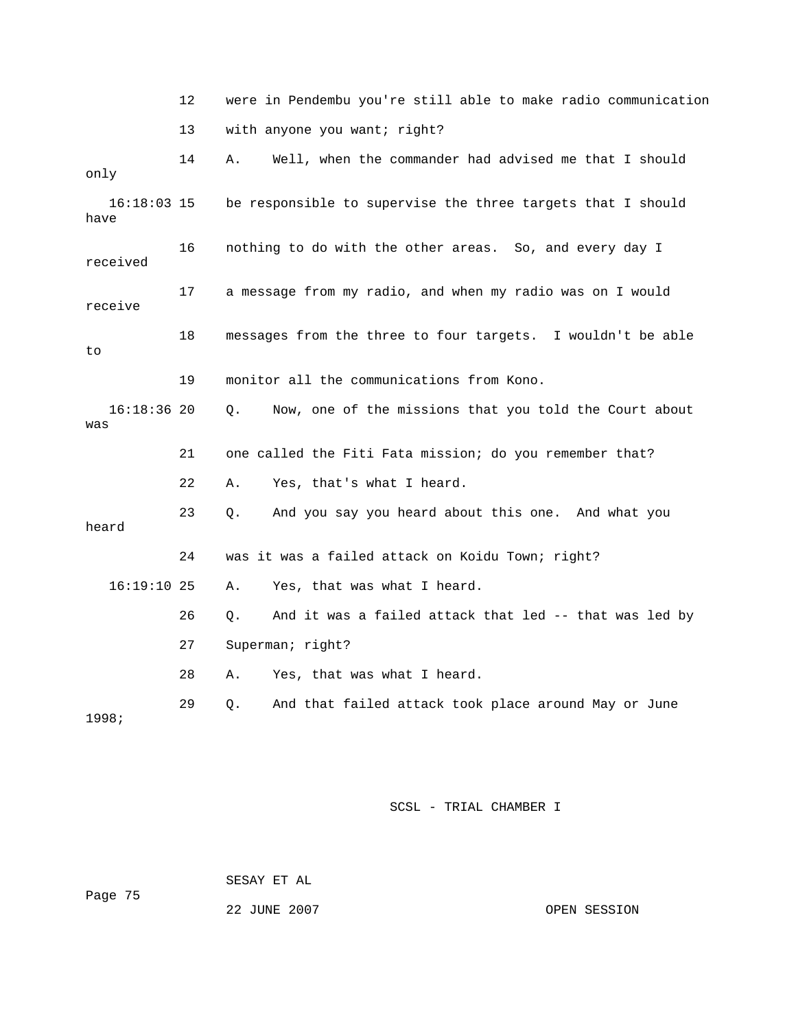12 were in Pendembu you're still able to make radio communication

13 with anyone you want; right?

14 A. Well, when the commander had advised me that I should only

16:18:03 15 be responsible to supervise the three targets that I should have

16 nothing to do with the other areas. So, and every day I received

17 a message from my radio, and when my radio was on I would receive

18 messages from the three to four targets. I wouldn't be able to

19 monitor all the communications from Kono.

16:18:36 20 Q. Now, one of the missions that you told the Court about was

21 one called the Fiti Fata mission; do you remember that?

22 A. Yes, that's what I heard.

23 Q. And you say you heard about this one. And what you heard

24 was it was a failed attack on Koidu Town; right?

16:19:10 25 A. Yes, that was what I heard.

26 Q. And it was a failed attack that led -- that was led by

27 Superman; right?

28 A. Yes, that was what I heard.

29 Q. And that failed attack took place around May or June 1998;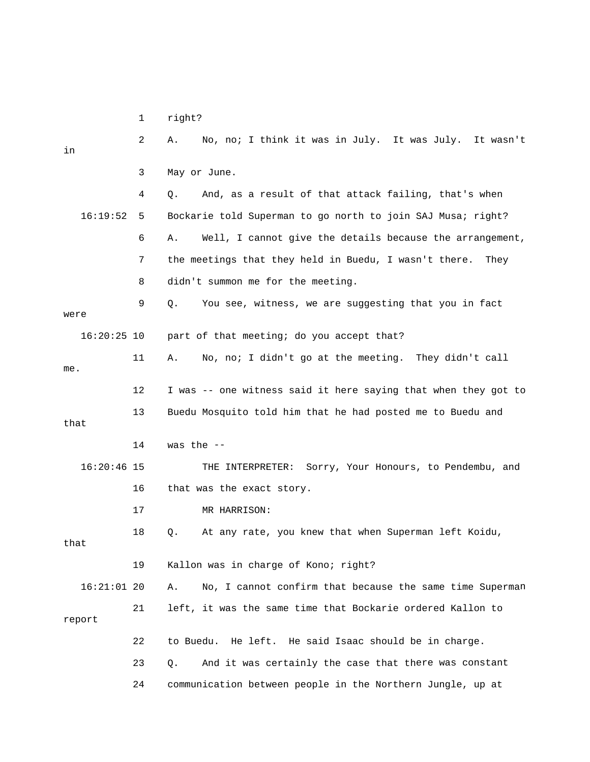1 right?

2 A. No, no; I think it was in July. It was July. It wasn't in

3 May or June.

4 Q. And, as a result of that attack failing, that's when

16:19:52 5 Bockarie told Superman to go north to join SAJ Musa; right?

6 A. Well, I cannot give the details because the arrangement,

7 the meetings that they held in Buedu, I wasn't there. They

8 didn't summon me for the meeting.

9 Q. You see, witness, we are suggesting that you in fact were

16:20:25 10 part of that meeting; do you accept that?

11 A. No, no; I didn't go at the meeting. They didn't call me.

12 I was -- one witness said it here saying that when they got to

13 Buedu Mosquito told him that he had posted me to Buedu and that

14 was the --

16:20:46 15 THE INTERPRETER: Sorry, Your Honours, to Pendembu, and

16 that was the exact story.

17 MR HARRISON:

18 Q. At any rate, you knew that when Superman left Koidu, that

19 Kallon was in charge of Kono; right?

16:21:01 20 A. No, I cannot confirm that because the same time Superman

21 left, it was the same time that Bockarie ordered Kallon to report

22 to Buedu. He left. He said Isaac should be in charge.

23 Q. And it was certainly the case that there was constant

24 communication between people in the Northern Jungle, up at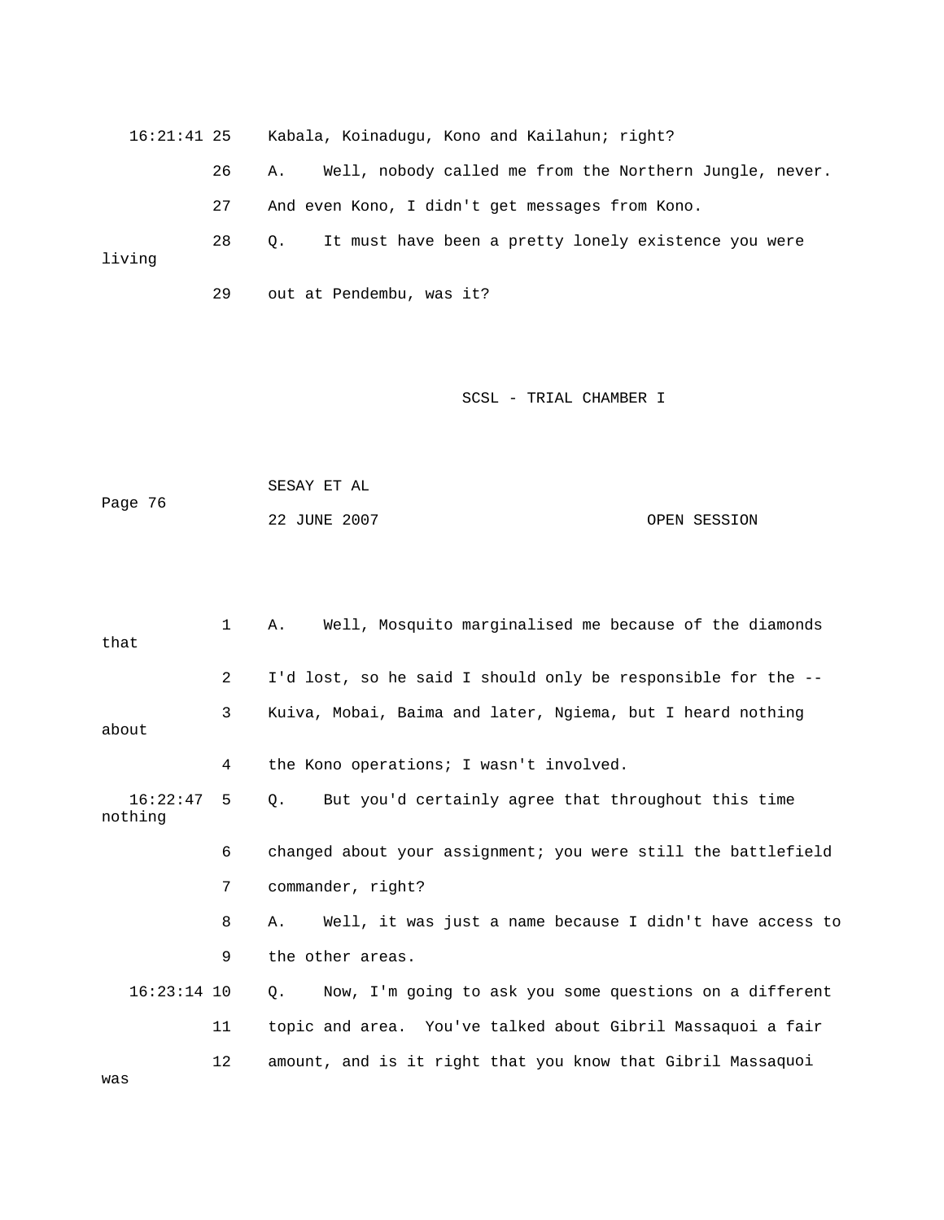16:21:41 25 Kabala, Koinadugu, Kono and Kailahun; right?

26 A. Well, nobody called me from the Northern Jungle, never.

27 And even Kono, I didn't get messages from Kono.

28 Q. It must have been a pretty lonely existence you were living

29 out at Pendembu, was it?

1 A. Well, Mosquito marginalised me because of the diamonds that

2 I'd lost, so he said I should only be responsible for the --

3 Kuiva, Mobai, Baima and later, Ngiema, but I heard nothing about

4 the Kono operations; I wasn't involved.

16:22:47 5 Q. But you'd certainly agree that throughout this time nothing

6 changed about your assignment; you were still the battlefield

7 commander, right?

8 A. Well, it was just a name because I didn't have access to

9 the other areas.

16:23:14 10 Q. Now, I'm going to ask you some questions on a different

11 topic and area. You've talked about Gibril Massaquoi a fair

12 amount, and is it right that you know that Gibril Massaquoi was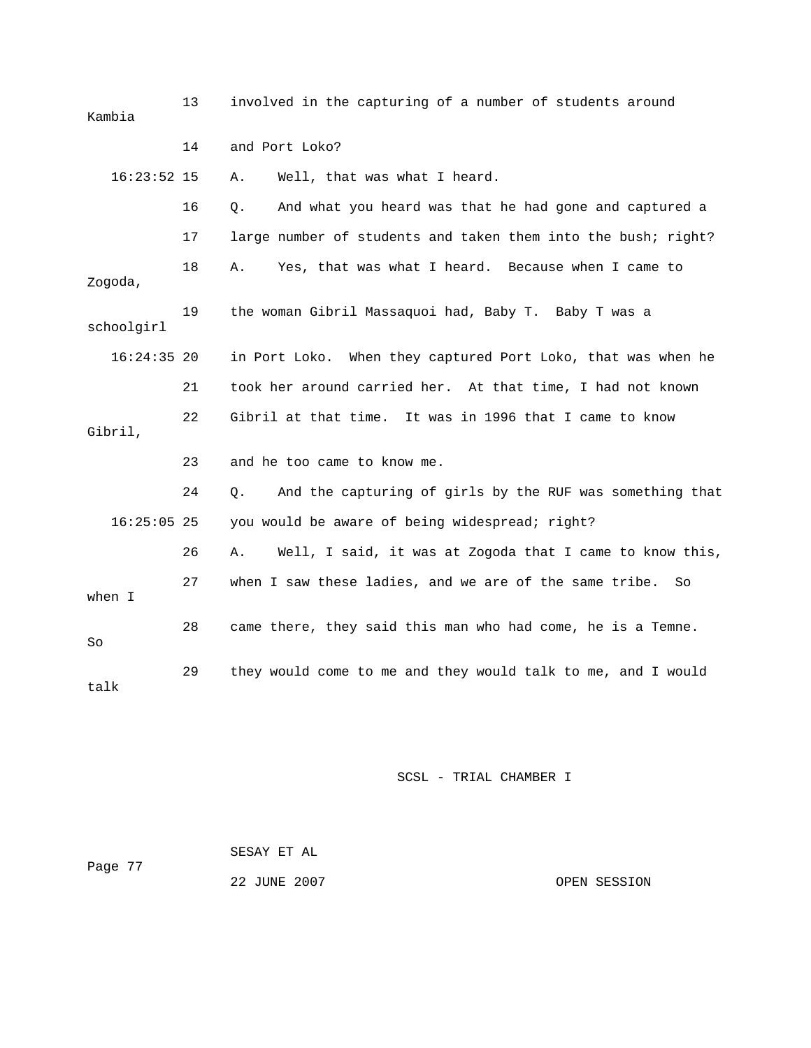13 involved in the capturing of a number of students around Kambia

14 and Port Loko?

16:23:52 15 A. Well, that was what I heard.

16 Q. And what you heard was that he had gone and captured a

17 large number of students and taken them into the bush; right?

18 A. Yes, that was what I heard. Because when I came to Zogoda,

19 the woman Gibril Massaquoi had, Baby T. Baby T was a schoolgirl

16:24:35 20 in Port Loko. When they captured Port Loko, that was when he

21 took her around carried her. At that time, I had not known

22 Gibril at that time. It was in 1996 that I came to know Gibril,

23 and he too came to know me.

24 Q. And the capturing of girls by the RUF was something that

16:25:05 25 you would be aware of being widespread; right?

26 A. Well, I said, it was at Zogoda that I came to know this,

27 when I saw these ladies, and we are of the same tribe. So when I

28 came there, they said this man who had come, he is a Temne. So

29 they would come to me and they would talk to me, and I would talk

SCSL - TRIAL CHAMBER I

SESAY ET AL

22 JUNE 2007 OPEN SESSION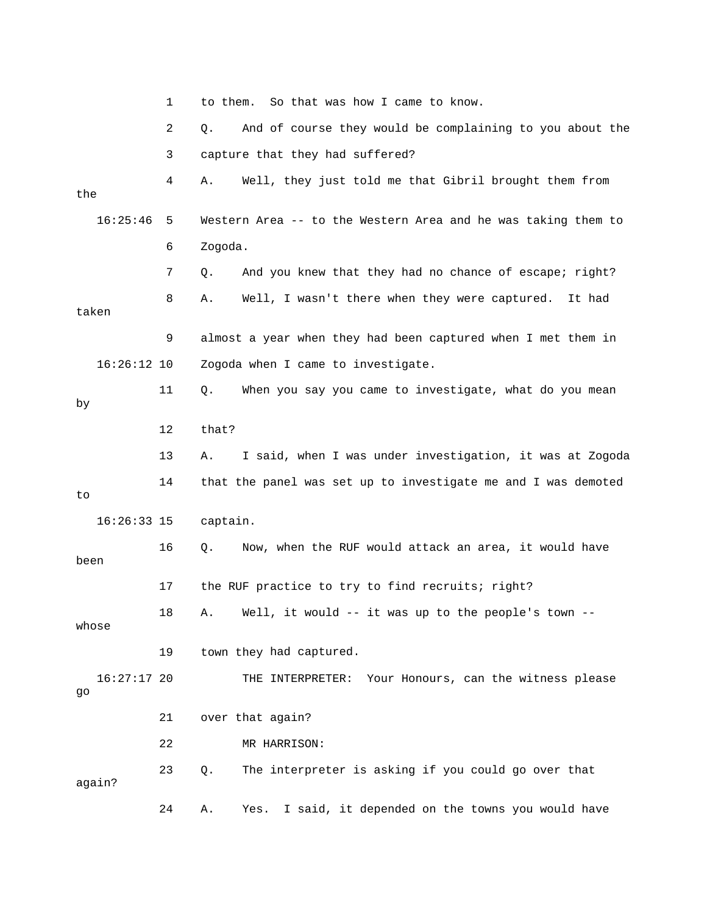1 to them. So that was how I came to know.

2 Q. And of course they would be complaining to you about the

3 capture that they had suffered?

4 A. Well, they just told me that Gibril brought them from the

16:25:46 5 Western Area -- to the Western Area and he was taking them to

6 Zogoda.

7 Q. And you knew that they had no chance of escape; right?

8 A. Well, I wasn't there when they were captured. It had taken

9 almost a year when they had been captured when I met them in

16:26:12 10 Zogoda when I came to investigate.

11 Q. When you say you came to investigate, what do you mean by

12 that?

13 A. I said, when I was under investigation, it was at Zogoda

14 that the panel was set up to investigate me and I was demoted to

16:26:33 15 captain.

16 Q. Now, when the RUF would attack an area, it would have been

17 the RUF practice to try to find recruits; right?

18 A. Well, it would -- it was up to the people's town -- whose

19 town they had captured.

16:27:17 20 THE INTERPRETER: Your Honours, can the witness please go

21 over that again?

22 MR HARRISON:

23 Q. The interpreter is asking if you could go over that again?

24 A. Yes. I said, it depended on the towns you would have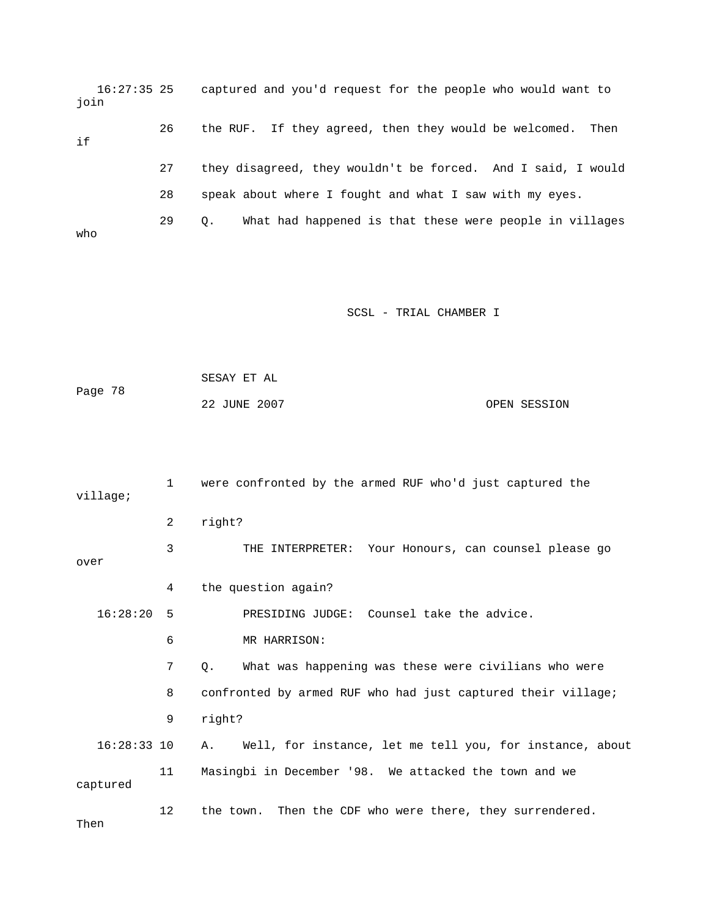16:27:35 25 captured and you'd request for the people who would want to join

26 the RUF. If they agreed, then they would be welcomed. Then if

27 they disagreed, they wouldn't be forced. And I said, I would

28 speak about where I fought and what I saw with my eyes.

29 Q. What had happened is that these were people in villages who

1 were confronted by the armed RUF who'd just captured the village;

2 right?

3 THE INTERPRETER: Your Honours, can counsel please go over

4 the question again?

16:28:20 5 PRESIDING JUDGE: Counsel take the advice.

6 MR HARRISON:

7 Q. What was happening was these were civilians who were

8 confronted by armed RUF who had just captured their village;

9 right?

16:28:33 10 A. Well, for instance, let me tell you, for instance, about

11 Masingbi in December '98. We attacked the town and we captured

12 the town. Then the CDF who were there, they surrendered. Then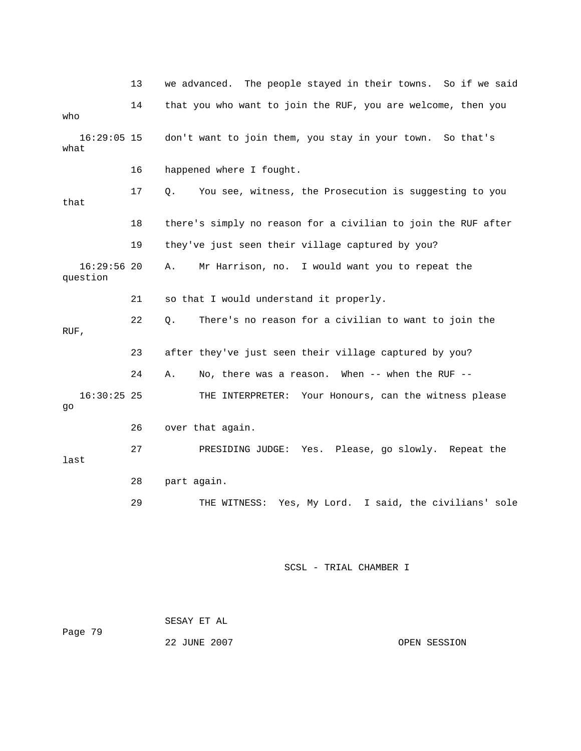13 we advanced. The people stayed in their towns. So if we said

14 that you who want to join the RUF, you are welcome, then you who

16:29:05 15 don't want to join them, you stay in your town. So that's what

16 happened where I fought.

17 Q. You see, witness, the Prosecution is suggesting to you that

18 there's simply no reason for a civilian to join the RUF after

19 they've just seen their village captured by you?

16:29:56 20 A. Mr Harrison, no. I would want you to repeat the question

21 so that I would understand it properly.

22 Q. There's no reason for a civilian to want to join the RUF,

23 after they've just seen their village captured by you?

24 A. No, there was a reason. When -- when the RUF --

16:30:25 25 THE INTERPRETER: Your Honours, can the witness please go

26 over that again.

27 PRESIDING JUDGE: Yes. Please, go slowly. Repeat the last

28 part again.

29 THE WITNESS: Yes, My Lord. I said, the civilians' sole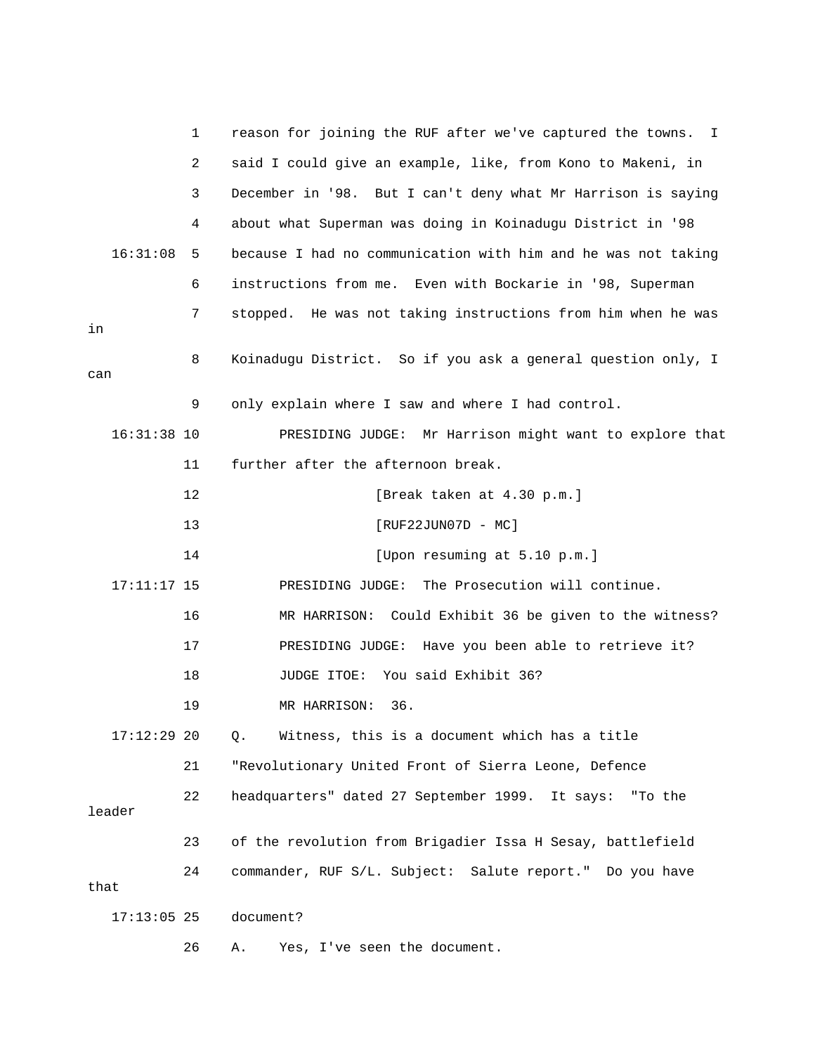reason for joining the RUF after we've captured the towns. I said I could give an example, like, from Kono to Makeni, in December in '98. But I can't deny what Mr Harrison is saying about what Superman was doing in Koinadugu District in '98 because I had no communication with him and he was not taking instructions from me. Even with Bockarie in '98, Superman stopped. He was not taking instructions from him when he was in Koinadugu District. So if you ask a general question only, I can only explain where I saw and where I had control.

PRESIDING JUDGE: Mr Harrison might want to explore that further after the afternoon break.

[Break taken at 4.30 p.m.]

[RUF22JUN07D - MC]

[Upon resuming at 5.10 p.m.]

PRESIDING JUDGE: The Prosecution will continue.

MR HARRISON: Could Exhibit 36 be given to the witness?

PRESIDING JUDGE: Have you been able to retrieve it?

JUDGE ITOE: You said Exhibit 36?

MR HARRISON: 36.

Q. Witness, this is a document which has a title "Revolutionary United Front of Sierra Leone, Defence headquarters" dated 27 September 1999. It says: "To the leader of the revolution from Brigadier Issa H Sesay, battlefield commander, RUF S/L. Subject: Salute report." Do you have that document?

A. Yes, I've seen the document.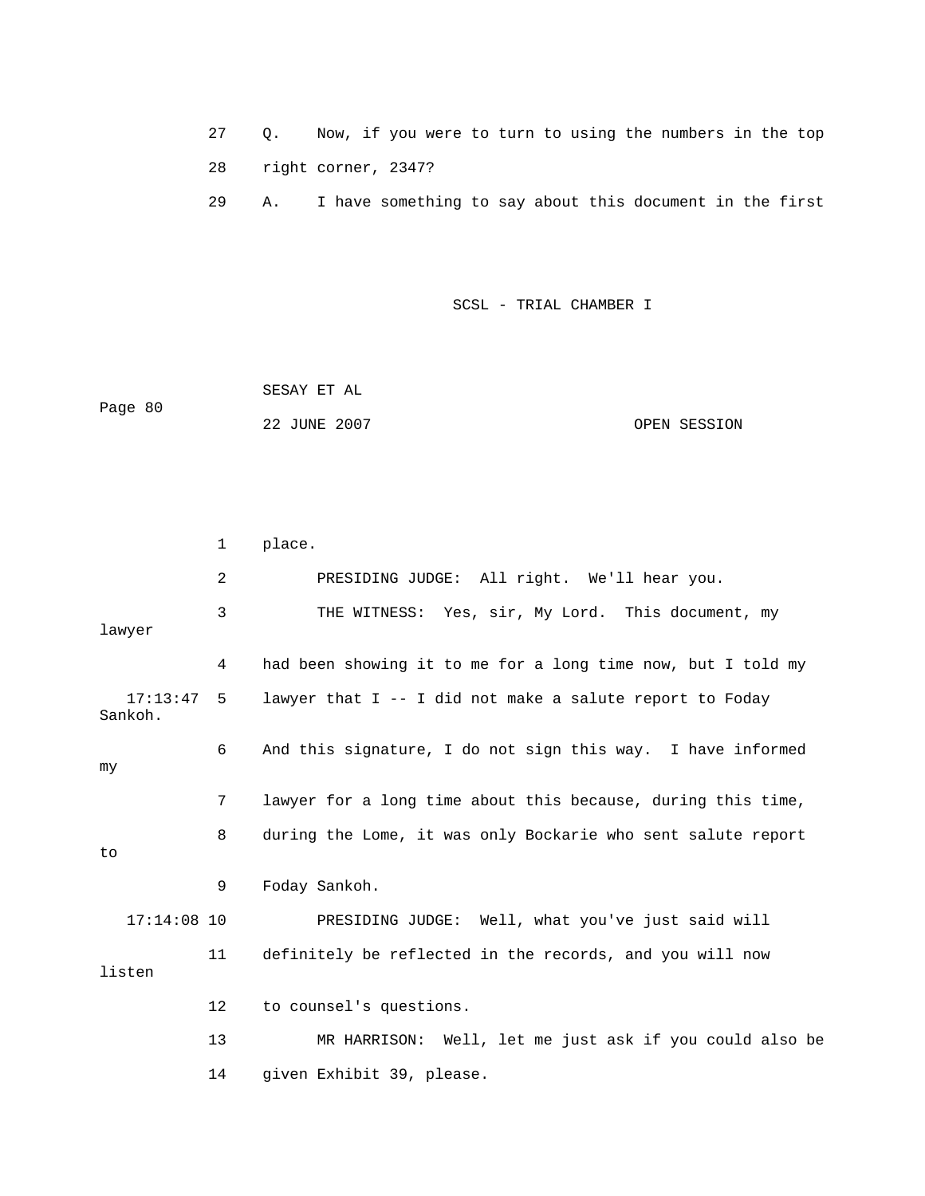27 Q. Now, if you were to turn to using the numbers in the top

28 right corner, 2347?

29 A. I have something to say about this document in the first

1 place.

2 PRESIDING JUDGE: All right. We'll hear you.

3 THE WITNESS: Yes, sir, My Lord. This document, my lawyer

4 had been showing it to me for a long time now, but I told my

17:13:47 5 lawyer that I -- I did not make a salute report to Foday Sankoh.

6 And this signature, I do not sign this way. I have informed my

7 lawyer for a long time about this because, during this time,

8 during the Lome, it was only Bockarie who sent salute report to

9 Foday Sankoh.

17:14:08 10 PRESIDING JUDGE: Well, what you've just said will

11 definitely be reflected in the records, and you will now listen

12 to counsel's questions.

13 MR HARRISON: Well, let me just ask if you could also be

14 given Exhibit 39, please.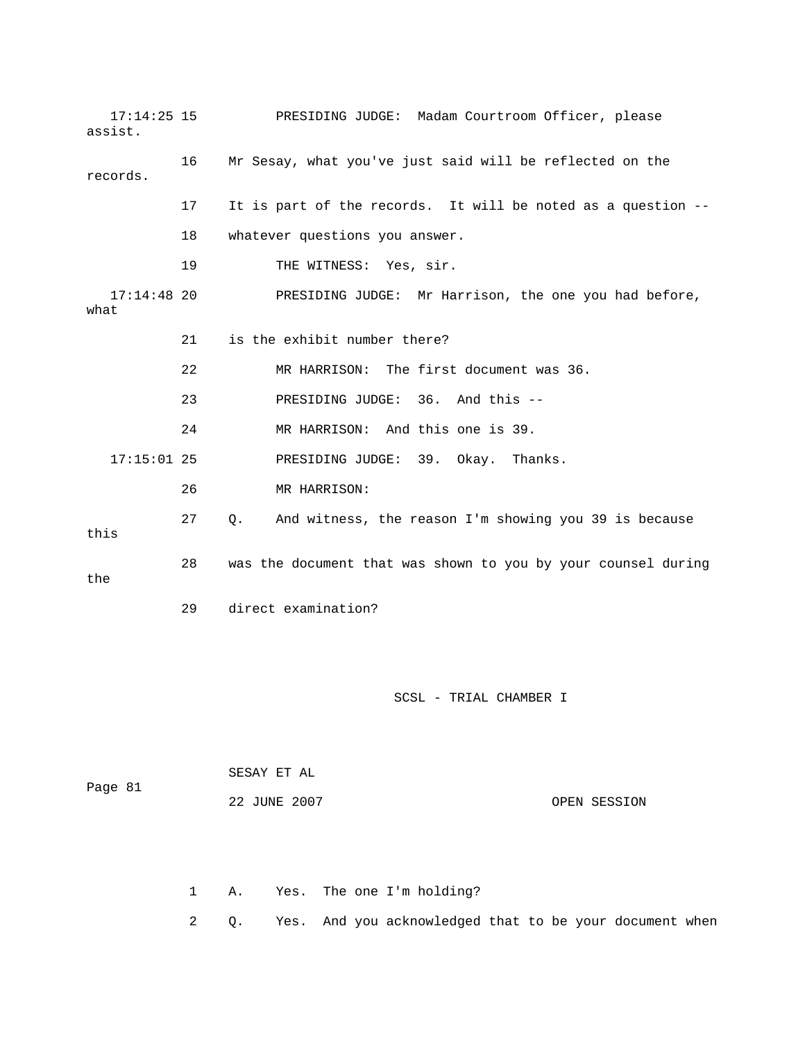17:14:25 15 PRESIDING JUDGE: Madam Courtroom Officer, please assist.

16 Mr Sesay, what you've just said will be reflected on the records.

17 It is part of the records. It will be noted as a question --

18 whatever questions you answer.

19 THE WITNESS: Yes, sir.

17:14:48 20 PRESIDING JUDGE: Mr Harrison, the one you had before, what

21 is the exhibit number there?

22 MR HARRISON: The first document was 36.

23 PRESIDING JUDGE: 36. And this --

24 MR HARRISON: And this one is 39.

17:15:01 25 PRESIDING JUDGE: 39. Okay. Thanks.

26 MR HARRISON:

27 Q. And witness, the reason I'm showing you 39 is because this

28 was the document that was shown to you by your counsel during the

29 direct examination?

SCSL - TRIAL CHAMBER I

SESAY ET AL

Page 81

22 JUNE 2007 OPEN SESSION

1 A. Yes. The one I'm holding?

2 Q. Yes. And you acknowledged that to be your document when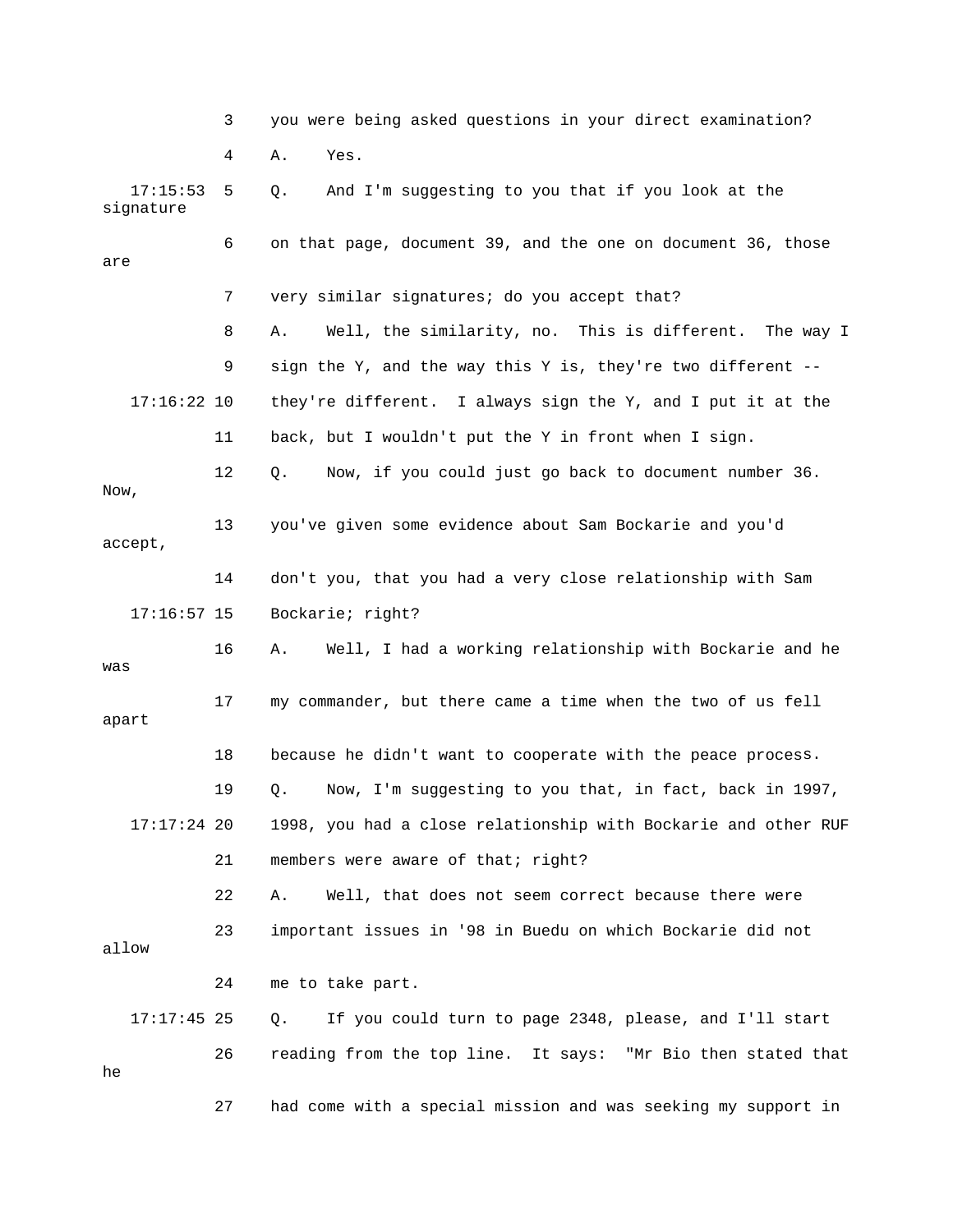3 you were being asked questions in your direct examination?

4 A. Yes.

17:15:53 5 Q. And I'm suggesting to you that if you look at the signature

6 on that page, document 39, and the one on document 36, those are

7 very similar signatures; do you accept that?

8 A. Well, the similarity, no. This is different. The way I

9 sign the Y, and the way this Y is, they're two different --

17:16:22 10 they're different. I always sign the Y, and I put it at the

11 back, but I wouldn't put the Y in front when I sign.

12 Q. Now, if you could just go back to document number 36. Now,

13 you've given some evidence about Sam Bockarie and you'd accept,

14 don't you, that you had a very close relationship with Sam

17:16:57 15 Bockarie; right?

16 A. Well, I had a working relationship with Bockarie and he was

17 my commander, but there came a time when the two of us fell apart

18 because he didn't want to cooperate with the peace process.

19 Q. Now, I'm suggesting to you that, in fact, back in 1997,

17:17:24 20 1998, you had a close relationship with Bockarie and other RUF

21 members were aware of that; right?

22 A. Well, that does not seem correct because there were

23 important issues in '98 in Buedu on which Bockarie did not allow

24 me to take part.

17:17:45 25 Q. If you could turn to page 2348, please, and I'll start

26 reading from the top line. It says: "Mr Bio then stated that he

27 had come with a special mission and was seeking my support in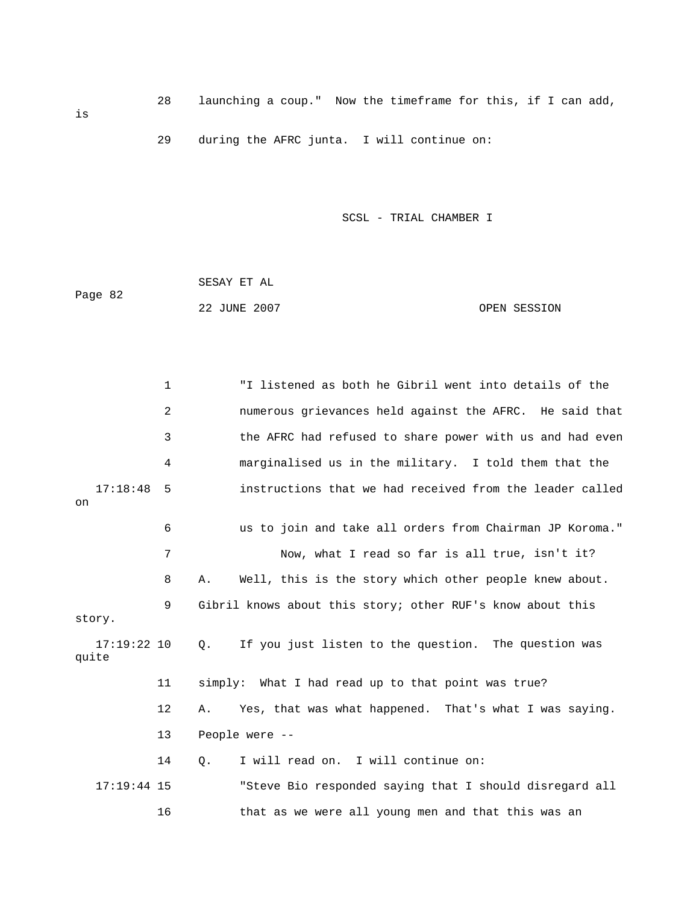28 launching a coup." Now the timeframe for this, if I can add, is

29 during the AFRC junta. I will continue on:

1 "I listened as both he Gibril went into details of the

2 numerous grievances held against the AFRC. He said that

3 the AFRC had refused to share power with us and had even

4 marginalised us in the military. I told them that the

17:18:48 5 instructions that we had received from the leader called on

6 us to join and take all orders from Chairman JP Koroma."

7 Now, what I read so far is all true, isn't it?

8 A. Well, this is the story which other people knew about.

9 Gibril knows about this story; other RUF's know about this story.

17:19:22 10 Q. If you just listen to the question. The question was quite

11 simply: What I had read up to that point was true?

12 A. Yes, that was what happened. That's what I was saying.

13 People were --

14 Q. I will read on. I will continue on:

17:19:44 15 "Steve Bio responded saying that I should disregard all

16 that as we were all young men and that this was an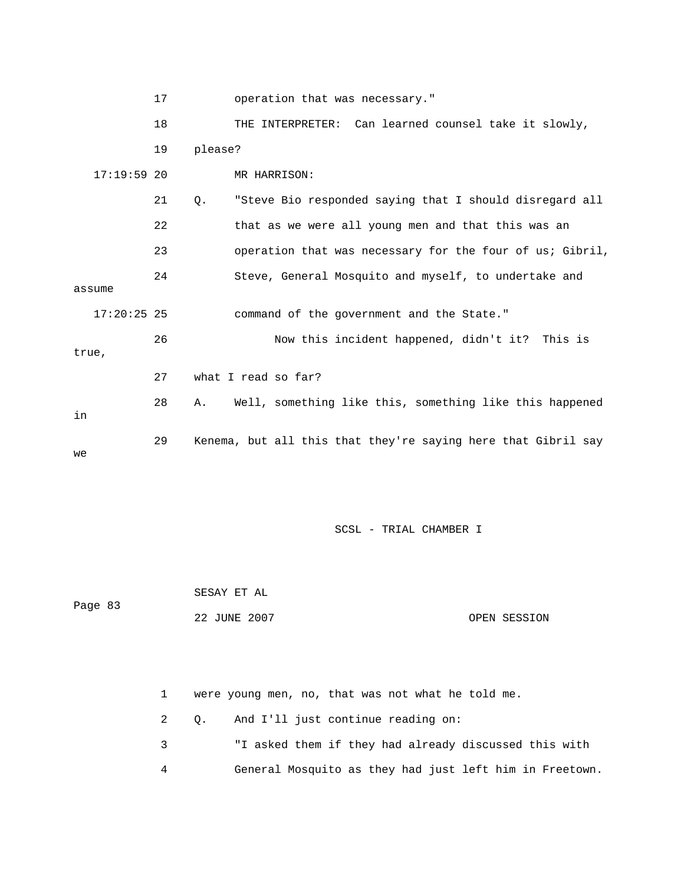17 operation that was necessary."

18 THE INTERPRETER: Can learned counsel take it slowly,

19 please?

17:19:59 20 MR HARRISON:

21 Q. "Steve Bio responded saying that I should disregard all

22 that as we were all young men and that this was an

23 operation that was necessary for the four of us; Gibril,

24 Steve, General Mosquito and myself, to undertake and assume

17:20:25 25 command of the government and the State."

26 Now this incident happened, didn't it? This is true,

27 what I read so far?

28 A. Well, something like this, something like this happened in

29 Kenema, but all this that they're saying here that Gibril say we

1 were young men, no, that was not what he told me.

2 Q. And I'll just continue reading on:

3 "I asked them if they had already discussed this with

4 General Mosquito as they had just left him in Freetown.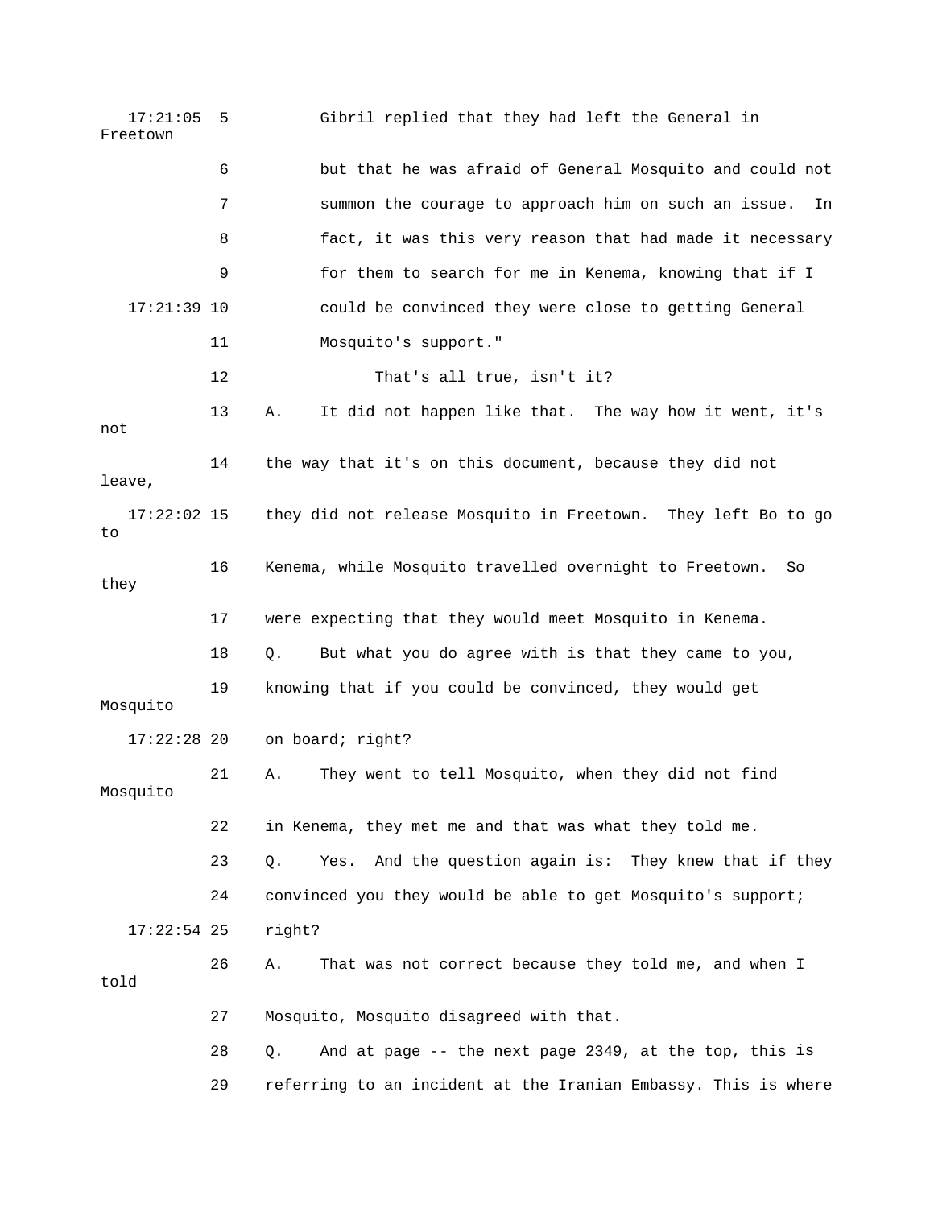17:21:05 5 Gibril replied that they had left the General in Freetown

6 but that he was afraid of General Mosquito and could not

7 summon the courage to approach him on such an issue. In

8 fact, it was this very reason that had made it necessary

9 for them to search for me in Kenema, knowing that if I

17:21:39 10 could be convinced they were close to getting General

11 Mosquito's support."

12 That's all true, isn't it?

13 A. It did not happen like that. The way how it went, it's not

14 the way that it's on this document, because they did not leave,

17:22:02 15 they did not release Mosquito in Freetown. They left Bo to go to

16 Kenema, while Mosquito travelled overnight to Freetown. So they

17 were expecting that they would meet Mosquito in Kenema.

18 Q. But what you do agree with is that they came to you,

19 knowing that if you could be convinced, they would get Mosquito

17:22:28 20 on board; right?

21 A. They went to tell Mosquito, when they did not find Mosquito

22 in Kenema, they met me and that was what they told me.

23 Q. Yes. And the question again is: They knew that if they

24 convinced you they would be able to get Mosquito's support;

17:22:54 25 right?

26 A. That was not correct because they told me, and when I told

27 Mosquito, Mosquito disagreed with that.

28 Q. And at page -- the next page 2349, at the top, this is

29 referring to an incident at the Iranian Embassy. This is where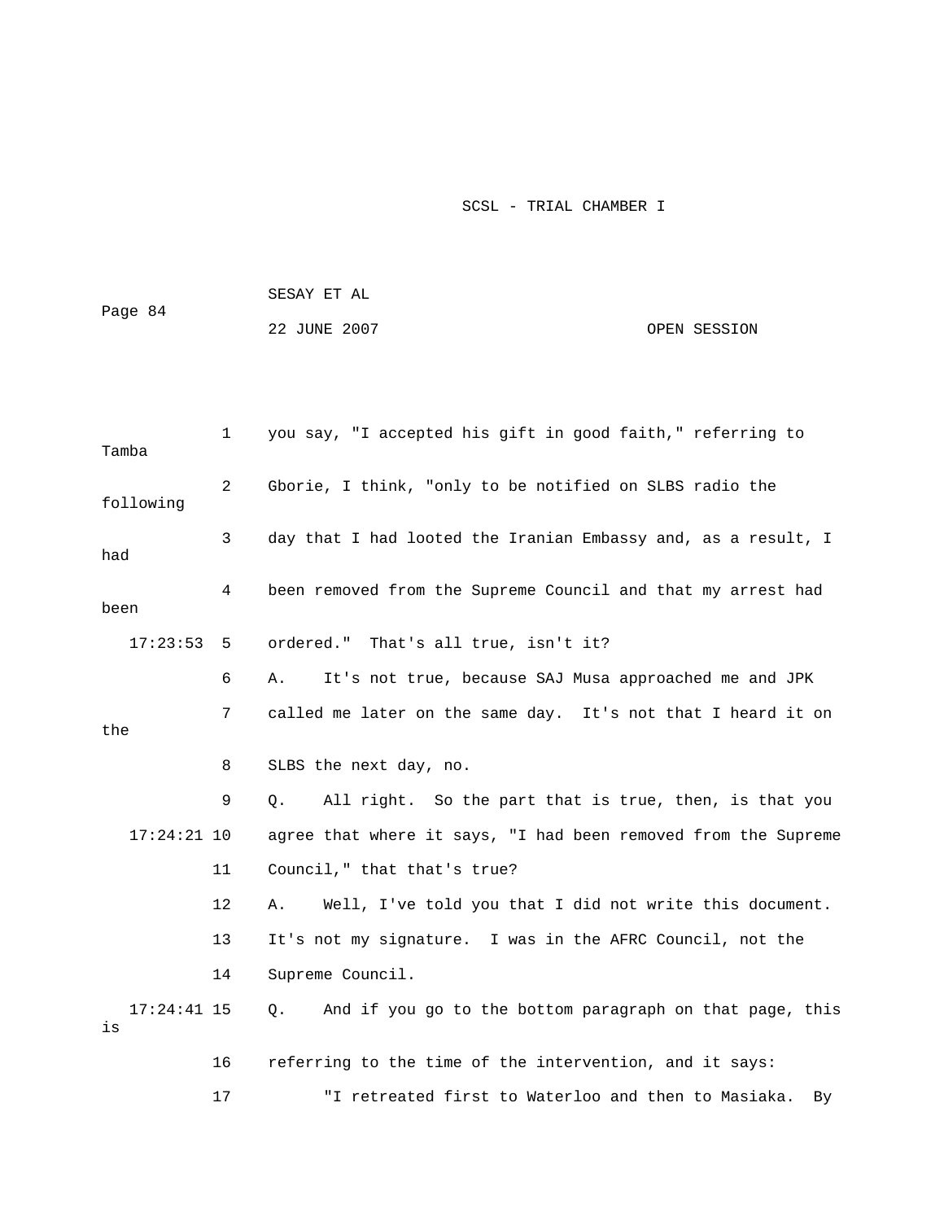1 you say, "I accepted his gift in good faith," referring to Tamba

2 Gborie, I think, "only to be notified on SLBS radio the following

3 day that I had looted the Iranian Embassy and, as a result, I had

4 been removed from the Supreme Council and that my arrest had been

17:23:53 5 ordered." That's all true, isn't it?

6 A. It's not true, because SAJ Musa approached me and JPK

7 called me later on the same day. It's not that I heard it on the

8 SLBS the next day, no.

9 Q. All right. So the part that is true, then, is that you

17:24:21 10 agree that where it says, "I had been removed from the Supreme

11 Council," that that's true?

12 A. Well, I've told you that I did not write this document.

13 It's not my signature. I was in the AFRC Council, not the

14 Supreme Council.

17:24:41 15 Q. And if you go to the bottom paragraph on that page, this is

16 referring to the time of the intervention, and it says:

17 "I retreated first to Waterloo and then to Masiaka. By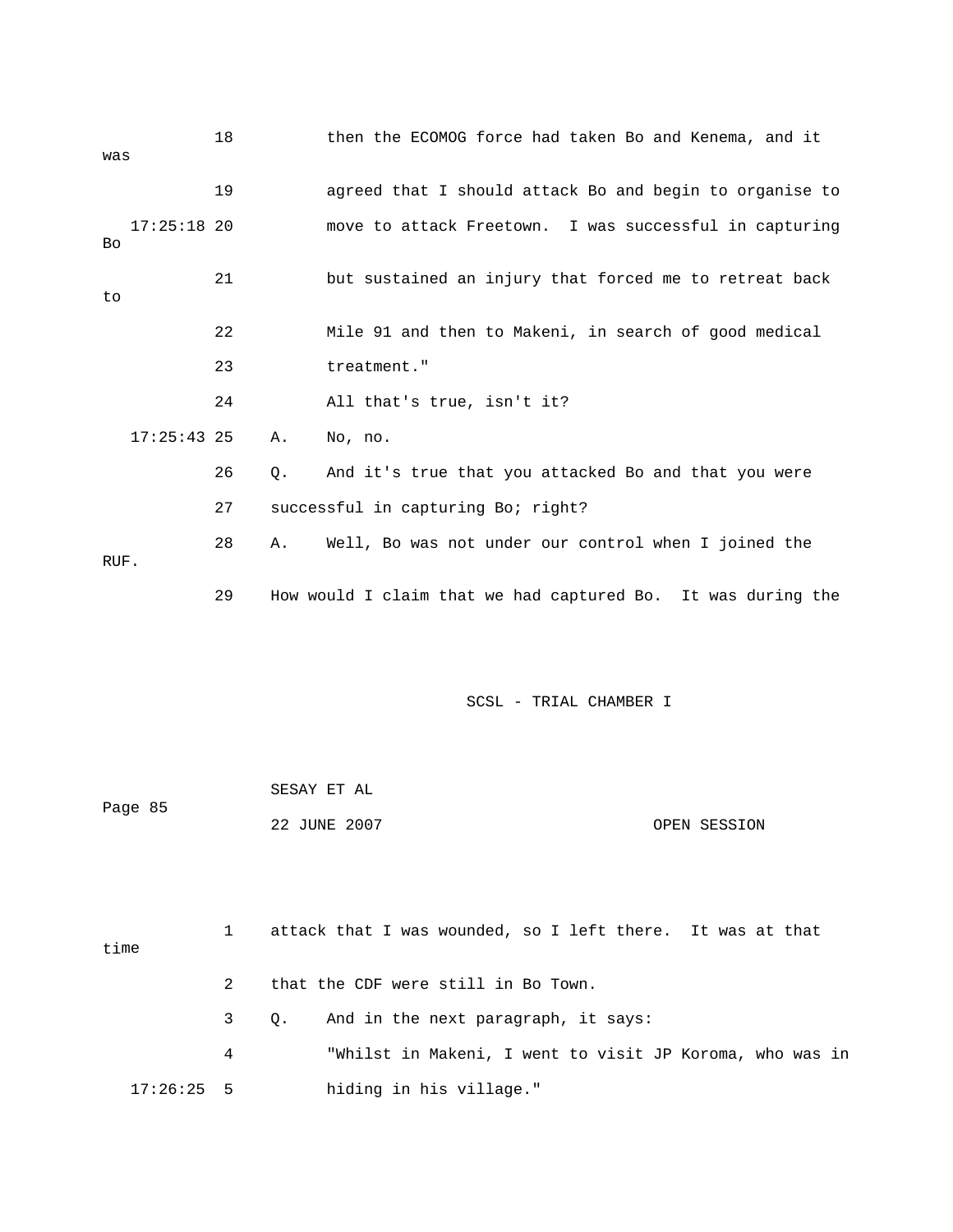18 then the ECOMOG force had taken Bo and Kenema, and it was

19 agreed that I should attack Bo and begin to organise to

17:25:18 20 move to attack Freetown. I was successful in capturing Bo

21 but sustained an injury that forced me to retreat back to

22 Mile 91 and then to Makeni, in search of good medical

23 treatment."

24 All that's true, isn't it?

17:25:43 25 A. No, no.

26 Q. And it's true that you attacked Bo and that you were

27 successful in capturing Bo; right?

28 A. Well, Bo was not under our control when I joined the RUF.

29 How would I claim that we had captured Bo. It was during the

SCSL - TRIAL CHAMBER I

SESAY ET AL

Page 85

22 JUNE 2007 OPEN SESSION

1 attack that I was wounded, so I left there. It was at that time

2 that the CDF were still in Bo Town.

3 Q. And in the next paragraph, it says:

4 "Whilst in Makeni, I went to visit JP Koroma, who was in

17:26:25 5 hiding in his village."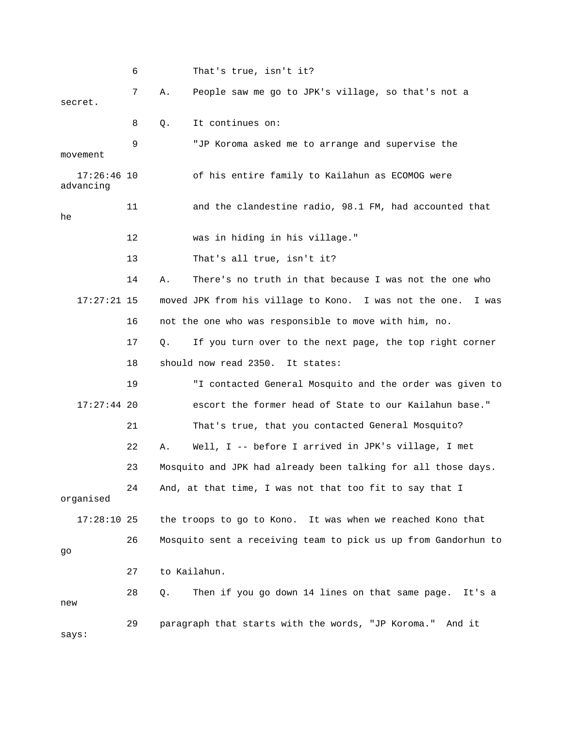6 That's true, isn't it?

7 A. People saw me go to JPK's village, so that's not a secret.

8 Q. It continues on:

9 "JP Koroma asked me to arrange and supervise the movement

17:26:46 10 of his entire family to Kailahun as ECOMOG were advancing

11 and the clandestine radio, 98.1 FM, had accounted that he

12 was in hiding in his village."

13 That's all true, isn't it?

14 A. There's no truth in that because I was not the one who

17:27:21 15 moved JPK from his village to Kono. I was not the one. I was

16 not the one who was responsible to move with him, no.

17 Q. If you turn over to the next page, the top right corner

18 should now read 2350. It states:

19 "I contacted General Mosquito and the order was given to

17:27:44 20 escort the former head of State to our Kailahun base."

21 That's true, that you contacted General Mosquito?

22 A. Well, I -- before I arrived in JPK's village, I met

23 Mosquito and JPK had already been talking for all those days.

24 And, at that time, I was not that too fit to say that I organised

17:28:10 25 the troops to go to Kono. It was when we reached Kono that

26 Mosquito sent a receiving team to pick us up from Gandorhun to go

27 to Kailahun.

28 Q. Then if you go down 14 lines on that same page. It's a new

29 paragraph that starts with the words, "JP Koroma." And it says: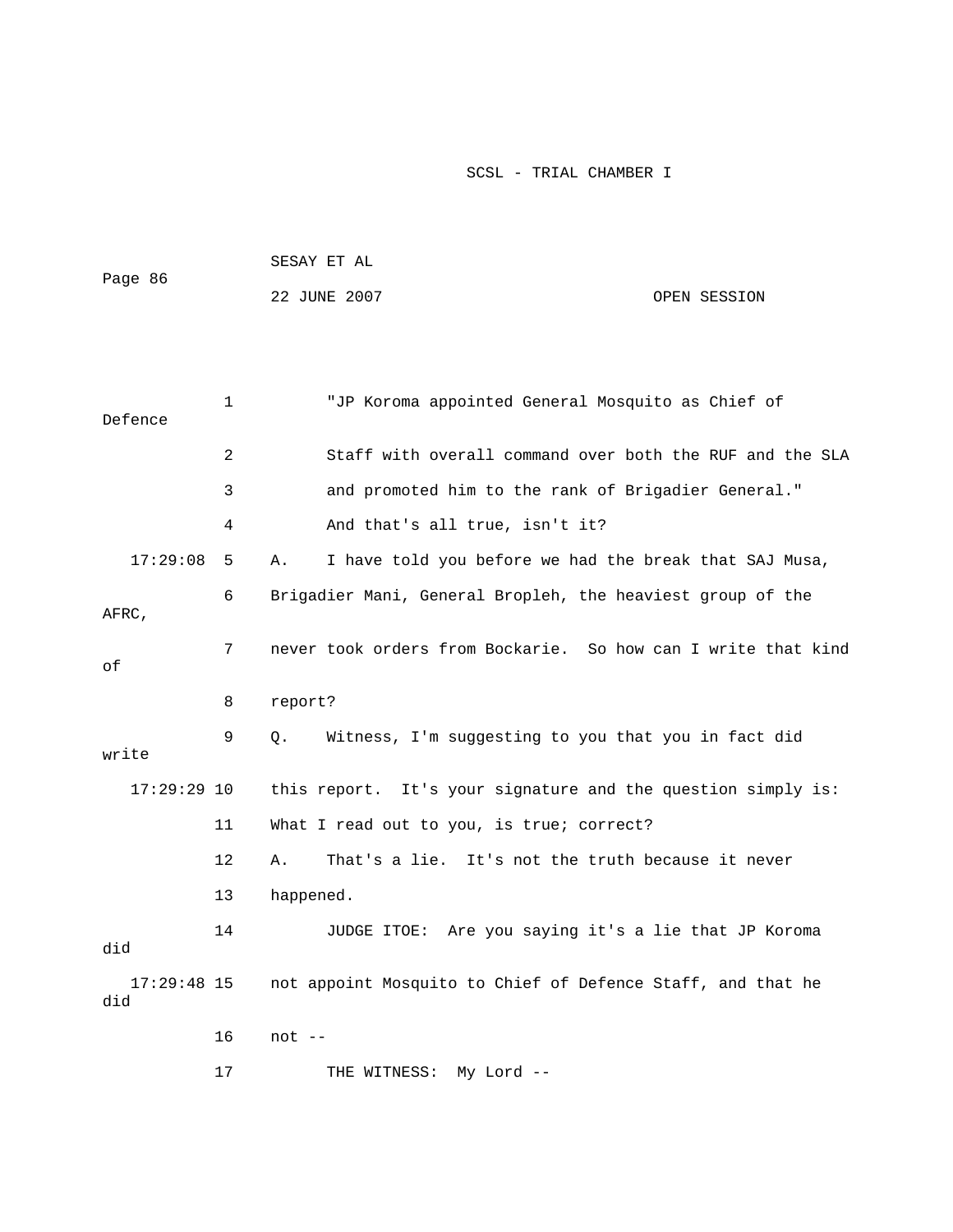"JP Koroma appointed General Mosquito as Chief of Defence Staff with overall command over both the RUF and the SLA and promoted him to the rank of Brigadier General."

And that's all true, isn't it?

17:29:08 A. I have told you before we had the break that SAJ Musa, Brigadier Mani, General Bropleh, the heaviest group of the AFRC, never took orders from Bockarie. So how can I write that kind of report?

Q. Witness, I'm suggesting to you that you in fact did write

17:29:29 this report. It's your signature and the question simply is: What I read out to you, is true; correct?

A. That's a lie. It's not the truth because it never happened.

JUDGE ITOE: Are you saying it's a lie that JP Koroma did

17:29:48 not appoint Mosquito to Chief of Defence Staff, and that he did not --

THE WITNESS: My Lord --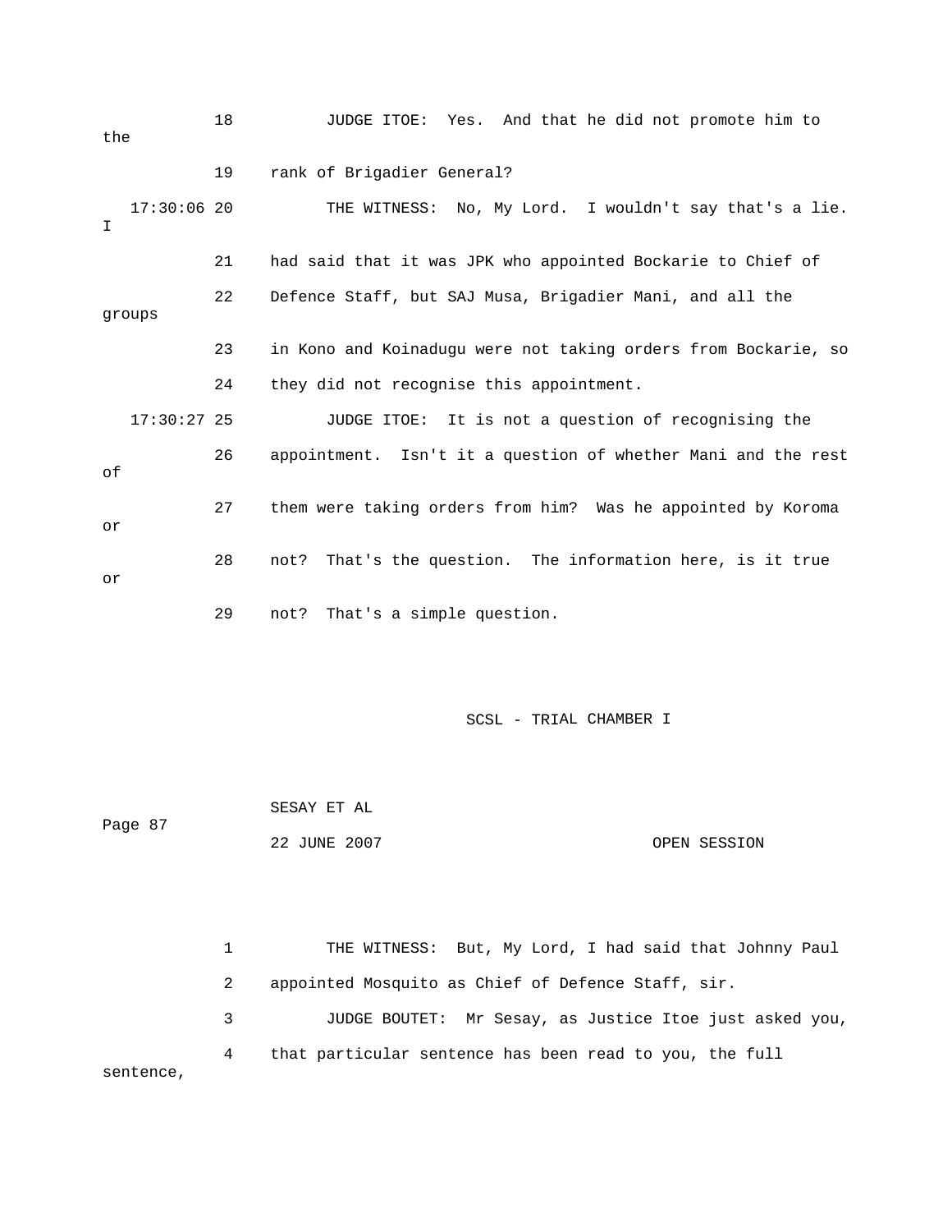18 JUDGE ITOE: Yes. And that he did not promote him to the

19 rank of Brigadier General?

17:30:06 20 THE WITNESS: No, My Lord. I wouldn't say that's a lie. I

21 had said that it was JPK who appointed Bockarie to Chief of

22 Defence Staff, but SAJ Musa, Brigadier Mani, and all the groups

23 in Kono and Koinadugu were not taking orders from Bockarie, so

24 they did not recognise this appointment.

17:30:27 25 JUDGE ITOE: It is not a question of recognising the

26 appointment. Isn't it a question of whether Mani and the rest of

27 them were taking orders from him? Was he appointed by Koroma or

28 not? That's the question. The information here, is it true or

29 not? That's a simple question.

1 THE WITNESS: But, My Lord, I had said that Johnny Paul

2 appointed Mosquito as Chief of Defence Staff, sir.

3 JUDGE BOUTET: Mr Sesay, as Justice Itoe just asked you,

4 that particular sentence has been read to you, the full sentence,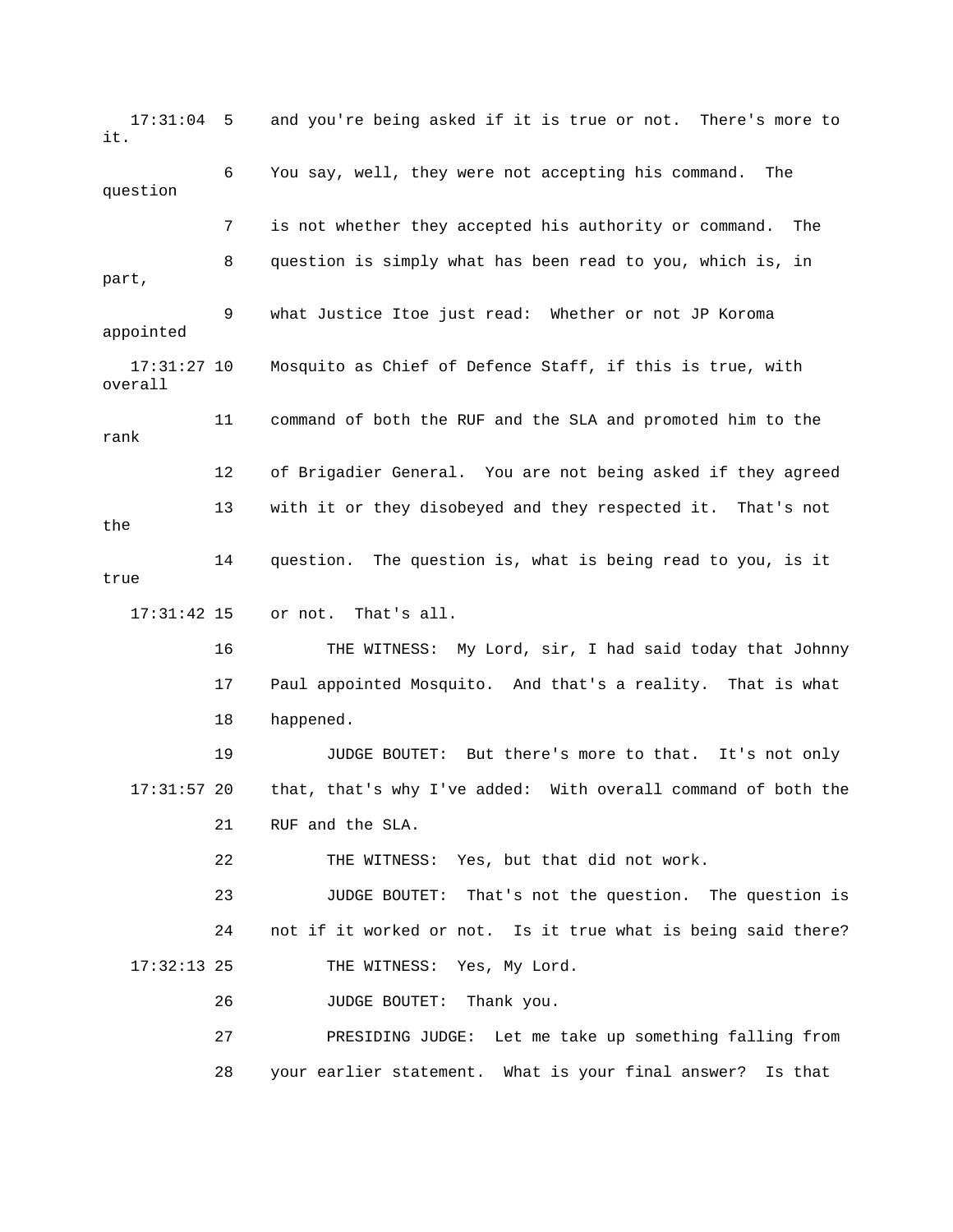17:31:04 5 and you're being asked if it is true or not. There's more to it.

6 You say, well, they were not accepting his command. The question

7 is not whether they accepted his authority or command. The

8 question is simply what has been read to you, which is, in part,

9 what Justice Itoe just read: Whether or not JP Koroma appointed

17:31:27 10 Mosquito as Chief of Defence Staff, if this is true, with overall

11 command of both the RUF and the SLA and promoted him to the rank

12 of Brigadier General. You are not being asked if they agreed

13 with it or they disobeyed and they respected it. That's not the

14 question. The question is, what is being read to you, is it true

17:31:42 15 or not. That's all.

16 THE WITNESS: My Lord, sir, I had said today that Johnny

17 Paul appointed Mosquito. And that's a reality. That is what

18 happened.

19 JUDGE BOUTET: But there's more to that. It's not only

17:31:57 20 that, that's why I've added: With overall command of both the

21 RUF and the SLA.

22 THE WITNESS: Yes, but that did not work.

23 JUDGE BOUTET: That's not the question. The question is

24 not if it worked or not. Is it true what is being said there?

17:32:13 25 THE WITNESS: Yes, My Lord.

26 JUDGE BOUTET: Thank you.

27 PRESIDING JUDGE: Let me take up something falling from

28 your earlier statement. What is your final answer? Is that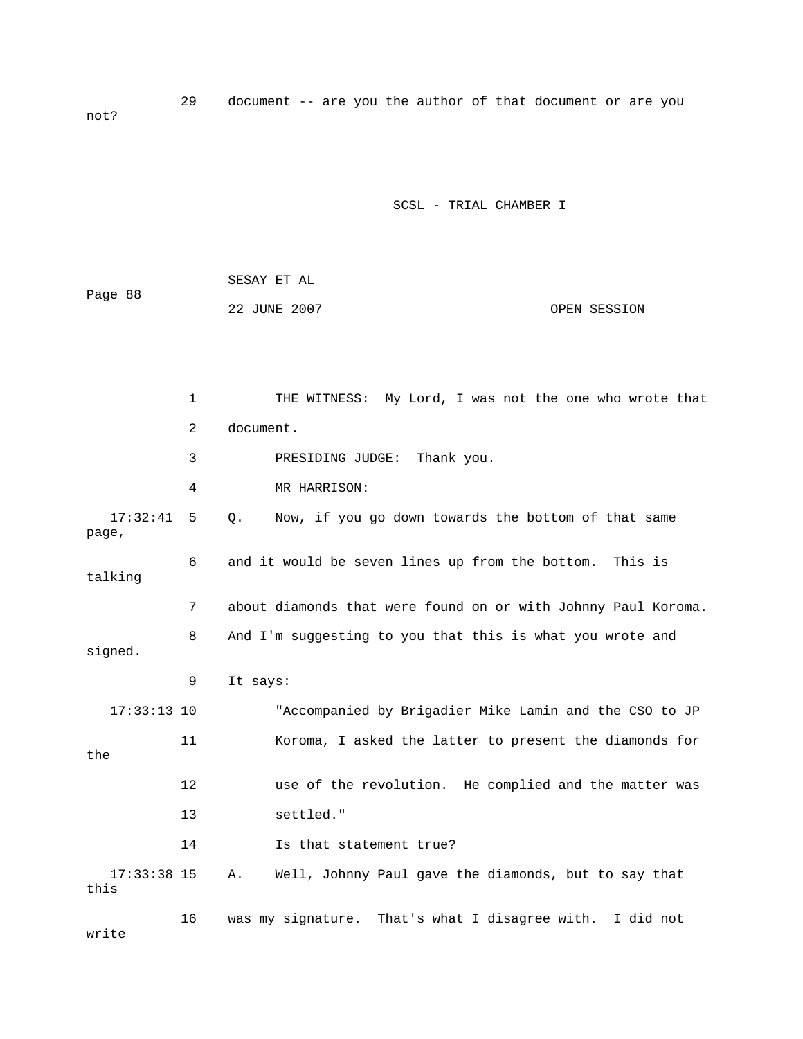29 document -- are you the author of that document or are you not?

1 THE WITNESS: My Lord, I was not the one who wrote that

2 document.

3 PRESIDING JUDGE: Thank you.

4 MR HARRISON:

17:32:41 5 Q. Now, if you go down towards the bottom of that same page,

6 and it would be seven lines up from the bottom. This is talking

7 about diamonds that were found on or with Johnny Paul Koroma.

8 And I'm suggesting to you that this is what you wrote and signed.

9 It says:

17:33:13 10 "Accompanied by Brigadier Mike Lamin and the CSO to JP

11 Koroma, I asked the latter to present the diamonds for the

12 use of the revolution. He complied and the matter was

13 settled."

14 Is that statement true?

17:33:38 15 A. Well, Johnny Paul gave the diamonds, but to say that this

16 was my signature. That's what I disagree with. I did not write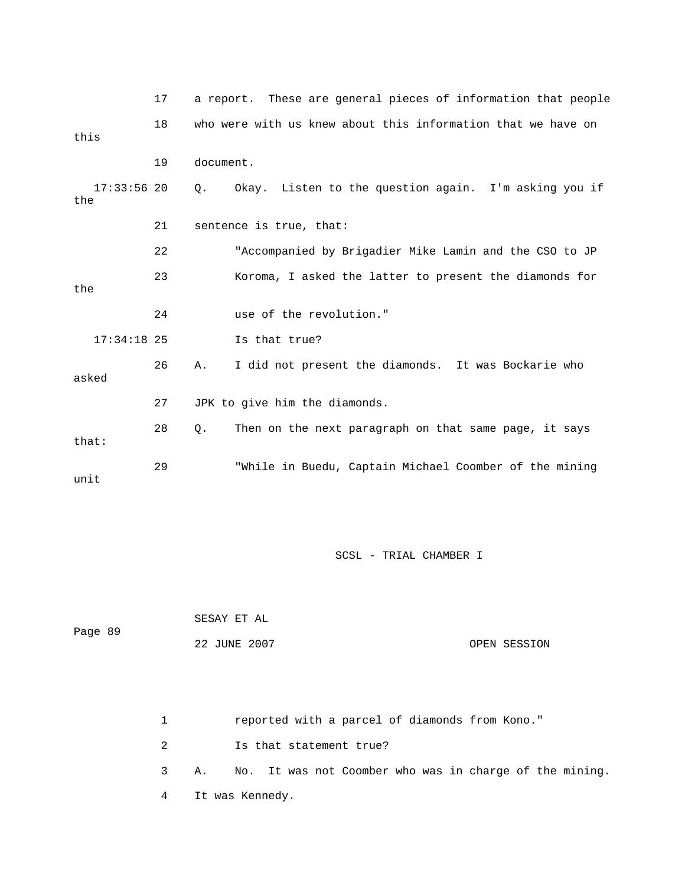17 a report. These are general pieces of information that people

18 who were with us knew about this information that we have on this

19 document.

17:33:56 20 Q. Okay. Listen to the question again. I'm asking you if the

21 sentence is true, that:

22 "Accompanied by Brigadier Mike Lamin and the CSO to JP

23 Koroma, I asked the latter to present the diamonds for the

24 use of the revolution."

17:34:18 25 Is that true?

26 A. I did not present the diamonds. It was Bockarie who asked

27 JPK to give him the diamonds.

28 Q. Then on the next paragraph on that same page, it says that:

29 "While in Buedu, Captain Michael Coomber of the mining unit

SCSL - TRIAL CHAMBER I

SESAY ET AL

22 JUNE 2007 OPEN SESSION

1 reported with a parcel of diamonds from Kono."

2 Is that statement true?

3 A. No. It was not Coomber who was in charge of the mining.

4 It was Kennedy.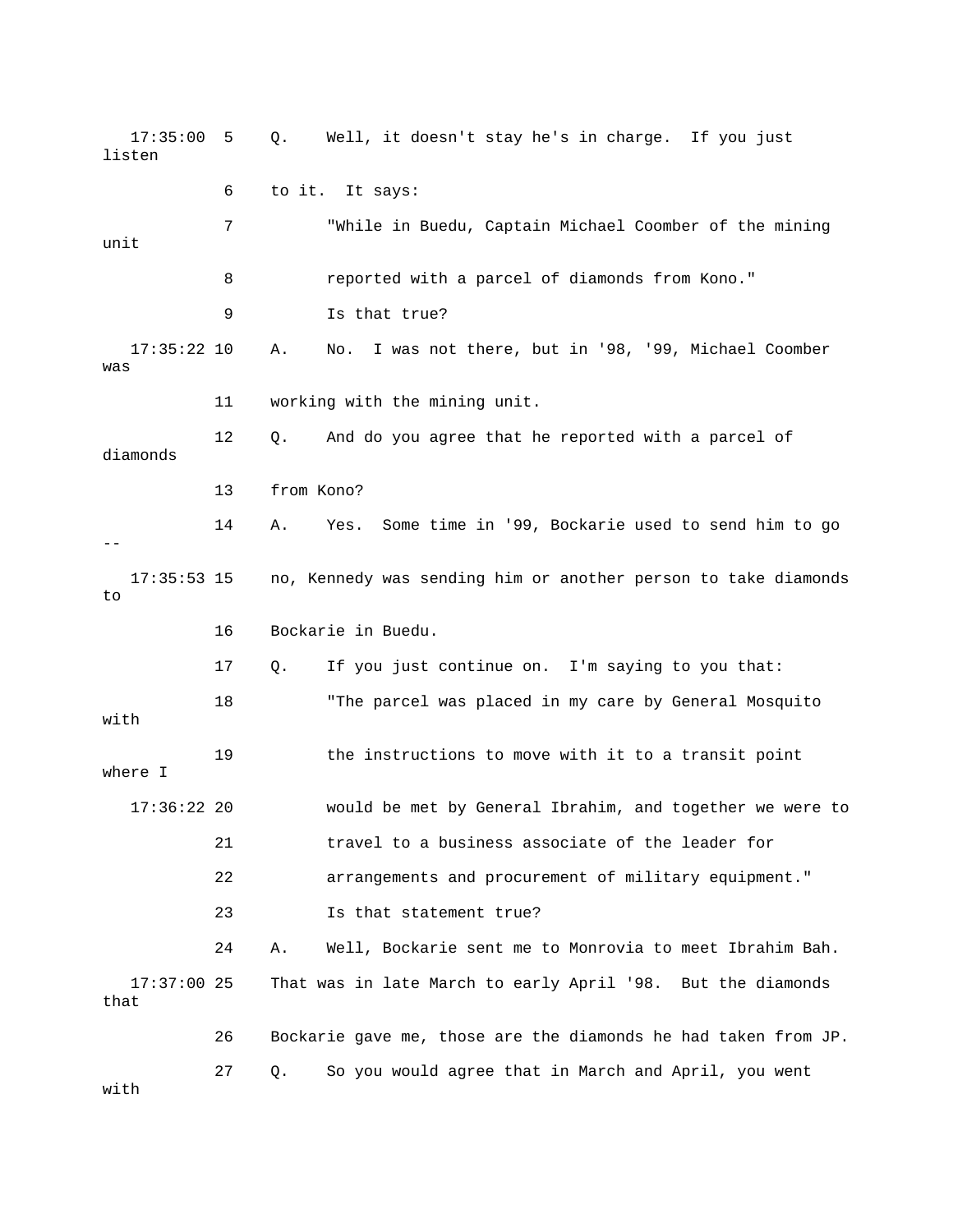17:35:00 5 Q. Well, it doesn't stay he's in charge. If you just listen

6 to it. It says:

7 "While in Buedu, Captain Michael Coomber of the mining unit

8 reported with a parcel of diamonds from Kono."

9 Is that true?

17:35:22 10 A. No. I was not there, but in '98, '99, Michael Coomber was

11 working with the mining unit.

12 Q. And do you agree that he reported with a parcel of diamonds

13 from Kono?

14 A. Yes. Some time in '99, Bockarie used to send him to go --

17:35:53 15 no, Kennedy was sending him or another person to take diamonds to

16 Bockarie in Buedu.

17 Q. If you just continue on. I'm saying to you that:

18 "The parcel was placed in my care by General Mosquito with

19 the instructions to move with it to a transit point where I

17:36:22 20 would be met by General Ibrahim, and together we were to

21 travel to a business associate of the leader for

22 arrangements and procurement of military equipment."

23 Is that statement true?

24 A. Well, Bockarie sent me to Monrovia to meet Ibrahim Bah.

17:37:00 25 That was in late March to early April '98. But the diamonds that

26 Bockarie gave me, those are the diamonds he had taken from JP.

27 Q. So you would agree that in March and April, you went with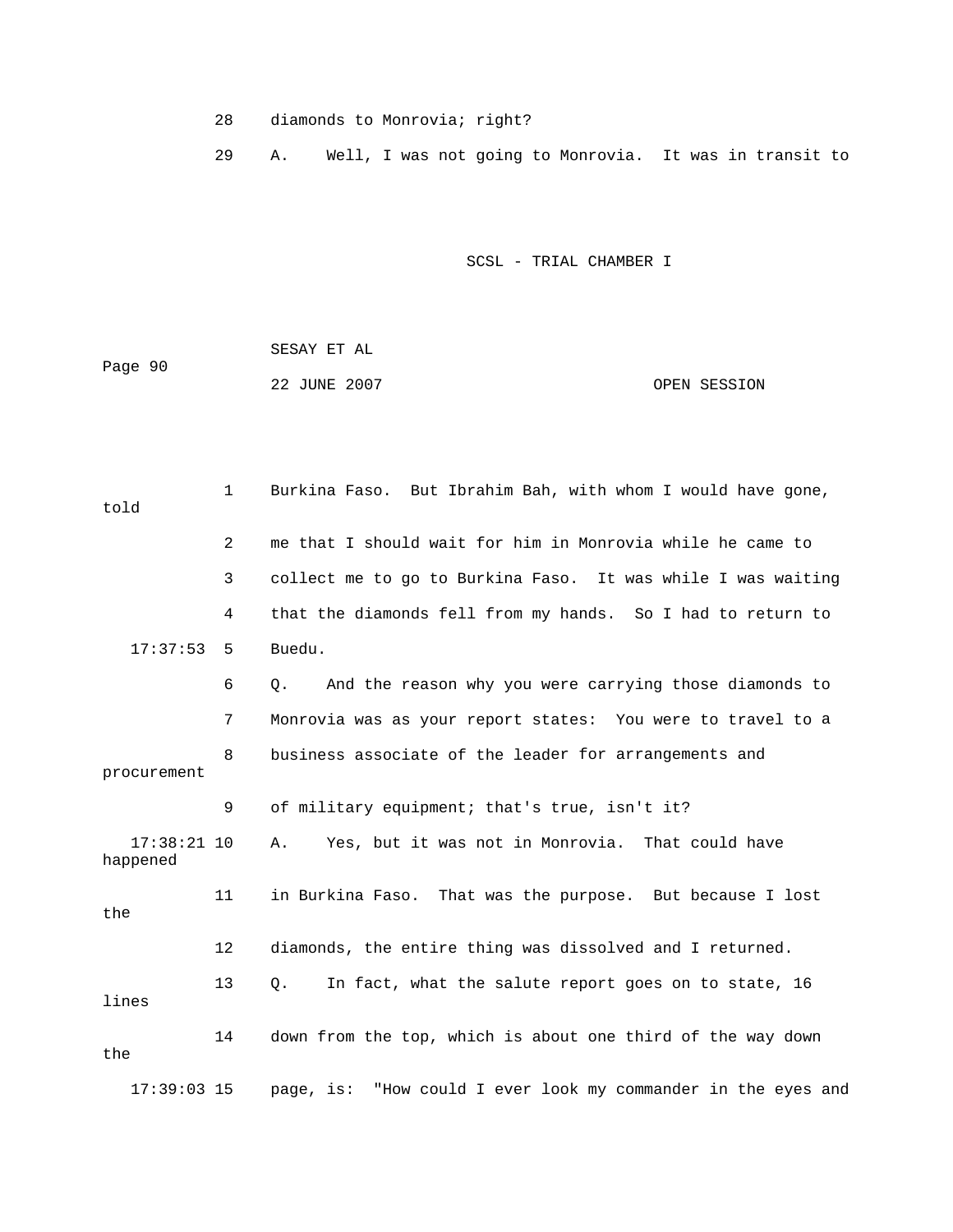28 diamonds to Monrovia; right?

29 A. Well, I was not going to Monrovia. It was in transit to

1 Burkina Faso. But Ibrahim Bah, with whom I would have gone, told

2 me that I should wait for him in Monrovia while he came to

3 collect me to go to Burkina Faso. It was while I was waiting

4 that the diamonds fell from my hands. So I had to return to

17:37:53 5 Buedu.

6 Q. And the reason why you were carrying those diamonds to

7 Monrovia was as your report states: You were to travel to a

8 business associate of the leader for arrangements and procurement

9 of military equipment; that's true, isn't it?

17:38:21 10 A. Yes, but it was not in Monrovia. That could have happened

11 in Burkina Faso. That was the purpose. But because I lost the

12 diamonds, the entire thing was dissolved and I returned.

13 Q. In fact, what the salute report goes on to state, 16 lines

14 down from the top, which is about one third of the way down the

17:39:03 15 page, is: "How could I ever look my commander in the eyes and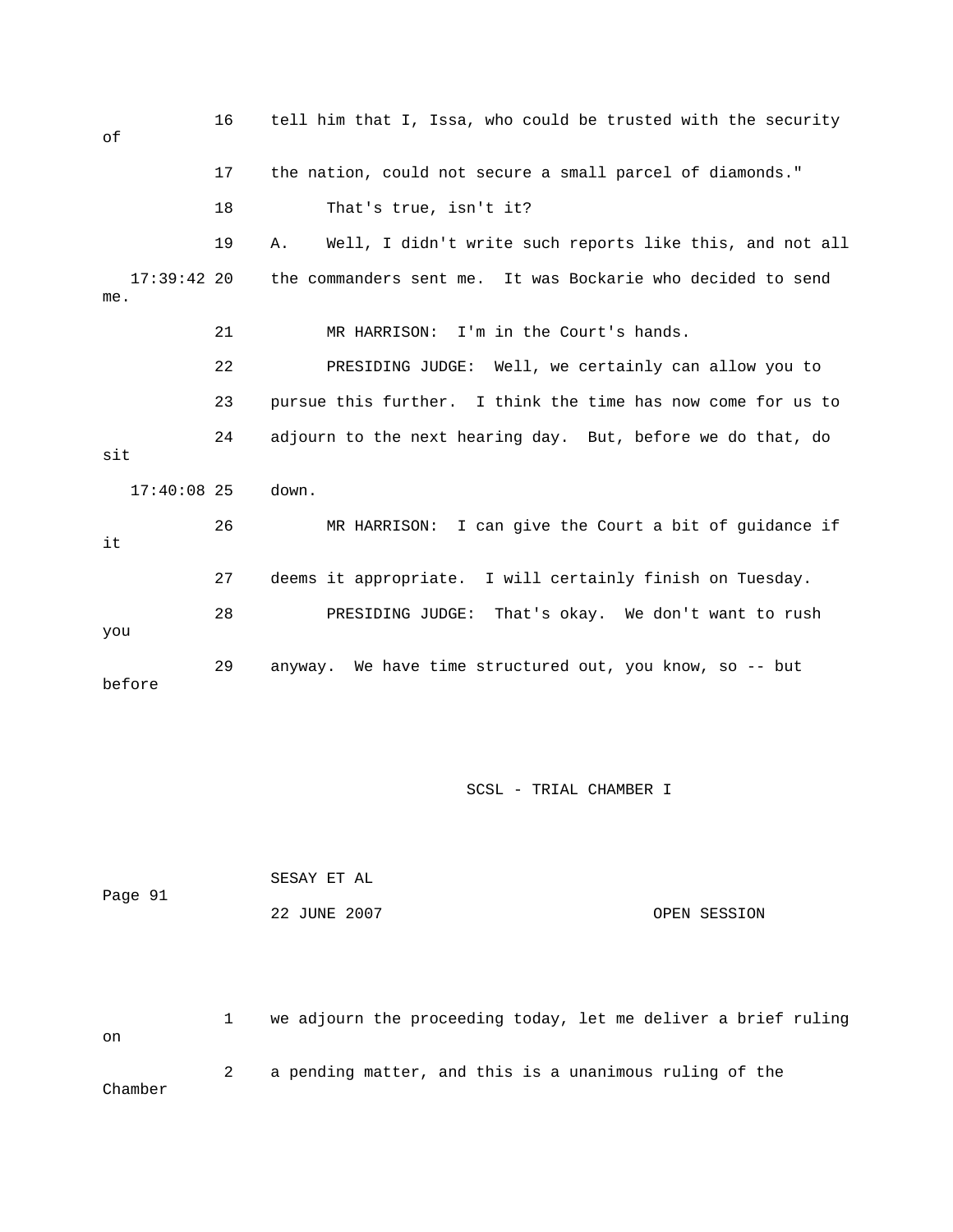16 tell him that I, Issa, who could be trusted with the security of

17 the nation, could not secure a small parcel of diamonds."

18 That's true, isn't it?

19 A. Well, I didn't write such reports like this, and not all

17:39:42 20 the commanders sent me. It was Bockarie who decided to send me.

21 MR HARRISON: I'm in the Court's hands.

22 PRESIDING JUDGE: Well, we certainly can allow you to

23 pursue this further. I think the time has now come for us to

24 adjourn to the next hearing day. But, before we do that, do sit

17:40:08 25 down.

26 MR HARRISON: I can give the Court a bit of guidance if it

27 deems it appropriate. I will certainly finish on Tuesday.

28 PRESIDING JUDGE: That's okay. We don't want to rush you

29 anyway. We have time structured out, you know, so -- but before

SCSL - TRIAL CHAMBER I

SESAY ET AL

Page 91

22 JUNE 2007 OPEN SESSION

1 we adjourn the proceeding today, let me deliver a brief ruling on

2 a pending matter, and this is a unanimous ruling of the Chamber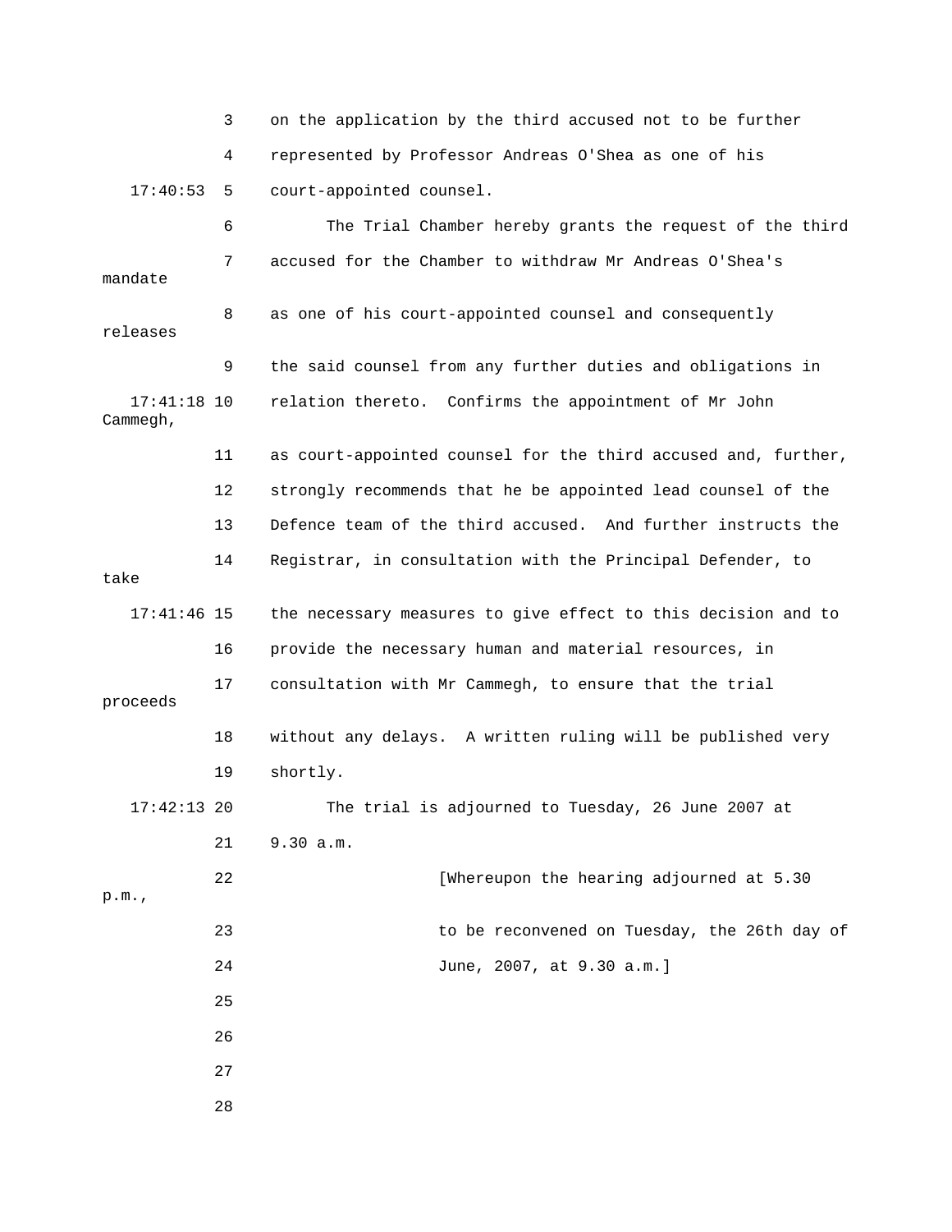3 on the application by the third accused not to be further

4 represented by Professor Andreas O'Shea as one of his

17:40:53 5 court-appointed counsel.

6 The Trial Chamber hereby grants the request of the third

7 accused for the Chamber to withdraw Mr Andreas O'Shea's mandate

8 as one of his court-appointed counsel and consequently releases

9 the said counsel from any further duties and obligations in

17:41:18 10 relation thereto. Confirms the appointment of Mr John Cammegh,

11 as court-appointed counsel for the third accused and, further,

12 strongly recommends that he be appointed lead counsel of the

13 Defence team of the third accused. And further instructs the

14 Registrar, in consultation with the Principal Defender, to take

17:41:46 15 the necessary measures to give effect to this decision and to

16 provide the necessary human and material resources, in

17 consultation with Mr Cammegh, to ensure that the trial proceeds

18 without any delays. A written ruling will be published very

19 shortly.

17:42:13 20 The trial is adjourned to Tuesday, 26 June 2007 at

21 9.30 a.m.

22 [Whereupon the hearing adjourned at 5.30 p.m.,

23 to be reconvened on Tuesday, the 26th day of

24 June, 2007, at 9.30 a.m.]

25

26

27

28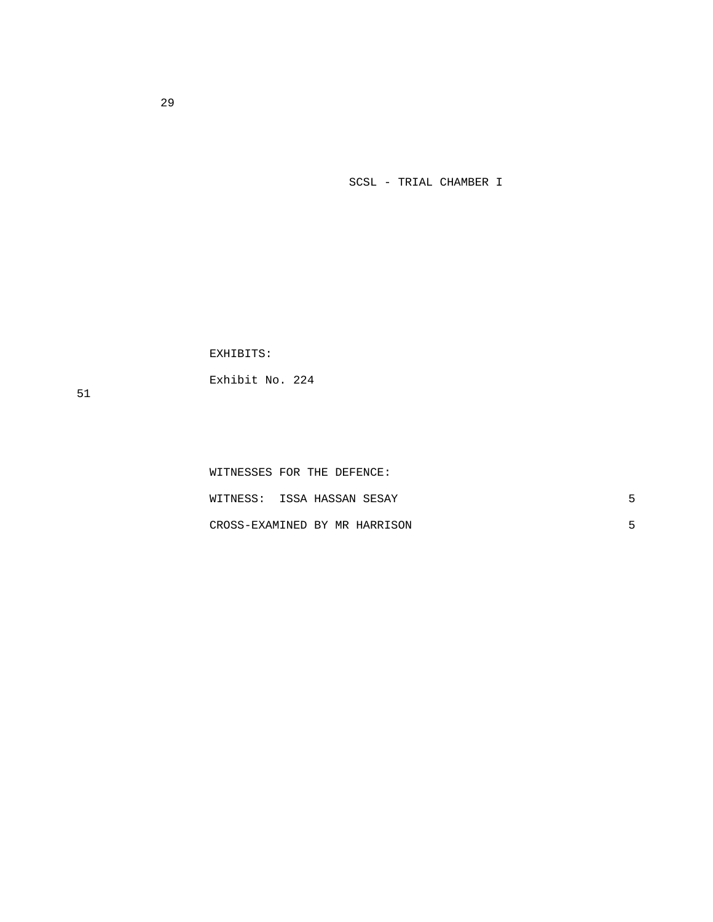EXHIBITS:

Exhibit No. 224 — 51

WITNESSES FOR THE DEFENCE:

| | |
|---|---|
| WITNESS: ISSA HASSAN SESAY | 5 |
| CROSS-EXAMINED BY MR HARRISON | 5 |